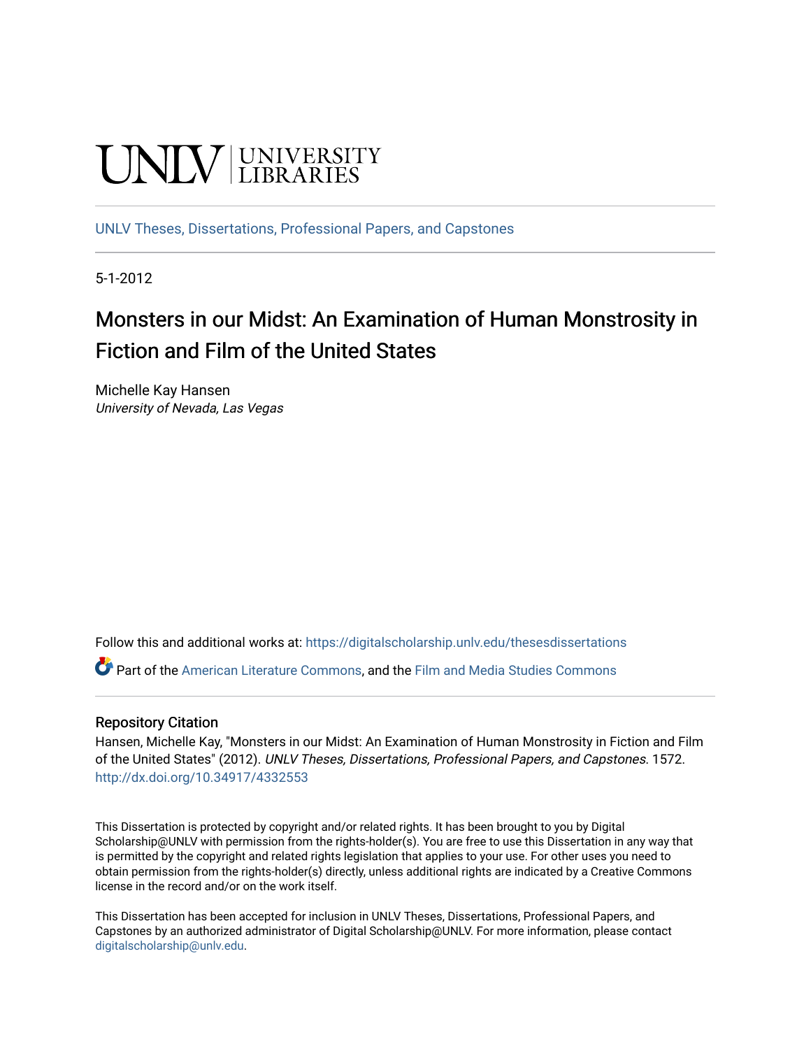UNLV | UNIVERSITY LIBRARIES

UNLV Theses, Dissertations, Professional Papers, and Capstones

5-1-2012

# Monsters in our Midst: An Examination of Human Monstrosity in Fiction and Film of the United States

Michelle Kay Hansen
*University of Nevada, Las Vegas*

Follow this and additional works at: https://digitalscholarship.unlv.edu/thesesdissertations

Part of the American Literature Commons, and the Film and Media Studies Commons

## Repository Citation

Hansen, Michelle Kay, "Monsters in our Midst: An Examination of Human Monstrosity in Fiction and Film of the United States" (2012). *UNLV Theses, Dissertations, Professional Papers, and Capstones*. 1572.
http://dx.doi.org/10.34917/4332553

This Dissertation is protected by copyright and/or related rights. It has been brought to you by Digital Scholarship@UNLV with permission from the rights-holder(s). You are free to use this Dissertation in any way that is permitted by the copyright and related rights legislation that applies to your use. For other uses you need to obtain permission from the rights-holder(s) directly, unless additional rights are indicated by a Creative Commons license in the record and/or on the work itself.

This Dissertation has been accepted for inclusion in UNLV Theses, Dissertations, Professional Papers, and Capstones by an authorized administrator of Digital Scholarship@UNLV. For more information, please contact digitalscholarship@unlv.edu.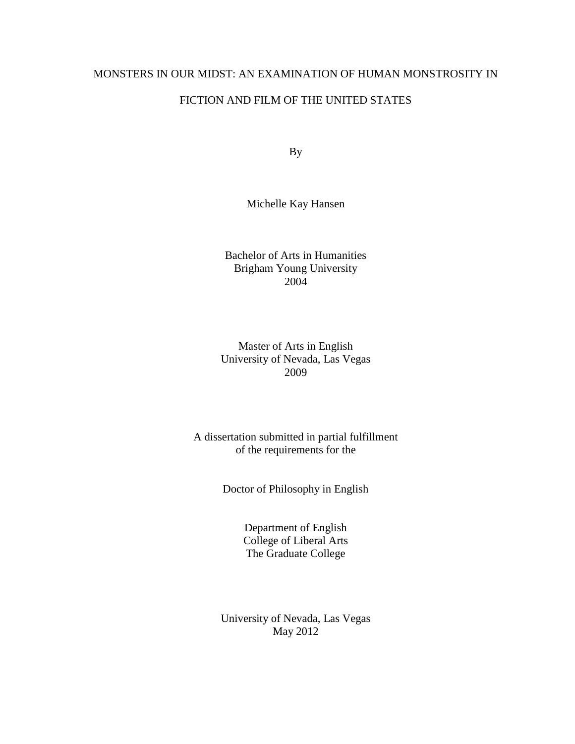# MONSTERS IN OUR MIDST: AN EXAMINATION OF HUMAN MONSTROSITY IN FICTION AND FILM OF THE UNITED STATES

By

Michelle Kay Hansen

Bachelor of Arts in Humanities
Brigham Young University
2004

Master of Arts in English
University of Nevada, Las Vegas
2009

A dissertation submitted in partial fulfillment
of the requirements for the

Doctor of Philosophy in English

Department of English
College of Liberal Arts
The Graduate College

University of Nevada, Las Vegas
May 2012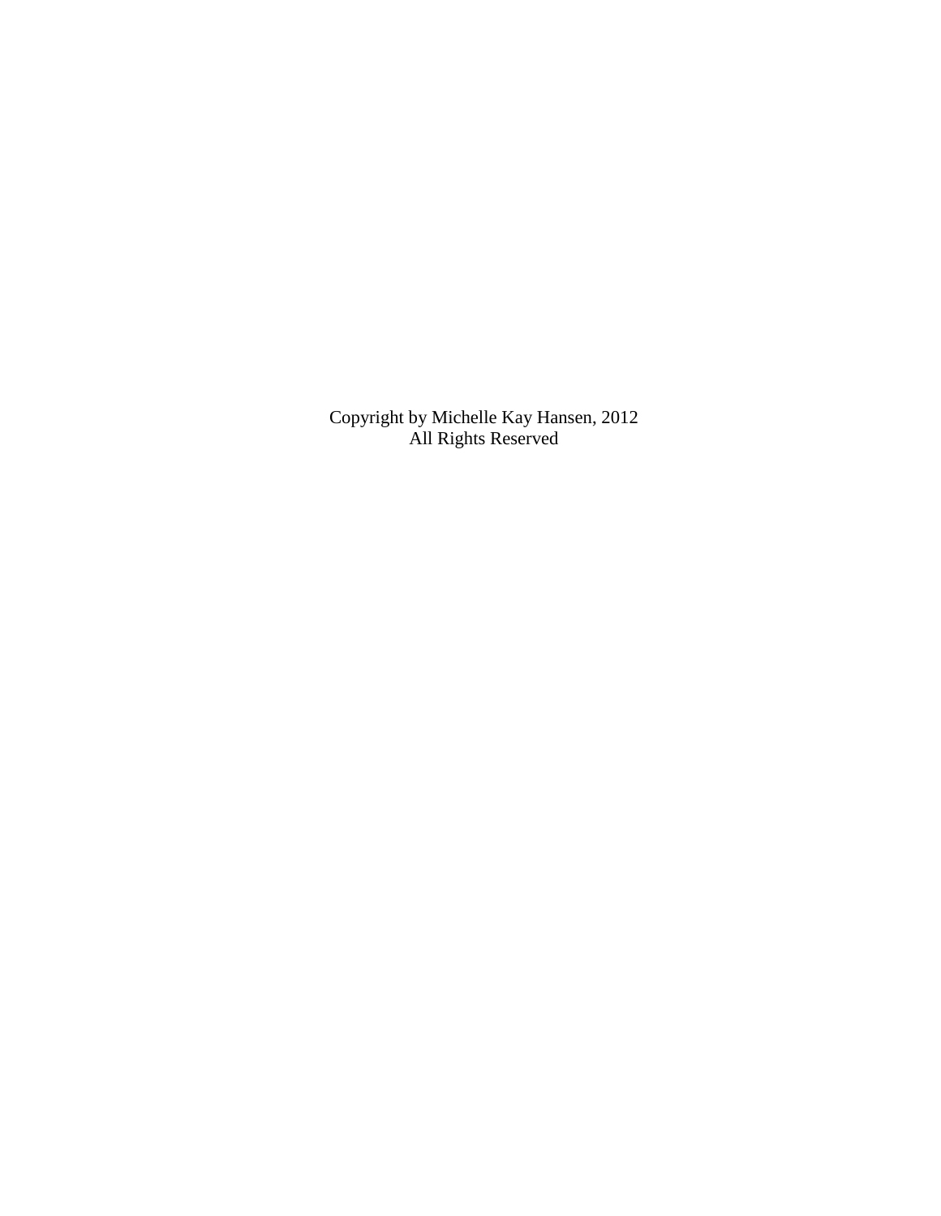Copyright by Michelle Kay Hansen, 2012
All Rights Reserved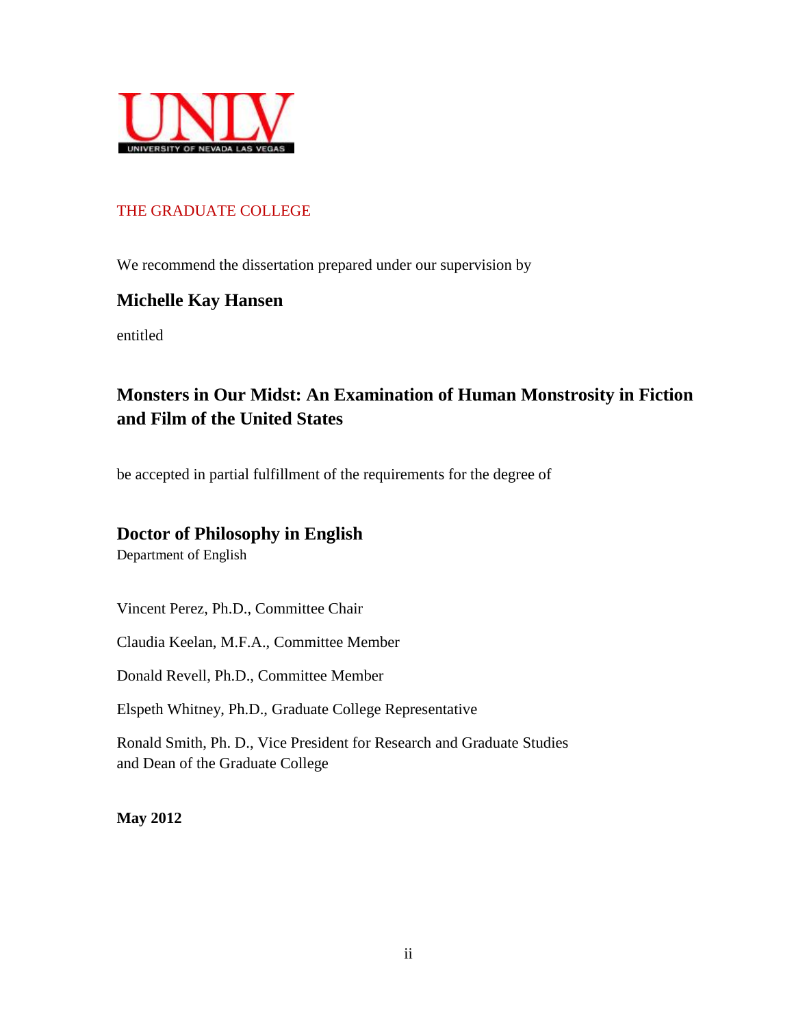UNLV

UNIVERSITY OF NEVADA LAS VEGAS

THE GRADUATE COLLEGE

We recommend the dissertation prepared under our supervision by

**Michelle Kay Hansen**

entitled

## Monsters in Our Midst: An Examination of Human Monstrosity in Fiction and Film of the United States

be accepted in partial fulfillment of the requirements for the degree of

**Doctor of Philosophy in English**

Department of English

Vincent Perez, Ph.D., Committee Chair

Claudia Keelan, M.F.A., Committee Member

Donald Revell, Ph.D., Committee Member

Elspeth Whitney, Ph.D., Graduate College Representative

Ronald Smith, Ph. D., Vice President for Research and Graduate Studies
and Dean of the Graduate College

**May 2012**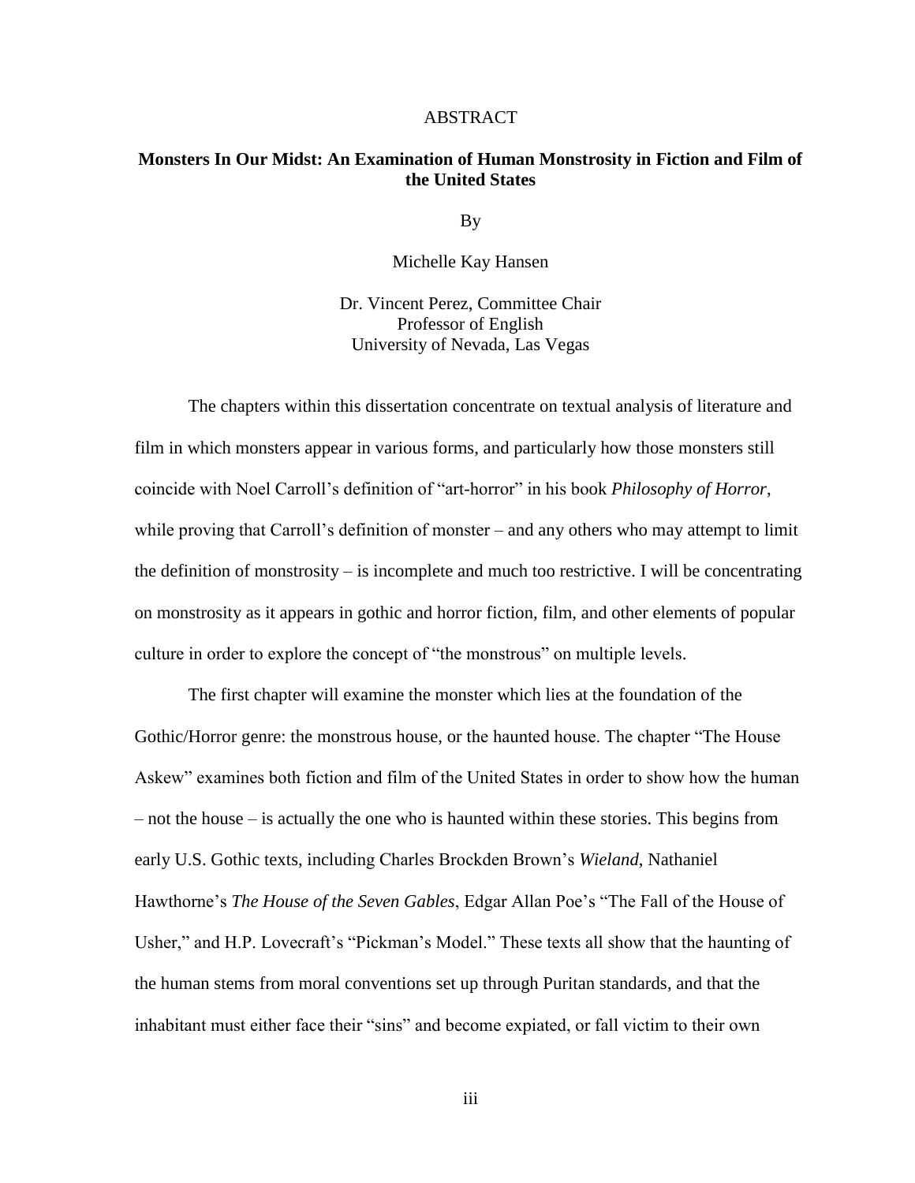# ABSTRACT

## Monsters In Our Midst: An Examination of Human Monstrosity in Fiction and Film of the United States

By

Michelle Kay Hansen

Dr. Vincent Perez, Committee Chair
Professor of English
University of Nevada, Las Vegas

The chapters within this dissertation concentrate on textual analysis of literature and film in which monsters appear in various forms, and particularly how those monsters still coincide with Noel Carroll's definition of "art-horror" in his book *Philosophy of Horror*, while proving that Carroll's definition of monster – and any others who may attempt to limit the definition of monstrosity – is incomplete and much too restrictive. I will be concentrating on monstrosity as it appears in gothic and horror fiction, film, and other elements of popular culture in order to explore the concept of "the monstrous" on multiple levels.

The first chapter will examine the monster which lies at the foundation of the Gothic/Horror genre: the monstrous house, or the haunted house. The chapter "The House Askew" examines both fiction and film of the United States in order to show how the human – not the house – is actually the one who is haunted within these stories. This begins from early U.S. Gothic texts, including Charles Brockden Brown's *Wieland*, Nathaniel Hawthorne's *The House of the Seven Gables*, Edgar Allan Poe's "The Fall of the House of Usher," and H.P. Lovecraft's "Pickman's Model." These texts all show that the haunting of the human stems from moral conventions set up through Puritan standards, and that the inhabitant must either face their "sins" and become expiated, or fall victim to their own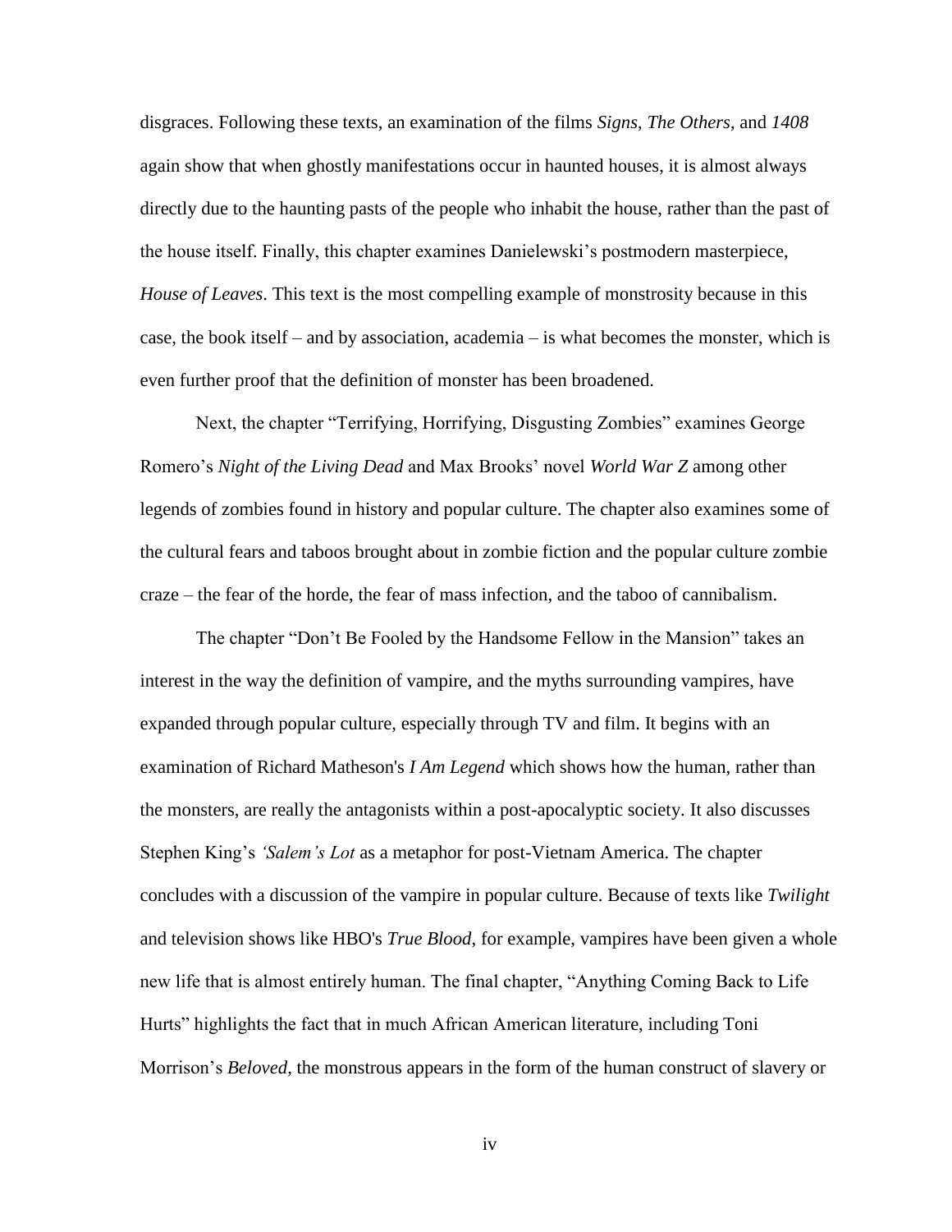disgraces. Following these texts, an examination of the films *Signs*, *The Others*, and *1408* again show that when ghostly manifestations occur in haunted houses, it is almost always directly due to the haunting pasts of the people who inhabit the house, rather than the past of the house itself. Finally, this chapter examines Danielewski's postmodern masterpiece, *House of Leaves*. This text is the most compelling example of monstrosity because in this case, the book itself – and by association, academia – is what becomes the monster, which is even further proof that the definition of monster has been broadened.

Next, the chapter "Terrifying, Horrifying, Disgusting Zombies" examines George Romero's *Night of the Living Dead* and Max Brooks' novel *World War Z* among other legends of zombies found in history and popular culture. The chapter also examines some of the cultural fears and taboos brought about in zombie fiction and the popular culture zombie craze – the fear of the horde, the fear of mass infection, and the taboo of cannibalism.

The chapter "Don't Be Fooled by the Handsome Fellow in the Mansion" takes an interest in the way the definition of vampire, and the myths surrounding vampires, have expanded through popular culture, especially through TV and film. It begins with an examination of Richard Matheson's *I Am Legend* which shows how the human, rather than the monsters, are really the antagonists within a post-apocalyptic society. It also discusses Stephen King's *'Salem's Lot* as a metaphor for post-Vietnam America. The chapter concludes with a discussion of the vampire in popular culture. Because of texts like *Twilight* and television shows like HBO's *True Blood*, for example, vampires have been given a whole new life that is almost entirely human. The final chapter, "Anything Coming Back to Life Hurts" highlights the fact that in much African American literature, including Toni Morrison's *Beloved*, the monstrous appears in the form of the human construct of slavery or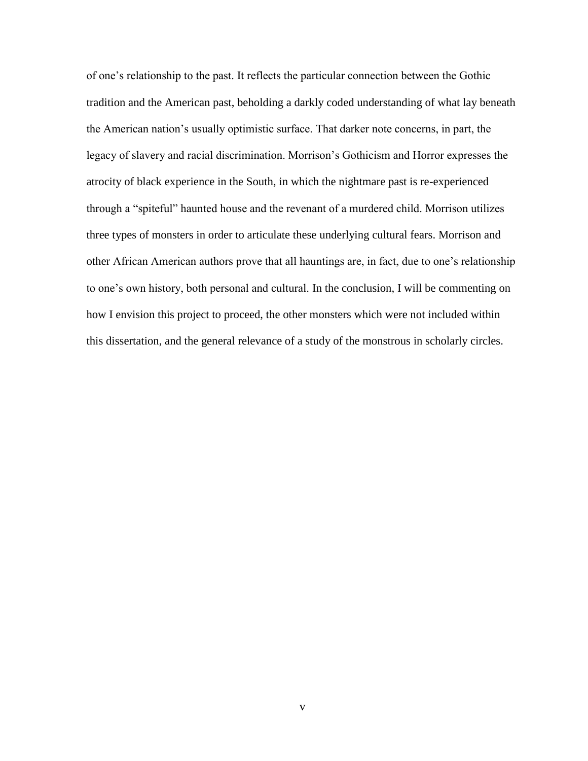of one's relationship to the past. It reflects the particular connection between the Gothic tradition and the American past, beholding a darkly coded understanding of what lay beneath the American nation's usually optimistic surface. That darker note concerns, in part, the legacy of slavery and racial discrimination. Morrison's Gothicism and Horror expresses the atrocity of black experience in the South, in which the nightmare past is re-experienced through a "spiteful" haunted house and the revenant of a murdered child. Morrison utilizes three types of monsters in order to articulate these underlying cultural fears. Morrison and other African American authors prove that all hauntings are, in fact, due to one's relationship to one's own history, both personal and cultural. In the conclusion, I will be commenting on how I envision this project to proceed, the other monsters which were not included within this dissertation, and the general relevance of a study of the monstrous in scholarly circles.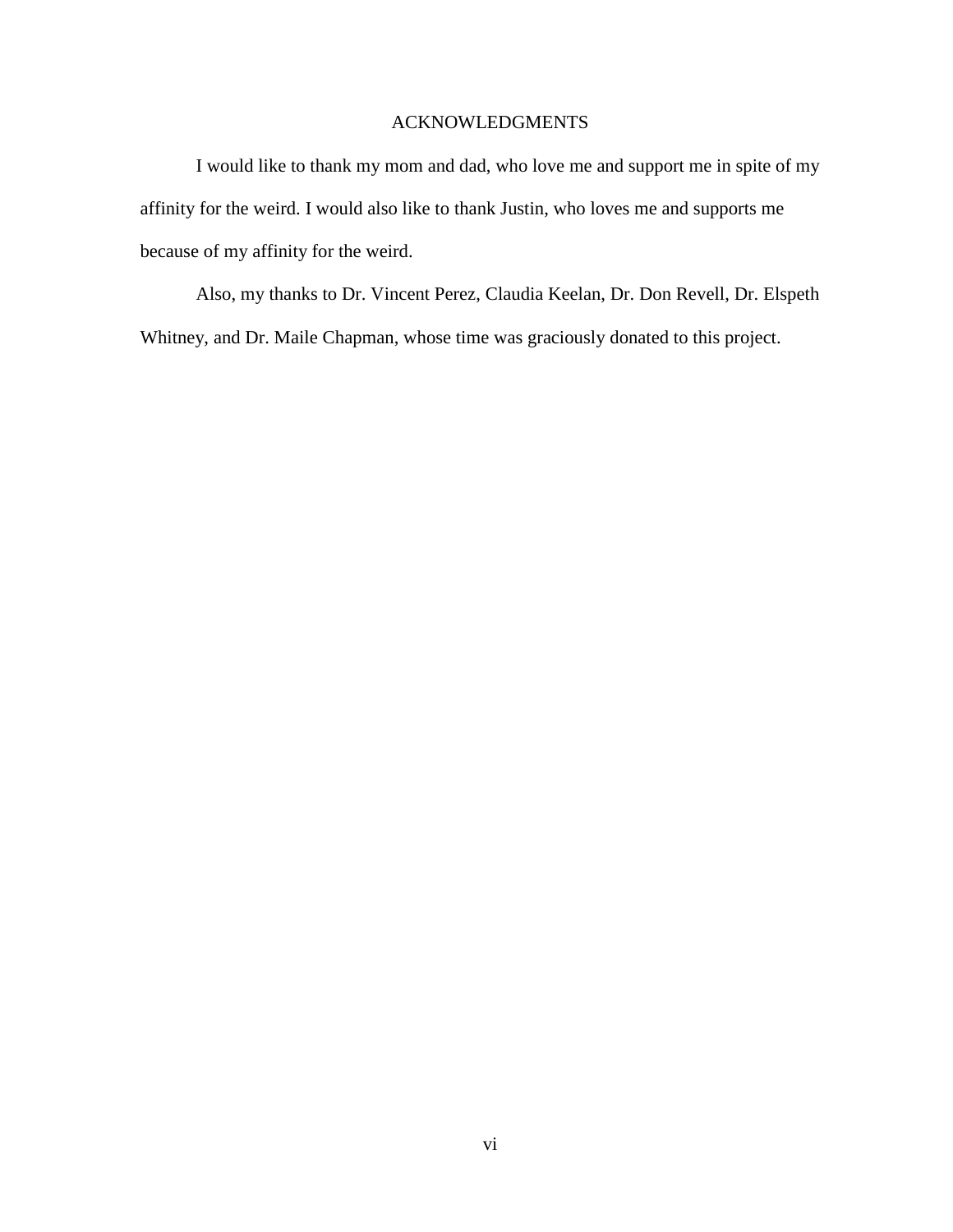# ACKNOWLEDGMENTS

I would like to thank my mom and dad, who love me and support me in spite of my affinity for the weird. I would also like to thank Justin, who loves me and supports me because of my affinity for the weird.

Also, my thanks to Dr. Vincent Perez, Claudia Keelan, Dr. Don Revell, Dr. Elspeth Whitney, and Dr. Maile Chapman, whose time was graciously donated to this project.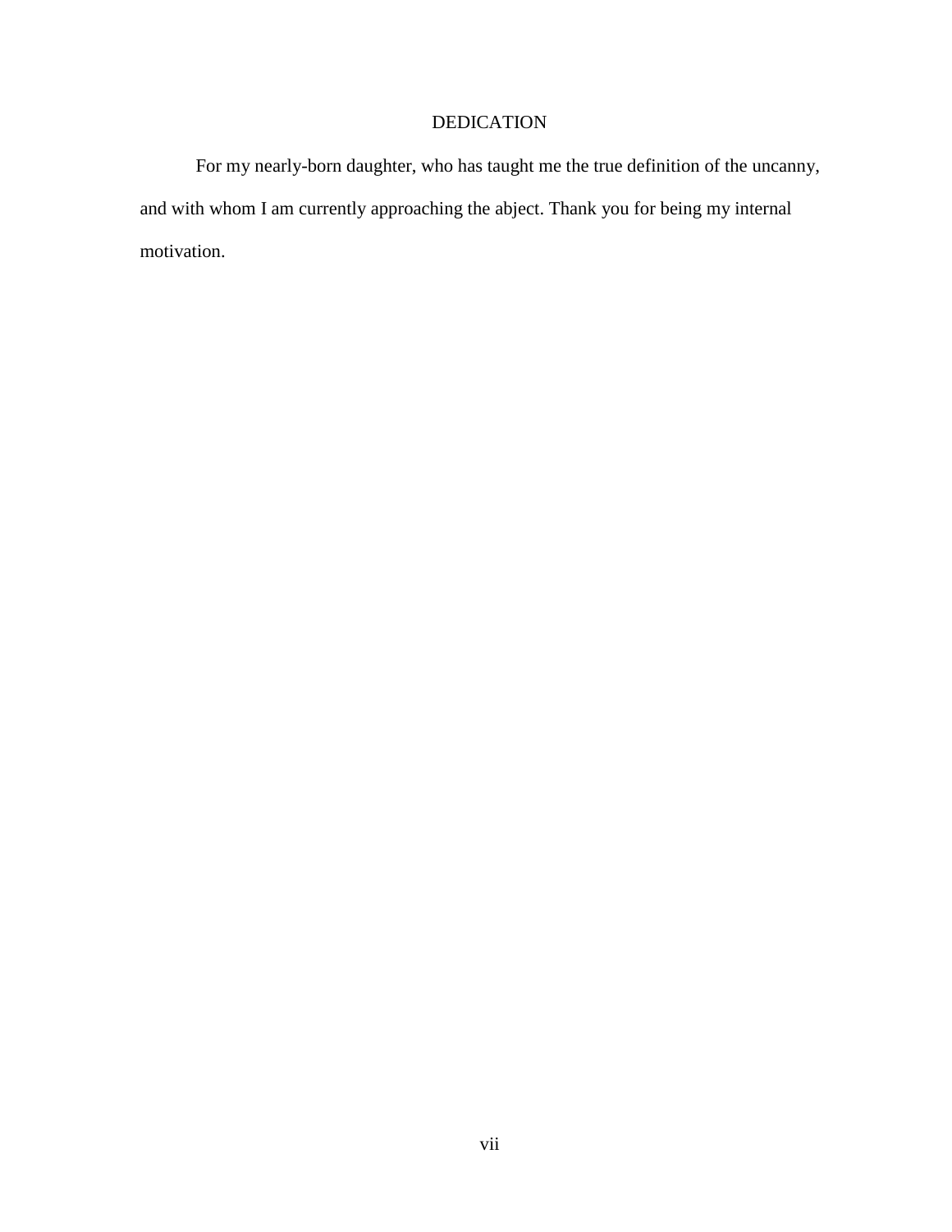# DEDICATION

For my nearly-born daughter, who has taught me the true definition of the uncanny, and with whom I am currently approaching the abject. Thank you for being my internal motivation.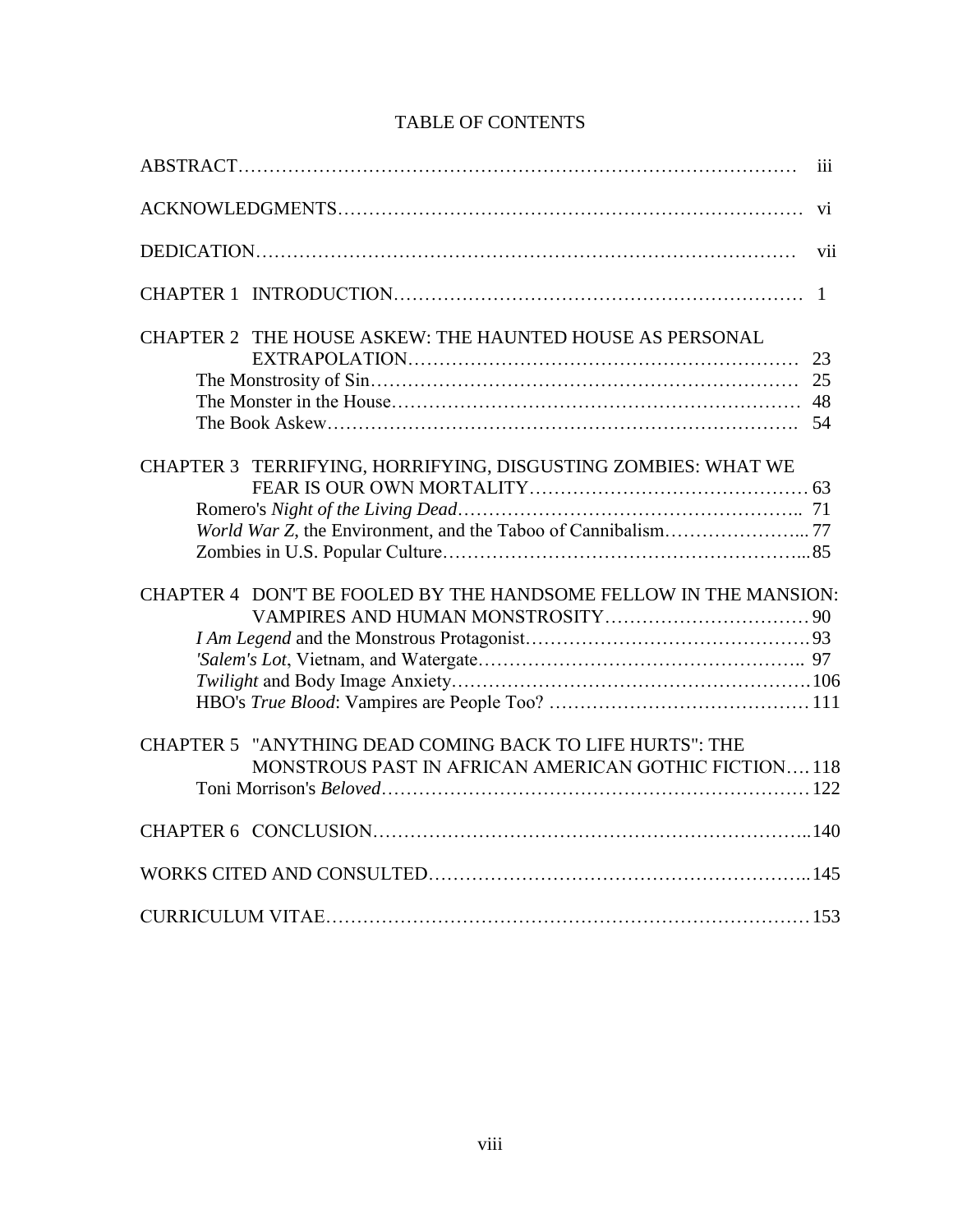# TABLE OF CONTENTS

| | |
|---|---|
| ABSTRACT | iii |
| ACKNOWLEDGMENTS | vi |
| DEDICATION | vii |
| CHAPTER 1 INTRODUCTION | 1 |
| CHAPTER 2 THE HOUSE ASKEW: THE HAUNTED HOUSE AS PERSONAL EXTRAPOLATION | 23 |
| The Monstrosity of Sin | 25 |
| The Monster in the House | 48 |
| The Book Askew | 54 |
| CHAPTER 3 TERRIFYING, HORRIFYING, DISGUSTING ZOMBIES: WHAT WE FEAR IS OUR OWN MORTALITY | 63 |
| Romero's *Night of the Living Dead* | 71 |
| *World War Z*, the Environment, and the Taboo of Cannibalism | 77 |
| Zombies in U.S. Popular Culture | 85 |
| CHAPTER 4 DON'T BE FOOLED BY THE HANDSOME FELLOW IN THE MANSION: VAMPIRES AND HUMAN MONSTROSITY | 90 |
| *I Am Legend* and the Monstrous Protagonist | 93 |
| *'Salem's Lot*, Vietnam, and Watergate | 97 |
| *Twilight* and Body Image Anxiety | 106 |
| HBO's *True Blood*: Vampires are People Too? | 111 |
| CHAPTER 5 "ANYTHING DEAD COMING BACK TO LIFE HURTS": THE MONSTROUS PAST IN AFRICAN AMERICAN GOTHIC FICTION | 118 |
| Toni Morrison's *Beloved* | 122 |
| CHAPTER 6 CONCLUSION | 140 |
| WORKS CITED AND CONSULTED | 145 |
| CURRICULUM VITAE | 153 |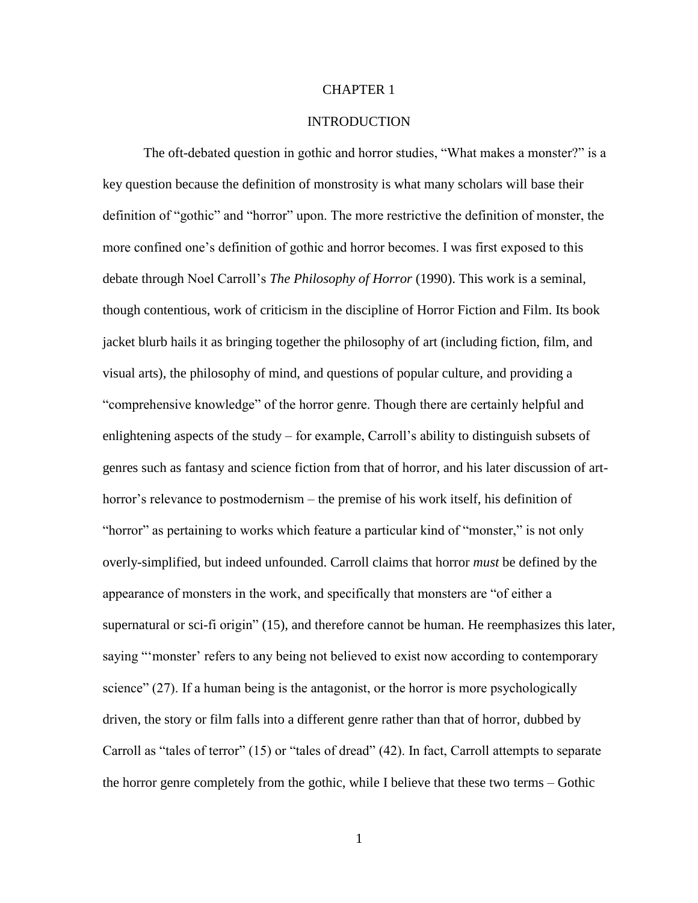# CHAPTER 1

# INTRODUCTION

The oft-debated question in gothic and horror studies, "What makes a monster?" is a key question because the definition of monstrosity is what many scholars will base their definition of "gothic" and "horror" upon. The more restrictive the definition of monster, the more confined one's definition of gothic and horror becomes. I was first exposed to this debate through Noel Carroll's *The Philosophy of Horror* (1990). This work is a seminal, though contentious, work of criticism in the discipline of Horror Fiction and Film. Its book jacket blurb hails it as bringing together the philosophy of art (including fiction, film, and visual arts), the philosophy of mind, and questions of popular culture, and providing a "comprehensive knowledge" of the horror genre. Though there are certainly helpful and enlightening aspects of the study – for example, Carroll's ability to distinguish subsets of genres such as fantasy and science fiction from that of horror, and his later discussion of art-horror's relevance to postmodernism – the premise of his work itself, his definition of "horror" as pertaining to works which feature a particular kind of "monster," is not only overly-simplified, but indeed unfounded. Carroll claims that horror *must* be defined by the appearance of monsters in the work, and specifically that monsters are "of either a supernatural or sci-fi origin" (15), and therefore cannot be human. He reemphasizes this later, saying "'monster' refers to any being not believed to exist now according to contemporary science" (27). If a human being is the antagonist, or the horror is more psychologically driven, the story or film falls into a different genre rather than that of horror, dubbed by Carroll as "tales of terror" (15) or "tales of dread" (42). In fact, Carroll attempts to separate the horror genre completely from the gothic, while I believe that these two terms – Gothic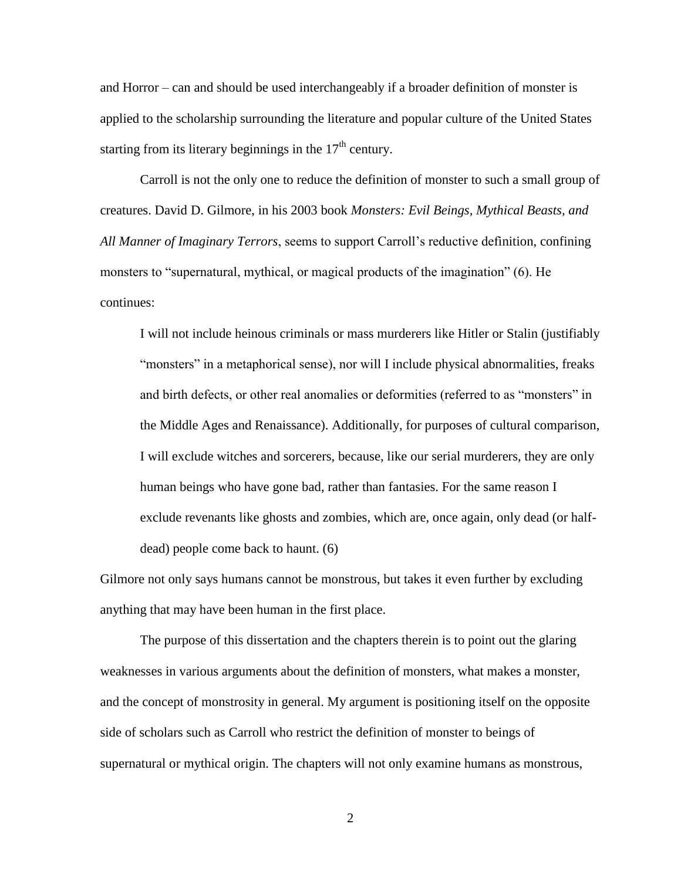and Horror – can and should be used interchangeably if a broader definition of monster is applied to the scholarship surrounding the literature and popular culture of the United States starting from its literary beginnings in the $17^{th}$ century.

Carroll is not the only one to reduce the definition of monster to such a small group of creatures. David D. Gilmore, in his 2003 book *Monsters: Evil Beings, Mythical Beasts, and All Manner of Imaginary Terrors*, seems to support Carroll's reductive definition, confining monsters to "supernatural, mythical, or magical products of the imagination" (6). He continues:

> I will not include heinous criminals or mass murderers like Hitler or Stalin (justifiably "monsters" in a metaphorical sense), nor will I include physical abnormalities, freaks and birth defects, or other real anomalies or deformities (referred to as "monsters" in the Middle Ages and Renaissance). Additionally, for purposes of cultural comparison, I will exclude witches and sorcerers, because, like our serial murderers, they are only human beings who have gone bad, rather than fantasies. For the same reason I exclude revenants like ghosts and zombies, which are, once again, only dead (or half-dead) people come back to haunt. (6)

Gilmore not only says humans cannot be monstrous, but takes it even further by excluding anything that may have been human in the first place.

The purpose of this dissertation and the chapters therein is to point out the glaring weaknesses in various arguments about the definition of monsters, what makes a monster, and the concept of monstrosity in general. My argument is positioning itself on the opposite side of scholars such as Carroll who restrict the definition of monster to beings of supernatural or mythical origin. The chapters will not only examine humans as monstrous,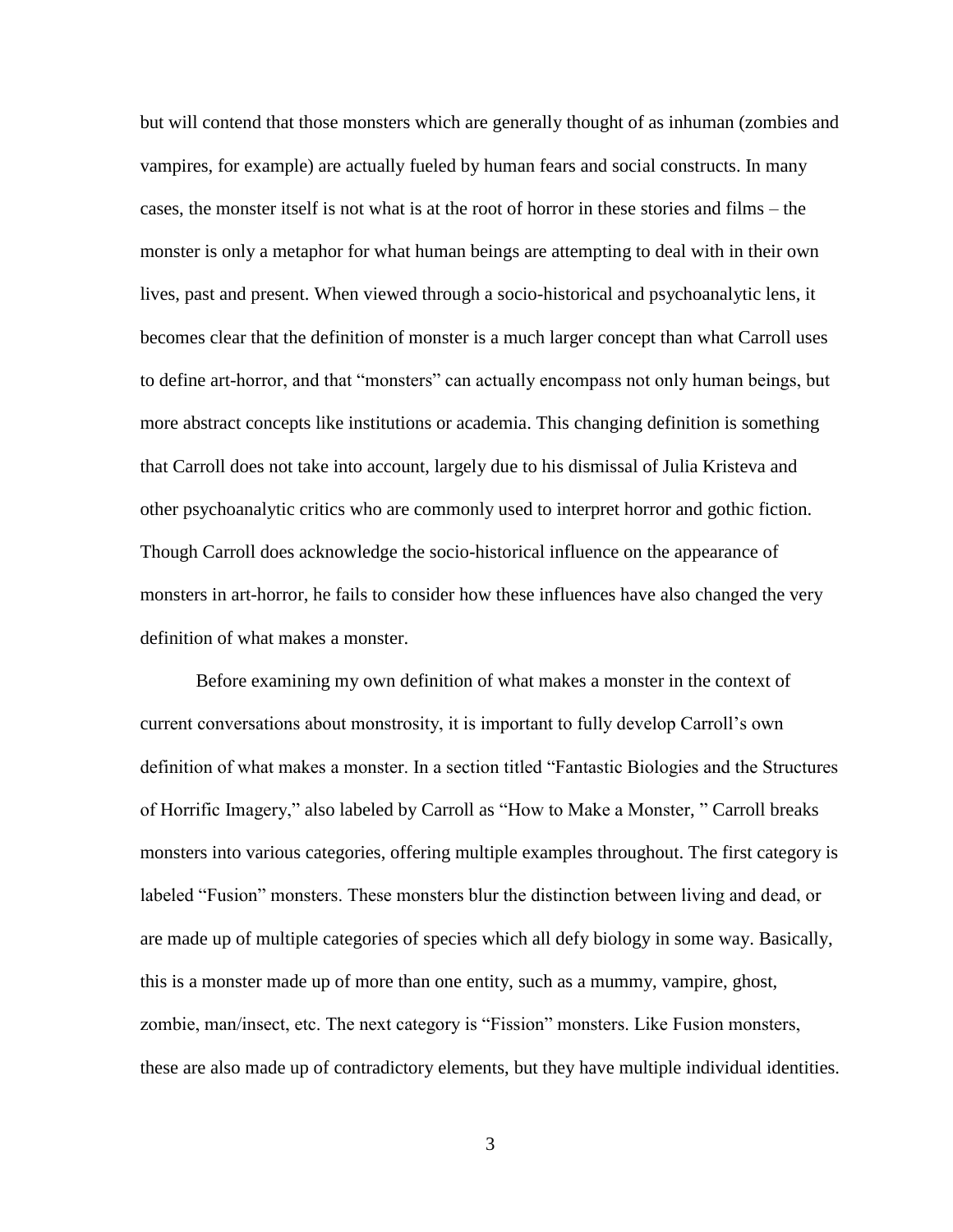but will contend that those monsters which are generally thought of as inhuman (zombies and vampires, for example) are actually fueled by human fears and social constructs. In many cases, the monster itself is not what is at the root of horror in these stories and films – the monster is only a metaphor for what human beings are attempting to deal with in their own lives, past and present. When viewed through a socio-historical and psychoanalytic lens, it becomes clear that the definition of monster is a much larger concept than what Carroll uses to define art-horror, and that "monsters" can actually encompass not only human beings, but more abstract concepts like institutions or academia. This changing definition is something that Carroll does not take into account, largely due to his dismissal of Julia Kristeva and other psychoanalytic critics who are commonly used to interpret horror and gothic fiction. Though Carroll does acknowledge the socio-historical influence on the appearance of monsters in art-horror, he fails to consider how these influences have also changed the very definition of what makes a monster.

Before examining my own definition of what makes a monster in the context of current conversations about monstrosity, it is important to fully develop Carroll's own definition of what makes a monster. In a section titled "Fantastic Biologies and the Structures of Horrific Imagery," also labeled by Carroll as "How to Make a Monster, " Carroll breaks monsters into various categories, offering multiple examples throughout. The first category is labeled "Fusion" monsters. These monsters blur the distinction between living and dead, or are made up of multiple categories of species which all defy biology in some way. Basically, this is a monster made up of more than one entity, such as a mummy, vampire, ghost, zombie, man/insect, etc. The next category is "Fission" monsters. Like Fusion monsters, these are also made up of contradictory elements, but they have multiple individual identities.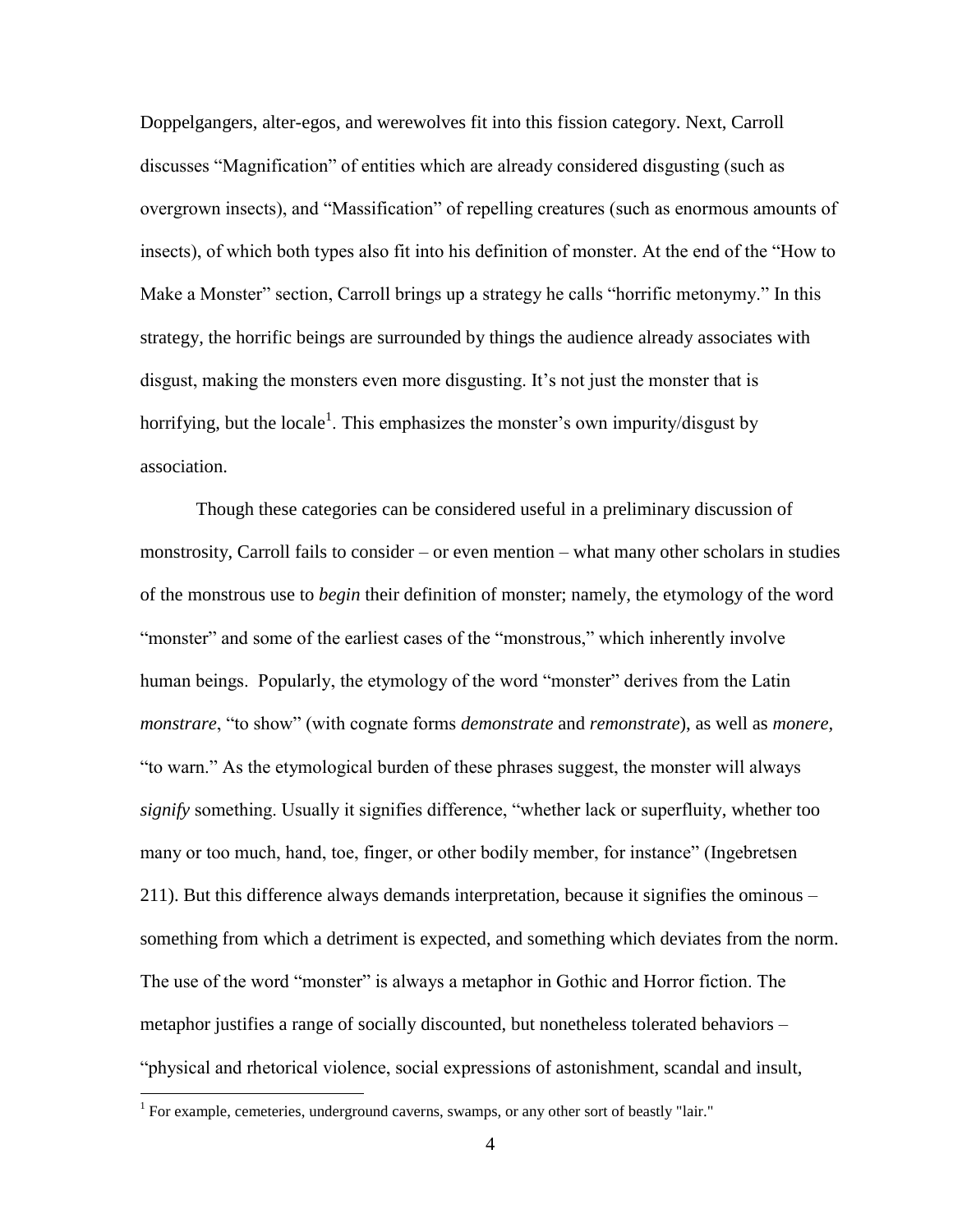Doppelgangers, alter-egos, and werewolves fit into this fission category. Next, Carroll discusses "Magnification" of entities which are already considered disgusting (such as overgrown insects), and "Massification" of repelling creatures (such as enormous amounts of insects), of which both types also fit into his definition of monster. At the end of the "How to Make a Monster" section, Carroll brings up a strategy he calls "horrific metonymy." In this strategy, the horrific beings are surrounded by things the audience already associates with disgust, making the monsters even more disgusting. It's not just the monster that is horrifying, but the locale[1]. This emphasizes the monster's own impurity/disgust by association.

Though these categories can be considered useful in a preliminary discussion of monstrosity, Carroll fails to consider – or even mention – what many other scholars in studies of the monstrous use to *begin* their definition of monster; namely, the etymology of the word "monster" and some of the earliest cases of the "monstrous," which inherently involve human beings. Popularly, the etymology of the word "monster" derives from the Latin *monstrare*, "to show" (with cognate forms *demonstrate* and *remonstrate*), as well as *monere*, "to warn." As the etymological burden of these phrases suggest, the monster will always *signify* something. Usually it signifies difference, "whether lack or superfluity, whether too many or too much, hand, toe, finger, or other bodily member, for instance" (Ingebretsen 211). But this difference always demands interpretation, because it signifies the ominous – something from which a detriment is expected, and something which deviates from the norm. The use of the word "monster" is always a metaphor in Gothic and Horror fiction. The metaphor justifies a range of socially discounted, but nonetheless tolerated behaviors – "physical and rhetorical violence, social expressions of astonishment, scandal and insult,

[1] For example, cemeteries, underground caverns, swamps, or any other sort of beastly "lair."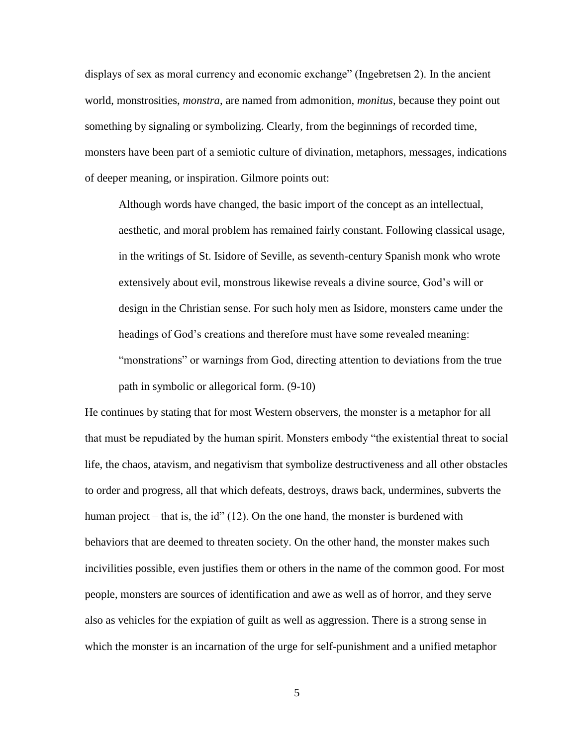displays of sex as moral currency and economic exchange" (Ingebretsen 2). In the ancient world, monstrosities, *monstra*, are named from admonition, *monitus*, because they point out something by signaling or symbolizing. Clearly, from the beginnings of recorded time, monsters have been part of a semiotic culture of divination, metaphors, messages, indications of deeper meaning, or inspiration. Gilmore points out:

> Although words have changed, the basic import of the concept as an intellectual, aesthetic, and moral problem has remained fairly constant. Following classical usage, in the writings of St. Isidore of Seville, as seventh-century Spanish monk who wrote extensively about evil, monstrous likewise reveals a divine source, God's will or design in the Christian sense. For such holy men as Isidore, monsters came under the headings of God's creations and therefore must have some revealed meaning: "monstrations" or warnings from God, directing attention to deviations from the true path in symbolic or allegorical form. (9-10)

He continues by stating that for most Western observers, the monster is a metaphor for all that must be repudiated by the human spirit. Monsters embody "the existential threat to social life, the chaos, atavism, and negativism that symbolize destructiveness and all other obstacles to order and progress, all that which defeats, destroys, draws back, undermines, subverts the human project – that is, the id" (12). On the one hand, the monster is burdened with behaviors that are deemed to threaten society. On the other hand, the monster makes such incivilities possible, even justifies them or others in the name of the common good. For most people, monsters are sources of identification and awe as well as of horror, and they serve also as vehicles for the expiation of guilt as well as aggression. There is a strong sense in which the monster is an incarnation of the urge for self-punishment and a unified metaphor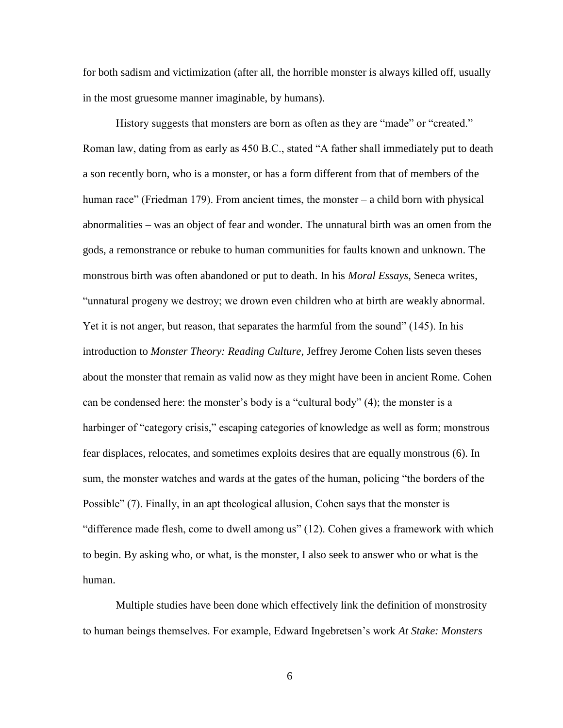for both sadism and victimization (after all, the horrible monster is always killed off, usually in the most gruesome manner imaginable, by humans).

History suggests that monsters are born as often as they are "made" or "created." Roman law, dating from as early as 450 B.C., stated "A father shall immediately put to death a son recently born, who is a monster, or has a form different from that of members of the human race" (Friedman 179). From ancient times, the monster – a child born with physical abnormalities – was an object of fear and wonder. The unnatural birth was an omen from the gods, a remonstrance or rebuke to human communities for faults known and unknown. The monstrous birth was often abandoned or put to death. In his *Moral Essays*, Seneca writes, "unnatural progeny we destroy; we drown even children who at birth are weakly abnormal. Yet it is not anger, but reason, that separates the harmful from the sound" (145). In his introduction to *Monster Theory: Reading Culture*, Jeffrey Jerome Cohen lists seven theses about the monster that remain as valid now as they might have been in ancient Rome. Cohen can be condensed here: the monster's body is a "cultural body" (4); the monster is a harbinger of "category crisis," escaping categories of knowledge as well as form; monstrous fear displaces, relocates, and sometimes exploits desires that are equally monstrous (6). In sum, the monster watches and wards at the gates of the human, policing "the borders of the Possible" (7). Finally, in an apt theological allusion, Cohen says that the monster is "difference made flesh, come to dwell among us" (12). Cohen gives a framework with which to begin. By asking who, or what, is the monster, I also seek to answer who or what is the human.

Multiple studies have been done which effectively link the definition of monstrosity to human beings themselves. For example, Edward Ingebretsen's work *At Stake: Monsters*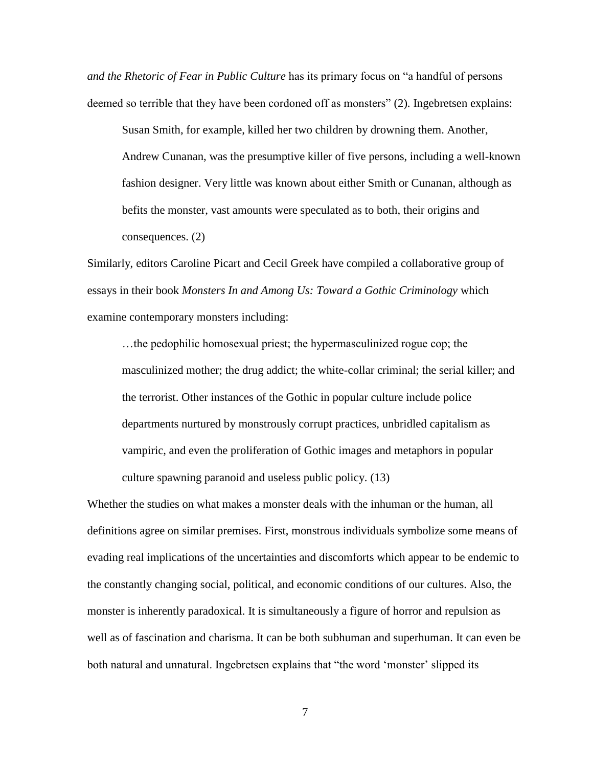*and the Rhetoric of Fear in Public Culture* has its primary focus on "a handful of persons deemed so terrible that they have been cordoned off as monsters" (2). Ingebretsen explains:

> Susan Smith, for example, killed her two children by drowning them. Another, Andrew Cunanan, was the presumptive killer of five persons, including a well-known fashion designer. Very little was known about either Smith or Cunanan, although as befits the monster, vast amounts were speculated as to both, their origins and consequences. (2)

Similarly, editors Caroline Picart and Cecil Greek have compiled a collaborative group of essays in their book *Monsters In and Among Us: Toward a Gothic Criminology* which examine contemporary monsters including:

> …the pedophilic homosexual priest; the hypermasculinized rogue cop; the masculinized mother; the drug addict; the white-collar criminal; the serial killer; and the terrorist. Other instances of the Gothic in popular culture include police departments nurtured by monstrously corrupt practices, unbridled capitalism as vampiric, and even the proliferation of Gothic images and metaphors in popular culture spawning paranoid and useless public policy. (13)

Whether the studies on what makes a monster deals with the inhuman or the human, all definitions agree on similar premises. First, monstrous individuals symbolize some means of evading real implications of the uncertainties and discomforts which appear to be endemic to the constantly changing social, political, and economic conditions of our cultures. Also, the monster is inherently paradoxical. It is simultaneously a figure of horror and repulsion as well as of fascination and charisma. It can be both subhuman and superhuman. It can even be both natural and unnatural. Ingebretsen explains that "the word 'monster' slipped its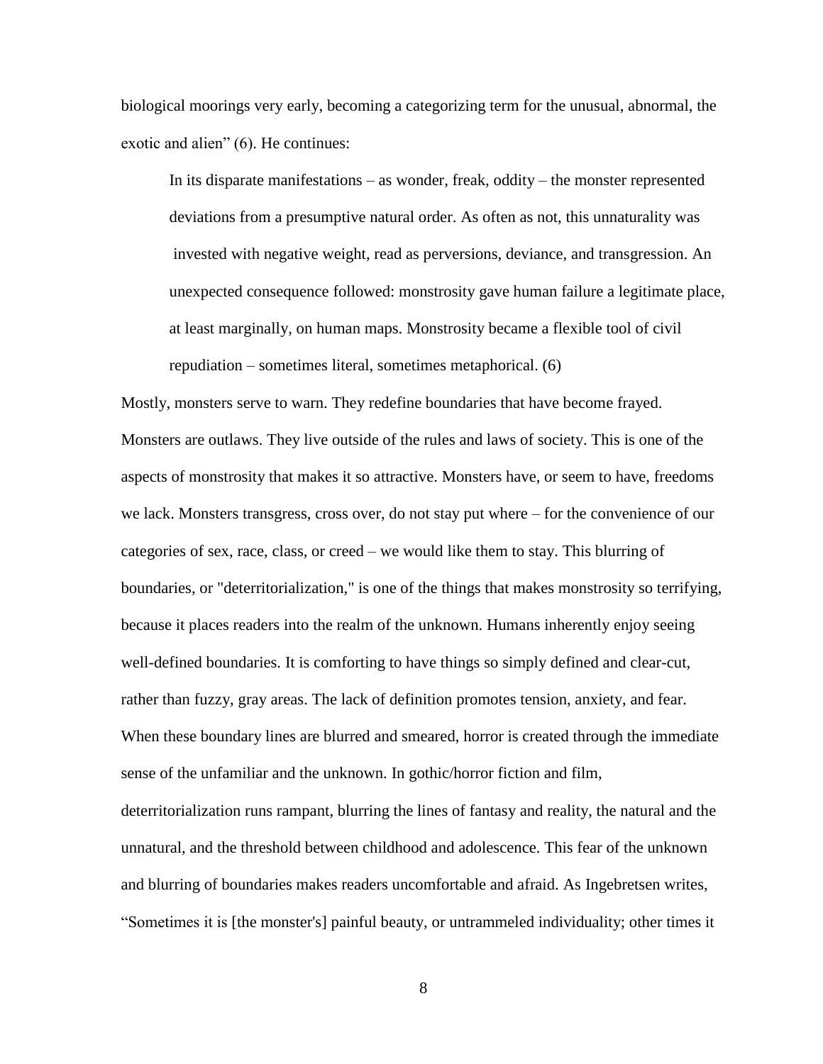biological moorings very early, becoming a categorizing term for the unusual, abnormal, the exotic and alien" (6). He continues:

> In its disparate manifestations – as wonder, freak, oddity – the monster represented deviations from a presumptive natural order. As often as not, this unnaturality was invested with negative weight, read as perversions, deviance, and transgression. An unexpected consequence followed: monstrosity gave human failure a legitimate place, at least marginally, on human maps. Monstrosity became a flexible tool of civil repudiation – sometimes literal, sometimes metaphorical. (6)

Mostly, monsters serve to warn. They redefine boundaries that have become frayed. Monsters are outlaws. They live outside of the rules and laws of society. This is one of the aspects of monstrosity that makes it so attractive. Monsters have, or seem to have, freedoms we lack. Monsters transgress, cross over, do not stay put where – for the convenience of our categories of sex, race, class, or creed – we would like them to stay. This blurring of boundaries, or "deterritorialization," is one of the things that makes monstrosity so terrifying, because it places readers into the realm of the unknown. Humans inherently enjoy seeing well-defined boundaries. It is comforting to have things so simply defined and clear-cut, rather than fuzzy, gray areas. The lack of definition promotes tension, anxiety, and fear. When these boundary lines are blurred and smeared, horror is created through the immediate sense of the unfamiliar and the unknown. In gothic/horror fiction and film, deterritorialization runs rampant, blurring the lines of fantasy and reality, the natural and the unnatural, and the threshold between childhood and adolescence. This fear of the unknown and blurring of boundaries makes readers uncomfortable and afraid. As Ingebretsen writes, "Sometimes it is [the monster's] painful beauty, or untrammeled individuality; other times it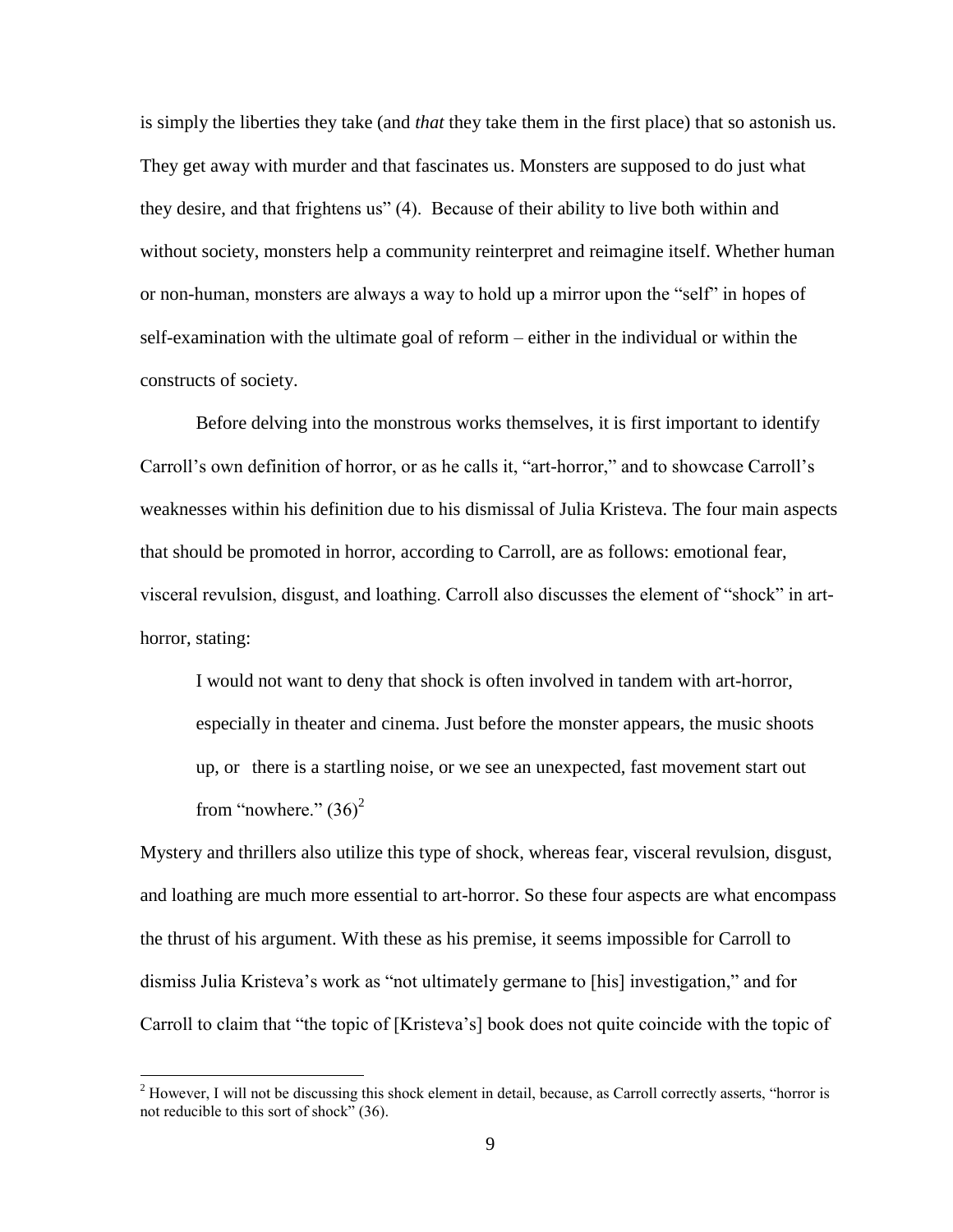is simply the liberties they take (and *that* they take them in the first place) that so astonish us. They get away with murder and that fascinates us. Monsters are supposed to do just what they desire, and that frightens us" (4). Because of their ability to live both within and without society, monsters help a community reinterpret and reimagine itself. Whether human or non-human, monsters are always a way to hold up a mirror upon the "self" in hopes of self-examination with the ultimate goal of reform – either in the individual or within the constructs of society.

Before delving into the monstrous works themselves, it is first important to identify Carroll's own definition of horror, or as he calls it, "art-horror," and to showcase Carroll's weaknesses within his definition due to his dismissal of Julia Kristeva. The four main aspects that should be promoted in horror, according to Carroll, are as follows: emotional fear, visceral revulsion, disgust, and loathing. Carroll also discusses the element of "shock" in art-horror, stating:

> I would not want to deny that shock is often involved in tandem with art-horror, especially in theater and cinema. Just before the monster appears, the music shoots up, or there is a startling noise, or we see an unexpected, fast movement start out from "nowhere." (36)[2]

Mystery and thrillers also utilize this type of shock, whereas fear, visceral revulsion, disgust, and loathing are much more essential to art-horror. So these four aspects are what encompass the thrust of his argument. With these as his premise, it seems impossible for Carroll to dismiss Julia Kristeva's work as "not ultimately germane to [his] investigation," and for Carroll to claim that "the topic of [Kristeva's] book does not quite coincide with the topic of

---

[2] However, I will not be discussing this shock element in detail, because, as Carroll correctly asserts, "horror is not reducible to this sort of shock" (36).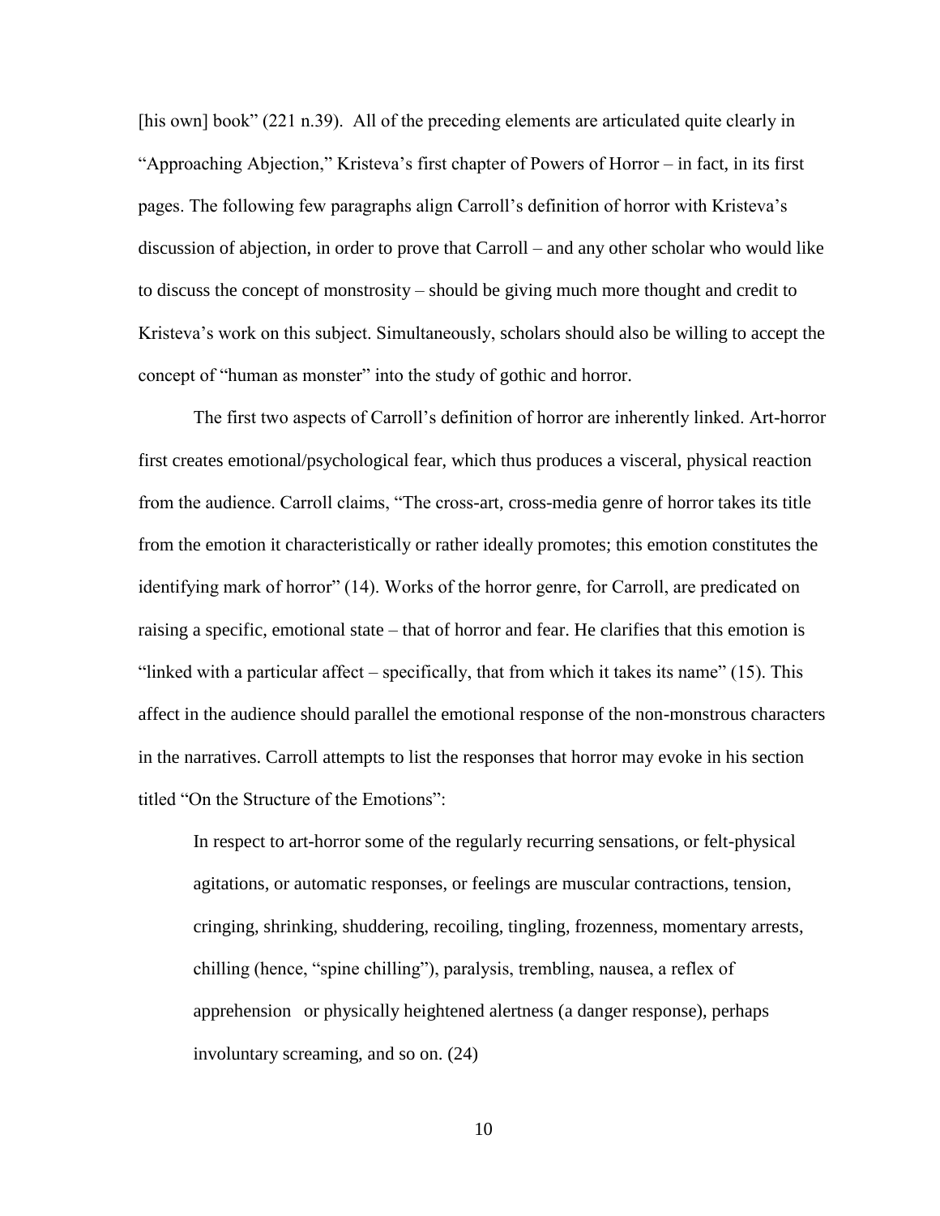[his own] book" (221 n.39). All of the preceding elements are articulated quite clearly in "Approaching Abjection," Kristeva's first chapter of Powers of Horror – in fact, in its first pages. The following few paragraphs align Carroll's definition of horror with Kristeva's discussion of abjection, in order to prove that Carroll – and any other scholar who would like to discuss the concept of monstrosity – should be giving much more thought and credit to Kristeva's work on this subject. Simultaneously, scholars should also be willing to accept the concept of "human as monster" into the study of gothic and horror.

The first two aspects of Carroll's definition of horror are inherently linked. Art-horror first creates emotional/psychological fear, which thus produces a visceral, physical reaction from the audience. Carroll claims, "The cross-art, cross-media genre of horror takes its title from the emotion it characteristically or rather ideally promotes; this emotion constitutes the identifying mark of horror" (14). Works of the horror genre, for Carroll, are predicated on raising a specific, emotional state – that of horror and fear. He clarifies that this emotion is "linked with a particular affect – specifically, that from which it takes its name" (15). This affect in the audience should parallel the emotional response of the non-monstrous characters in the narratives. Carroll attempts to list the responses that horror may evoke in his section titled "On the Structure of the Emotions":

> In respect to art-horror some of the regularly recurring sensations, or felt-physical agitations, or automatic responses, or feelings are muscular contractions, tension, cringing, shrinking, shuddering, recoiling, tingling, frozenness, momentary arrests, chilling (hence, "spine chilling"), paralysis, trembling, nausea, a reflex of apprehension or physically heightened alertness (a danger response), perhaps involuntary screaming, and so on. (24)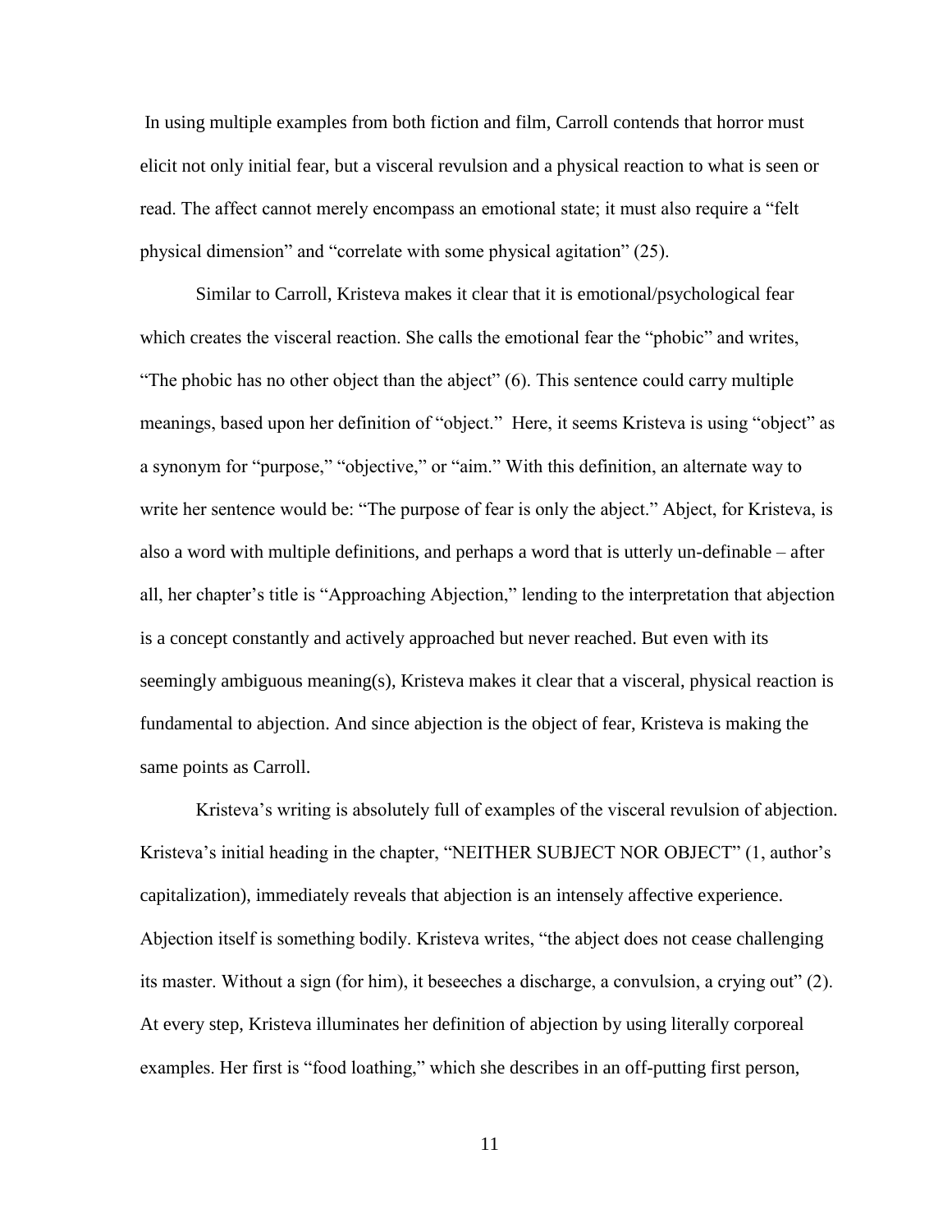In using multiple examples from both fiction and film, Carroll contends that horror must elicit not only initial fear, but a visceral revulsion and a physical reaction to what is seen or read. The affect cannot merely encompass an emotional state; it must also require a "felt physical dimension" and "correlate with some physical agitation" (25).

Similar to Carroll, Kristeva makes it clear that it is emotional/psychological fear which creates the visceral reaction. She calls the emotional fear the "phobic" and writes, "The phobic has no other object than the abject" (6). This sentence could carry multiple meanings, based upon her definition of "object." Here, it seems Kristeva is using "object" as a synonym for "purpose," "objective," or "aim." With this definition, an alternate way to write her sentence would be: "The purpose of fear is only the abject." Abject, for Kristeva, is also a word with multiple definitions, and perhaps a word that is utterly un-definable – after all, her chapter's title is "Approaching Abjection," lending to the interpretation that abjection is a concept constantly and actively approached but never reached. But even with its seemingly ambiguous meaning(s), Kristeva makes it clear that a visceral, physical reaction is fundamental to abjection. And since abjection is the object of fear, Kristeva is making the same points as Carroll.

Kristeva's writing is absolutely full of examples of the visceral revulsion of abjection. Kristeva's initial heading in the chapter, "NEITHER SUBJECT NOR OBJECT" (1, author's capitalization), immediately reveals that abjection is an intensely affective experience. Abjection itself is something bodily. Kristeva writes, "the abject does not cease challenging its master. Without a sign (for him), it beseeches a discharge, a convulsion, a crying out" (2). At every step, Kristeva illuminates her definition of abjection by using literally corporeal examples. Her first is "food loathing," which she describes in an off-putting first person,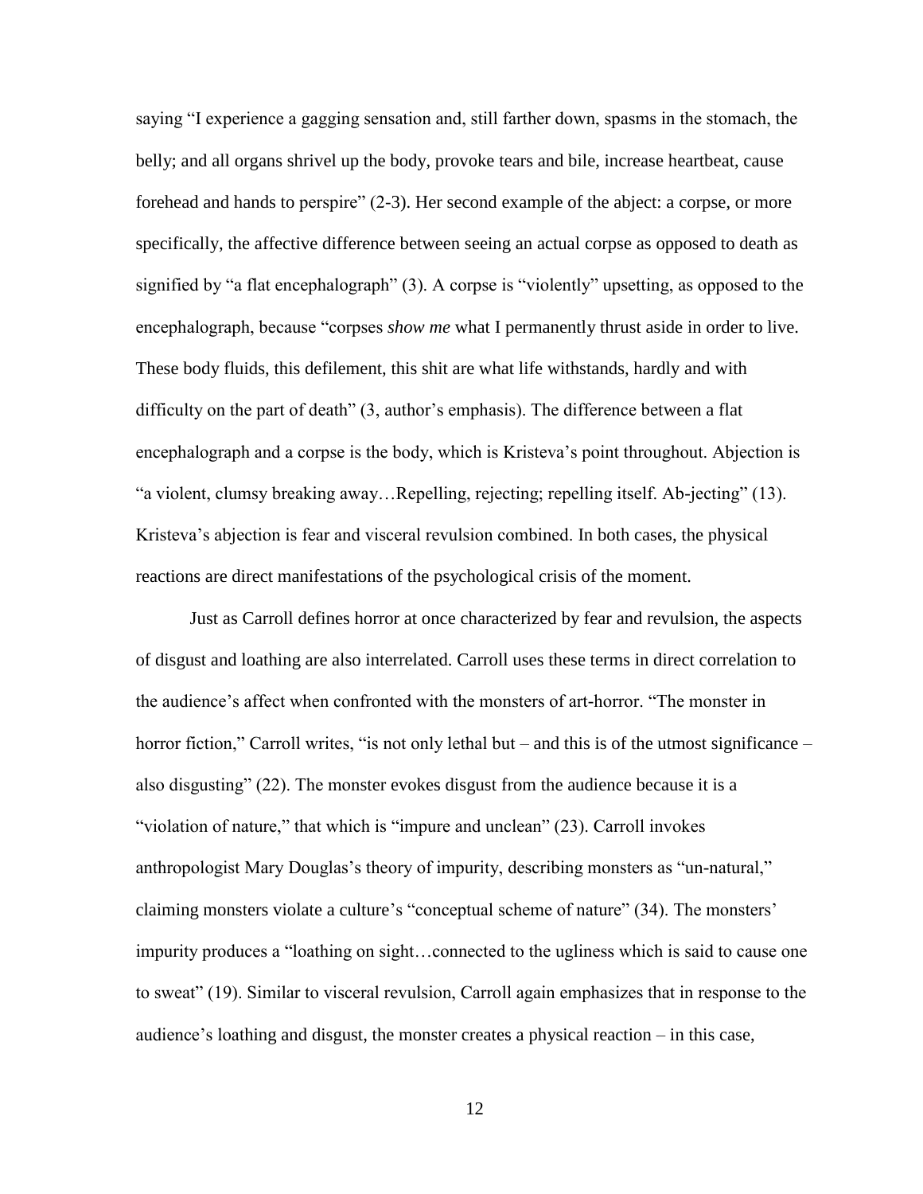saying "I experience a gagging sensation and, still farther down, spasms in the stomach, the belly; and all organs shrivel up the body, provoke tears and bile, increase heartbeat, cause forehead and hands to perspire" (2-3). Her second example of the abject: a corpse, or more specifically, the affective difference between seeing an actual corpse as opposed to death as signified by "a flat encephalograph" (3). A corpse is "violently" upsetting, as opposed to the encephalograph, because "corpses *show me* what I permanently thrust aside in order to live. These body fluids, this defilement, this shit are what life withstands, hardly and with difficulty on the part of death" (3, author's emphasis). The difference between a flat encephalograph and a corpse is the body, which is Kristeva's point throughout. Abjection is "a violent, clumsy breaking away…Repelling, rejecting; repelling itself. Ab-jecting" (13). Kristeva's abjection is fear and visceral revulsion combined. In both cases, the physical reactions are direct manifestations of the psychological crisis of the moment.

Just as Carroll defines horror at once characterized by fear and revulsion, the aspects of disgust and loathing are also interrelated. Carroll uses these terms in direct correlation to the audience's affect when confronted with the monsters of art-horror. "The monster in horror fiction," Carroll writes, "is not only lethal but – and this is of the utmost significance – also disgusting" (22). The monster evokes disgust from the audience because it is a "violation of nature," that which is "impure and unclean" (23). Carroll invokes anthropologist Mary Douglas's theory of impurity, describing monsters as "un-natural," claiming monsters violate a culture's "conceptual scheme of nature" (34). The monsters' impurity produces a "loathing on sight…connected to the ugliness which is said to cause one to sweat" (19). Similar to visceral revulsion, Carroll again emphasizes that in response to the audience's loathing and disgust, the monster creates a physical reaction – in this case,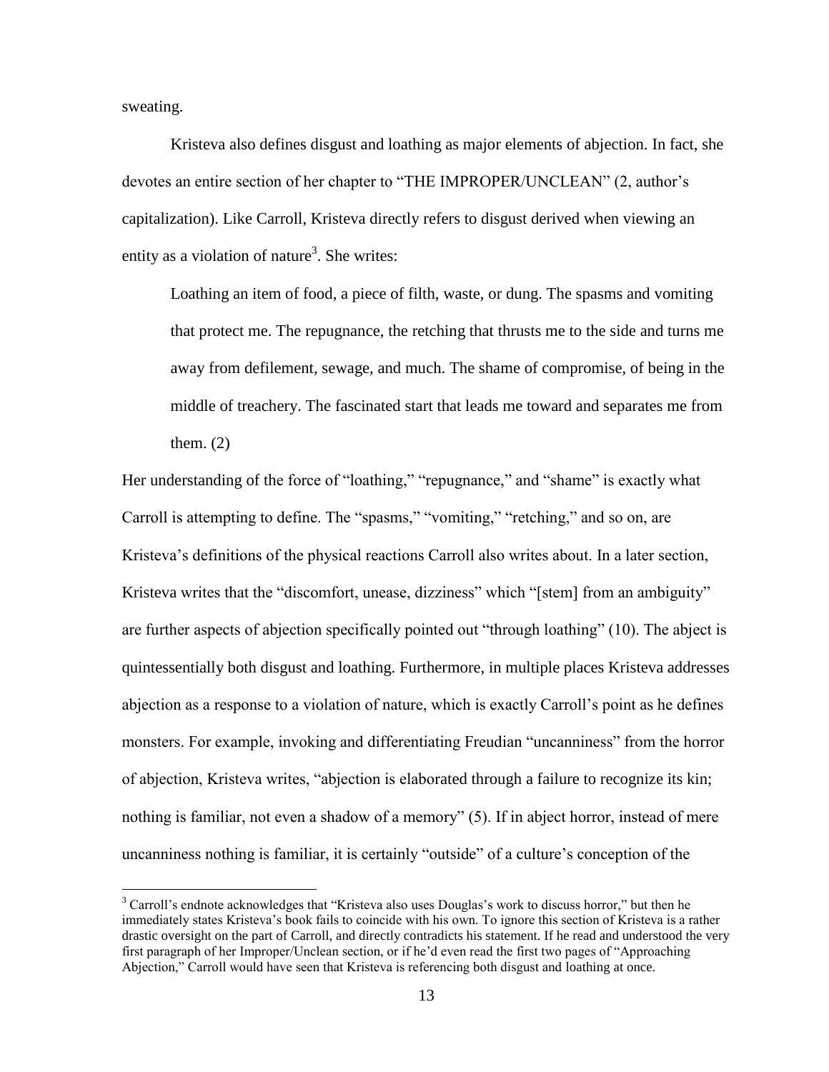sweating.

Kristeva also defines disgust and loathing as major elements of abjection. In fact, she devotes an entire section of her chapter to "THE IMPROPER/UNCLEAN" (2, author's capitalization). Like Carroll, Kristeva directly refers to disgust derived when viewing an entity as a violation of nature[3]. She writes:

> Loathing an item of food, a piece of filth, waste, or dung. The spasms and vomiting that protect me. The repugnance, the retching that thrusts me to the side and turns me away from defilement, sewage, and much. The shame of compromise, of being in the middle of treachery. The fascinated start that leads me toward and separates me from them. (2)

Her understanding of the force of "loathing," "repugnance," and "shame" is exactly what Carroll is attempting to define. The "spasms," "vomiting," "retching," and so on, are Kristeva's definitions of the physical reactions Carroll also writes about. In a later section, Kristeva writes that the "discomfort, unease, dizziness" which "[stem] from an ambiguity" are further aspects of abjection specifically pointed out "through loathing" (10). The abject is quintessentially both disgust and loathing. Furthermore, in multiple places Kristeva addresses abjection as a response to a violation of nature, which is exactly Carroll's point as he defines monsters. For example, invoking and differentiating Freudian "uncanniness" from the horror of abjection, Kristeva writes, "abjection is elaborated through a failure to recognize its kin; nothing is familiar, not even a shadow of a memory" (5). If in abject horror, instead of mere uncanniness nothing is familiar, it is certainly "outside" of a culture's conception of the

[3] Carroll's endnote acknowledges that "Kristeva also uses Douglas's work to discuss horror," but then he immediately states Kristeva's book fails to coincide with his own. To ignore this section of Kristeva is a rather drastic oversight on the part of Carroll, and directly contradicts his statement. If he read and understood the very first paragraph of her Improper/Unclean section, or if he'd even read the first two pages of "Approaching Abjection," Carroll would have seen that Kristeva is referencing both disgust and loathing at once.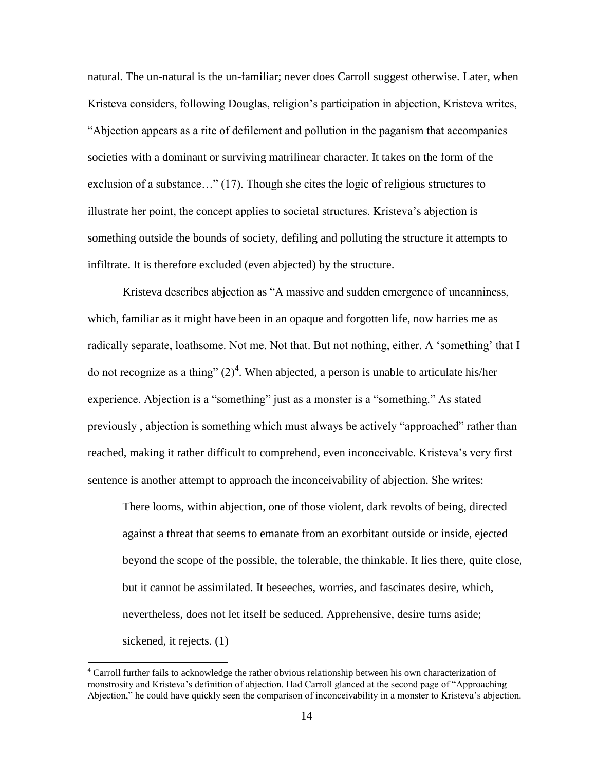natural. The un-natural is the un-familiar; never does Carroll suggest otherwise. Later, when Kristeva considers, following Douglas, religion's participation in abjection, Kristeva writes, "Abjection appears as a rite of defilement and pollution in the paganism that accompanies societies with a dominant or surviving matrilinear character. It takes on the form of the exclusion of a substance…" (17). Though she cites the logic of religious structures to illustrate her point, the concept applies to societal structures. Kristeva's abjection is something outside the bounds of society, defiling and polluting the structure it attempts to infiltrate. It is therefore excluded (even abjected) by the structure.

Kristeva describes abjection as "A massive and sudden emergence of uncanniness, which, familiar as it might have been in an opaque and forgotten life, now harries me as radically separate, loathsome. Not me. Not that. But not nothing, either. A 'something' that I do not recognize as a thing" (2)[4]. When abjected, a person is unable to articulate his/her experience. Abjection is a "something" just as a monster is a "something." As stated previously , abjection is something which must always be actively "approached" rather than reached, making it rather difficult to comprehend, even inconceivable. Kristeva's very first sentence is another attempt to approach the inconceivability of abjection. She writes:

> There looms, within abjection, one of those violent, dark revolts of being, directed against a threat that seems to emanate from an exorbitant outside or inside, ejected beyond the scope of the possible, the tolerable, the thinkable. It lies there, quite close, but it cannot be assimilated. It beseeches, worries, and fascinates desire, which, nevertheless, does not let itself be seduced. Apprehensive, desire turns aside; sickened, it rejects. (1)

---

[4] Carroll further fails to acknowledge the rather obvious relationship between his own characterization of monstrosity and Kristeva's definition of abjection. Had Carroll glanced at the second page of "Approaching Abjection," he could have quickly seen the comparison of inconceivability in a monster to Kristeva's abjection.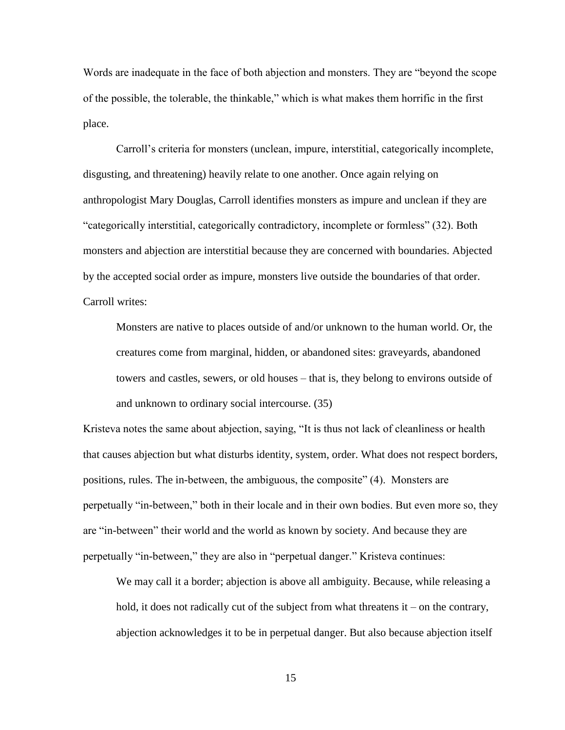Words are inadequate in the face of both abjection and monsters. They are "beyond the scope of the possible, the tolerable, the thinkable," which is what makes them horrific in the first place.

Carroll's criteria for monsters (unclean, impure, interstitial, categorically incomplete, disgusting, and threatening) heavily relate to one another. Once again relying on anthropologist Mary Douglas, Carroll identifies monsters as impure and unclean if they are "categorically interstitial, categorically contradictory, incomplete or formless" (32). Both monsters and abjection are interstitial because they are concerned with boundaries. Abjected by the accepted social order as impure, monsters live outside the boundaries of that order. Carroll writes:

> Monsters are native to places outside of and/or unknown to the human world. Or, the creatures come from marginal, hidden, or abandoned sites: graveyards, abandoned towers and castles, sewers, or old houses – that is, they belong to environs outside of and unknown to ordinary social intercourse. (35)

Kristeva notes the same about abjection, saying, "It is thus not lack of cleanliness or health that causes abjection but what disturbs identity, system, order. What does not respect borders, positions, rules. The in-between, the ambiguous, the composite" (4). Monsters are perpetually "in-between," both in their locale and in their own bodies. But even more so, they are "in-between" their world and the world as known by society. And because they are perpetually "in-between," they are also in "perpetual danger." Kristeva continues:

> We may call it a border; abjection is above all ambiguity. Because, while releasing a hold, it does not radically cut of the subject from what threatens it – on the contrary, abjection acknowledges it to be in perpetual danger. But also because abjection itself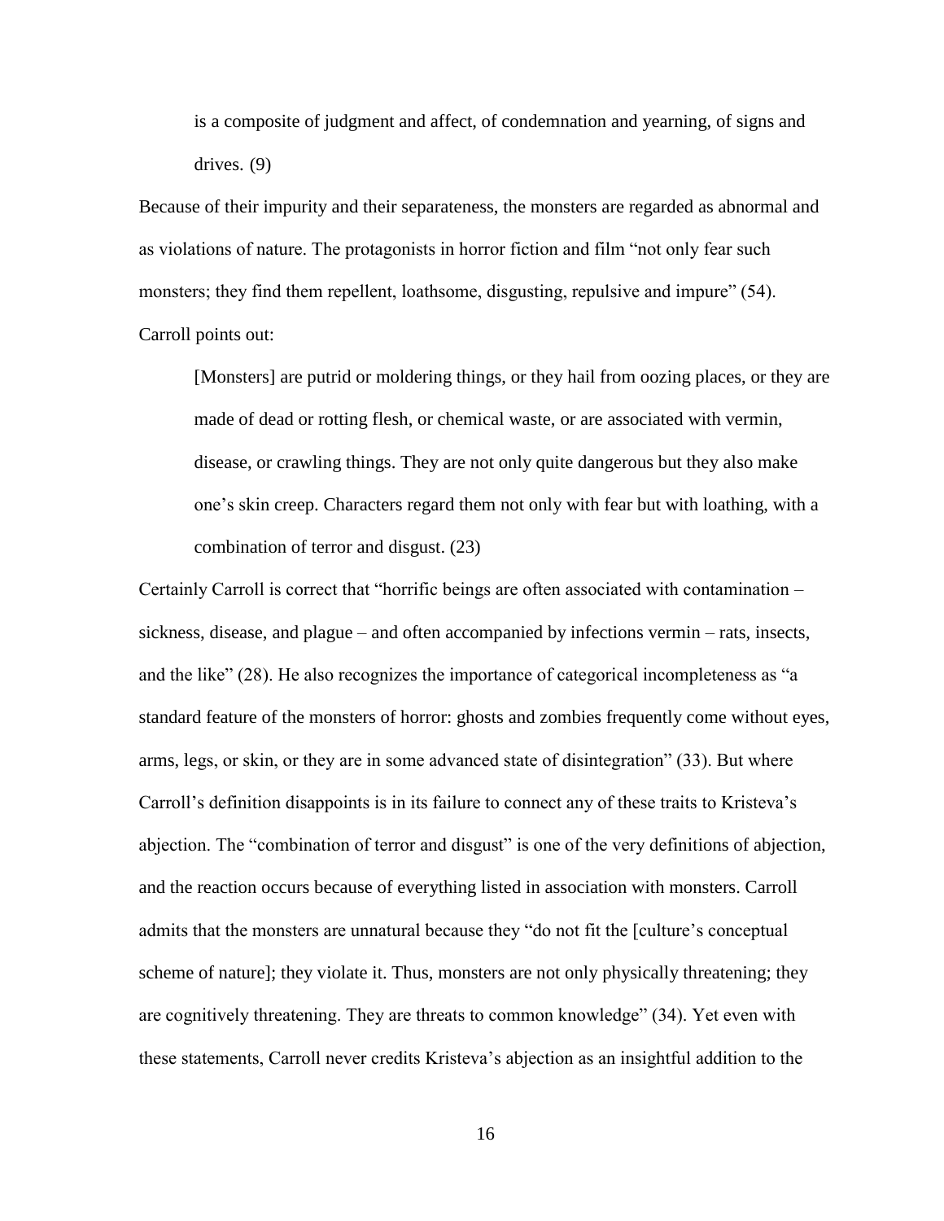> is a composite of judgment and affect, of condemnation and yearning, of signs and drives. (9)

Because of their impurity and their separateness, the monsters are regarded as abnormal and as violations of nature. The protagonists in horror fiction and film "not only fear such monsters; they find them repellent, loathsome, disgusting, repulsive and impure" (54). Carroll points out:

> [Monsters] are putrid or moldering things, or they hail from oozing places, or they are made of dead or rotting flesh, or chemical waste, or are associated with vermin, disease, or crawling things. They are not only quite dangerous but they also make one's skin creep. Characters regard them not only with fear but with loathing, with a combination of terror and disgust. (23)

Certainly Carroll is correct that "horrific beings are often associated with contamination – sickness, disease, and plague – and often accompanied by infections vermin – rats, insects, and the like" (28). He also recognizes the importance of categorical incompleteness as "a standard feature of the monsters of horror: ghosts and zombies frequently come without eyes, arms, legs, or skin, or they are in some advanced state of disintegration" (33). But where Carroll's definition disappoints is in its failure to connect any of these traits to Kristeva's abjection. The "combination of terror and disgust" is one of the very definitions of abjection, and the reaction occurs because of everything listed in association with monsters. Carroll admits that the monsters are unnatural because they "do not fit the [culture's conceptual scheme of nature]; they violate it. Thus, monsters are not only physically threatening; they are cognitively threatening. They are threats to common knowledge" (34). Yet even with these statements, Carroll never credits Kristeva's abjection as an insightful addition to the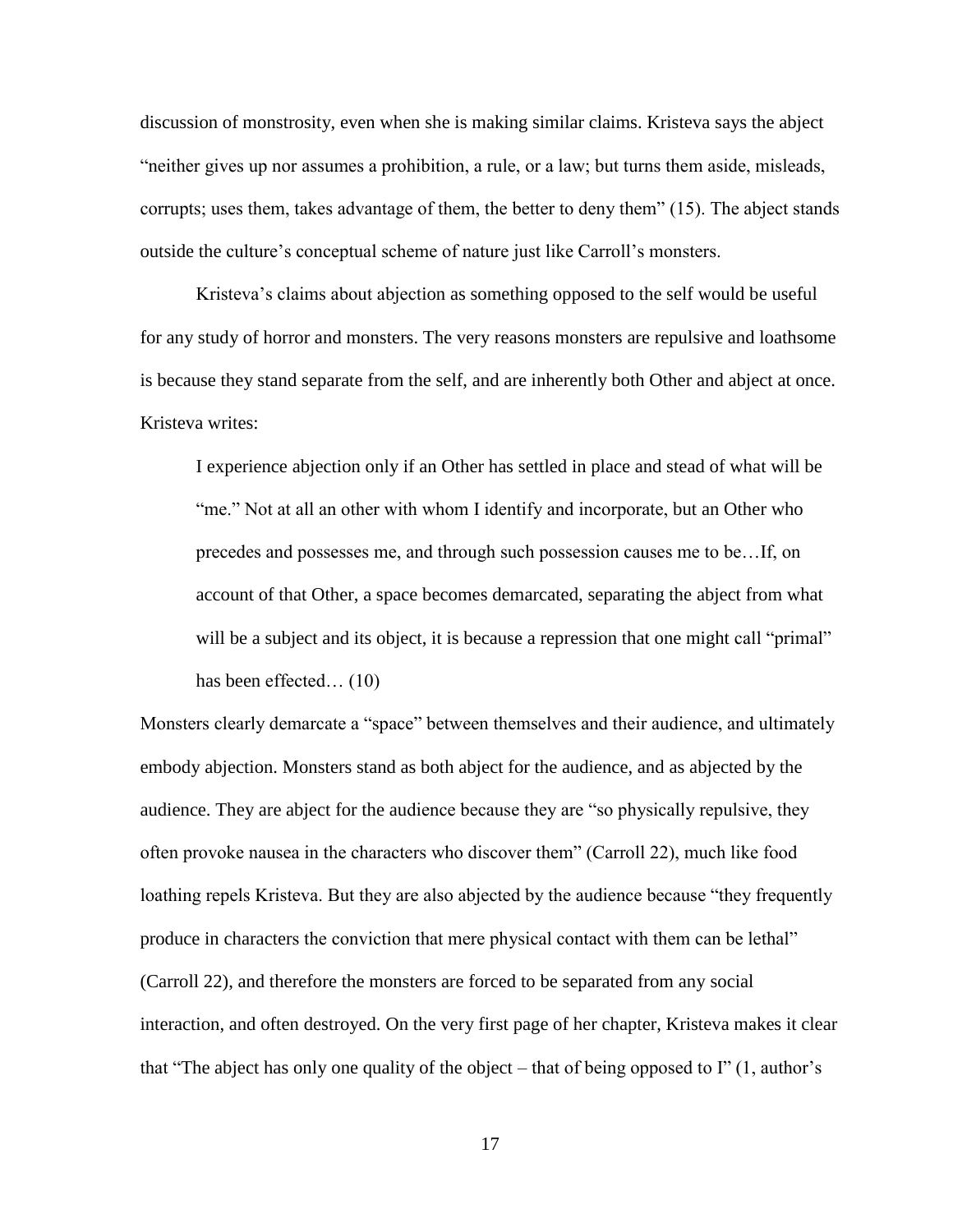discussion of monstrosity, even when she is making similar claims. Kristeva says the abject "neither gives up nor assumes a prohibition, a rule, or a law; but turns them aside, misleads, corrupts; uses them, takes advantage of them, the better to deny them" (15). The abject stands outside the culture's conceptual scheme of nature just like Carroll's monsters.

Kristeva's claims about abjection as something opposed to the self would be useful for any study of horror and monsters. The very reasons monsters are repulsive and loathsome is because they stand separate from the self, and are inherently both Other and abject at once. Kristeva writes:

> I experience abjection only if an Other has settled in place and stead of what will be "me." Not at all an other with whom I identify and incorporate, but an Other who precedes and possesses me, and through such possession causes me to be…If, on account of that Other, a space becomes demarcated, separating the abject from what will be a subject and its object, it is because a repression that one might call "primal" has been effected… (10)

Monsters clearly demarcate a "space" between themselves and their audience, and ultimately embody abjection. Monsters stand as both abject for the audience, and as abjected by the audience. They are abject for the audience because they are "so physically repulsive, they often provoke nausea in the characters who discover them" (Carroll 22), much like food loathing repels Kristeva. But they are also abjected by the audience because "they frequently produce in characters the conviction that mere physical contact with them can be lethal" (Carroll 22), and therefore the monsters are forced to be separated from any social interaction, and often destroyed. On the very first page of her chapter, Kristeva makes it clear that "The abject has only one quality of the object – that of being opposed to I" (1, author's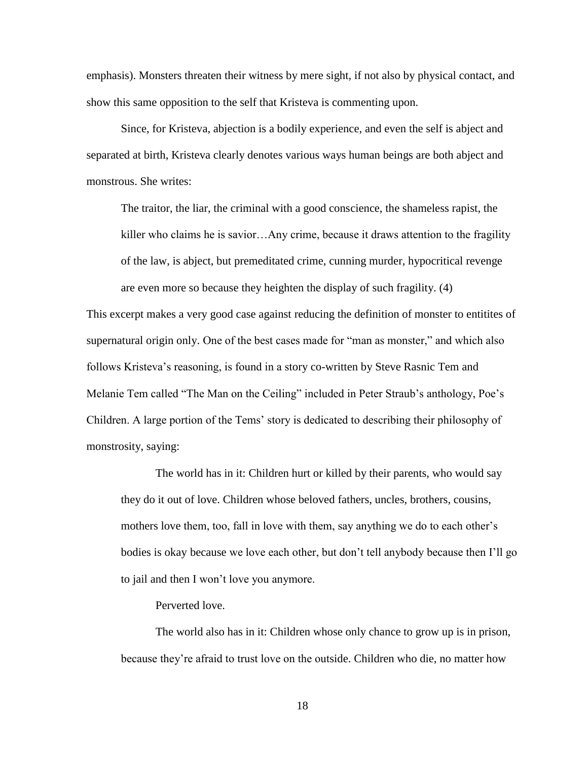emphasis). Monsters threaten their witness by mere sight, if not also by physical contact, and show this same opposition to the self that Kristeva is commenting upon.

Since, for Kristeva, abjection is a bodily experience, and even the self is abject and separated at birth, Kristeva clearly denotes various ways human beings are both abject and monstrous. She writes:

> The traitor, the liar, the criminal with a good conscience, the shameless rapist, the killer who claims he is savior…Any crime, because it draws attention to the fragility of the law, is abject, but premeditated crime, cunning murder, hypocritical revenge are even more so because they heighten the display of such fragility. (4)

This excerpt makes a very good case against reducing the definition of monster to entitites of supernatural origin only. One of the best cases made for "man as monster," and which also follows Kristeva's reasoning, is found in a story co-written by Steve Rasnic Tem and Melanie Tem called "The Man on the Ceiling" included in Peter Straub's anthology, Poe's Children. A large portion of the Tems' story is dedicated to describing their philosophy of monstrosity, saying:

> The world has in it: Children hurt or killed by their parents, who would say they do it out of love. Children whose beloved fathers, uncles, brothers, cousins, mothers love them, too, fall in love with them, say anything we do to each other's bodies is okay because we love each other, but don't tell anybody because then I'll go to jail and then I won't love you anymore.
>
> Perverted love.
>
> The world also has in it: Children whose only chance to grow up is in prison, because they're afraid to trust love on the outside. Children who die, no matter how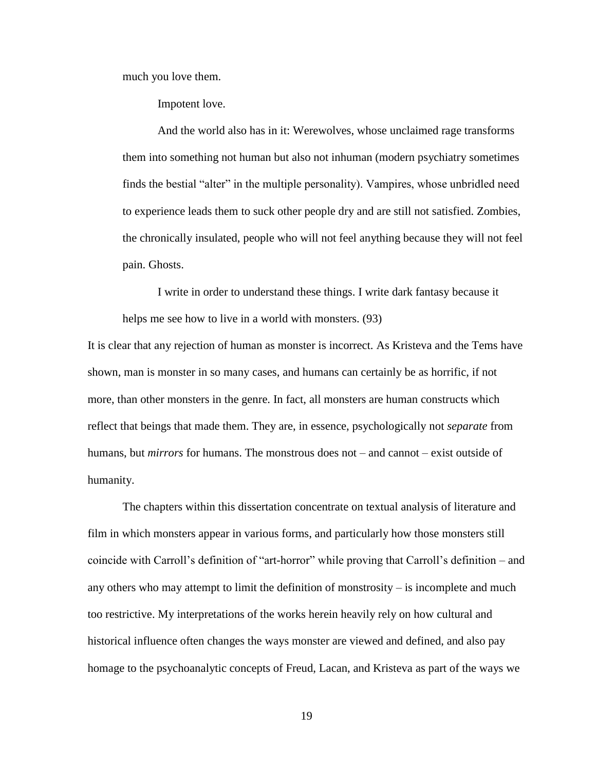much you love them.

Impotent love.

And the world also has in it: Werewolves, whose unclaimed rage transforms them into something not human but also not inhuman (modern psychiatry sometimes finds the bestial "alter" in the multiple personality). Vampires, whose unbridled need to experience leads them to suck other people dry and are still not satisfied. Zombies, the chronically insulated, people who will not feel anything because they will not feel pain. Ghosts.

I write in order to understand these things. I write dark fantasy because it helps me see how to live in a world with monsters. (93)

It is clear that any rejection of human as monster is incorrect. As Kristeva and the Tems have shown, man is monster in so many cases, and humans can certainly be as horrific, if not more, than other monsters in the genre. In fact, all monsters are human constructs which reflect that beings that made them. They are, in essence, psychologically not *separate* from humans, but *mirrors* for humans. The monstrous does not – and cannot – exist outside of humanity.

The chapters within this dissertation concentrate on textual analysis of literature and film in which monsters appear in various forms, and particularly how those monsters still coincide with Carroll's definition of "art-horror" while proving that Carroll's definition – and any others who may attempt to limit the definition of monstrosity – is incomplete and much too restrictive. My interpretations of the works herein heavily rely on how cultural and historical influence often changes the ways monster are viewed and defined, and also pay homage to the psychoanalytic concepts of Freud, Lacan, and Kristeva as part of the ways we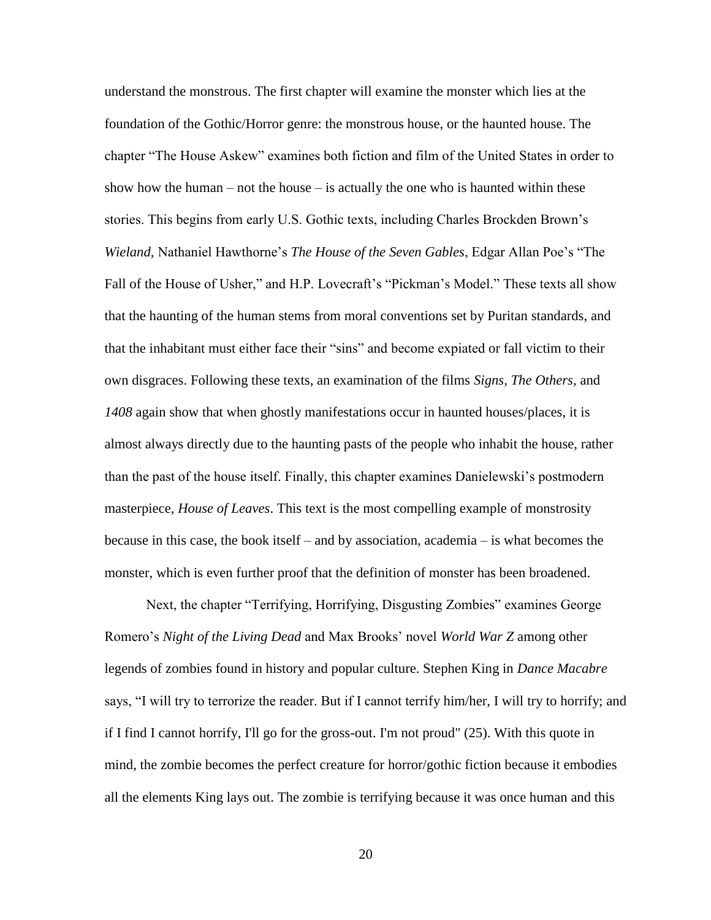understand the monstrous. The first chapter will examine the monster which lies at the foundation of the Gothic/Horror genre: the monstrous house, or the haunted house. The chapter "The House Askew" examines both fiction and film of the United States in order to show how the human – not the house – is actually the one who is haunted within these stories. This begins from early U.S. Gothic texts, including Charles Brockden Brown's *Wieland,* Nathaniel Hawthorne's *The House of the Seven Gables*, Edgar Allan Poe's "The Fall of the House of Usher," and H.P. Lovecraft's "Pickman's Model." These texts all show that the haunting of the human stems from moral conventions set by Puritan standards, and that the inhabitant must either face their "sins" and become expiated or fall victim to their own disgraces. Following these texts, an examination of the films *Signs, The Others,* and *1408* again show that when ghostly manifestations occur in haunted houses/places, it is almost always directly due to the haunting pasts of the people who inhabit the house, rather than the past of the house itself. Finally, this chapter examines Danielewski's postmodern masterpiece, *House of Leaves*. This text is the most compelling example of monstrosity because in this case, the book itself – and by association, academia – is what becomes the monster, which is even further proof that the definition of monster has been broadened.

Next, the chapter "Terrifying, Horrifying, Disgusting Zombies" examines George Romero's *Night of the Living Dead* and Max Brooks' novel *World War Z* among other legends of zombies found in history and popular culture. Stephen King in *Dance Macabre* says, "I will try to terrorize the reader. But if I cannot terrify him/her, I will try to horrify; and if I find I cannot horrify, I'll go for the gross-out. I'm not proud" (25). With this quote in mind, the zombie becomes the perfect creature for horror/gothic fiction because it embodies all the elements King lays out. The zombie is terrifying because it was once human and this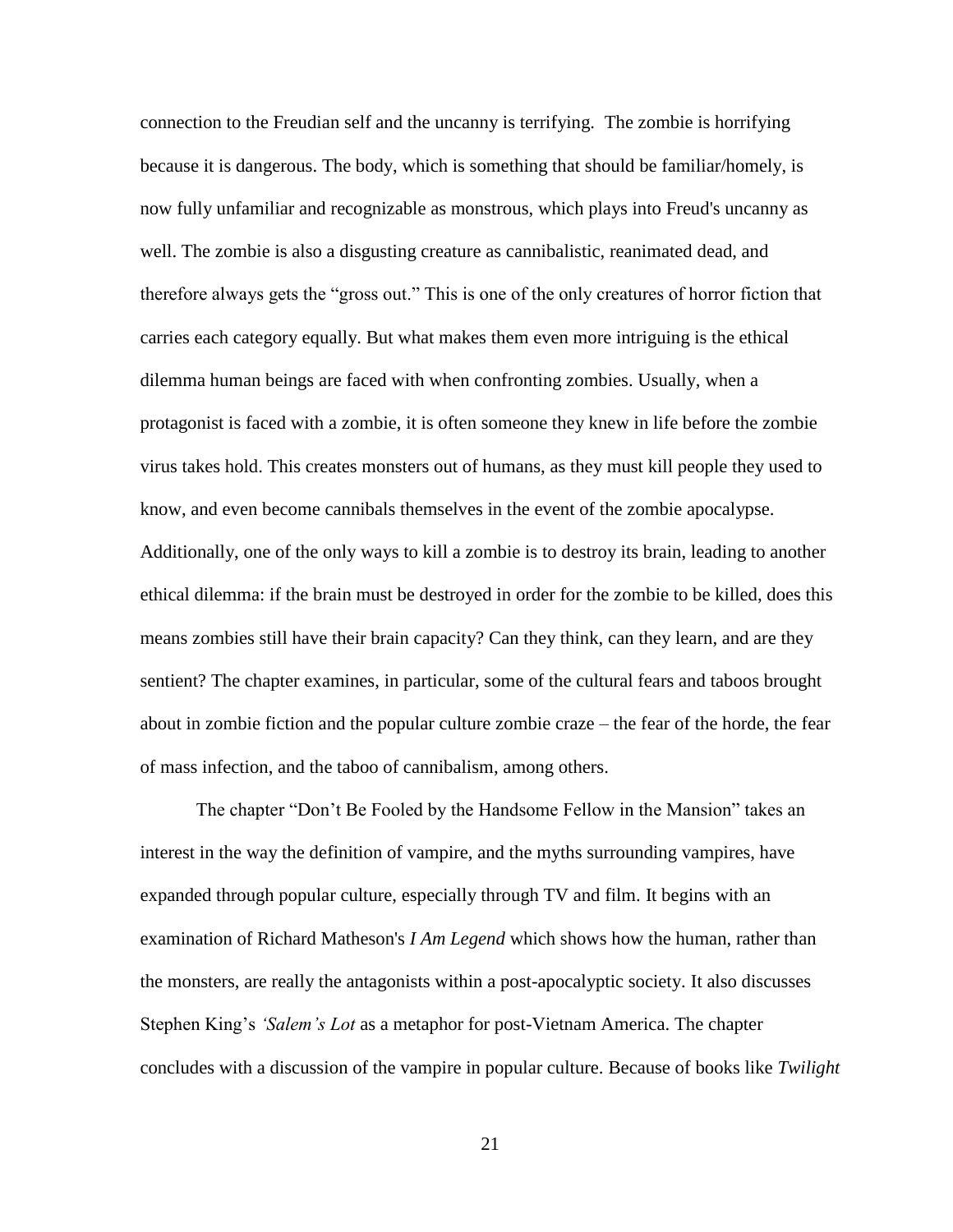connection to the Freudian self and the uncanny is terrifying.  The zombie is horrifying because it is dangerous. The body, which is something that should be familiar/homely, is now fully unfamiliar and recognizable as monstrous, which plays into Freud's uncanny as well. The zombie is also a disgusting creature as cannibalistic, reanimated dead, and therefore always gets the "gross out." This is one of the only creatures of horror fiction that carries each category equally. But what makes them even more intriguing is the ethical dilemma human beings are faced with when confronting zombies. Usually, when a protagonist is faced with a zombie, it is often someone they knew in life before the zombie virus takes hold. This creates monsters out of humans, as they must kill people they used to know, and even become cannibals themselves in the event of the zombie apocalypse. Additionally, one of the only ways to kill a zombie is to destroy its brain, leading to another ethical dilemma: if the brain must be destroyed in order for the zombie to be killed, does this means zombies still have their brain capacity? Can they think, can they learn, and are they sentient? The chapter examines, in particular, some of the cultural fears and taboos brought about in zombie fiction and the popular culture zombie craze – the fear of the horde, the fear of mass infection, and the taboo of cannibalism, among others.

The chapter "Don't Be Fooled by the Handsome Fellow in the Mansion" takes an interest in the way the definition of vampire, and the myths surrounding vampires, have expanded through popular culture, especially through TV and film. It begins with an examination of Richard Matheson's *I Am Legend* which shows how the human, rather than the monsters, are really the antagonists within a post-apocalyptic society. It also discusses Stephen King's *'Salem's Lot* as a metaphor for post-Vietnam America. The chapter concludes with a discussion of the vampire in popular culture. Because of books like *Twilight*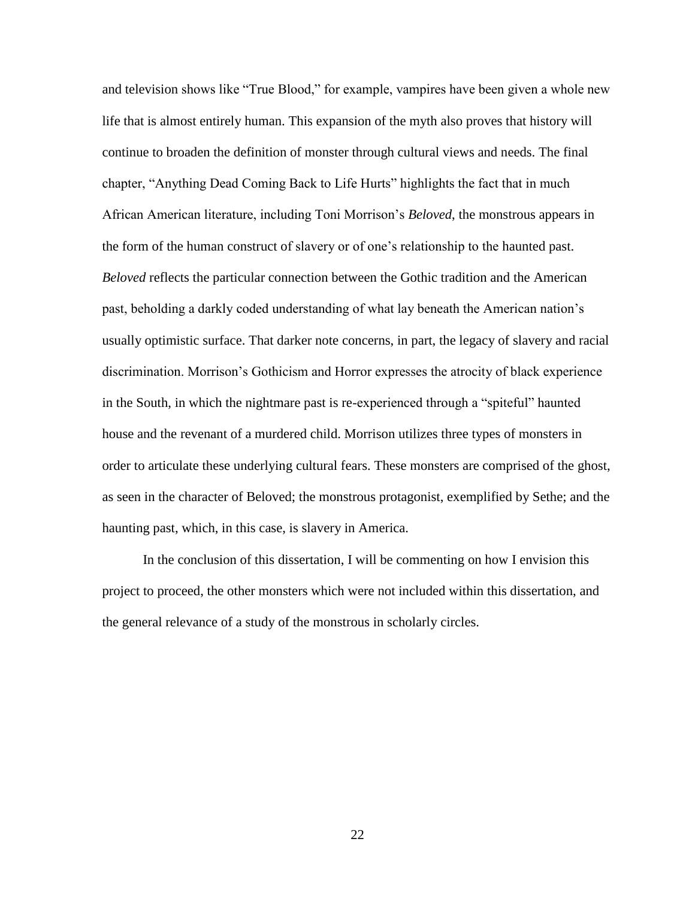and television shows like "True Blood," for example, vampires have been given a whole new life that is almost entirely human. This expansion of the myth also proves that history will continue to broaden the definition of monster through cultural views and needs. The final chapter, "Anything Dead Coming Back to Life Hurts" highlights the fact that in much African American literature, including Toni Morrison's *Beloved*, the monstrous appears in the form of the human construct of slavery or of one's relationship to the haunted past. *Beloved* reflects the particular connection between the Gothic tradition and the American past, beholding a darkly coded understanding of what lay beneath the American nation's usually optimistic surface. That darker note concerns, in part, the legacy of slavery and racial discrimination. Morrison's Gothicism and Horror expresses the atrocity of black experience in the South, in which the nightmare past is re-experienced through a "spiteful" haunted house and the revenant of a murdered child. Morrison utilizes three types of monsters in order to articulate these underlying cultural fears. These monsters are comprised of the ghost, as seen in the character of Beloved; the monstrous protagonist, exemplified by Sethe; and the haunting past, which, in this case, is slavery in America.

In the conclusion of this dissertation, I will be commenting on how I envision this project to proceed, the other monsters which were not included within this dissertation, and the general relevance of a study of the monstrous in scholarly circles.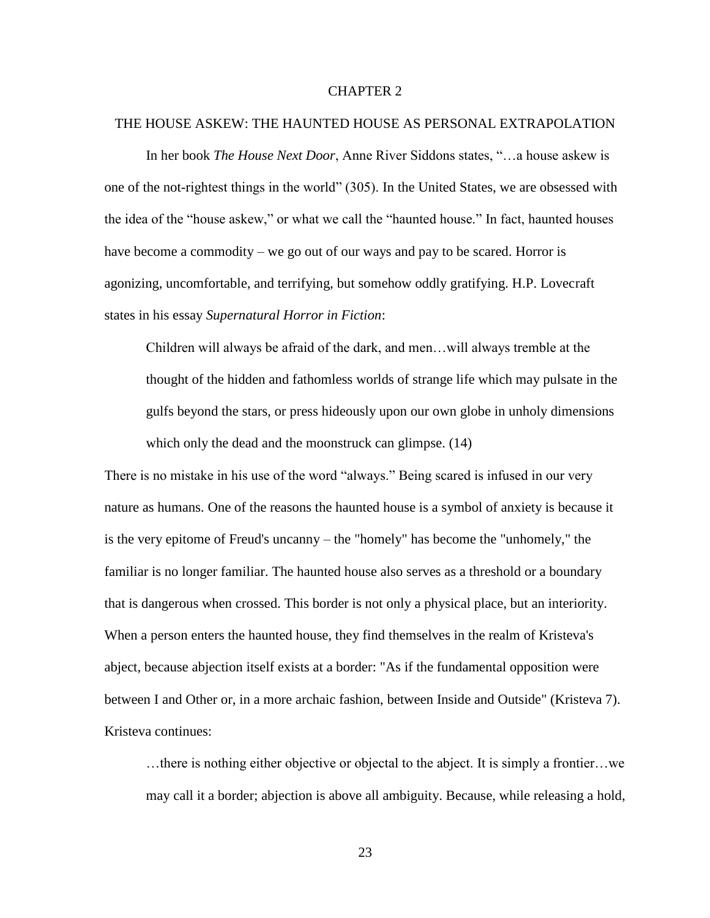# CHAPTER 2

## THE HOUSE ASKEW: THE HAUNTED HOUSE AS PERSONAL EXTRAPOLATION

In her book *The House Next Door*, Anne River Siddons states, "…a house askew is one of the not-rightest things in the world" (305). In the United States, we are obsessed with the idea of the "house askew," or what we call the "haunted house." In fact, haunted houses have become a commodity – we go out of our ways and pay to be scared. Horror is agonizing, uncomfortable, and terrifying, but somehow oddly gratifying. H.P. Lovecraft states in his essay *Supernatural Horror in Fiction*:

> Children will always be afraid of the dark, and men…will always tremble at the thought of the hidden and fathomless worlds of strange life which may pulsate in the gulfs beyond the stars, or press hideously upon our own globe in unholy dimensions which only the dead and the moonstruck can glimpse. (14)

There is no mistake in his use of the word "always." Being scared is infused in our very nature as humans. One of the reasons the haunted house is a symbol of anxiety is because it is the very epitome of Freud's uncanny – the "homely" has become the "unhomely," the familiar is no longer familiar. The haunted house also serves as a threshold or a boundary that is dangerous when crossed. This border is not only a physical place, but an interiority. When a person enters the haunted house, they find themselves in the realm of Kristeva's abject, because abjection itself exists at a border: "As if the fundamental opposition were between I and Other or, in a more archaic fashion, between Inside and Outside" (Kristeva 7). Kristeva continues:

> …there is nothing either objective or objectal to the abject. It is simply a frontier…we may call it a border; abjection is above all ambiguity. Because, while releasing a hold,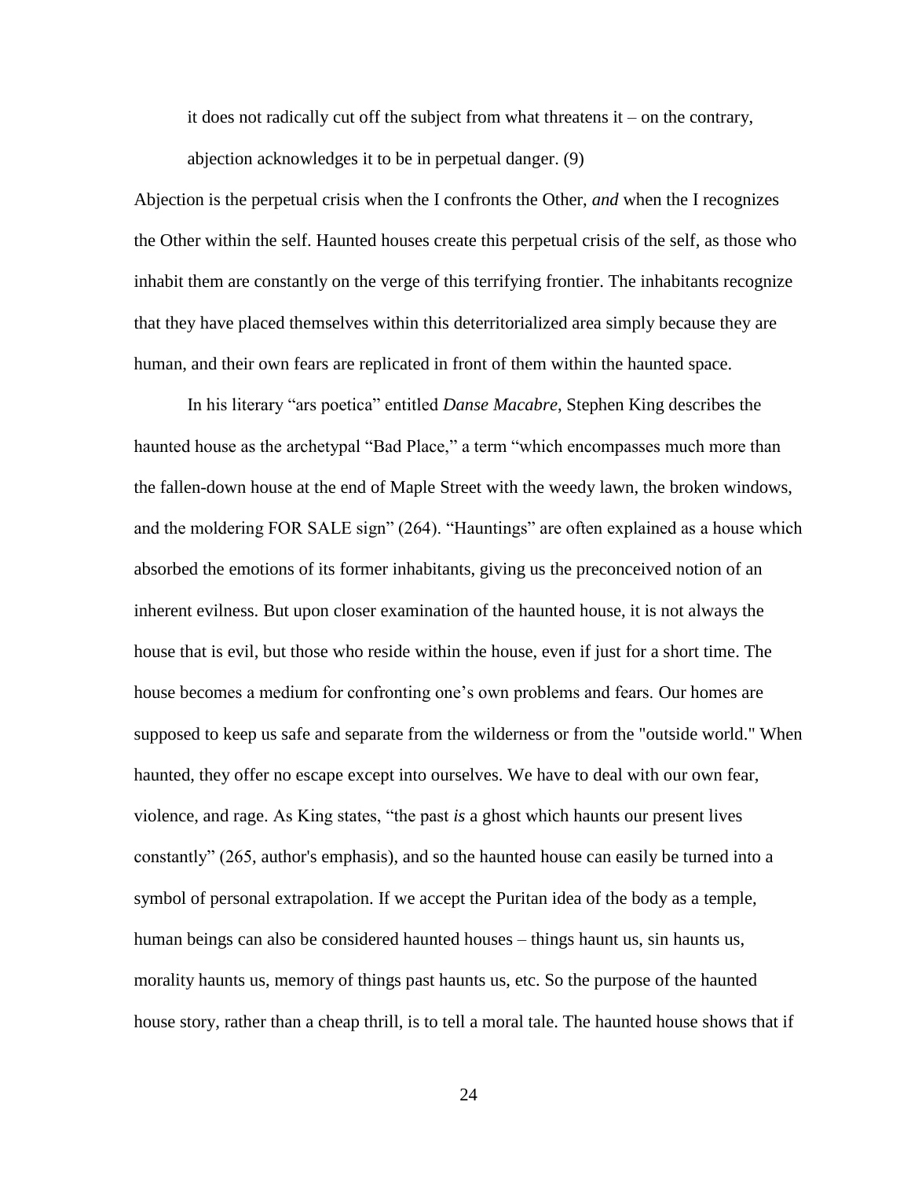> it does not radically cut off the subject from what threatens it – on the contrary, abjection acknowledges it to be in perpetual danger. (9)

Abjection is the perpetual crisis when the I confronts the Other, *and* when the I recognizes the Other within the self. Haunted houses create this perpetual crisis of the self, as those who inhabit them are constantly on the verge of this terrifying frontier. The inhabitants recognize that they have placed themselves within this deterritorialized area simply because they are human, and their own fears are replicated in front of them within the haunted space.

In his literary "ars poetica" entitled *Danse Macabre*, Stephen King describes the haunted house as the archetypal "Bad Place," a term "which encompasses much more than the fallen-down house at the end of Maple Street with the weedy lawn, the broken windows, and the moldering FOR SALE sign" (264). "Hauntings" are often explained as a house which absorbed the emotions of its former inhabitants, giving us the preconceived notion of an inherent evilness. But upon closer examination of the haunted house, it is not always the house that is evil, but those who reside within the house, even if just for a short time. The house becomes a medium for confronting one's own problems and fears. Our homes are supposed to keep us safe and separate from the wilderness or from the "outside world." When haunted, they offer no escape except into ourselves. We have to deal with our own fear, violence, and rage. As King states, "the past *is* a ghost which haunts our present lives constantly" (265, author's emphasis), and so the haunted house can easily be turned into a symbol of personal extrapolation. If we accept the Puritan idea of the body as a temple, human beings can also be considered haunted houses – things haunt us, sin haunts us, morality haunts us, memory of things past haunts us, etc. So the purpose of the haunted house story, rather than a cheap thrill, is to tell a moral tale. The haunted house shows that if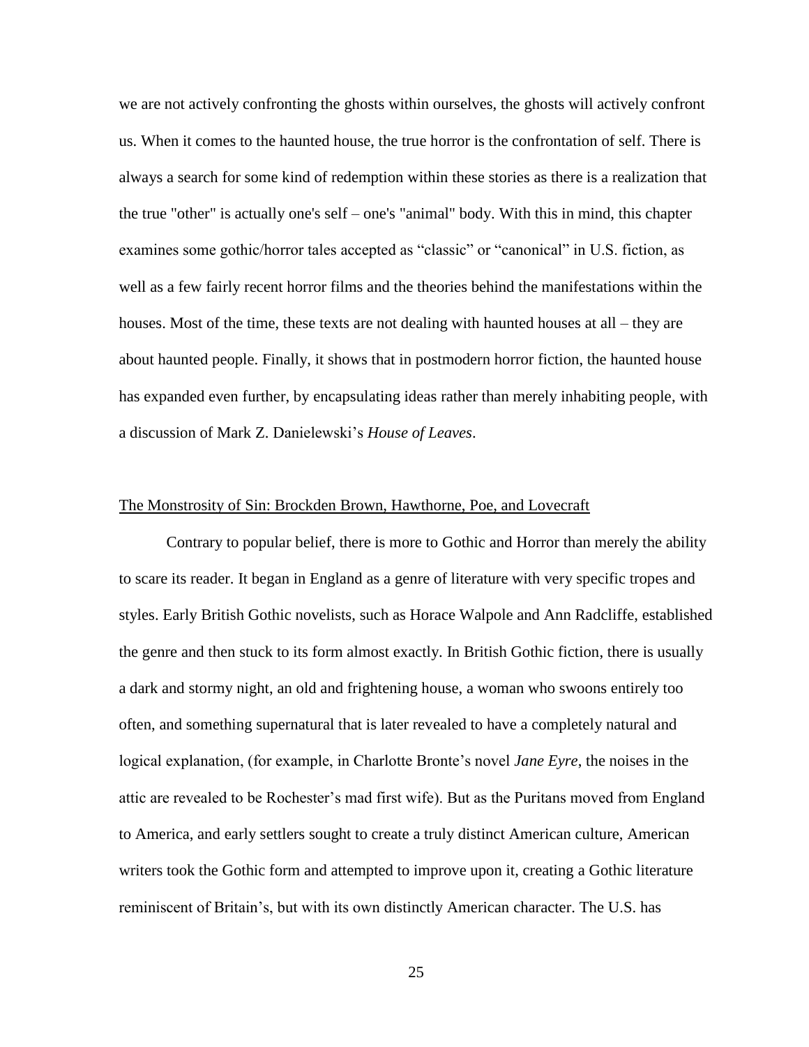we are not actively confronting the ghosts within ourselves, the ghosts will actively confront us. When it comes to the haunted house, the true horror is the confrontation of self. There is always a search for some kind of redemption within these stories as there is a realization that the true "other" is actually one's self – one's "animal" body. With this in mind, this chapter examines some gothic/horror tales accepted as "classic" or "canonical" in U.S. fiction, as well as a few fairly recent horror films and the theories behind the manifestations within the houses. Most of the time, these texts are not dealing with haunted houses at all – they are about haunted people. Finally, it shows that in postmodern horror fiction, the haunted house has expanded even further, by encapsulating ideas rather than merely inhabiting people, with a discussion of Mark Z. Danielewski's *House of Leaves*.

## The Monstrosity of Sin: Brockden Brown, Hawthorne, Poe, and Lovecraft

Contrary to popular belief, there is more to Gothic and Horror than merely the ability to scare its reader. It began in England as a genre of literature with very specific tropes and styles. Early British Gothic novelists, such as Horace Walpole and Ann Radcliffe, established the genre and then stuck to its form almost exactly. In British Gothic fiction, there is usually a dark and stormy night, an old and frightening house, a woman who swoons entirely too often, and something supernatural that is later revealed to have a completely natural and logical explanation, (for example, in Charlotte Bronte's novel *Jane Eyre*, the noises in the attic are revealed to be Rochester's mad first wife). But as the Puritans moved from England to America, and early settlers sought to create a truly distinct American culture, American writers took the Gothic form and attempted to improve upon it, creating a Gothic literature reminiscent of Britain's, but with its own distinctly American character. The U.S. has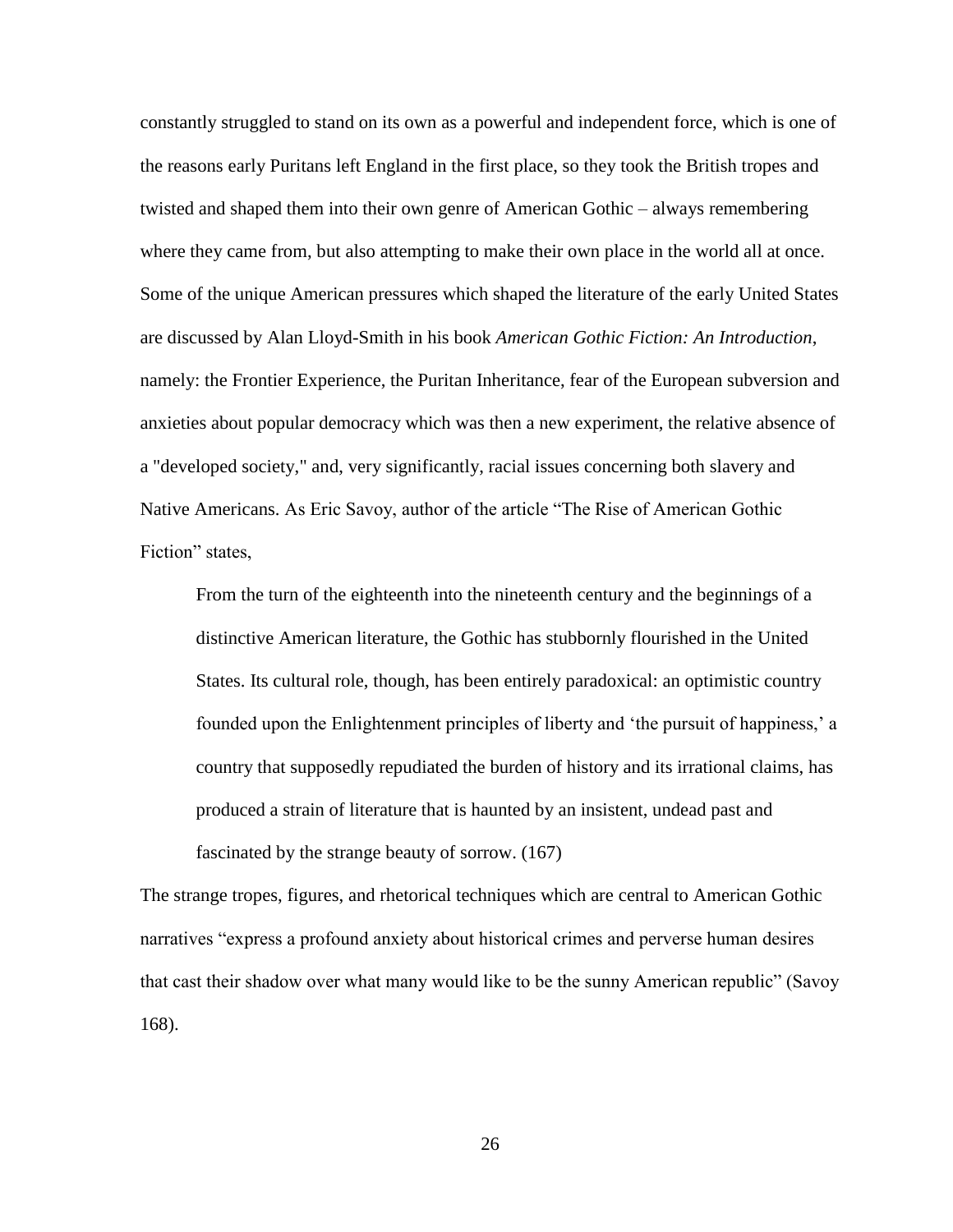constantly struggled to stand on its own as a powerful and independent force, which is one of the reasons early Puritans left England in the first place, so they took the British tropes and twisted and shaped them into their own genre of American Gothic – always remembering where they came from, but also attempting to make their own place in the world all at once. Some of the unique American pressures which shaped the literature of the early United States are discussed by Alan Lloyd-Smith in his book *American Gothic Fiction: An Introduction*, namely: the Frontier Experience, the Puritan Inheritance, fear of the European subversion and anxieties about popular democracy which was then a new experiment, the relative absence of a "developed society," and, very significantly, racial issues concerning both slavery and Native Americans. As Eric Savoy, author of the article "The Rise of American Gothic Fiction" states,

> From the turn of the eighteenth into the nineteenth century and the beginnings of a distinctive American literature, the Gothic has stubbornly flourished in the United States. Its cultural role, though, has been entirely paradoxical: an optimistic country founded upon the Enlightenment principles of liberty and 'the pursuit of happiness,' a country that supposedly repudiated the burden of history and its irrational claims, has produced a strain of literature that is haunted by an insistent, undead past and fascinated by the strange beauty of sorrow. (167)

The strange tropes, figures, and rhetorical techniques which are central to American Gothic narratives "express a profound anxiety about historical crimes and perverse human desires that cast their shadow over what many would like to be the sunny American republic" (Savoy 168).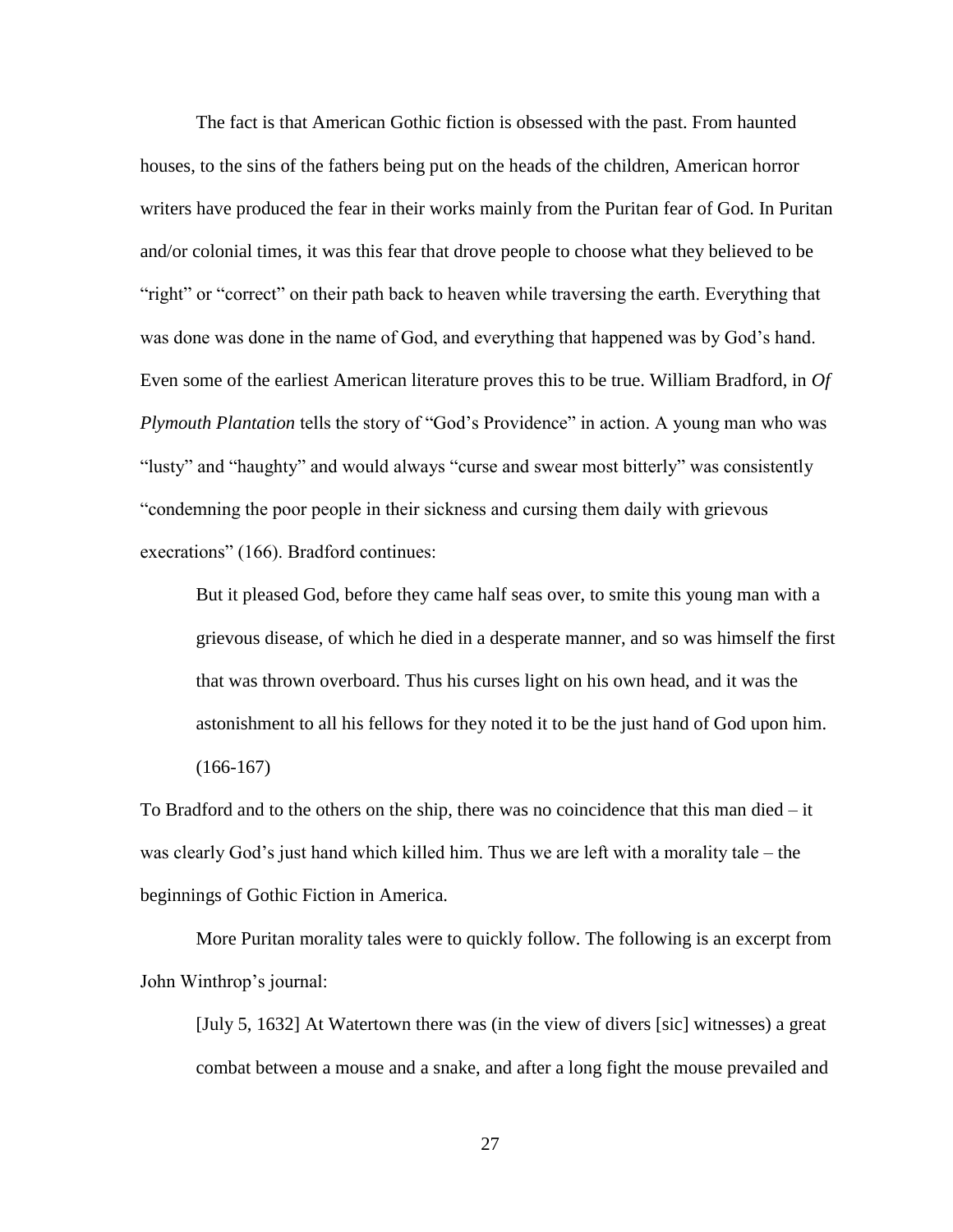The fact is that American Gothic fiction is obsessed with the past. From haunted houses, to the sins of the fathers being put on the heads of the children, American horror writers have produced the fear in their works mainly from the Puritan fear of God. In Puritan and/or colonial times, it was this fear that drove people to choose what they believed to be "right" or "correct" on their path back to heaven while traversing the earth. Everything that was done was done in the name of God, and everything that happened was by God's hand. Even some of the earliest American literature proves this to be true. William Bradford, in *Of Plymouth Plantation* tells the story of "God's Providence" in action. A young man who was "lusty" and "haughty" and would always "curse and swear most bitterly" was consistently "condemning the poor people in their sickness and cursing them daily with grievous execrations" (166). Bradford continues:

> But it pleased God, before they came half seas over, to smite this young man with a grievous disease, of which he died in a desperate manner, and so was himself the first that was thrown overboard. Thus his curses light on his own head, and it was the astonishment to all his fellows for they noted it to be the just hand of God upon him. (166-167)

To Bradford and to the others on the ship, there was no coincidence that this man died – it was clearly God's just hand which killed him. Thus we are left with a morality tale – the beginnings of Gothic Fiction in America.

More Puritan morality tales were to quickly follow. The following is an excerpt from John Winthrop's journal:

> [July 5, 1632] At Watertown there was (in the view of divers [sic] witnesses) a great combat between a mouse and a snake, and after a long fight the mouse prevailed and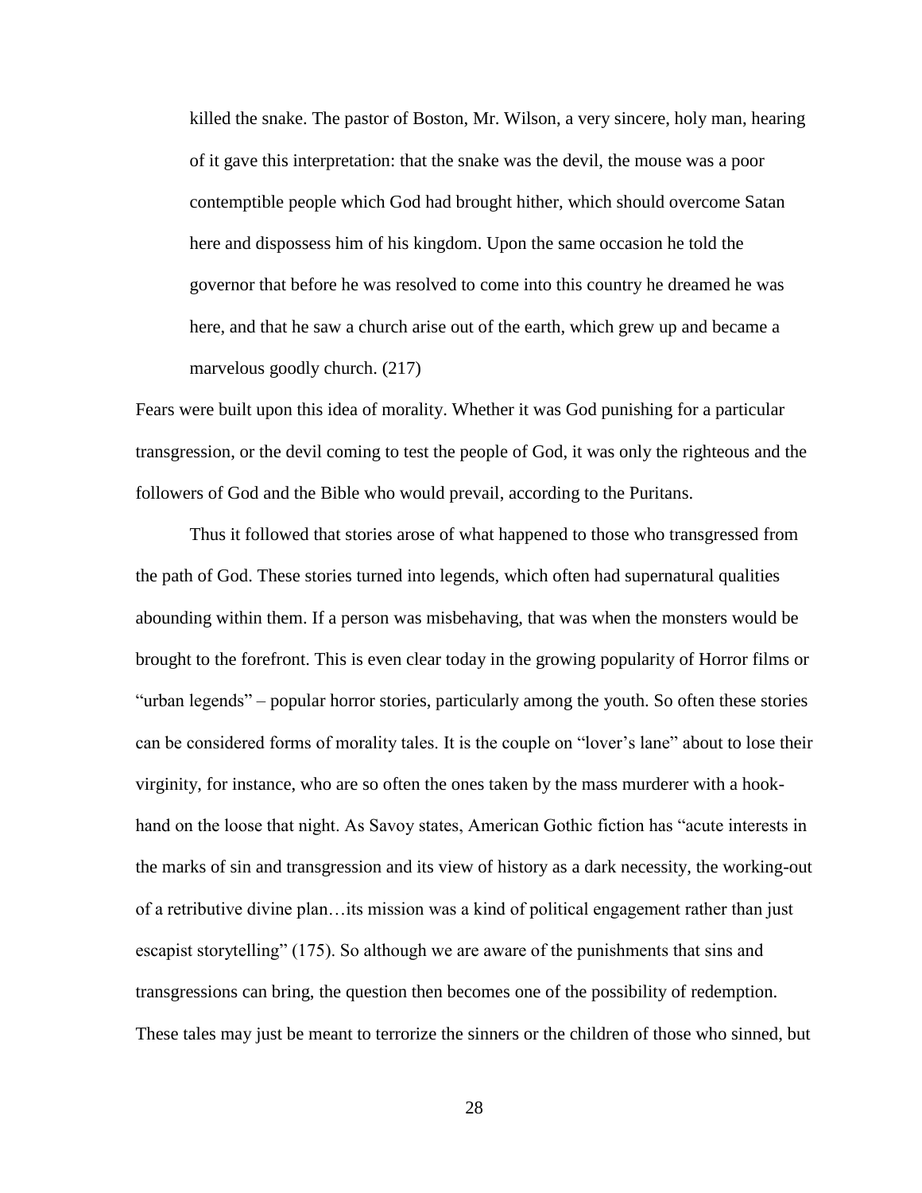> killed the snake. The pastor of Boston, Mr. Wilson, a very sincere, holy man, hearing of it gave this interpretation: that the snake was the devil, the mouse was a poor contemptible people which God had brought hither, which should overcome Satan here and dispossess him of his kingdom. Upon the same occasion he told the governor that before he was resolved to come into this country he dreamed he was here, and that he saw a church arise out of the earth, which grew up and became a marvelous goodly church. (217)

Fears were built upon this idea of morality. Whether it was God punishing for a particular transgression, or the devil coming to test the people of God, it was only the righteous and the followers of God and the Bible who would prevail, according to the Puritans.

Thus it followed that stories arose of what happened to those who transgressed from the path of God. These stories turned into legends, which often had supernatural qualities abounding within them. If a person was misbehaving, that was when the monsters would be brought to the forefront. This is even clear today in the growing popularity of Horror films or "urban legends" – popular horror stories, particularly among the youth. So often these stories can be considered forms of morality tales. It is the couple on "lover's lane" about to lose their virginity, for instance, who are so often the ones taken by the mass murderer with a hook-hand on the loose that night. As Savoy states, American Gothic fiction has "acute interests in the marks of sin and transgression and its view of history as a dark necessity, the working-out of a retributive divine plan…its mission was a kind of political engagement rather than just escapist storytelling" (175). So although we are aware of the punishments that sins and transgressions can bring, the question then becomes one of the possibility of redemption. These tales may just be meant to terrorize the sinners or the children of those who sinned, but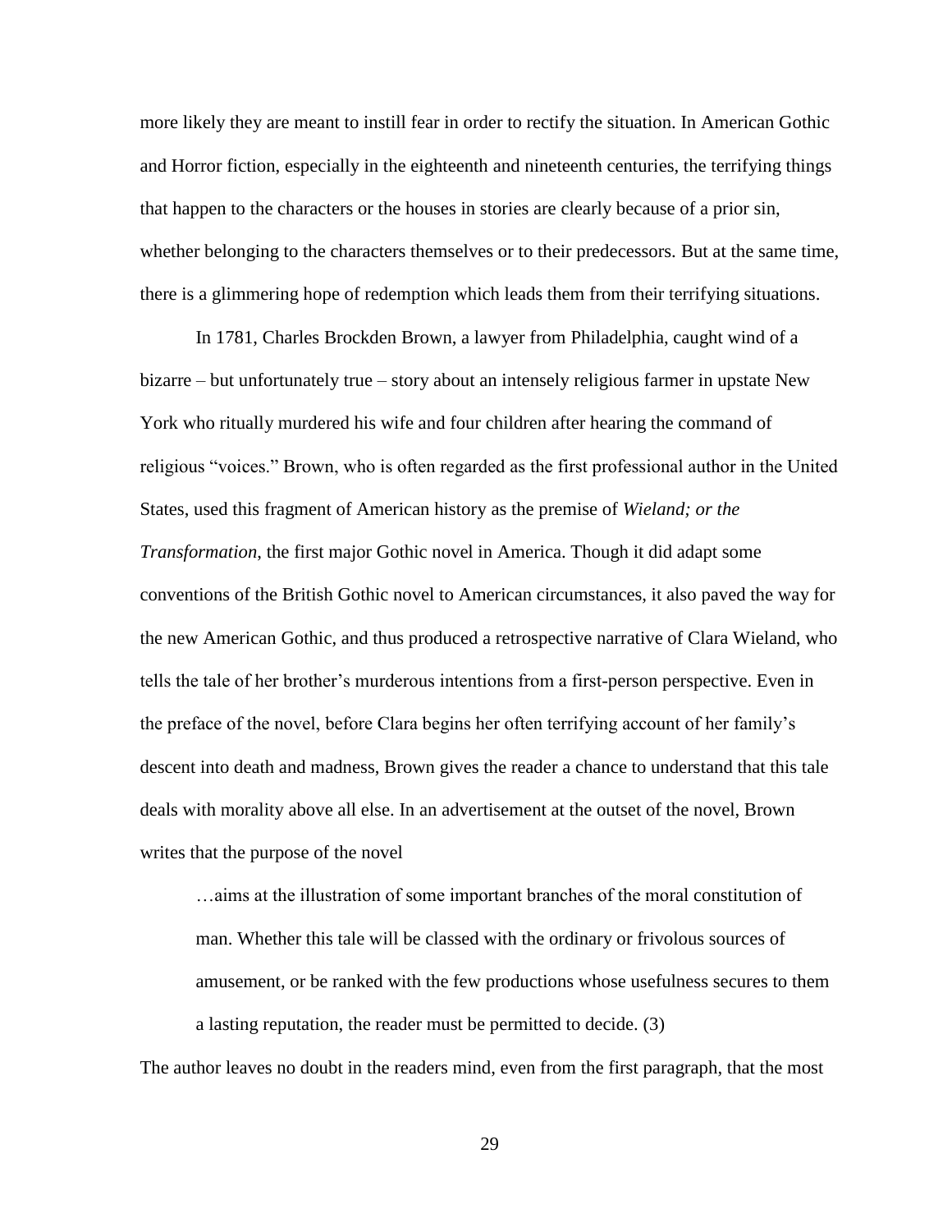more likely they are meant to instill fear in order to rectify the situation. In American Gothic and Horror fiction, especially in the eighteenth and nineteenth centuries, the terrifying things that happen to the characters or the houses in stories are clearly because of a prior sin, whether belonging to the characters themselves or to their predecessors. But at the same time, there is a glimmering hope of redemption which leads them from their terrifying situations.

In 1781, Charles Brockden Brown, a lawyer from Philadelphia, caught wind of a bizarre – but unfortunately true – story about an intensely religious farmer in upstate New York who ritually murdered his wife and four children after hearing the command of religious "voices." Brown, who is often regarded as the first professional author in the United States, used this fragment of American history as the premise of *Wieland; or the Transformation*, the first major Gothic novel in America. Though it did adapt some conventions of the British Gothic novel to American circumstances, it also paved the way for the new American Gothic, and thus produced a retrospective narrative of Clara Wieland, who tells the tale of her brother's murderous intentions from a first-person perspective. Even in the preface of the novel, before Clara begins her often terrifying account of her family's descent into death and madness, Brown gives the reader a chance to understand that this tale deals with morality above all else. In an advertisement at the outset of the novel, Brown writes that the purpose of the novel

> …aims at the illustration of some important branches of the moral constitution of man. Whether this tale will be classed with the ordinary or frivolous sources of amusement, or be ranked with the few productions whose usefulness secures to them a lasting reputation, the reader must be permitted to decide. (3)

The author leaves no doubt in the readers mind, even from the first paragraph, that the most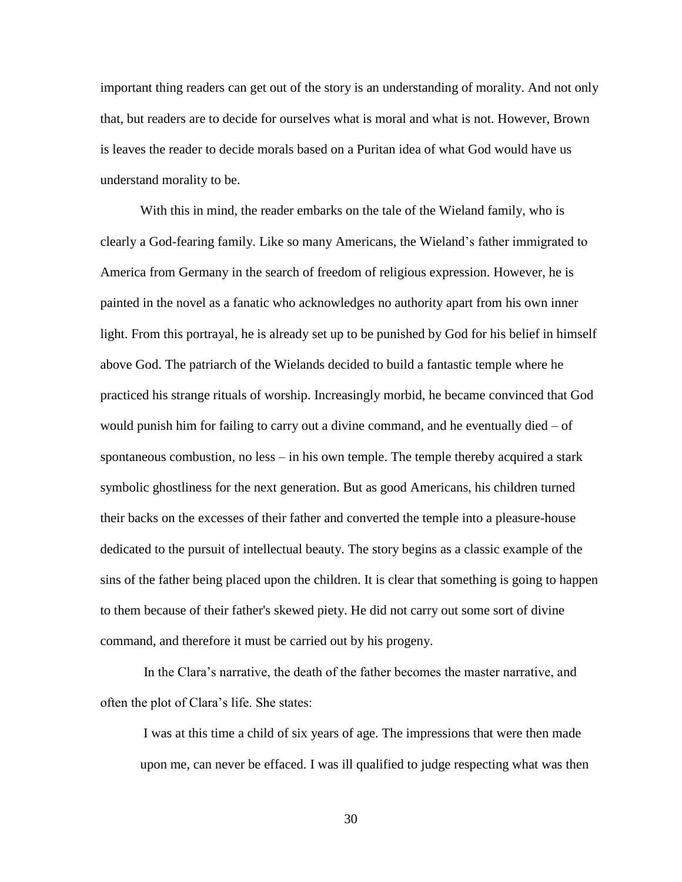important thing readers can get out of the story is an understanding of morality. And not only that, but readers are to decide for ourselves what is moral and what is not. However, Brown is leaves the reader to decide morals based on a Puritan idea of what God would have us understand morality to be.

With this in mind, the reader embarks on the tale of the Wieland family, who is clearly a God-fearing family. Like so many Americans, the Wieland's father immigrated to America from Germany in the search of freedom of religious expression. However, he is painted in the novel as a fanatic who acknowledges no authority apart from his own inner light. From this portrayal, he is already set up to be punished by God for his belief in himself above God. The patriarch of the Wielands decided to build a fantastic temple where he practiced his strange rituals of worship. Increasingly morbid, he became convinced that God would punish him for failing to carry out a divine command, and he eventually died – of spontaneous combustion, no less – in his own temple. The temple thereby acquired a stark symbolic ghostliness for the next generation. But as good Americans, his children turned their backs on the excesses of their father and converted the temple into a pleasure-house dedicated to the pursuit of intellectual beauty. The story begins as a classic example of the sins of the father being placed upon the children. It is clear that something is going to happen to them because of their father's skewed piety. He did not carry out some sort of divine command, and therefore it must be carried out by his progeny.

In the Clara's narrative, the death of the father becomes the master narrative, and often the plot of Clara's life. She states:

> I was at this time a child of six years of age. The impressions that were then made upon me, can never be effaced. I was ill qualified to judge respecting what was then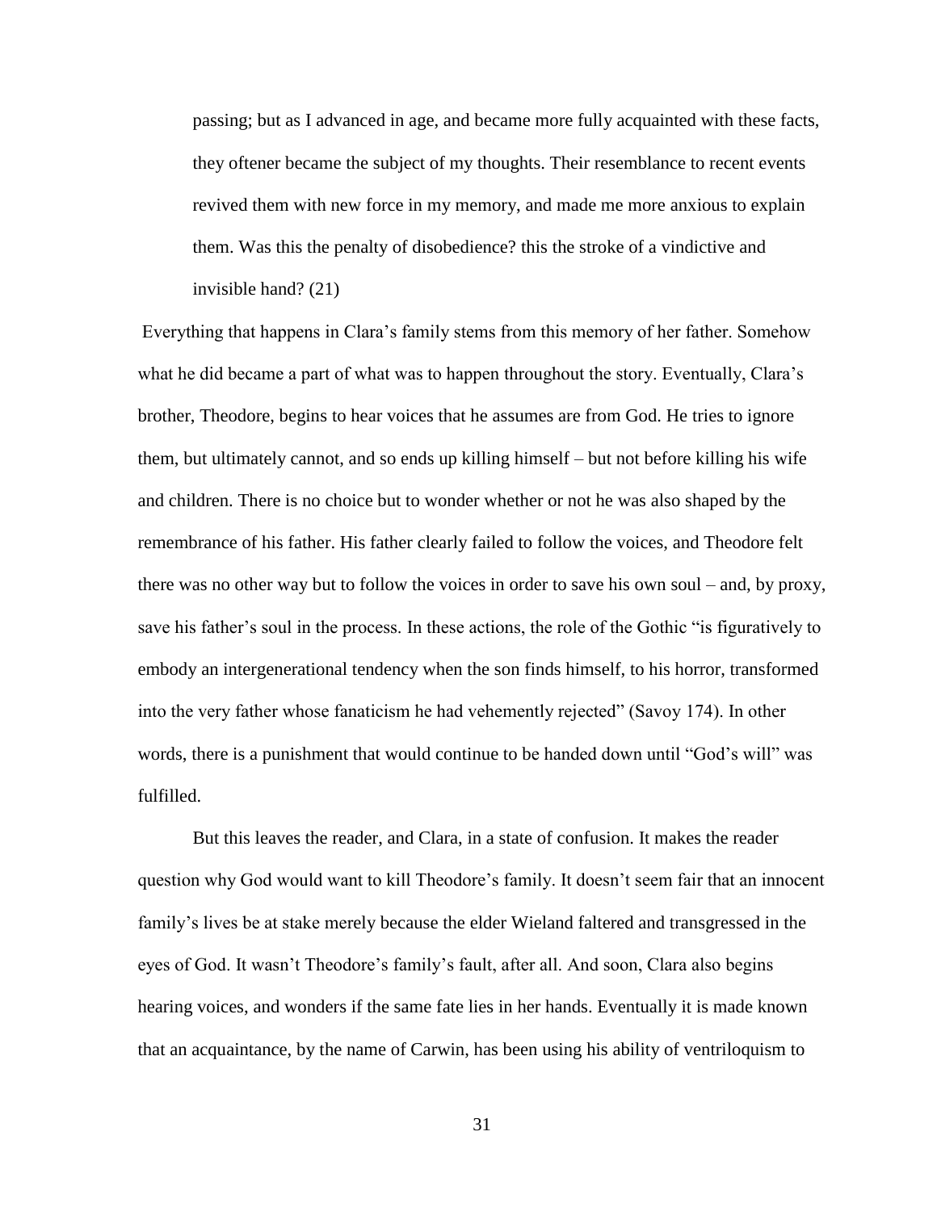> passing; but as I advanced in age, and became more fully acquainted with these facts, they oftener became the subject of my thoughts. Their resemblance to recent events revived them with new force in my memory, and made me more anxious to explain them. Was this the penalty of disobedience? this the stroke of a vindictive and invisible hand? (21)

Everything that happens in Clara's family stems from this memory of her father. Somehow what he did became a part of what was to happen throughout the story. Eventually, Clara's brother, Theodore, begins to hear voices that he assumes are from God. He tries to ignore them, but ultimately cannot, and so ends up killing himself – but not before killing his wife and children. There is no choice but to wonder whether or not he was also shaped by the remembrance of his father. His father clearly failed to follow the voices, and Theodore felt there was no other way but to follow the voices in order to save his own soul – and, by proxy, save his father's soul in the process. In these actions, the role of the Gothic "is figuratively to embody an intergenerational tendency when the son finds himself, to his horror, transformed into the very father whose fanaticism he had vehemently rejected" (Savoy 174). In other words, there is a punishment that would continue to be handed down until "God's will" was fulfilled.

But this leaves the reader, and Clara, in a state of confusion. It makes the reader question why God would want to kill Theodore's family. It doesn't seem fair that an innocent family's lives be at stake merely because the elder Wieland faltered and transgressed in the eyes of God. It wasn't Theodore's family's fault, after all. And soon, Clara also begins hearing voices, and wonders if the same fate lies in her hands. Eventually it is made known that an acquaintance, by the name of Carwin, has been using his ability of ventriloquism to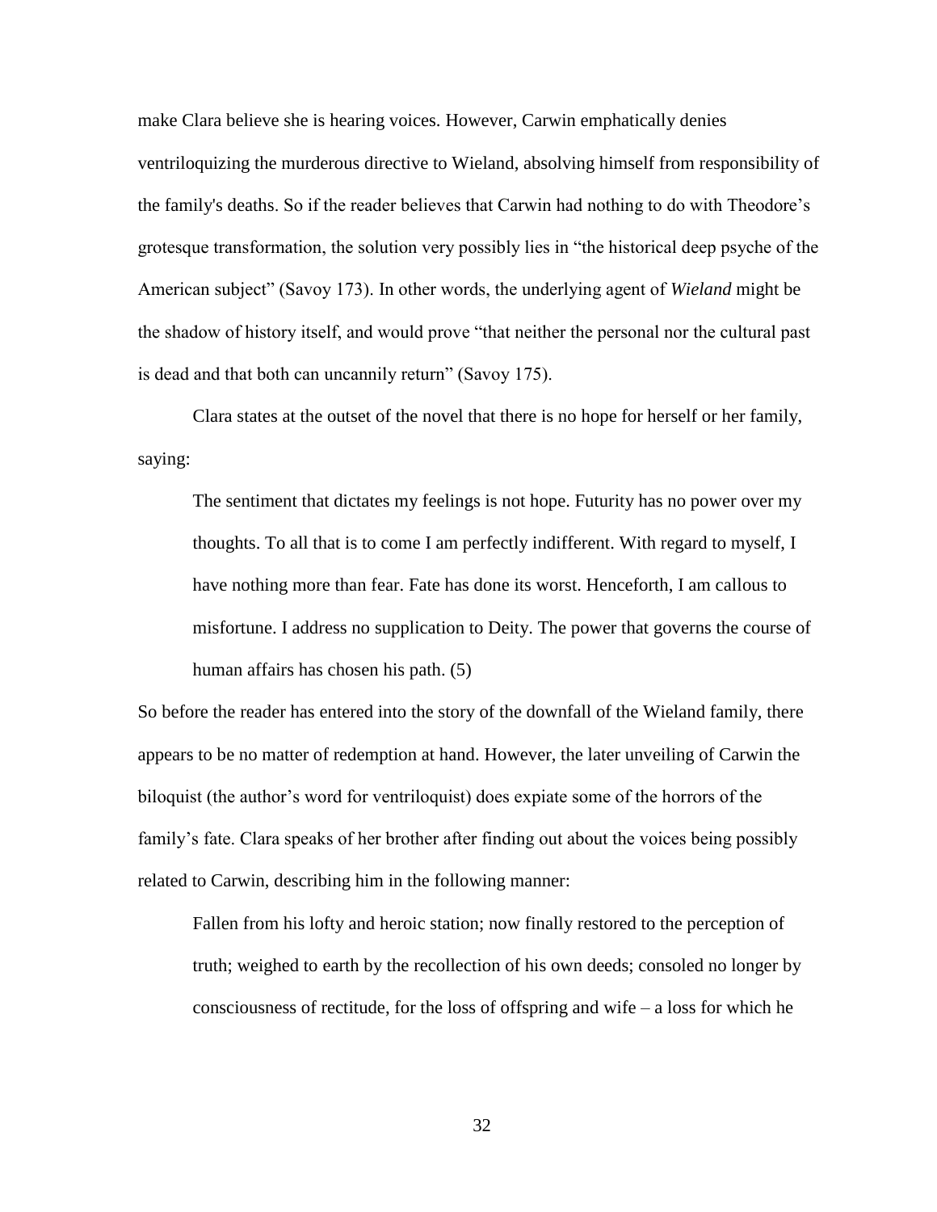make Clara believe she is hearing voices. However, Carwin emphatically denies ventriloquizing the murderous directive to Wieland, absolving himself from responsibility of the family's deaths. So if the reader believes that Carwin had nothing to do with Theodore's grotesque transformation, the solution very possibly lies in "the historical deep psyche of the American subject" (Savoy 173). In other words, the underlying agent of *Wieland* might be the shadow of history itself, and would prove "that neither the personal nor the cultural past is dead and that both can uncannily return" (Savoy 175).

Clara states at the outset of the novel that there is no hope for herself or her family, saying:

> The sentiment that dictates my feelings is not hope. Futurity has no power over my thoughts. To all that is to come I am perfectly indifferent. With regard to myself, I have nothing more than fear. Fate has done its worst. Henceforth, I am callous to misfortune. I address no supplication to Deity. The power that governs the course of human affairs has chosen his path. (5)

So before the reader has entered into the story of the downfall of the Wieland family, there appears to be no matter of redemption at hand. However, the later unveiling of Carwin the biloquist (the author's word for ventriloquist) does expiate some of the horrors of the family's fate. Clara speaks of her brother after finding out about the voices being possibly related to Carwin, describing him in the following manner:

> Fallen from his lofty and heroic station; now finally restored to the perception of truth; weighed to earth by the recollection of his own deeds; consoled no longer by consciousness of rectitude, for the loss of offspring and wife – a loss for which he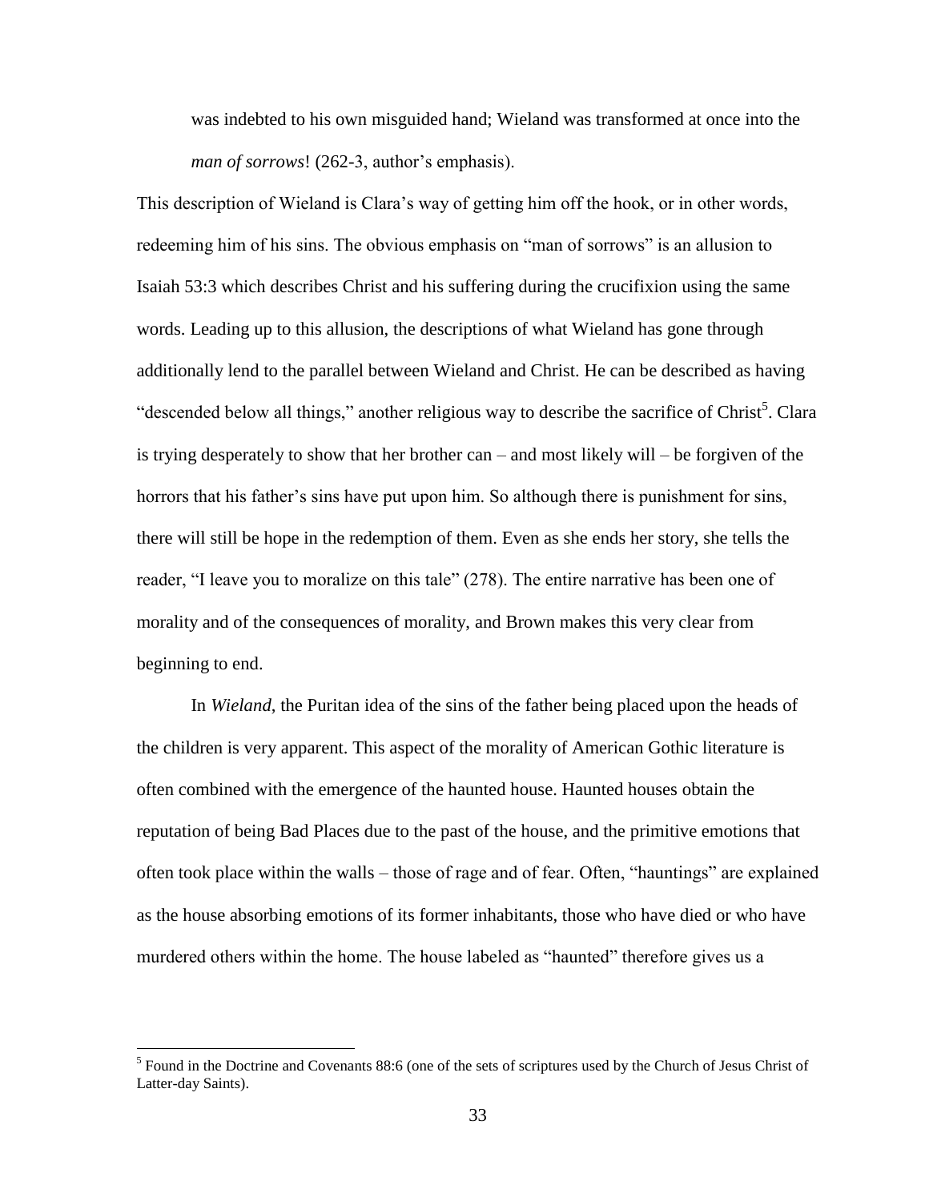was indebted to his own misguided hand; Wieland was transformed at once into the *man of sorrows*! (262-3, author's emphasis).

This description of Wieland is Clara's way of getting him off the hook, or in other words, redeeming him of his sins. The obvious emphasis on "man of sorrows" is an allusion to Isaiah 53:3 which describes Christ and his suffering during the crucifixion using the same words. Leading up to this allusion, the descriptions of what Wieland has gone through additionally lend to the parallel between Wieland and Christ. He can be described as having "descended below all things," another religious way to describe the sacrifice of Christ[5]. Clara is trying desperately to show that her brother can – and most likely will – be forgiven of the horrors that his father's sins have put upon him. So although there is punishment for sins, there will still be hope in the redemption of them. Even as she ends her story, she tells the reader, "I leave you to moralize on this tale" (278). The entire narrative has been one of morality and of the consequences of morality, and Brown makes this very clear from beginning to end.

In *Wieland*, the Puritan idea of the sins of the father being placed upon the heads of the children is very apparent. This aspect of the morality of American Gothic literature is often combined with the emergence of the haunted house. Haunted houses obtain the reputation of being Bad Places due to the past of the house, and the primitive emotions that often took place within the walls – those of rage and of fear. Often, "hauntings" are explained as the house absorbing emotions of its former inhabitants, those who have died or who have murdered others within the home. The house labeled as "haunted" therefore gives us a

[5] Found in the Doctrine and Covenants 88:6 (one of the sets of scriptures used by the Church of Jesus Christ of Latter-day Saints).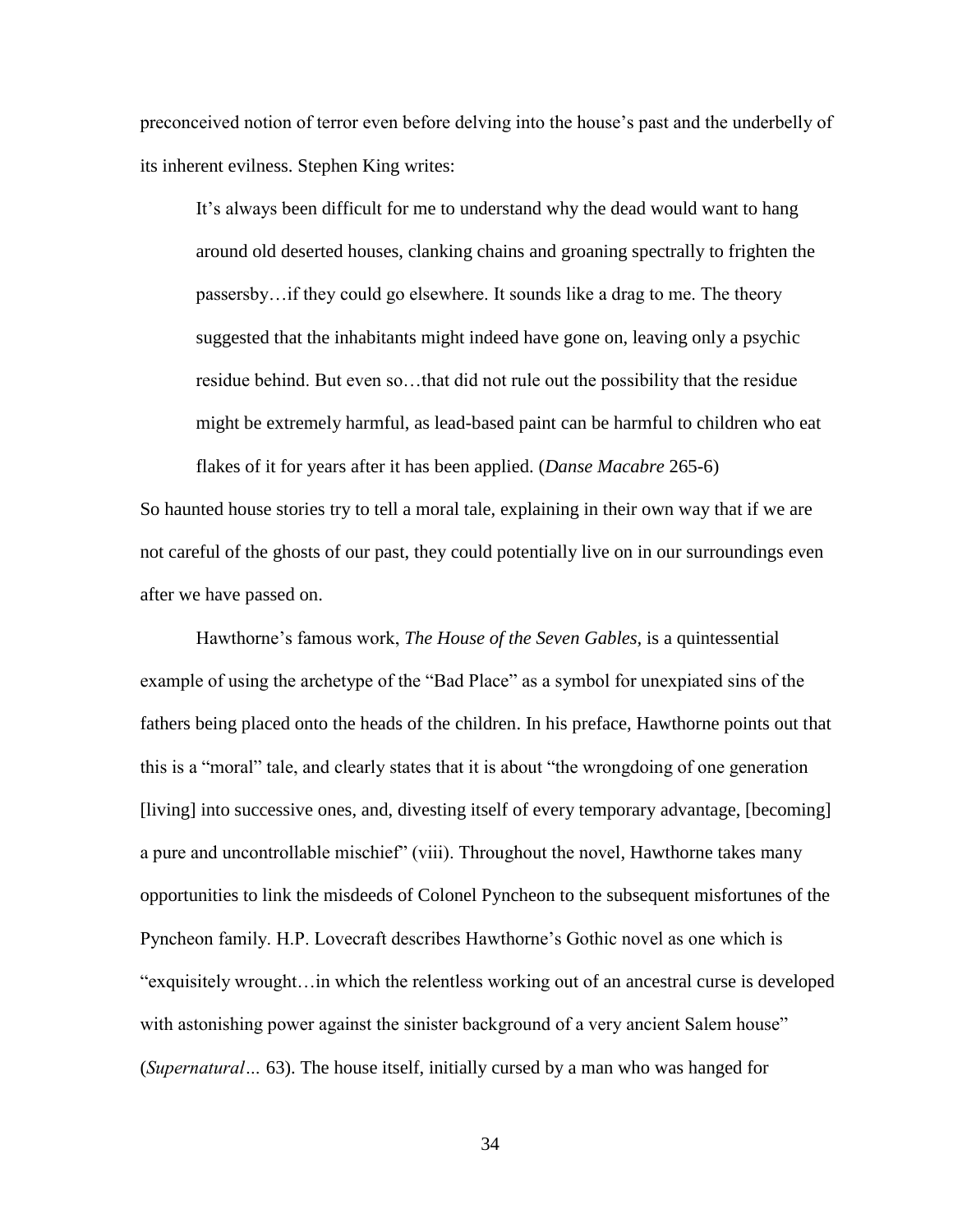preconceived notion of terror even before delving into the house's past and the underbelly of its inherent evilness. Stephen King writes:

> It's always been difficult for me to understand why the dead would want to hang around old deserted houses, clanking chains and groaning spectrally to frighten the passersby…if they could go elsewhere. It sounds like a drag to me. The theory suggested that the inhabitants might indeed have gone on, leaving only a psychic residue behind. But even so…that did not rule out the possibility that the residue might be extremely harmful, as lead-based paint can be harmful to children who eat flakes of it for years after it has been applied. (*Danse Macabre* 265-6)

So haunted house stories try to tell a moral tale, explaining in their own way that if we are not careful of the ghosts of our past, they could potentially live on in our surroundings even after we have passed on.

Hawthorne's famous work, *The House of the Seven Gables,* is a quintessential example of using the archetype of the "Bad Place" as a symbol for unexpiated sins of the fathers being placed onto the heads of the children. In his preface, Hawthorne points out that this is a "moral" tale, and clearly states that it is about "the wrongdoing of one generation [living] into successive ones, and, divesting itself of every temporary advantage, [becoming] a pure and uncontrollable mischief" (viii). Throughout the novel, Hawthorne takes many opportunities to link the misdeeds of Colonel Pyncheon to the subsequent misfortunes of the Pyncheon family. H.P. Lovecraft describes Hawthorne's Gothic novel as one which is "exquisitely wrought…in which the relentless working out of an ancestral curse is developed with astonishing power against the sinister background of a very ancient Salem house" (*Supernatural…* 63). The house itself, initially cursed by a man who was hanged for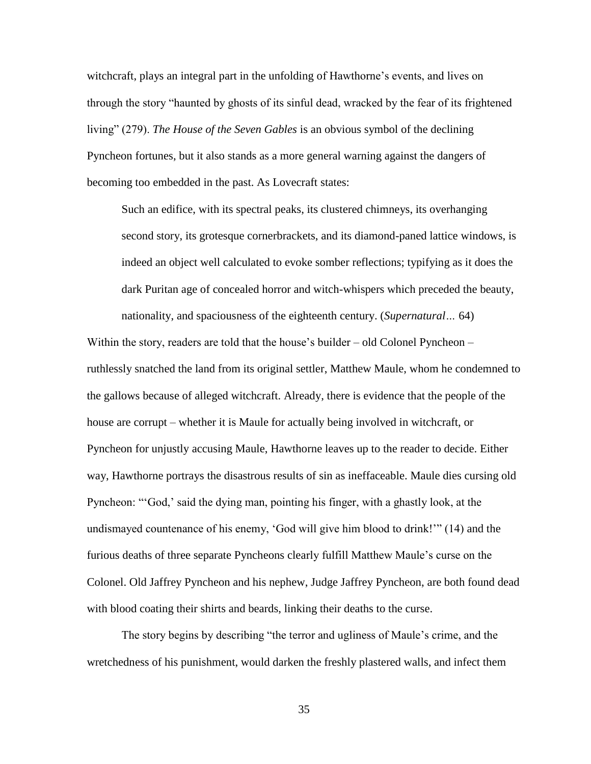witchcraft, plays an integral part in the unfolding of Hawthorne's events, and lives on through the story "haunted by ghosts of its sinful dead, wracked by the fear of its frightened living" (279). *The House of the Seven Gables* is an obvious symbol of the declining Pyncheon fortunes, but it also stands as a more general warning against the dangers of becoming too embedded in the past. As Lovecraft states:

> Such an edifice, with its spectral peaks, its clustered chimneys, its overhanging second story, its grotesque cornerbrackets, and its diamond-paned lattice windows, is indeed an object well calculated to evoke somber reflections; typifying as it does the dark Puritan age of concealed horror and witch-whispers which preceded the beauty, nationality, and spaciousness of the eighteenth century. (*Supernatural…* 64)

Within the story, readers are told that the house's builder – old Colonel Pyncheon – ruthlessly snatched the land from its original settler, Matthew Maule, whom he condemned to the gallows because of alleged witchcraft. Already, there is evidence that the people of the house are corrupt – whether it is Maule for actually being involved in witchcraft, or Pyncheon for unjustly accusing Maule, Hawthorne leaves up to the reader to decide. Either way, Hawthorne portrays the disastrous results of sin as ineffaceable. Maule dies cursing old Pyncheon: "'God,' said the dying man, pointing his finger, with a ghastly look, at the undismayed countenance of his enemy, 'God will give him blood to drink!'" (14) and the furious deaths of three separate Pyncheons clearly fulfill Matthew Maule's curse on the Colonel. Old Jaffrey Pyncheon and his nephew, Judge Jaffrey Pyncheon, are both found dead with blood coating their shirts and beards, linking their deaths to the curse.

The story begins by describing "the terror and ugliness of Maule's crime, and the wretchedness of his punishment, would darken the freshly plastered walls, and infect them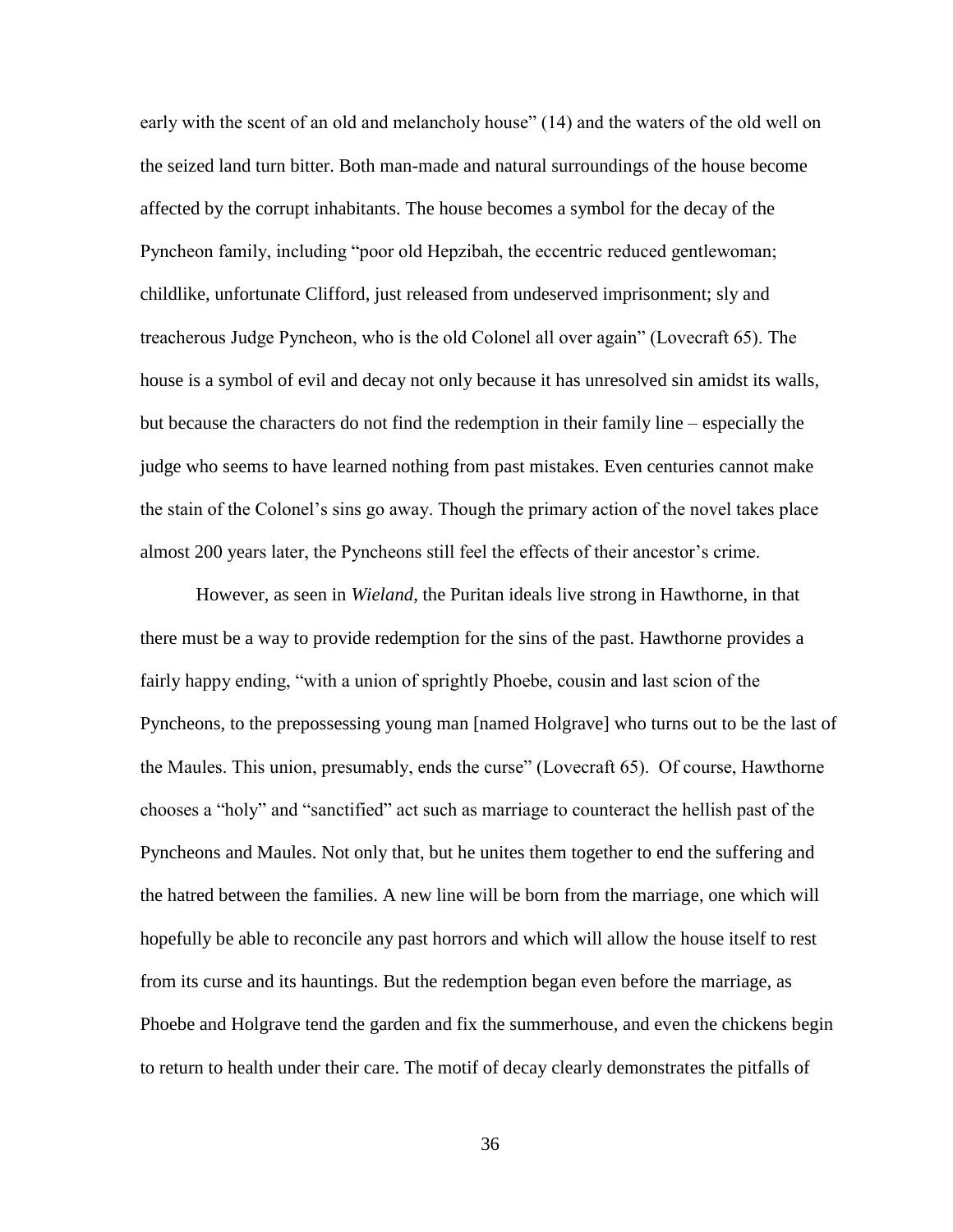early with the scent of an old and melancholy house" (14) and the waters of the old well on the seized land turn bitter. Both man-made and natural surroundings of the house become affected by the corrupt inhabitants. The house becomes a symbol for the decay of the Pyncheon family, including "poor old Hepzibah, the eccentric reduced gentlewoman; childlike, unfortunate Clifford, just released from undeserved imprisonment; sly and treacherous Judge Pyncheon, who is the old Colonel all over again" (Lovecraft 65). The house is a symbol of evil and decay not only because it has unresolved sin amidst its walls, but because the characters do not find the redemption in their family line – especially the judge who seems to have learned nothing from past mistakes. Even centuries cannot make the stain of the Colonel's sins go away. Though the primary action of the novel takes place almost 200 years later, the Pyncheons still feel the effects of their ancestor's crime.

However, as seen in *Wieland*, the Puritan ideals live strong in Hawthorne, in that there must be a way to provide redemption for the sins of the past. Hawthorne provides a fairly happy ending, "with a union of sprightly Phoebe, cousin and last scion of the Pyncheons, to the prepossessing young man [named Holgrave] who turns out to be the last of the Maules. This union, presumably, ends the curse" (Lovecraft 65). Of course, Hawthorne chooses a "holy" and "sanctified" act such as marriage to counteract the hellish past of the Pyncheons and Maules. Not only that, but he unites them together to end the suffering and the hatred between the families. A new line will be born from the marriage, one which will hopefully be able to reconcile any past horrors and which will allow the house itself to rest from its curse and its hauntings. But the redemption began even before the marriage, as Phoebe and Holgrave tend the garden and fix the summerhouse, and even the chickens begin to return to health under their care. The motif of decay clearly demonstrates the pitfalls of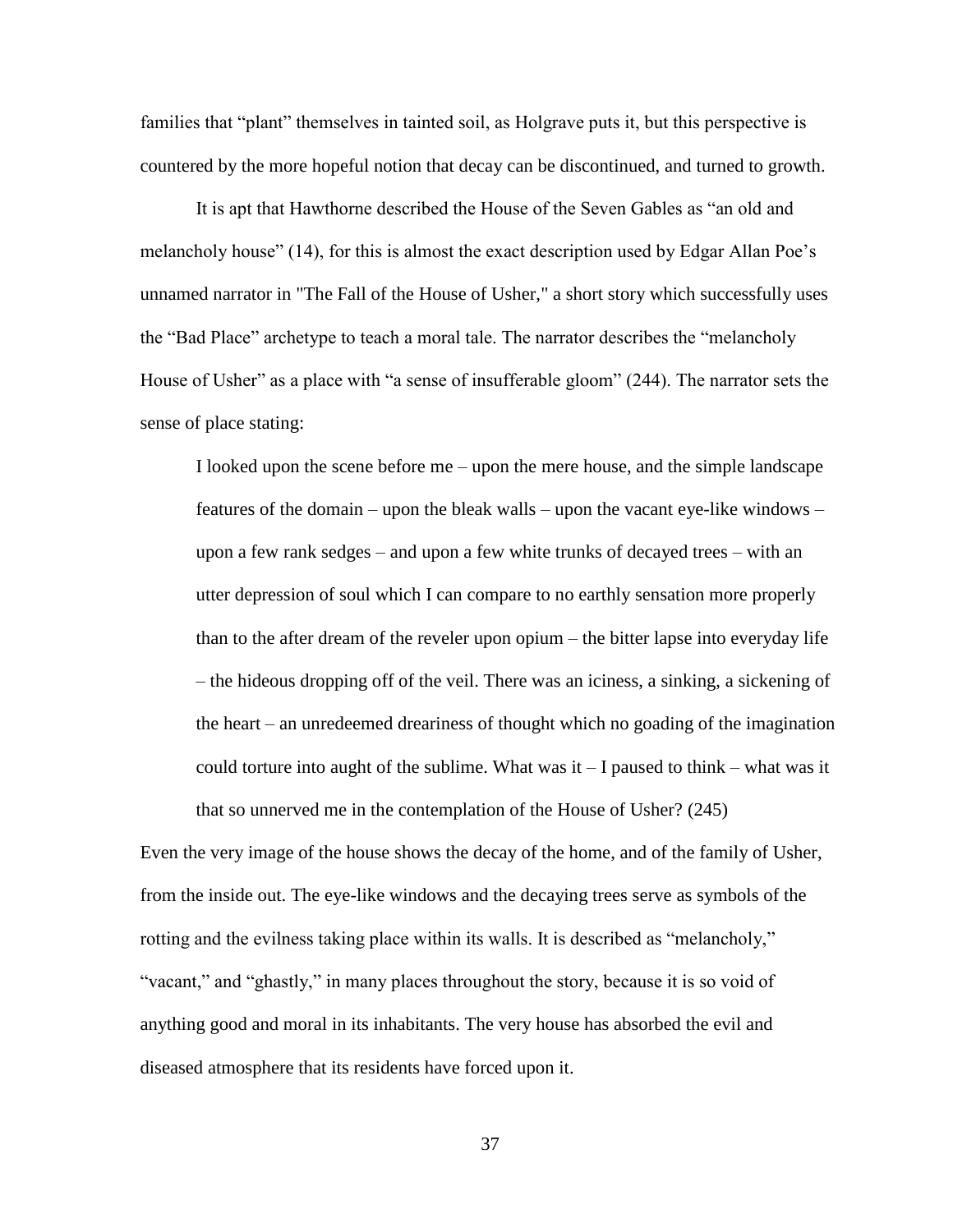families that "plant" themselves in tainted soil, as Holgrave puts it, but this perspective is countered by the more hopeful notion that decay can be discontinued, and turned to growth.

It is apt that Hawthorne described the House of the Seven Gables as "an old and melancholy house" (14), for this is almost the exact description used by Edgar Allan Poe's unnamed narrator in "The Fall of the House of Usher," a short story which successfully uses the "Bad Place" archetype to teach a moral tale. The narrator describes the "melancholy House of Usher" as a place with "a sense of insufferable gloom" (244). The narrator sets the sense of place stating:

> I looked upon the scene before me – upon the mere house, and the simple landscape features of the domain – upon the bleak walls – upon the vacant eye-like windows – upon a few rank sedges – and upon a few white trunks of decayed trees – with an utter depression of soul which I can compare to no earthly sensation more properly than to the after dream of the reveler upon opium – the bitter lapse into everyday life – the hideous dropping off of the veil. There was an iciness, a sinking, a sickening of the heart – an unredeemed dreariness of thought which no goading of the imagination could torture into aught of the sublime. What was it – I paused to think – what was it that so unnerved me in the contemplation of the House of Usher? (245)

Even the very image of the house shows the decay of the home, and of the family of Usher, from the inside out. The eye-like windows and the decaying trees serve as symbols of the rotting and the evilness taking place within its walls. It is described as "melancholy," "vacant," and "ghastly," in many places throughout the story, because it is so void of anything good and moral in its inhabitants. The very house has absorbed the evil and diseased atmosphere that its residents have forced upon it.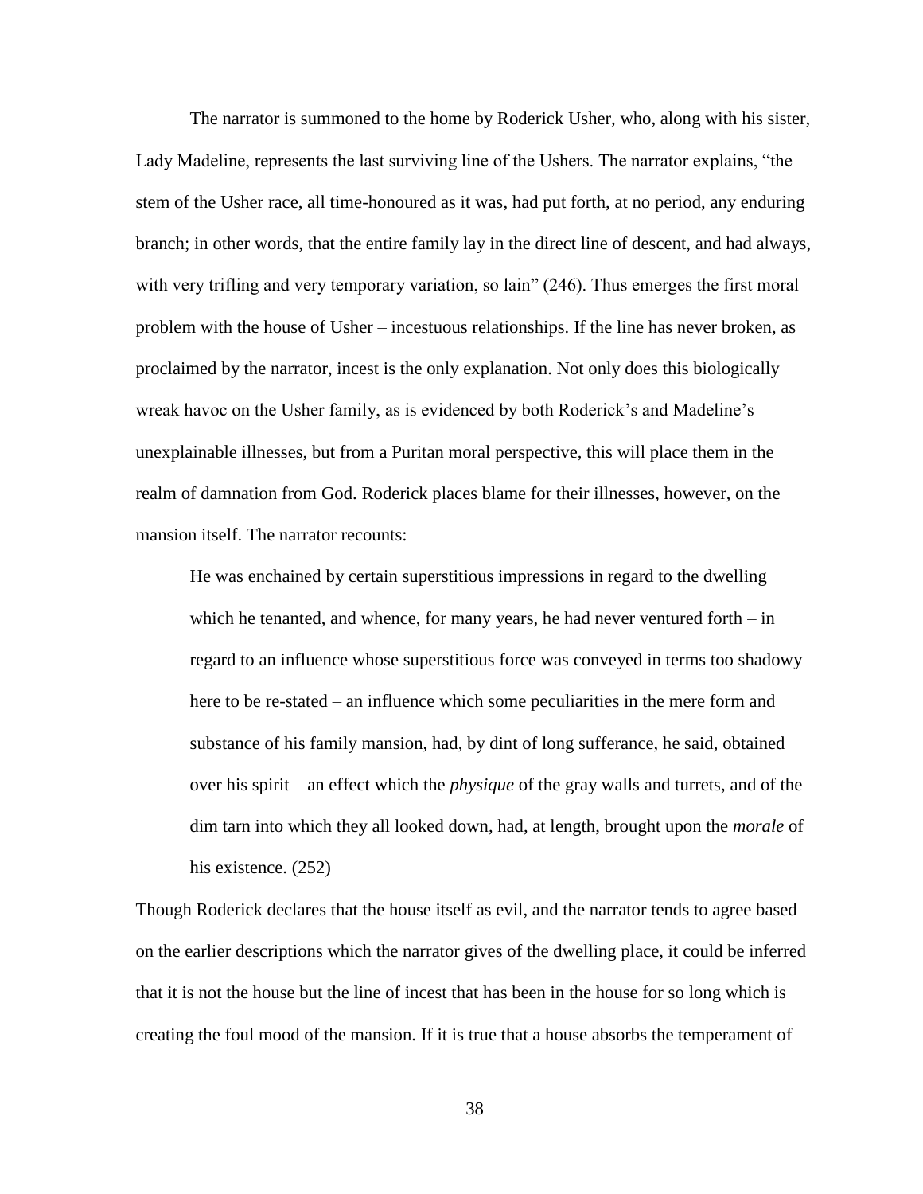The narrator is summoned to the home by Roderick Usher, who, along with his sister, Lady Madeline, represents the last surviving line of the Ushers. The narrator explains, "the stem of the Usher race, all time-honoured as it was, had put forth, at no period, any enduring branch; in other words, that the entire family lay in the direct line of descent, and had always, with very trifling and very temporary variation, so lain" (246). Thus emerges the first moral problem with the house of Usher – incestuous relationships. If the line has never broken, as proclaimed by the narrator, incest is the only explanation. Not only does this biologically wreak havoc on the Usher family, as is evidenced by both Roderick's and Madeline's unexplainable illnesses, but from a Puritan moral perspective, this will place them in the realm of damnation from God. Roderick places blame for their illnesses, however, on the mansion itself. The narrator recounts:

> He was enchained by certain superstitious impressions in regard to the dwelling which he tenanted, and whence, for many years, he had never ventured forth – in regard to an influence whose superstitious force was conveyed in terms too shadowy here to be re-stated – an influence which some peculiarities in the mere form and substance of his family mansion, had, by dint of long sufferance, he said, obtained over his spirit – an effect which the *physique* of the gray walls and turrets, and of the dim tarn into which they all looked down, had, at length, brought upon the *morale* of his existence. (252)

Though Roderick declares that the house itself as evil, and the narrator tends to agree based on the earlier descriptions which the narrator gives of the dwelling place, it could be inferred that it is not the house but the line of incest that has been in the house for so long which is creating the foul mood of the mansion. If it is true that a house absorbs the temperament of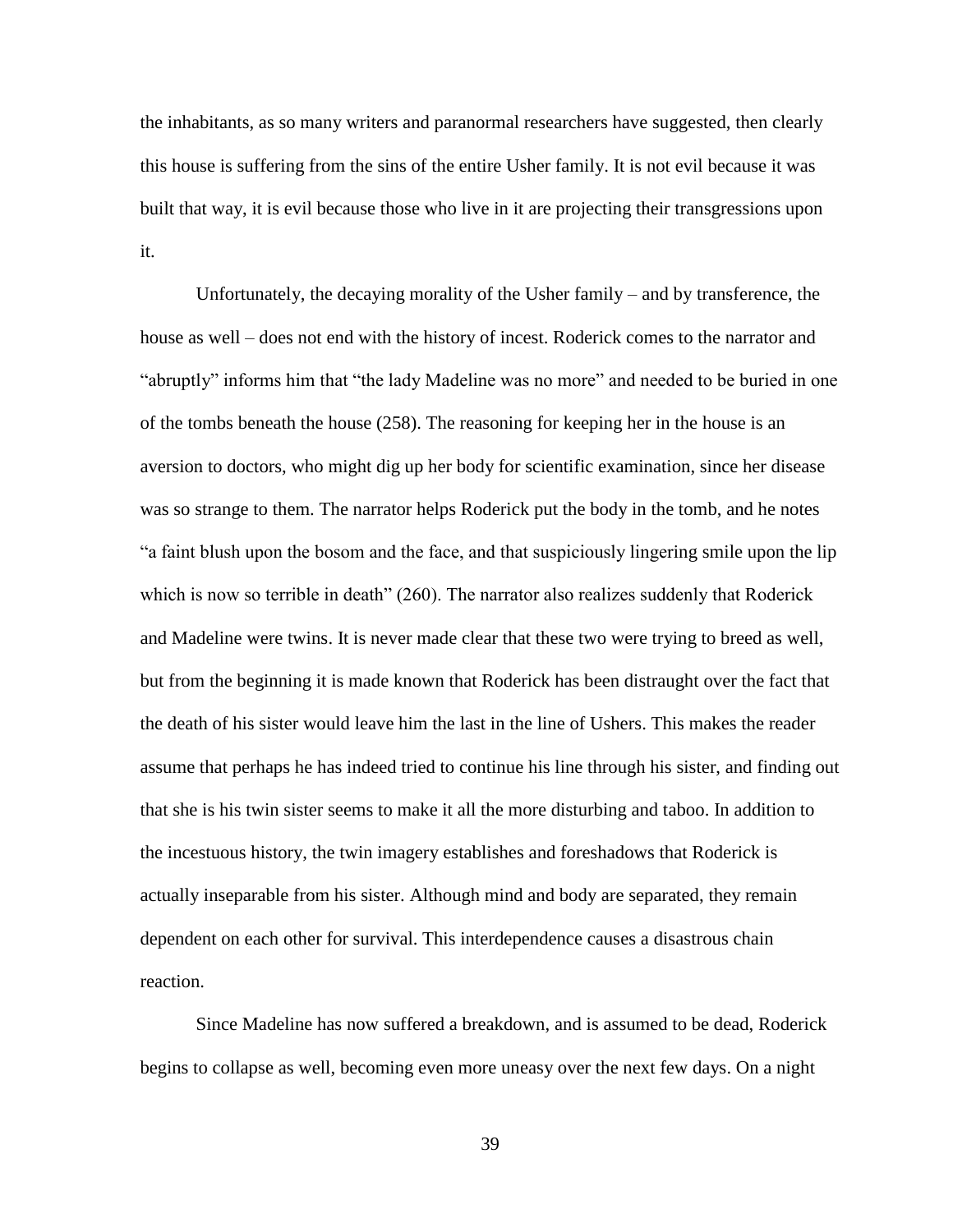the inhabitants, as so many writers and paranormal researchers have suggested, then clearly this house is suffering from the sins of the entire Usher family. It is not evil because it was built that way, it is evil because those who live in it are projecting their transgressions upon it.

Unfortunately, the decaying morality of the Usher family – and by transference, the house as well – does not end with the history of incest. Roderick comes to the narrator and "abruptly" informs him that "the lady Madeline was no more" and needed to be buried in one of the tombs beneath the house (258). The reasoning for keeping her in the house is an aversion to doctors, who might dig up her body for scientific examination, since her disease was so strange to them. The narrator helps Roderick put the body in the tomb, and he notes "a faint blush upon the bosom and the face, and that suspiciously lingering smile upon the lip which is now so terrible in death" (260). The narrator also realizes suddenly that Roderick and Madeline were twins. It is never made clear that these two were trying to breed as well, but from the beginning it is made known that Roderick has been distraught over the fact that the death of his sister would leave him the last in the line of Ushers. This makes the reader assume that perhaps he has indeed tried to continue his line through his sister, and finding out that she is his twin sister seems to make it all the more disturbing and taboo. In addition to the incestuous history, the twin imagery establishes and foreshadows that Roderick is actually inseparable from his sister. Although mind and body are separated, they remain dependent on each other for survival. This interdependence causes a disastrous chain reaction.

Since Madeline has now suffered a breakdown, and is assumed to be dead, Roderick begins to collapse as well, becoming even more uneasy over the next few days. On a night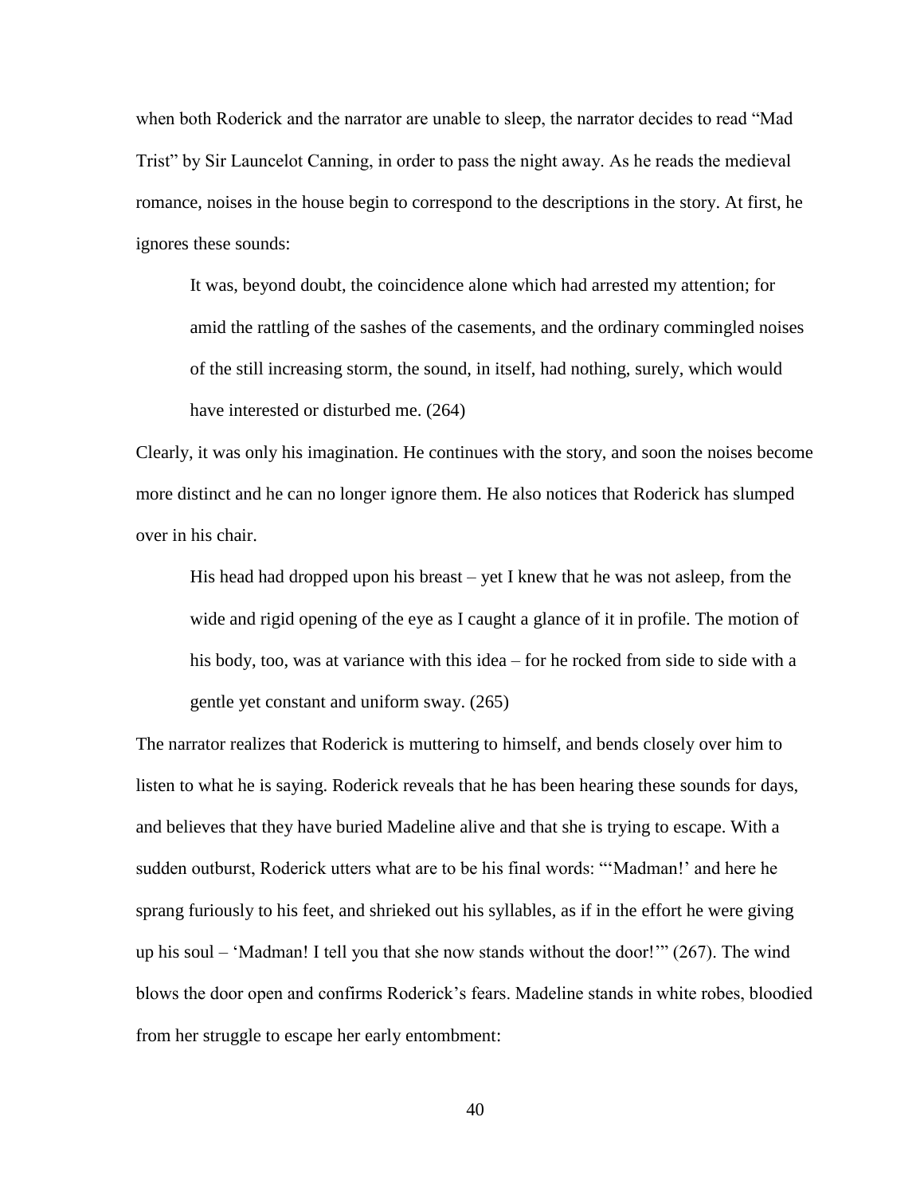when both Roderick and the narrator are unable to sleep, the narrator decides to read "Mad Trist" by Sir Launcelot Canning, in order to pass the night away. As he reads the medieval romance, noises in the house begin to correspond to the descriptions in the story. At first, he ignores these sounds:

> It was, beyond doubt, the coincidence alone which had arrested my attention; for amid the rattling of the sashes of the casements, and the ordinary commingled noises of the still increasing storm, the sound, in itself, had nothing, surely, which would have interested or disturbed me. (264)

Clearly, it was only his imagination. He continues with the story, and soon the noises become more distinct and he can no longer ignore them. He also notices that Roderick has slumped over in his chair.

> His head had dropped upon his breast – yet I knew that he was not asleep, from the wide and rigid opening of the eye as I caught a glance of it in profile. The motion of his body, too, was at variance with this idea – for he rocked from side to side with a gentle yet constant and uniform sway. (265)

The narrator realizes that Roderick is muttering to himself, and bends closely over him to listen to what he is saying. Roderick reveals that he has been hearing these sounds for days, and believes that they have buried Madeline alive and that she is trying to escape. With a sudden outburst, Roderick utters what are to be his final words: "'Madman!' and here he sprang furiously to his feet, and shrieked out his syllables, as if in the effort he were giving up his soul – 'Madman! I tell you that she now stands without the door!'" (267). The wind blows the door open and confirms Roderick's fears. Madeline stands in white robes, bloodied from her struggle to escape her early entombment: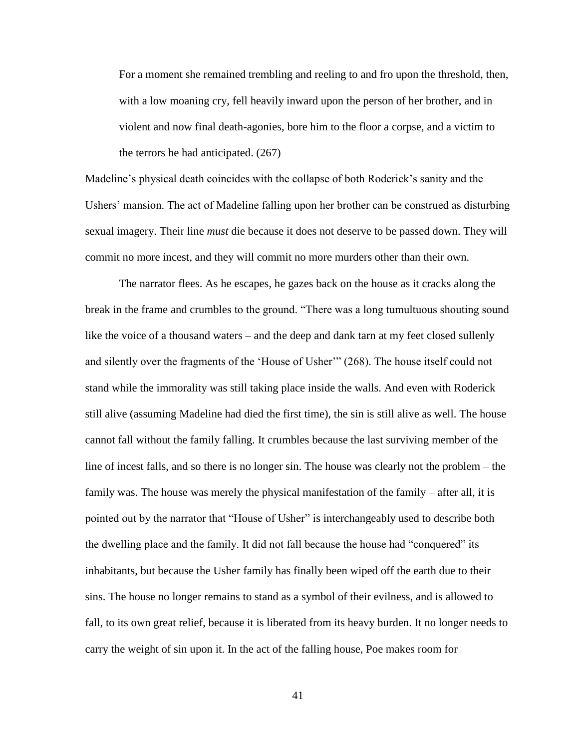> For a moment she remained trembling and reeling to and fro upon the threshold, then, with a low moaning cry, fell heavily inward upon the person of her brother, and in violent and now final death-agonies, bore him to the floor a corpse, and a victim to the terrors he had anticipated. (267)

Madeline's physical death coincides with the collapse of both Roderick's sanity and the Ushers' mansion. The act of Madeline falling upon her brother can be construed as disturbing sexual imagery. Their line *must* die because it does not deserve to be passed down. They will commit no more incest, and they will commit no more murders other than their own.

The narrator flees. As he escapes, he gazes back on the house as it cracks along the break in the frame and crumbles to the ground. "There was a long tumultuous shouting sound like the voice of a thousand waters – and the deep and dank tarn at my feet closed sullenly and silently over the fragments of the 'House of Usher'" (268). The house itself could not stand while the immorality was still taking place inside the walls. And even with Roderick still alive (assuming Madeline had died the first time), the sin is still alive as well. The house cannot fall without the family falling. It crumbles because the last surviving member of the line of incest falls, and so there is no longer sin. The house was clearly not the problem – the family was. The house was merely the physical manifestation of the family – after all, it is pointed out by the narrator that "House of Usher" is interchangeably used to describe both the dwelling place and the family. It did not fall because the house had "conquered" its inhabitants, but because the Usher family has finally been wiped off the earth due to their sins. The house no longer remains to stand as a symbol of their evilness, and is allowed to fall, to its own great relief, because it is liberated from its heavy burden. It no longer needs to carry the weight of sin upon it. In the act of the falling house, Poe makes room for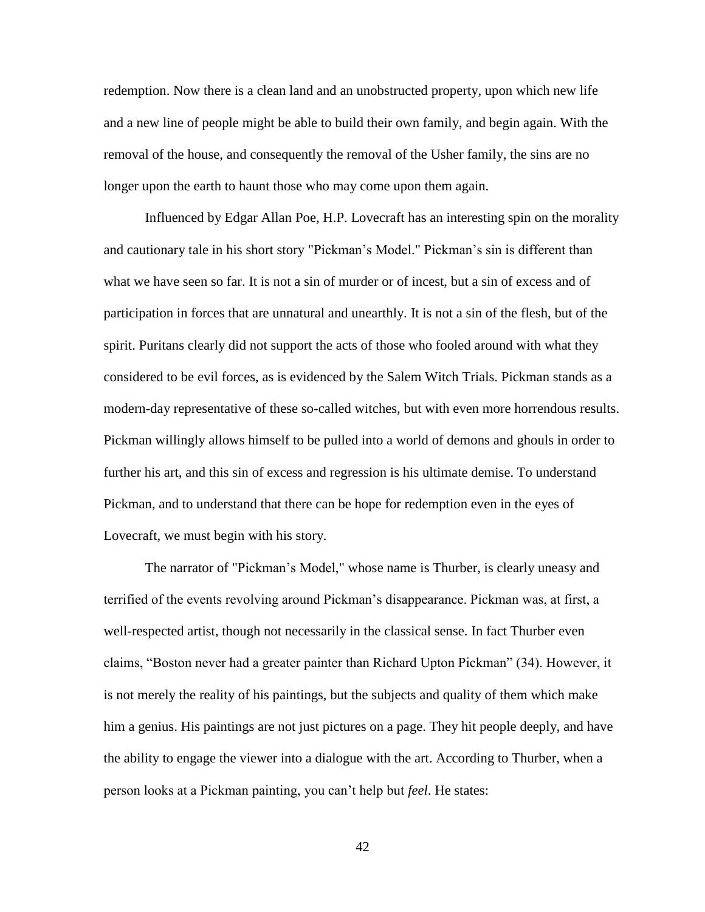redemption. Now there is a clean land and an unobstructed property, upon which new life and a new line of people might be able to build their own family, and begin again. With the removal of the house, and consequently the removal of the Usher family, the sins are no longer upon the earth to haunt those who may come upon them again.

Influenced by Edgar Allan Poe, H.P. Lovecraft has an interesting spin on the morality and cautionary tale in his short story "Pickman's Model." Pickman's sin is different than what we have seen so far. It is not a sin of murder or of incest, but a sin of excess and of participation in forces that are unnatural and unearthly. It is not a sin of the flesh, but of the spirit. Puritans clearly did not support the acts of those who fooled around with what they considered to be evil forces, as is evidenced by the Salem Witch Trials. Pickman stands as a modern-day representative of these so-called witches, but with even more horrendous results. Pickman willingly allows himself to be pulled into a world of demons and ghouls in order to further his art, and this sin of excess and regression is his ultimate demise. To understand Pickman, and to understand that there can be hope for redemption even in the eyes of Lovecraft, we must begin with his story.

The narrator of "Pickman's Model," whose name is Thurber, is clearly uneasy and terrified of the events revolving around Pickman's disappearance. Pickman was, at first, a well-respected artist, though not necessarily in the classical sense. In fact Thurber even claims, "Boston never had a greater painter than Richard Upton Pickman" (34). However, it is not merely the reality of his paintings, but the subjects and quality of them which make him a genius. His paintings are not just pictures on a page. They hit people deeply, and have the ability to engage the viewer into a dialogue with the art. According to Thurber, when a person looks at a Pickman painting, you can't help but *feel*. He states: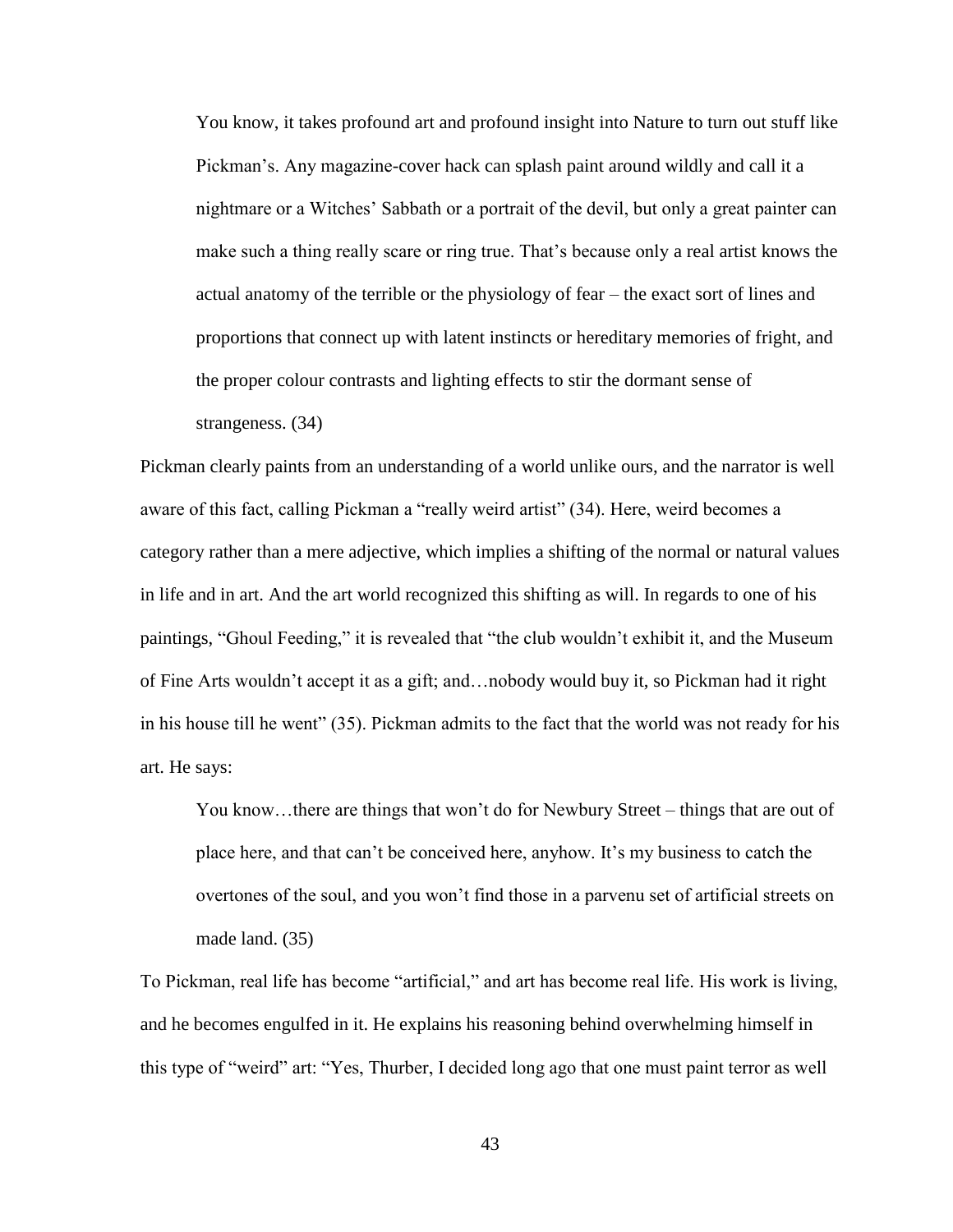> You know, it takes profound art and profound insight into Nature to turn out stuff like Pickman's. Any magazine-cover hack can splash paint around wildly and call it a nightmare or a Witches' Sabbath or a portrait of the devil, but only a great painter can make such a thing really scare or ring true. That's because only a real artist knows the actual anatomy of the terrible or the physiology of fear – the exact sort of lines and proportions that connect up with latent instincts or hereditary memories of fright, and the proper colour contrasts and lighting effects to stir the dormant sense of strangeness. (34)

Pickman clearly paints from an understanding of a world unlike ours, and the narrator is well aware of this fact, calling Pickman a "really weird artist" (34). Here, weird becomes a category rather than a mere adjective, which implies a shifting of the normal or natural values in life and in art. And the art world recognized this shifting as will. In regards to one of his paintings, "Ghoul Feeding," it is revealed that "the club wouldn't exhibit it, and the Museum of Fine Arts wouldn't accept it as a gift; and…nobody would buy it, so Pickman had it right in his house till he went" (35). Pickman admits to the fact that the world was not ready for his art. He says:

> You know…there are things that won't do for Newbury Street – things that are out of place here, and that can't be conceived here, anyhow. It's my business to catch the overtones of the soul, and you won't find those in a parvenu set of artificial streets on made land. (35)

To Pickman, real life has become "artificial," and art has become real life. His work is living, and he becomes engulfed in it. He explains his reasoning behind overwhelming himself in this type of "weird" art: "Yes, Thurber, I decided long ago that one must paint terror as well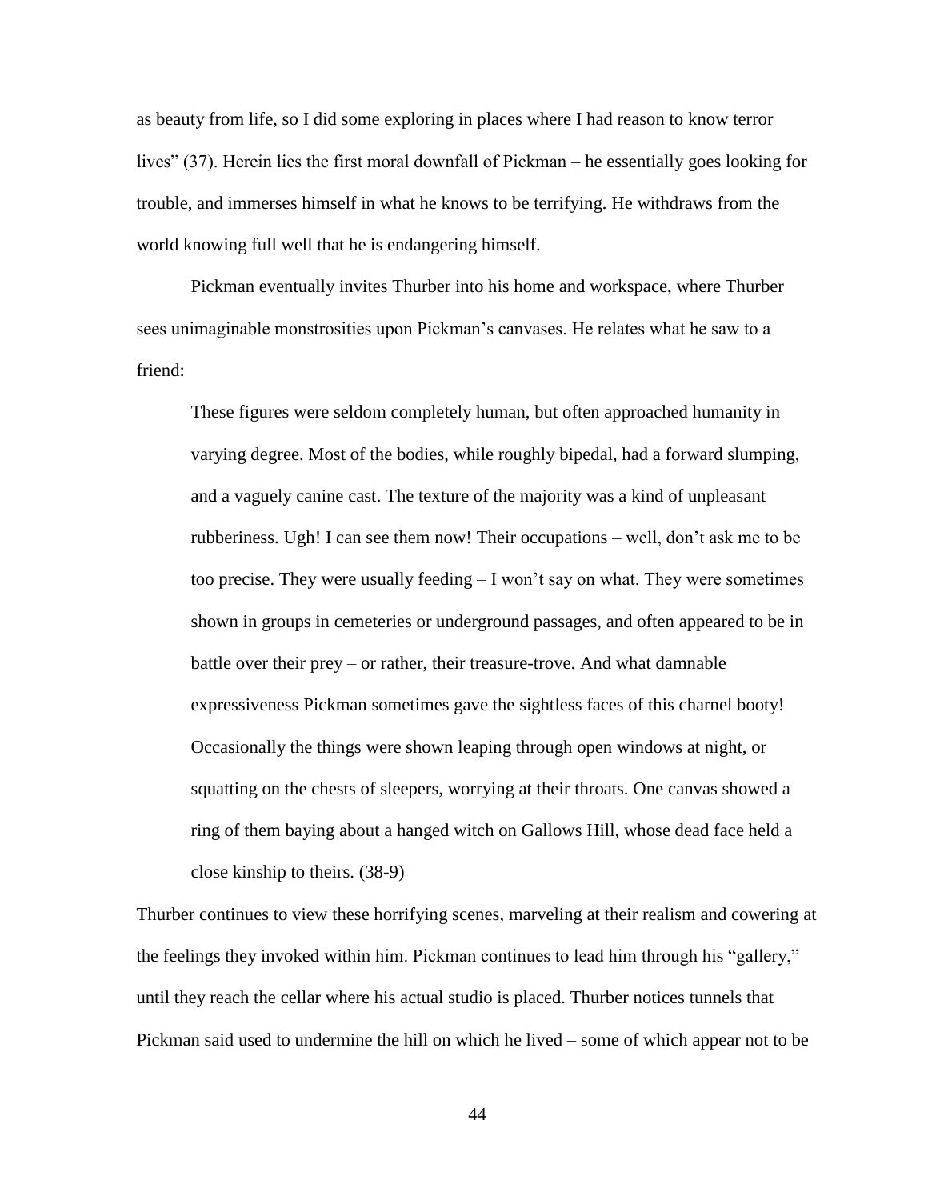as beauty from life, so I did some exploring in places where I had reason to know terror lives" (37). Herein lies the first moral downfall of Pickman – he essentially goes looking for trouble, and immerses himself in what he knows to be terrifying. He withdraws from the world knowing full well that he is endangering himself.

Pickman eventually invites Thurber into his home and workspace, where Thurber sees unimaginable monstrosities upon Pickman's canvases. He relates what he saw to a friend:

> These figures were seldom completely human, but often approached humanity in varying degree. Most of the bodies, while roughly bipedal, had a forward slumping, and a vaguely canine cast. The texture of the majority was a kind of unpleasant rubberiness. Ugh! I can see them now! Their occupations – well, don't ask me to be too precise. They were usually feeding – I won't say on what. They were sometimes shown in groups in cemeteries or underground passages, and often appeared to be in battle over their prey – or rather, their treasure-trove. And what damnable expressiveness Pickman sometimes gave the sightless faces of this charnel booty! Occasionally the things were shown leaping through open windows at night, or squatting on the chests of sleepers, worrying at their throats. One canvas showed a ring of them baying about a hanged witch on Gallows Hill, whose dead face held a close kinship to theirs. (38-9)

Thurber continues to view these horrifying scenes, marveling at their realism and cowering at the feelings they invoked within him. Pickman continues to lead him through his "gallery," until they reach the cellar where his actual studio is placed. Thurber notices tunnels that Pickman said used to undermine the hill on which he lived – some of which appear not to be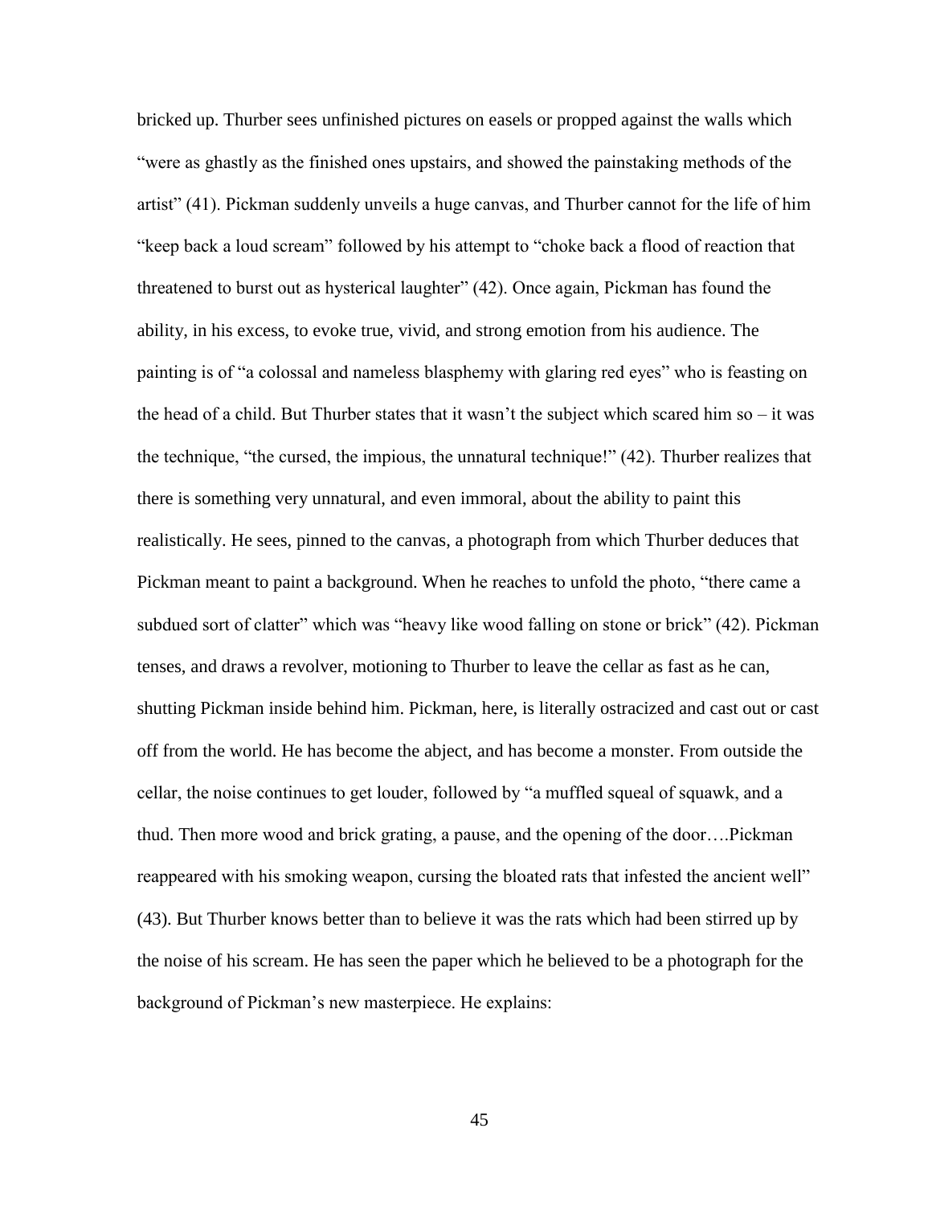bricked up. Thurber sees unfinished pictures on easels or propped against the walls which "were as ghastly as the finished ones upstairs, and showed the painstaking methods of the artist" (41). Pickman suddenly unveils a huge canvas, and Thurber cannot for the life of him "keep back a loud scream" followed by his attempt to "choke back a flood of reaction that threatened to burst out as hysterical laughter" (42). Once again, Pickman has found the ability, in his excess, to evoke true, vivid, and strong emotion from his audience. The painting is of "a colossal and nameless blasphemy with glaring red eyes" who is feasting on the head of a child. But Thurber states that it wasn't the subject which scared him so – it was the technique, "the cursed, the impious, the unnatural technique!" (42). Thurber realizes that there is something very unnatural, and even immoral, about the ability to paint this realistically. He sees, pinned to the canvas, a photograph from which Thurber deduces that Pickman meant to paint a background. When he reaches to unfold the photo, "there came a subdued sort of clatter" which was "heavy like wood falling on stone or brick" (42). Pickman tenses, and draws a revolver, motioning to Thurber to leave the cellar as fast as he can, shutting Pickman inside behind him. Pickman, here, is literally ostracized and cast out or cast off from the world. He has become the abject, and has become a monster. From outside the cellar, the noise continues to get louder, followed by "a muffled squeal of squawk, and a thud. Then more wood and brick grating, a pause, and the opening of the door….Pickman reappeared with his smoking weapon, cursing the bloated rats that infested the ancient well" (43). But Thurber knows better than to believe it was the rats which had been stirred up by the noise of his scream. He has seen the paper which he believed to be a photograph for the background of Pickman's new masterpiece. He explains: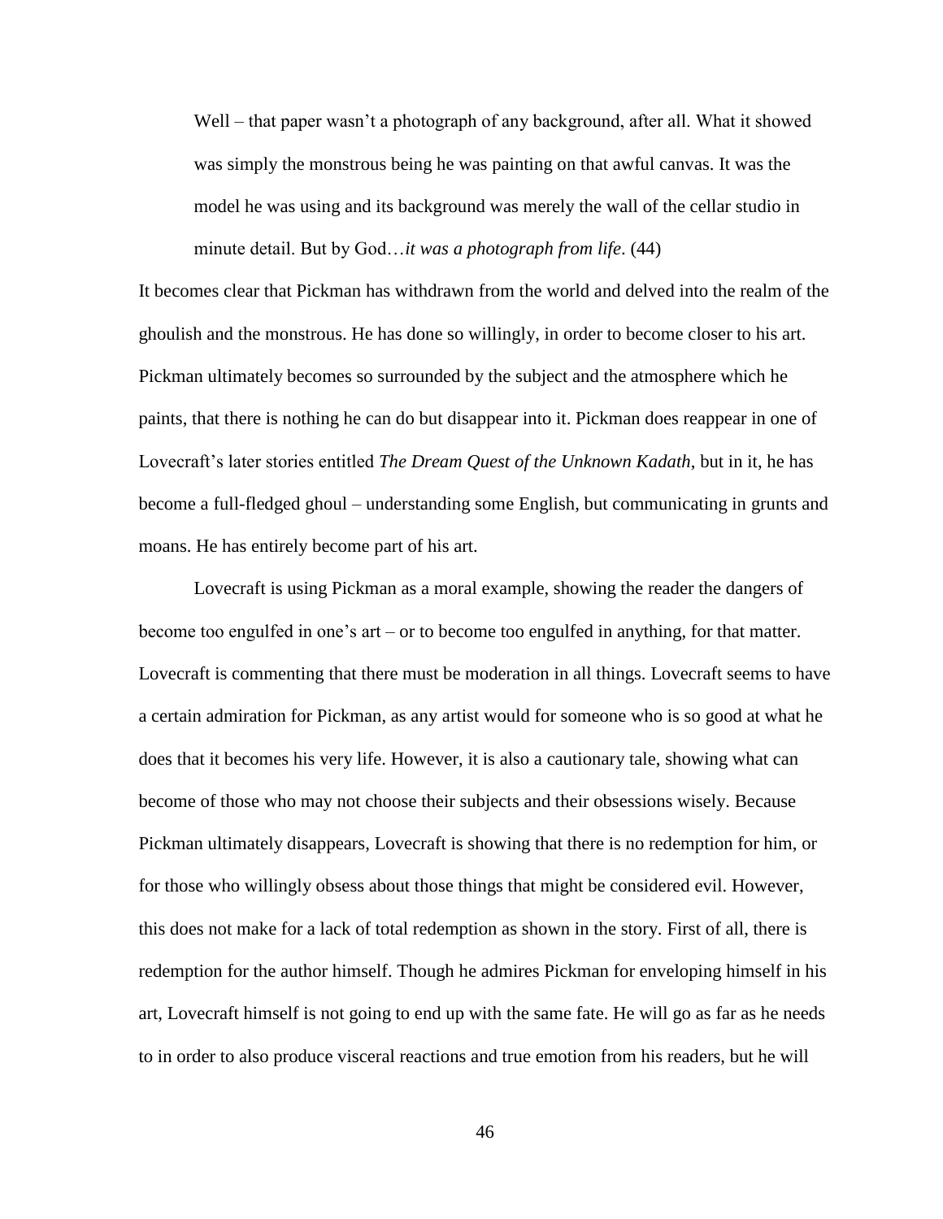> Well – that paper wasn't a photograph of any background, after all. What it showed was simply the monstrous being he was painting on that awful canvas. It was the model he was using and its background was merely the wall of the cellar studio in minute detail. But by God…*it was a photograph from life*. (44)

It becomes clear that Pickman has withdrawn from the world and delved into the realm of the ghoulish and the monstrous. He has done so willingly, in order to become closer to his art. Pickman ultimately becomes so surrounded by the subject and the atmosphere which he paints, that there is nothing he can do but disappear into it. Pickman does reappear in one of Lovecraft's later stories entitled *The Dream Quest of the Unknown Kadath*, but in it, he has become a full-fledged ghoul – understanding some English, but communicating in grunts and moans. He has entirely become part of his art.

Lovecraft is using Pickman as a moral example, showing the reader the dangers of become too engulfed in one's art – or to become too engulfed in anything, for that matter. Lovecraft is commenting that there must be moderation in all things. Lovecraft seems to have a certain admiration for Pickman, as any artist would for someone who is so good at what he does that it becomes his very life. However, it is also a cautionary tale, showing what can become of those who may not choose their subjects and their obsessions wisely. Because Pickman ultimately disappears, Lovecraft is showing that there is no redemption for him, or for those who willingly obsess about those things that might be considered evil. However, this does not make for a lack of total redemption as shown in the story. First of all, there is redemption for the author himself. Though he admires Pickman for enveloping himself in his art, Lovecraft himself is not going to end up with the same fate. He will go as far as he needs to in order to also produce visceral reactions and true emotion from his readers, but he will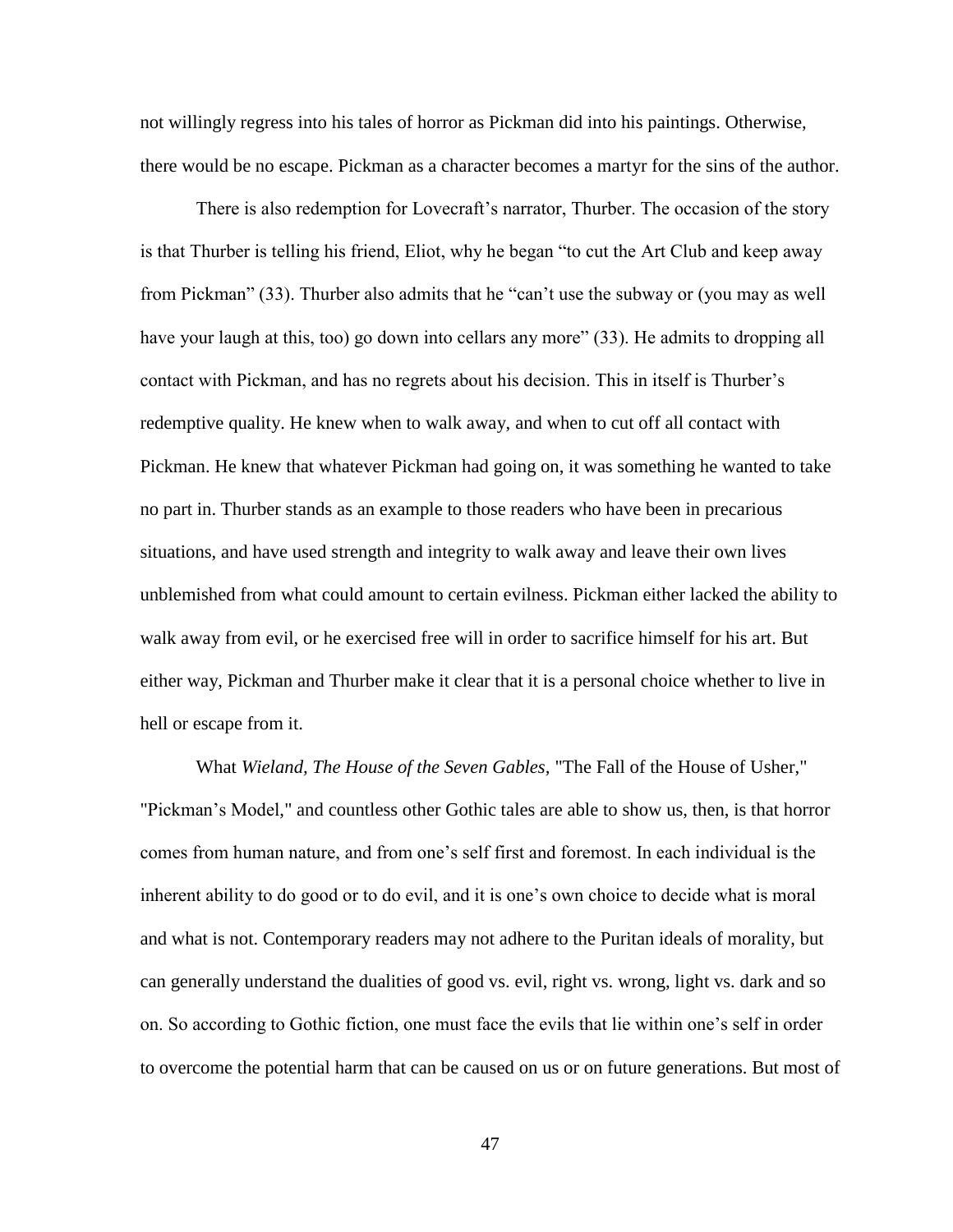not willingly regress into his tales of horror as Pickman did into his paintings. Otherwise, there would be no escape. Pickman as a character becomes a martyr for the sins of the author.

There is also redemption for Lovecraft's narrator, Thurber. The occasion of the story is that Thurber is telling his friend, Eliot, why he began "to cut the Art Club and keep away from Pickman" (33). Thurber also admits that he "can't use the subway or (you may as well have your laugh at this, too) go down into cellars any more" (33). He admits to dropping all contact with Pickman, and has no regrets about his decision. This in itself is Thurber's redemptive quality. He knew when to walk away, and when to cut off all contact with Pickman. He knew that whatever Pickman had going on, it was something he wanted to take no part in. Thurber stands as an example to those readers who have been in precarious situations, and have used strength and integrity to walk away and leave their own lives unblemished from what could amount to certain evilness. Pickman either lacked the ability to walk away from evil, or he exercised free will in order to sacrifice himself for his art. But either way, Pickman and Thurber make it clear that it is a personal choice whether to live in hell or escape from it.

What *Wieland, The House of the Seven Gables,* "The Fall of the House of Usher," "Pickman's Model," and countless other Gothic tales are able to show us, then, is that horror comes from human nature, and from one's self first and foremost. In each individual is the inherent ability to do good or to do evil, and it is one's own choice to decide what is moral and what is not. Contemporary readers may not adhere to the Puritan ideals of morality, but can generally understand the dualities of good vs. evil, right vs. wrong, light vs. dark and so on. So according to Gothic fiction, one must face the evils that lie within one's self in order to overcome the potential harm that can be caused on us or on future generations. But most of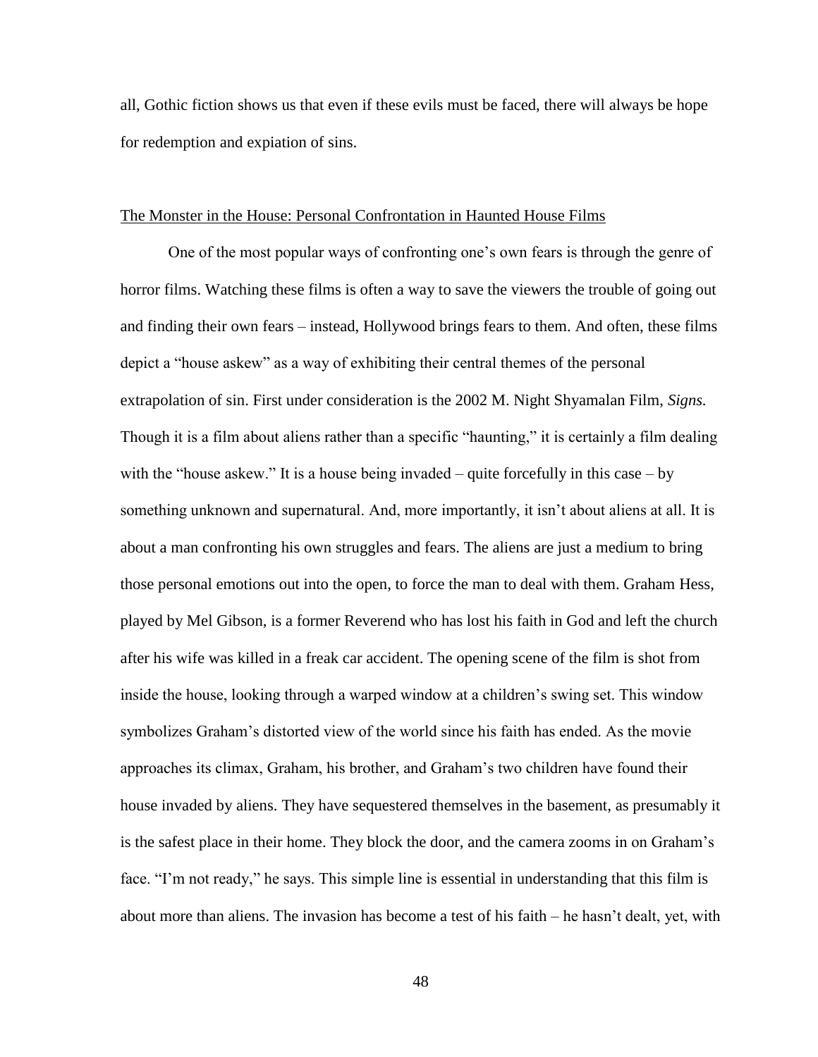all, Gothic fiction shows us that even if these evils must be faced, there will always be hope for redemption and expiation of sins.

## <u>The Monster in the House: Personal Confrontation in Haunted House Films</u>

One of the most popular ways of confronting one's own fears is through the genre of horror films. Watching these films is often a way to save the viewers the trouble of going out and finding their own fears – instead, Hollywood brings fears to them. And often, these films depict a "house askew" as a way of exhibiting their central themes of the personal extrapolation of sin. First under consideration is the 2002 M. Night Shyamalan Film, *Signs.* Though it is a film about aliens rather than a specific "haunting," it is certainly a film dealing with the "house askew." It is a house being invaded – quite forcefully in this case – by something unknown and supernatural. And, more importantly, it isn't about aliens at all. It is about a man confronting his own struggles and fears. The aliens are just a medium to bring those personal emotions out into the open, to force the man to deal with them. Graham Hess, played by Mel Gibson, is a former Reverend who has lost his faith in God and left the church after his wife was killed in a freak car accident. The opening scene of the film is shot from inside the house, looking through a warped window at a children's swing set. This window symbolizes Graham's distorted view of the world since his faith has ended. As the movie approaches its climax, Graham, his brother, and Graham's two children have found their house invaded by aliens. They have sequestered themselves in the basement, as presumably it is the safest place in their home. They block the door, and the camera zooms in on Graham's face. "I'm not ready," he says. This simple line is essential in understanding that this film is about more than aliens. The invasion has become a test of his faith – he hasn't dealt, yet, with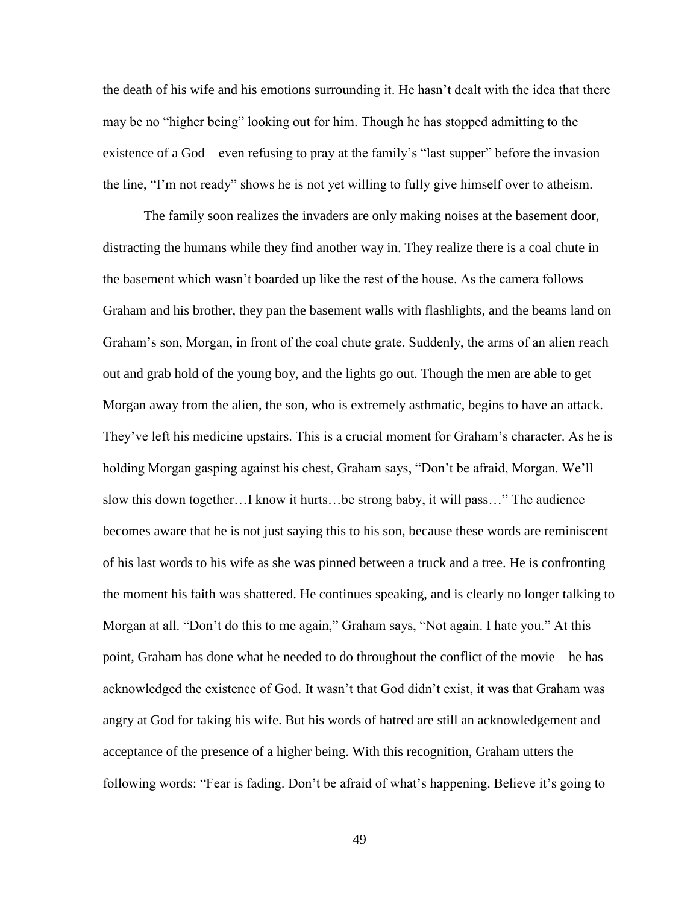the death of his wife and his emotions surrounding it. He hasn't dealt with the idea that there may be no "higher being" looking out for him. Though he has stopped admitting to the existence of a God – even refusing to pray at the family's "last supper" before the invasion – the line, "I'm not ready" shows he is not yet willing to fully give himself over to atheism.

The family soon realizes the invaders are only making noises at the basement door, distracting the humans while they find another way in. They realize there is a coal chute in the basement which wasn't boarded up like the rest of the house. As the camera follows Graham and his brother, they pan the basement walls with flashlights, and the beams land on Graham's son, Morgan, in front of the coal chute grate. Suddenly, the arms of an alien reach out and grab hold of the young boy, and the lights go out. Though the men are able to get Morgan away from the alien, the son, who is extremely asthmatic, begins to have an attack. They've left his medicine upstairs. This is a crucial moment for Graham's character. As he is holding Morgan gasping against his chest, Graham says, "Don't be afraid, Morgan. We'll slow this down together…I know it hurts…be strong baby, it will pass…" The audience becomes aware that he is not just saying this to his son, because these words are reminiscent of his last words to his wife as she was pinned between a truck and a tree. He is confronting the moment his faith was shattered. He continues speaking, and is clearly no longer talking to Morgan at all. "Don't do this to me again," Graham says, "Not again. I hate you." At this point, Graham has done what he needed to do throughout the conflict of the movie – he has acknowledged the existence of God. It wasn't that God didn't exist, it was that Graham was angry at God for taking his wife. But his words of hatred are still an acknowledgement and acceptance of the presence of a higher being. With this recognition, Graham utters the following words: "Fear is fading. Don't be afraid of what's happening. Believe it's going to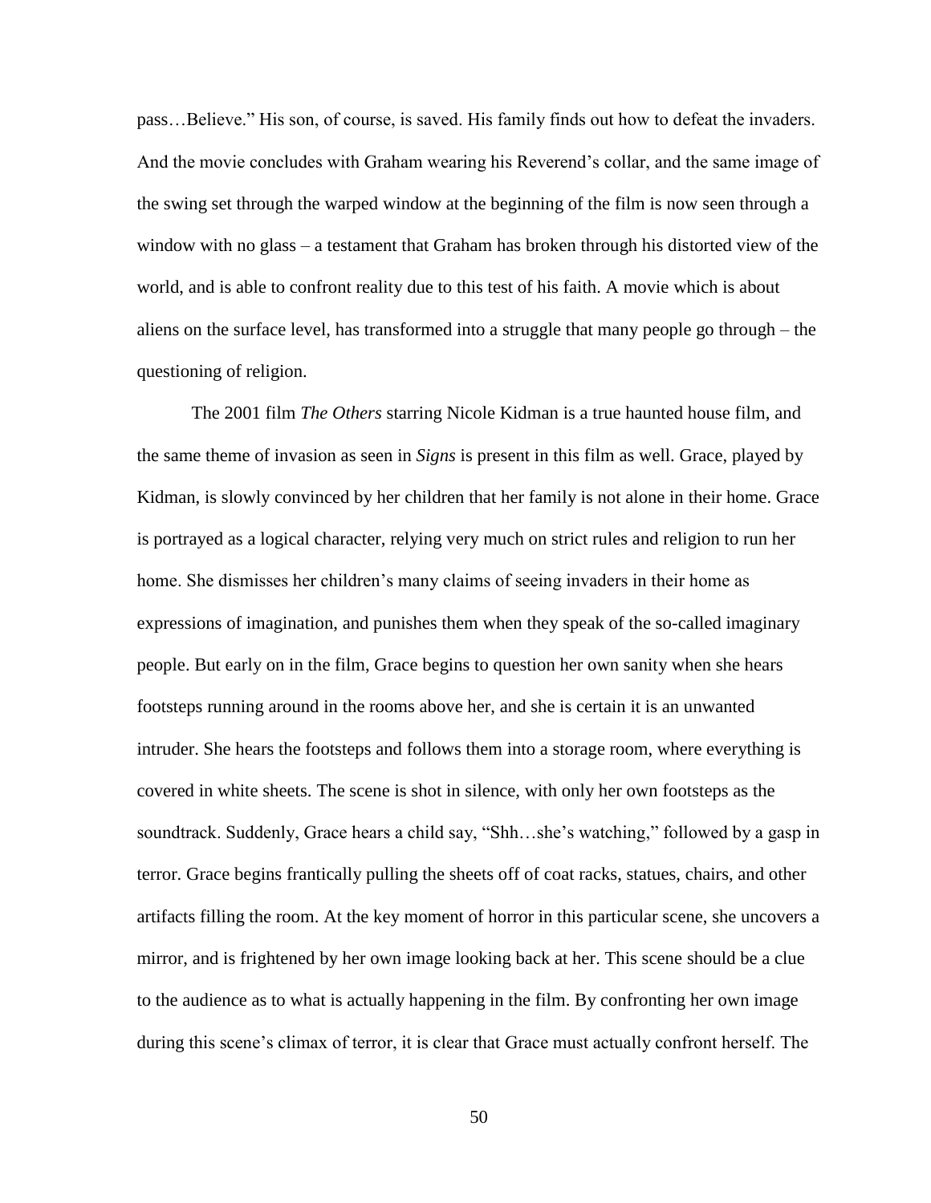pass…Believe." His son, of course, is saved. His family finds out how to defeat the invaders. And the movie concludes with Graham wearing his Reverend's collar, and the same image of the swing set through the warped window at the beginning of the film is now seen through a window with no glass – a testament that Graham has broken through his distorted view of the world, and is able to confront reality due to this test of his faith. A movie which is about aliens on the surface level, has transformed into a struggle that many people go through – the questioning of religion.

The 2001 film *The Others* starring Nicole Kidman is a true haunted house film, and the same theme of invasion as seen in *Signs* is present in this film as well. Grace, played by Kidman, is slowly convinced by her children that her family is not alone in their home. Grace is portrayed as a logical character, relying very much on strict rules and religion to run her home. She dismisses her children's many claims of seeing invaders in their home as expressions of imagination, and punishes them when they speak of the so-called imaginary people. But early on in the film, Grace begins to question her own sanity when she hears footsteps running around in the rooms above her, and she is certain it is an unwanted intruder. She hears the footsteps and follows them into a storage room, where everything is covered in white sheets. The scene is shot in silence, with only her own footsteps as the soundtrack. Suddenly, Grace hears a child say, "Shh…she's watching," followed by a gasp in terror. Grace begins frantically pulling the sheets off of coat racks, statues, chairs, and other artifacts filling the room. At the key moment of horror in this particular scene, she uncovers a mirror, and is frightened by her own image looking back at her. This scene should be a clue to the audience as to what is actually happening in the film. By confronting her own image during this scene's climax of terror, it is clear that Grace must actually confront herself. The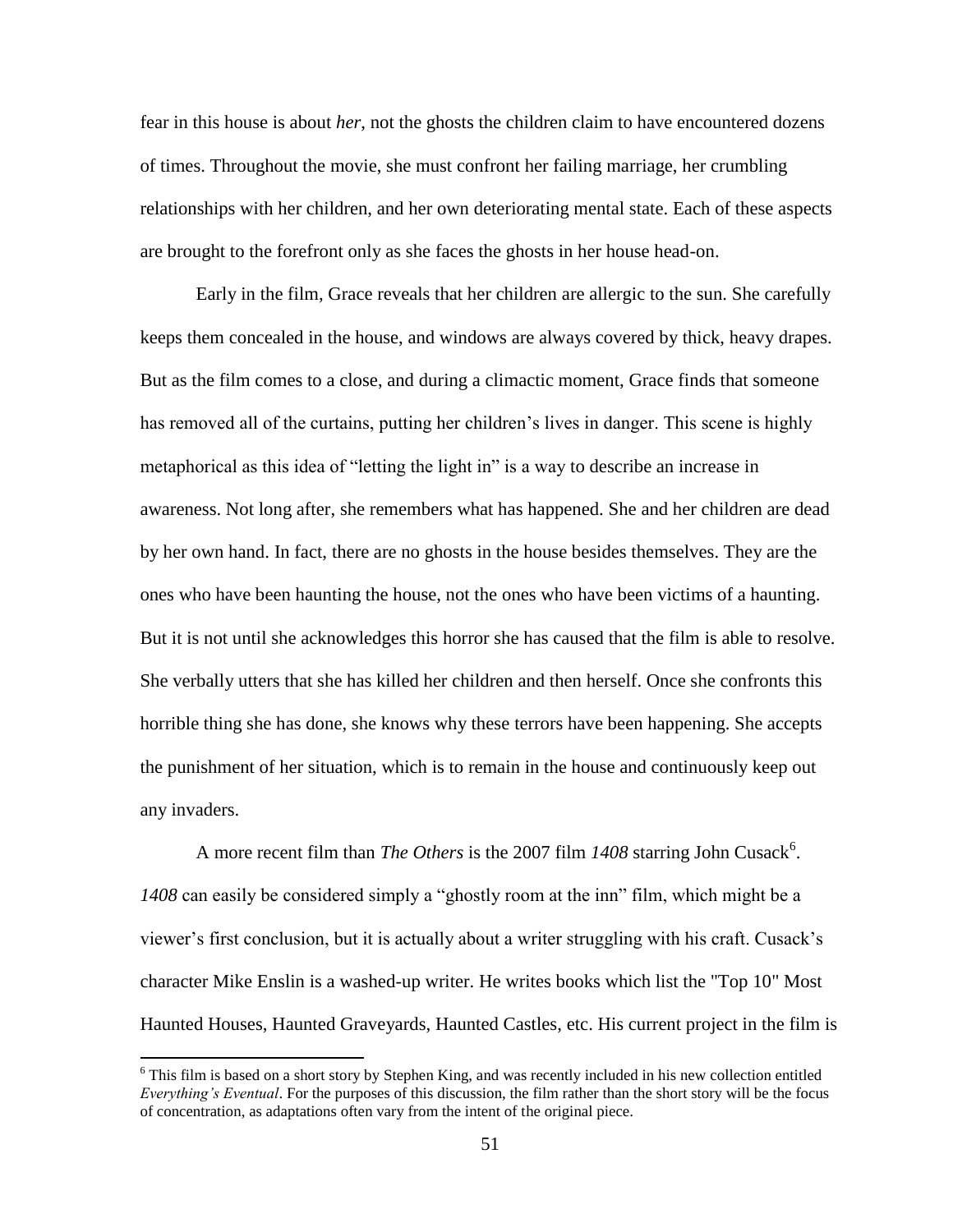fear in this house is about *her*, not the ghosts the children claim to have encountered dozens of times. Throughout the movie, she must confront her failing marriage, her crumbling relationships with her children, and her own deteriorating mental state. Each of these aspects are brought to the forefront only as she faces the ghosts in her house head-on.

Early in the film, Grace reveals that her children are allergic to the sun. She carefully keeps them concealed in the house, and windows are always covered by thick, heavy drapes. But as the film comes to a close, and during a climactic moment, Grace finds that someone has removed all of the curtains, putting her children's lives in danger. This scene is highly metaphorical as this idea of "letting the light in" is a way to describe an increase in awareness. Not long after, she remembers what has happened. She and her children are dead by her own hand. In fact, there are no ghosts in the house besides themselves. They are the ones who have been haunting the house, not the ones who have been victims of a haunting. But it is not until she acknowledges this horror she has caused that the film is able to resolve. She verbally utters that she has killed her children and then herself. Once she confronts this horrible thing she has done, she knows why these terrors have been happening. She accepts the punishment of her situation, which is to remain in the house and continuously keep out any invaders.

A more recent film than *The Others* is the 2007 film *1408* starring John Cusack[6]. *1408* can easily be considered simply a "ghostly room at the inn" film, which might be a viewer's first conclusion, but it is actually about a writer struggling with his craft. Cusack's character Mike Enslin is a washed-up writer. He writes books which list the "Top 10" Most Haunted Houses, Haunted Graveyards, Haunted Castles, etc. His current project in the film is

[6] This film is based on a short story by Stephen King, and was recently included in his new collection entitled *Everything's Eventual*. For the purposes of this discussion, the film rather than the short story will be the focus of concentration, as adaptations often vary from the intent of the original piece.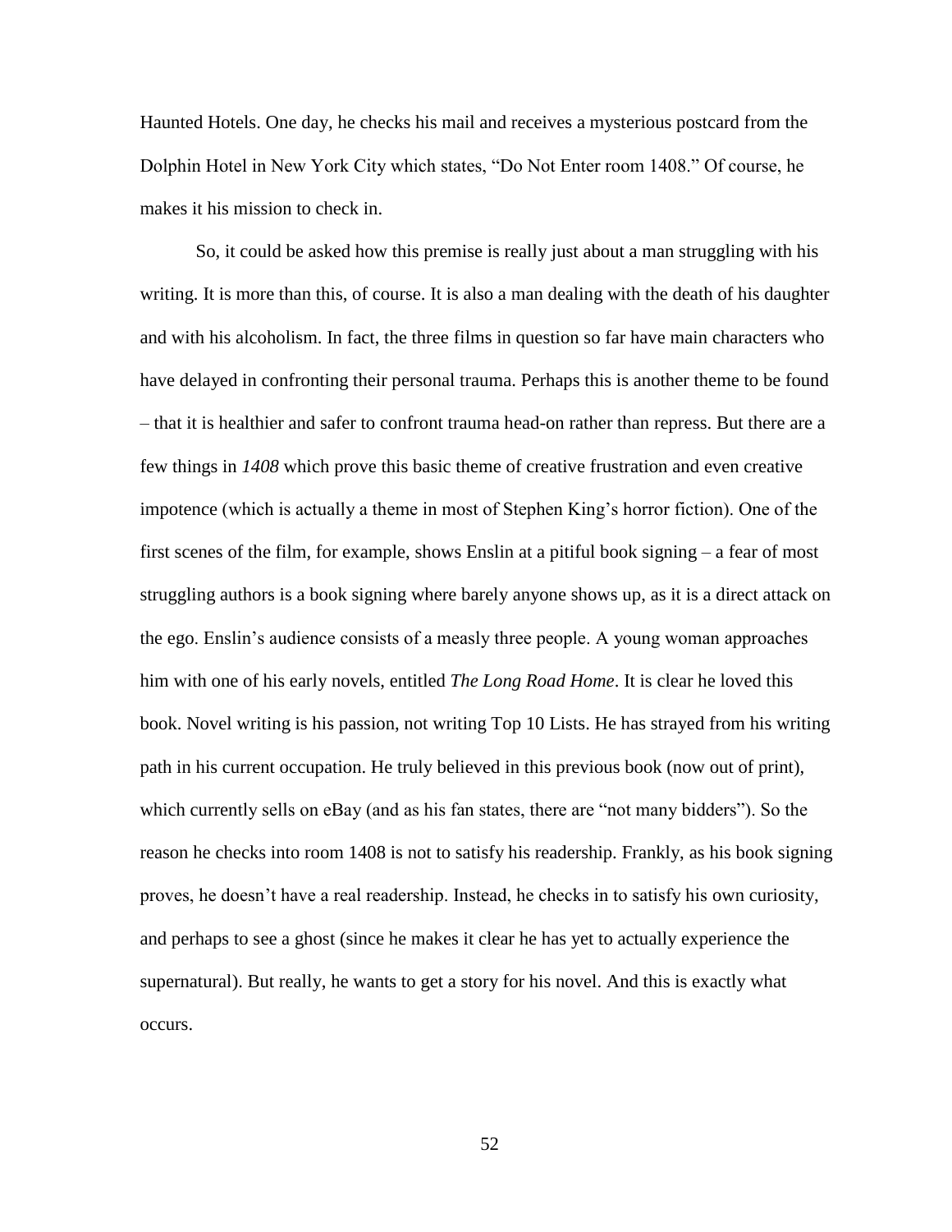Haunted Hotels. One day, he checks his mail and receives a mysterious postcard from the Dolphin Hotel in New York City which states, "Do Not Enter room 1408." Of course, he makes it his mission to check in.

So, it could be asked how this premise is really just about a man struggling with his writing. It is more than this, of course. It is also a man dealing with the death of his daughter and with his alcoholism. In fact, the three films in question so far have main characters who have delayed in confronting their personal trauma. Perhaps this is another theme to be found – that it is healthier and safer to confront trauma head-on rather than repress. But there are a few things in *1408* which prove this basic theme of creative frustration and even creative impotence (which is actually a theme in most of Stephen King's horror fiction). One of the first scenes of the film, for example, shows Enslin at a pitiful book signing – a fear of most struggling authors is a book signing where barely anyone shows up, as it is a direct attack on the ego. Enslin's audience consists of a measly three people. A young woman approaches him with one of his early novels, entitled *The Long Road Home*. It is clear he loved this book. Novel writing is his passion, not writing Top 10 Lists. He has strayed from his writing path in his current occupation. He truly believed in this previous book (now out of print), which currently sells on eBay (and as his fan states, there are "not many bidders"). So the reason he checks into room 1408 is not to satisfy his readership. Frankly, as his book signing proves, he doesn't have a real readership. Instead, he checks in to satisfy his own curiosity, and perhaps to see a ghost (since he makes it clear he has yet to actually experience the supernatural). But really, he wants to get a story for his novel. And this is exactly what occurs.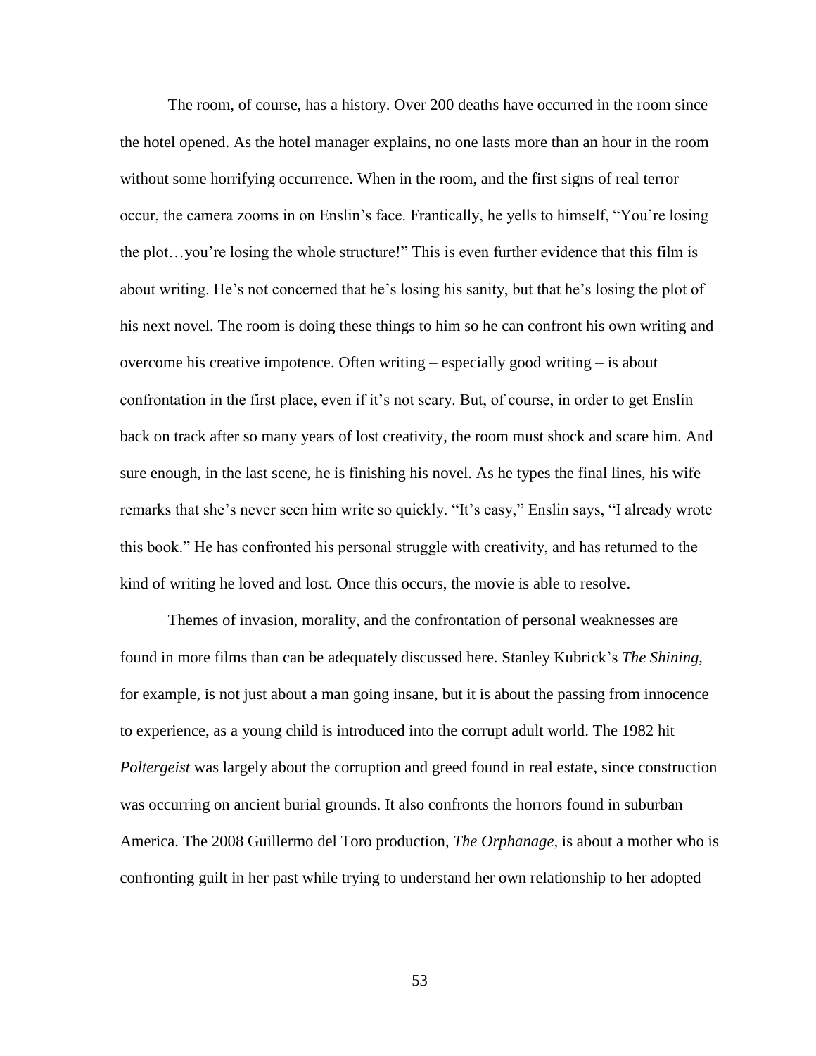The room, of course, has a history. Over 200 deaths have occurred in the room since the hotel opened. As the hotel manager explains, no one lasts more than an hour in the room without some horrifying occurrence. When in the room, and the first signs of real terror occur, the camera zooms in on Enslin's face. Frantically, he yells to himself, "You're losing the plot…you're losing the whole structure!" This is even further evidence that this film is about writing. He's not concerned that he's losing his sanity, but that he's losing the plot of his next novel. The room is doing these things to him so he can confront his own writing and overcome his creative impotence. Often writing – especially good writing – is about confrontation in the first place, even if it's not scary. But, of course, in order to get Enslin back on track after so many years of lost creativity, the room must shock and scare him. And sure enough, in the last scene, he is finishing his novel. As he types the final lines, his wife remarks that she's never seen him write so quickly. "It's easy," Enslin says, "I already wrote this book." He has confronted his personal struggle with creativity, and has returned to the kind of writing he loved and lost. Once this occurs, the movie is able to resolve.

Themes of invasion, morality, and the confrontation of personal weaknesses are found in more films than can be adequately discussed here. Stanley Kubrick's *The Shining,* for example, is not just about a man going insane, but it is about the passing from innocence to experience, as a young child is introduced into the corrupt adult world. The 1982 hit *Poltergeist* was largely about the corruption and greed found in real estate, since construction was occurring on ancient burial grounds. It also confronts the horrors found in suburban America. The 2008 Guillermo del Toro production, *The Orphanage,* is about a mother who is confronting guilt in her past while trying to understand her own relationship to her adopted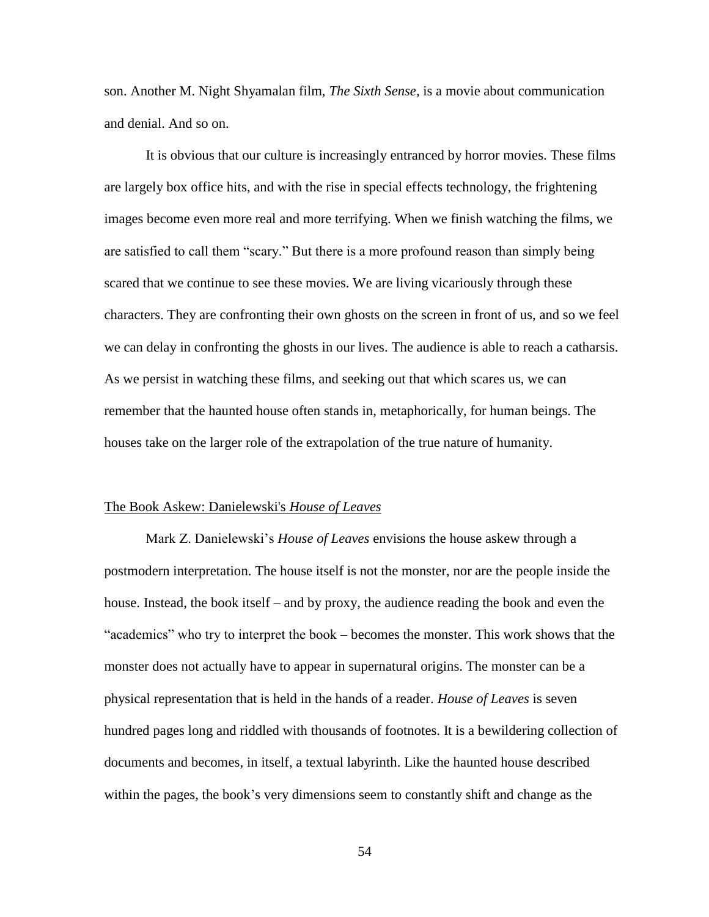son. Another M. Night Shyamalan film, *The Sixth Sense*, is a movie about communication and denial. And so on.

It is obvious that our culture is increasingly entranced by horror movies. These films are largely box office hits, and with the rise in special effects technology, the frightening images become even more real and more terrifying. When we finish watching the films, we are satisfied to call them "scary." But there is a more profound reason than simply being scared that we continue to see these movies. We are living vicariously through these characters. They are confronting their own ghosts on the screen in front of us, and so we feel we can delay in confronting the ghosts in our lives. The audience is able to reach a catharsis. As we persist in watching these films, and seeking out that which scares us, we can remember that the haunted house often stands in, metaphorically, for human beings. The houses take on the larger role of the extrapolation of the true nature of humanity.

## The Book Askew: Danielewski's *House of Leaves*

Mark Z. Danielewski's *House of Leaves* envisions the house askew through a postmodern interpretation. The house itself is not the monster, nor are the people inside the house. Instead, the book itself – and by proxy, the audience reading the book and even the "academics" who try to interpret the book – becomes the monster. This work shows that the monster does not actually have to appear in supernatural origins. The monster can be a physical representation that is held in the hands of a reader. *House of Leaves* is seven hundred pages long and riddled with thousands of footnotes. It is a bewildering collection of documents and becomes, in itself, a textual labyrinth. Like the haunted house described within the pages, the book's very dimensions seem to constantly shift and change as the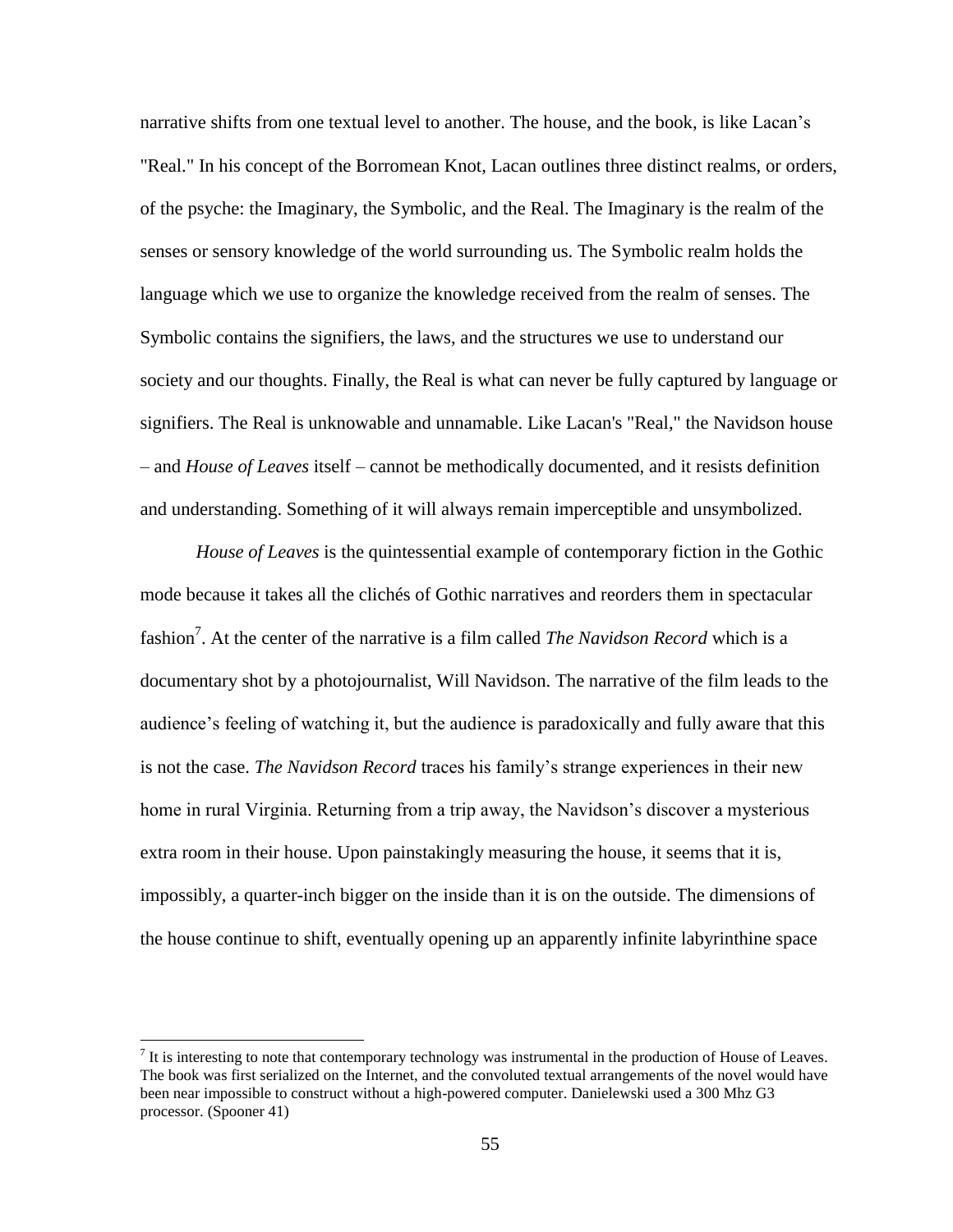narrative shifts from one textual level to another. The house, and the book, is like Lacan's "Real." In his concept of the Borromean Knot, Lacan outlines three distinct realms, or orders, of the psyche: the Imaginary, the Symbolic, and the Real. The Imaginary is the realm of the senses or sensory knowledge of the world surrounding us. The Symbolic realm holds the language which we use to organize the knowledge received from the realm of senses. The Symbolic contains the signifiers, the laws, and the structures we use to understand our society and our thoughts. Finally, the Real is what can never be fully captured by language or signifiers. The Real is unknowable and unnamable. Like Lacan's "Real," the Navidson house – and *House of Leaves* itself – cannot be methodically documented, and it resists definition and understanding. Something of it will always remain imperceptible and unsymbolized.

*House of Leaves* is the quintessential example of contemporary fiction in the Gothic mode because it takes all the clichés of Gothic narratives and reorders them in spectacular fashion[7]. At the center of the narrative is a film called *The Navidson Record* which is a documentary shot by a photojournalist, Will Navidson. The narrative of the film leads to the audience's feeling of watching it, but the audience is paradoxically and fully aware that this is not the case. *The Navidson Record* traces his family's strange experiences in their new home in rural Virginia. Returning from a trip away, the Navidson's discover a mysterious extra room in their house. Upon painstakingly measuring the house, it seems that it is, impossibly, a quarter-inch bigger on the inside than it is on the outside. The dimensions of the house continue to shift, eventually opening up an apparently infinite labyrinthine space

[7] It is interesting to note that contemporary technology was instrumental in the production of House of Leaves. The book was first serialized on the Internet, and the convoluted textual arrangements of the novel would have been near impossible to construct without a high-powered computer. Danielewski used a 300 Mhz G3 processor. (Spooner 41)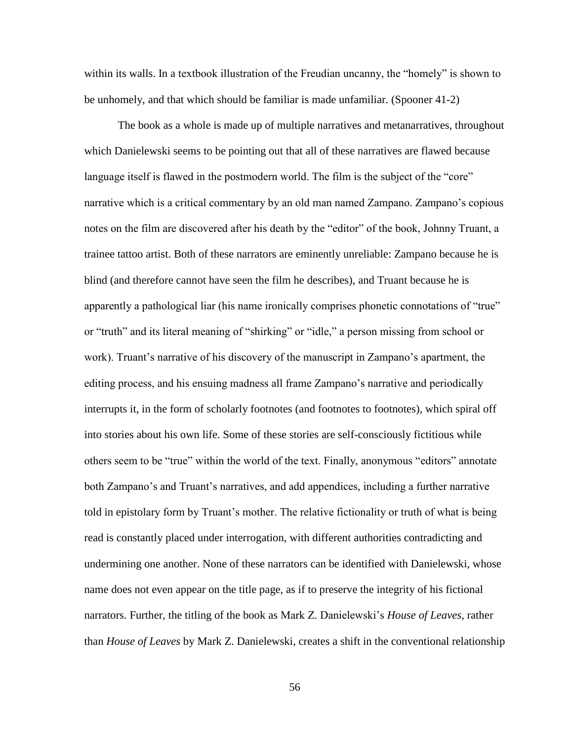within its walls. In a textbook illustration of the Freudian uncanny, the "homely" is shown to be unhomely, and that which should be familiar is made unfamiliar. (Spooner 41-2)

The book as a whole is made up of multiple narratives and metanarratives, throughout which Danielewski seems to be pointing out that all of these narratives are flawed because language itself is flawed in the postmodern world. The film is the subject of the "core" narrative which is a critical commentary by an old man named Zampano. Zampano's copious notes on the film are discovered after his death by the "editor" of the book, Johnny Truant, a trainee tattoo artist. Both of these narrators are eminently unreliable: Zampano because he is blind (and therefore cannot have seen the film he describes), and Truant because he is apparently a pathological liar (his name ironically comprises phonetic connotations of "true" or "truth" and its literal meaning of "shirking" or "idle," a person missing from school or work). Truant's narrative of his discovery of the manuscript in Zampano's apartment, the editing process, and his ensuing madness all frame Zampano's narrative and periodically interrupts it, in the form of scholarly footnotes (and footnotes to footnotes), which spiral off into stories about his own life. Some of these stories are self-consciously fictitious while others seem to be "true" within the world of the text. Finally, anonymous "editors" annotate both Zampano's and Truant's narratives, and add appendices, including a further narrative told in epistolary form by Truant's mother. The relative fictionality or truth of what is being read is constantly placed under interrogation, with different authorities contradicting and undermining one another. None of these narrators can be identified with Danielewski, whose name does not even appear on the title page, as if to preserve the integrity of his fictional narrators. Further, the titling of the book as Mark Z. Danielewski's *House of Leaves*, rather than *House of Leaves* by Mark Z. Danielewski, creates a shift in the conventional relationship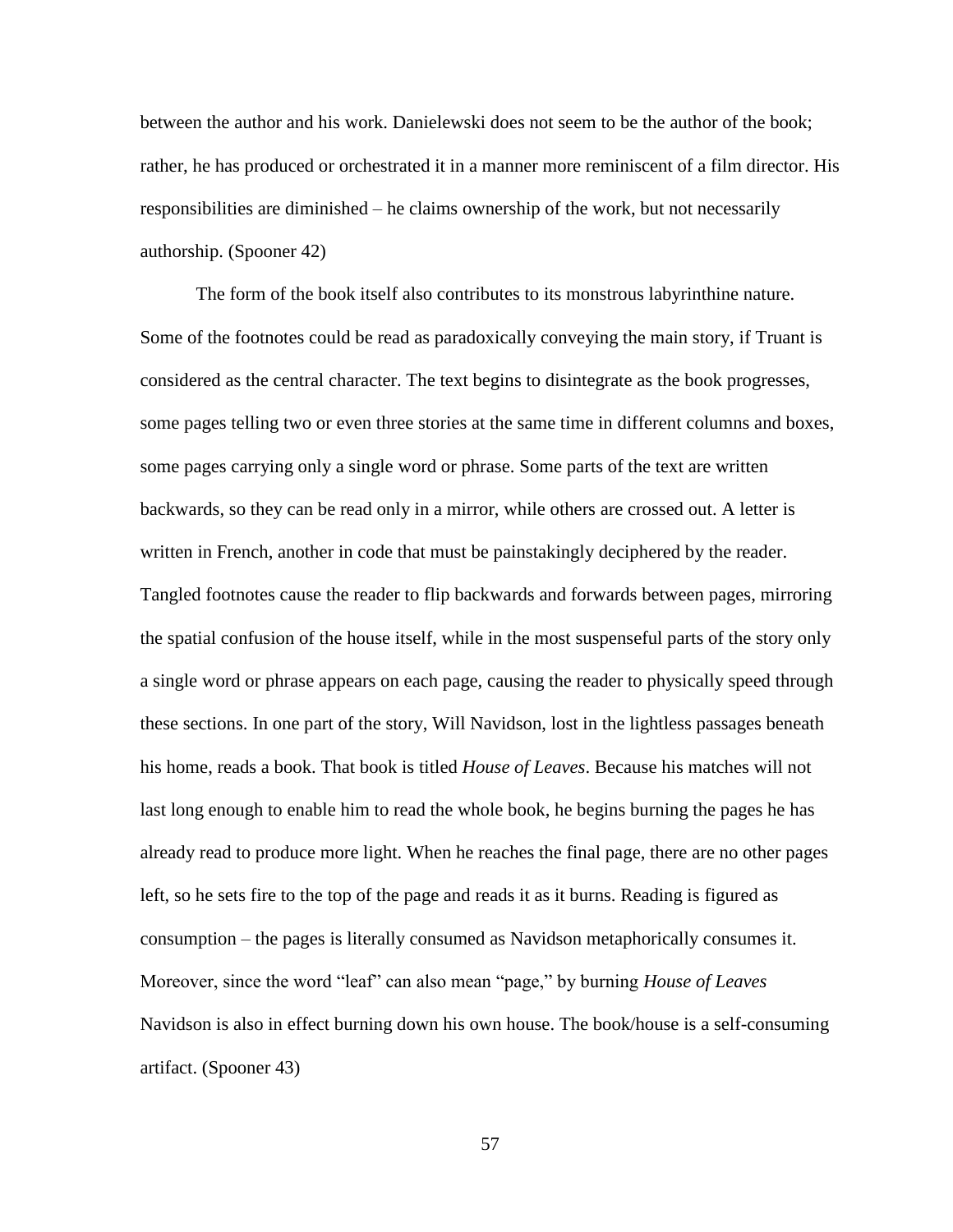between the author and his work. Danielewski does not seem to be the author of the book; rather, he has produced or orchestrated it in a manner more reminiscent of a film director. His responsibilities are diminished – he claims ownership of the work, but not necessarily authorship. (Spooner 42)

The form of the book itself also contributes to its monstrous labyrinthine nature. Some of the footnotes could be read as paradoxically conveying the main story, if Truant is considered as the central character. The text begins to disintegrate as the book progresses, some pages telling two or even three stories at the same time in different columns and boxes, some pages carrying only a single word or phrase. Some parts of the text are written backwards, so they can be read only in a mirror, while others are crossed out. A letter is written in French, another in code that must be painstakingly deciphered by the reader. Tangled footnotes cause the reader to flip backwards and forwards between pages, mirroring the spatial confusion of the house itself, while in the most suspenseful parts of the story only a single word or phrase appears on each page, causing the reader to physically speed through these sections. In one part of the story, Will Navidson, lost in the lightless passages beneath his home, reads a book. That book is titled *House of Leaves*. Because his matches will not last long enough to enable him to read the whole book, he begins burning the pages he has already read to produce more light. When he reaches the final page, there are no other pages left, so he sets fire to the top of the page and reads it as it burns. Reading is figured as consumption – the pages is literally consumed as Navidson metaphorically consumes it. Moreover, since the word "leaf" can also mean "page," by burning *House of Leaves* Navidson is also in effect burning down his own house. The book/house is a self-consuming artifact. (Spooner 43)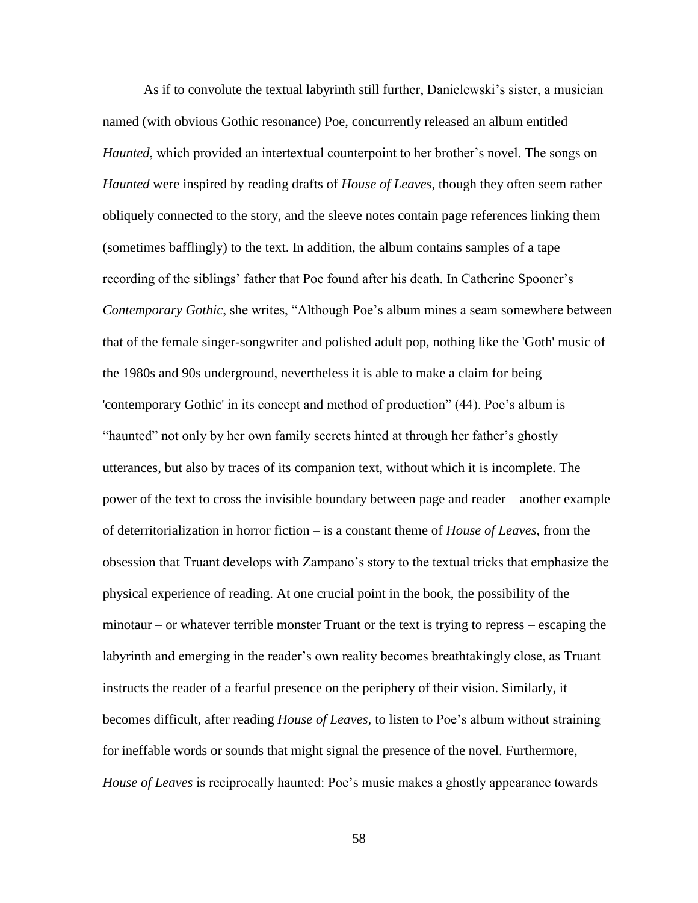As if to convolute the textual labyrinth still further, Danielewski's sister, a musician named (with obvious Gothic resonance) Poe, concurrently released an album entitled *Haunted*, which provided an intertextual counterpoint to her brother's novel. The songs on *Haunted* were inspired by reading drafts of *House of Leaves*, though they often seem rather obliquely connected to the story, and the sleeve notes contain page references linking them (sometimes bafflingly) to the text. In addition, the album contains samples of a tape recording of the siblings' father that Poe found after his death. In Catherine Spooner's *Contemporary Gothic*, she writes, "Although Poe's album mines a seam somewhere between that of the female singer-songwriter and polished adult pop, nothing like the 'Goth' music of the 1980s and 90s underground, nevertheless it is able to make a claim for being 'contemporary Gothic' in its concept and method of production" (44). Poe's album is "haunted" not only by her own family secrets hinted at through her father's ghostly utterances, but also by traces of its companion text, without which it is incomplete. The power of the text to cross the invisible boundary between page and reader – another example of deterritorialization in horror fiction – is a constant theme of *House of Leaves*, from the obsession that Truant develops with Zampano's story to the textual tricks that emphasize the physical experience of reading. At one crucial point in the book, the possibility of the minotaur – or whatever terrible monster Truant or the text is trying to repress – escaping the labyrinth and emerging in the reader's own reality becomes breathtakingly close, as Truant instructs the reader of a fearful presence on the periphery of their vision. Similarly, it becomes difficult, after reading *House of Leaves*, to listen to Poe's album without straining for ineffable words or sounds that might signal the presence of the novel. Furthermore, *House of Leaves* is reciprocally haunted: Poe's music makes a ghostly appearance towards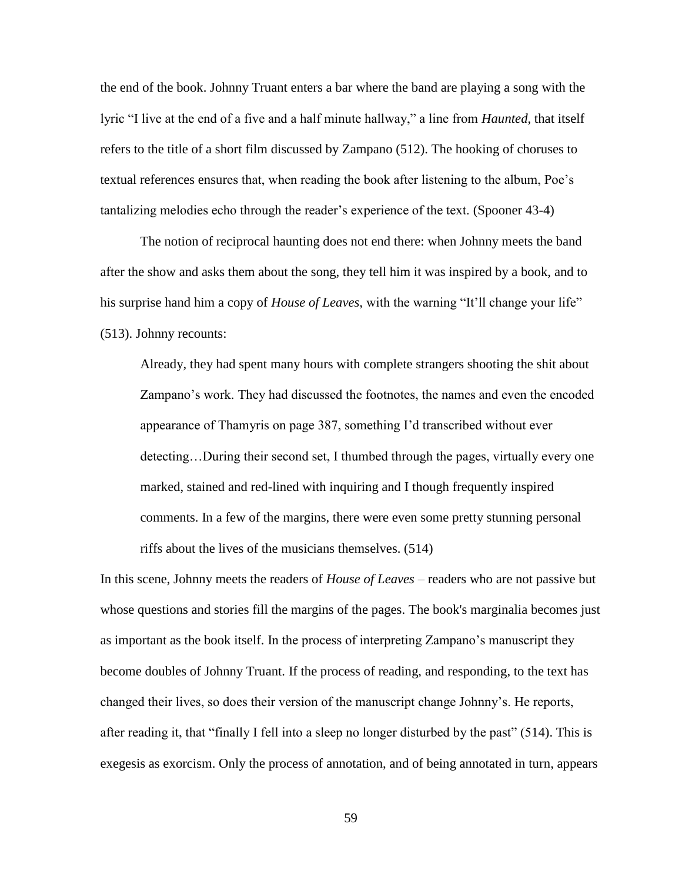the end of the book. Johnny Truant enters a bar where the band are playing a song with the lyric "I live at the end of a five and a half minute hallway," a line from *Haunted*, that itself refers to the title of a short film discussed by Zampano (512). The hooking of choruses to textual references ensures that, when reading the book after listening to the album, Poe's tantalizing melodies echo through the reader's experience of the text. (Spooner 43-4)

The notion of reciprocal haunting does not end there: when Johnny meets the band after the show and asks them about the song, they tell him it was inspired by a book, and to his surprise hand him a copy of *House of Leaves,* with the warning "It'll change your life" (513). Johnny recounts:

> Already, they had spent many hours with complete strangers shooting the shit about Zampano's work. They had discussed the footnotes, the names and even the encoded appearance of Thamyris on page 387, something I'd transcribed without ever detecting…During their second set, I thumbed through the pages, virtually every one marked, stained and red-lined with inquiring and I though frequently inspired comments. In a few of the margins, there were even some pretty stunning personal riffs about the lives of the musicians themselves. (514)

In this scene, Johnny meets the readers of *House of Leaves* – readers who are not passive but whose questions and stories fill the margins of the pages. The book's marginalia becomes just as important as the book itself. In the process of interpreting Zampano's manuscript they become doubles of Johnny Truant. If the process of reading, and responding, to the text has changed their lives, so does their version of the manuscript change Johnny's. He reports, after reading it, that "finally I fell into a sleep no longer disturbed by the past" (514). This is exegesis as exorcism. Only the process of annotation, and of being annotated in turn, appears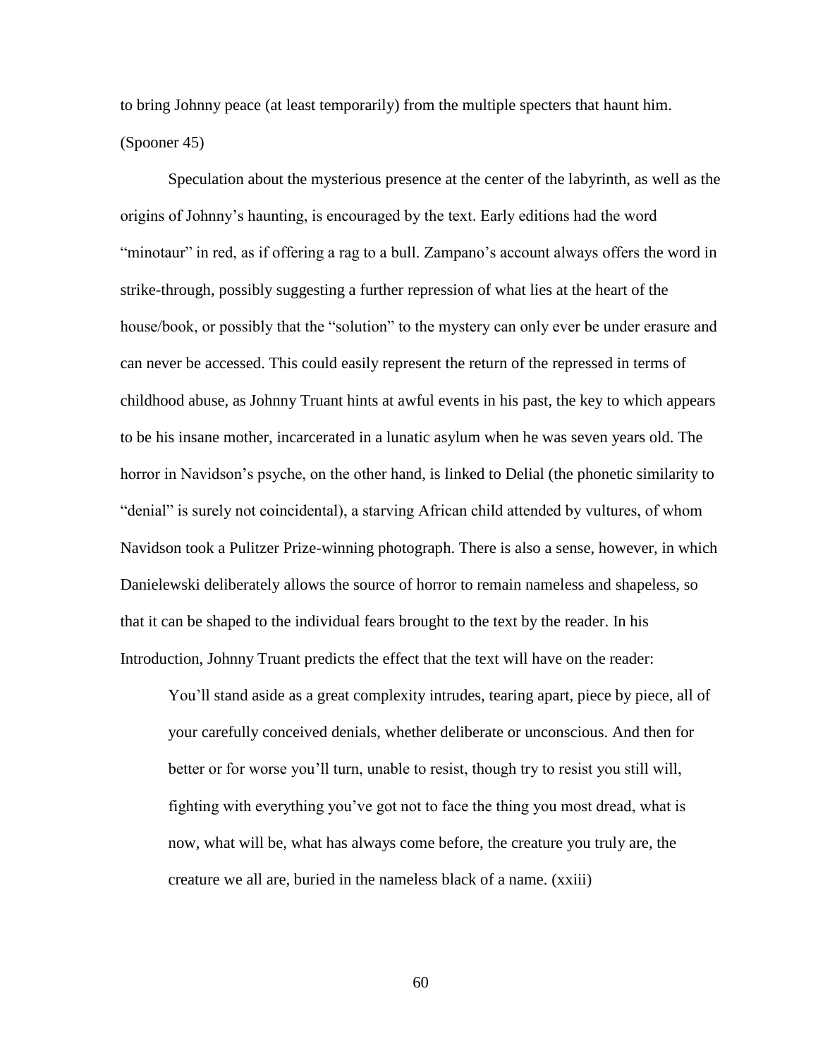to bring Johnny peace (at least temporarily) from the multiple specters that haunt him. (Spooner 45)

Speculation about the mysterious presence at the center of the labyrinth, as well as the origins of Johnny's haunting, is encouraged by the text. Early editions had the word "minotaur" in red, as if offering a rag to a bull. Zampano's account always offers the word in strike-through, possibly suggesting a further repression of what lies at the heart of the house/book, or possibly that the "solution" to the mystery can only ever be under erasure and can never be accessed. This could easily represent the return of the repressed in terms of childhood abuse, as Johnny Truant hints at awful events in his past, the key to which appears to be his insane mother, incarcerated in a lunatic asylum when he was seven years old. The horror in Navidson's psyche, on the other hand, is linked to Delial (the phonetic similarity to "denial" is surely not coincidental), a starving African child attended by vultures, of whom Navidson took a Pulitzer Prize-winning photograph. There is also a sense, however, in which Danielewski deliberately allows the source of horror to remain nameless and shapeless, so that it can be shaped to the individual fears brought to the text by the reader. In his Introduction, Johnny Truant predicts the effect that the text will have on the reader:

> You'll stand aside as a great complexity intrudes, tearing apart, piece by piece, all of your carefully conceived denials, whether deliberate or unconscious. And then for better or for worse you'll turn, unable to resist, though try to resist you still will, fighting with everything you've got not to face the thing you most dread, what is now, what will be, what has always come before, the creature you truly are, the creature we all are, buried in the nameless black of a name. (xxiii)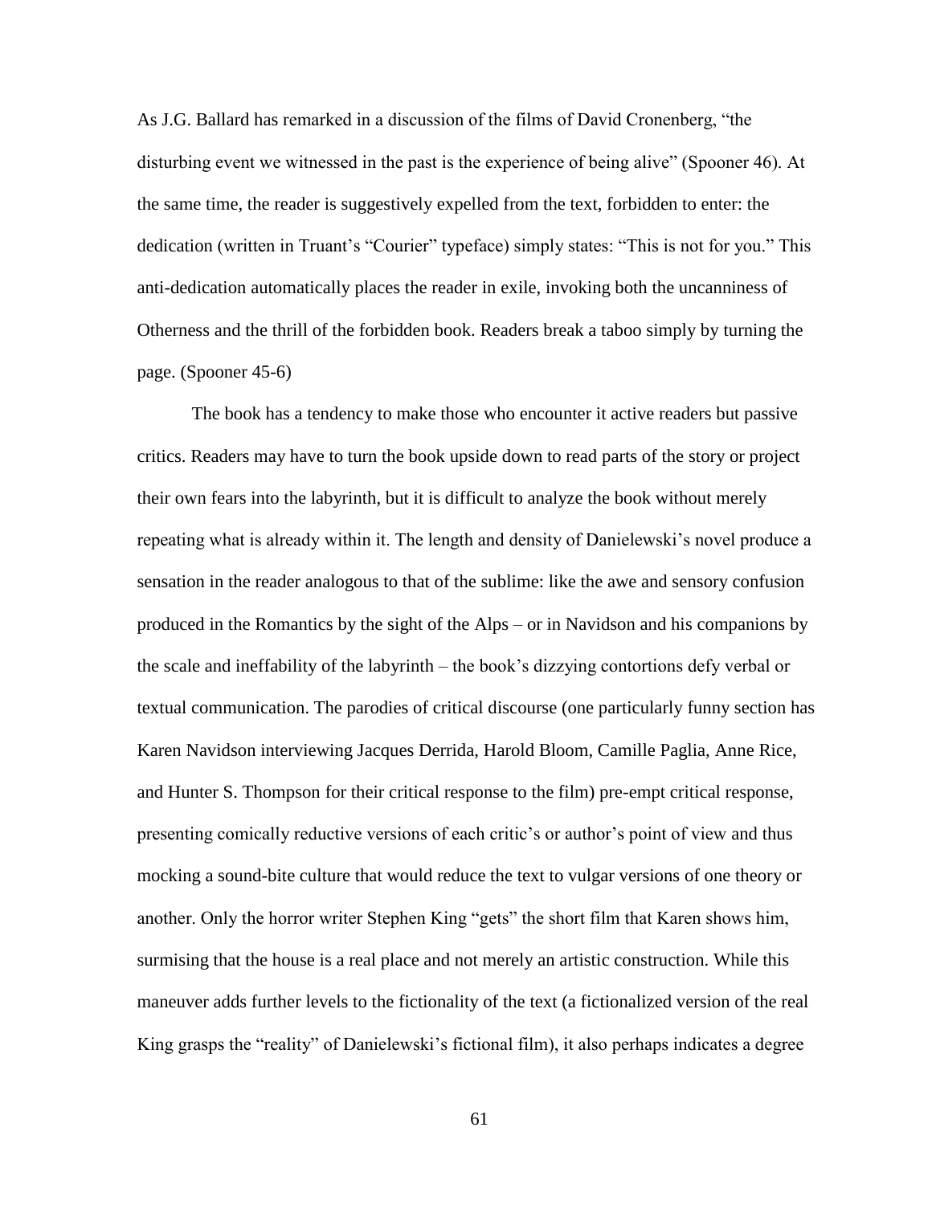As J.G. Ballard has remarked in a discussion of the films of David Cronenberg, "the disturbing event we witnessed in the past is the experience of being alive" (Spooner 46). At the same time, the reader is suggestively expelled from the text, forbidden to enter: the dedication (written in Truant's "Courier" typeface) simply states: "This is not for you." This anti-dedication automatically places the reader in exile, invoking both the uncanniness of Otherness and the thrill of the forbidden book. Readers break a taboo simply by turning the page. (Spooner 45-6)

The book has a tendency to make those who encounter it active readers but passive critics. Readers may have to turn the book upside down to read parts of the story or project their own fears into the labyrinth, but it is difficult to analyze the book without merely repeating what is already within it. The length and density of Danielewski's novel produce a sensation in the reader analogous to that of the sublime: like the awe and sensory confusion produced in the Romantics by the sight of the Alps – or in Navidson and his companions by the scale and ineffability of the labyrinth – the book's dizzying contortions defy verbal or textual communication. The parodies of critical discourse (one particularly funny section has Karen Navidson interviewing Jacques Derrida, Harold Bloom, Camille Paglia, Anne Rice, and Hunter S. Thompson for their critical response to the film) pre-empt critical response, presenting comically reductive versions of each critic's or author's point of view and thus mocking a sound-bite culture that would reduce the text to vulgar versions of one theory or another. Only the horror writer Stephen King "gets" the short film that Karen shows him, surmising that the house is a real place and not merely an artistic construction. While this maneuver adds further levels to the fictionality of the text (a fictionalized version of the real King grasps the "reality" of Danielewski's fictional film), it also perhaps indicates a degree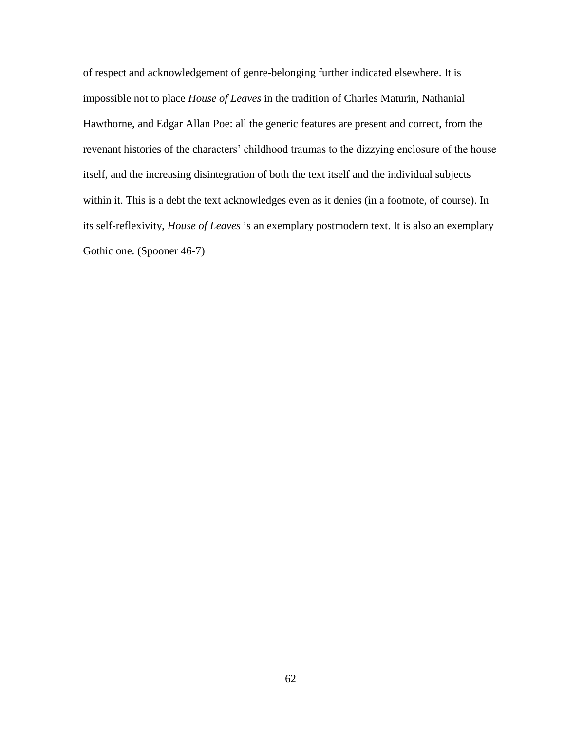of respect and acknowledgement of genre-belonging further indicated elsewhere. It is impossible not to place *House of Leaves* in the tradition of Charles Maturin, Nathanial Hawthorne, and Edgar Allan Poe: all the generic features are present and correct, from the revenant histories of the characters' childhood traumas to the dizzying enclosure of the house itself, and the increasing disintegration of both the text itself and the individual subjects within it. This is a debt the text acknowledges even as it denies (in a footnote, of course). In its self-reflexivity, *House of Leaves* is an exemplary postmodern text. It is also an exemplary Gothic one. (Spooner 46-7)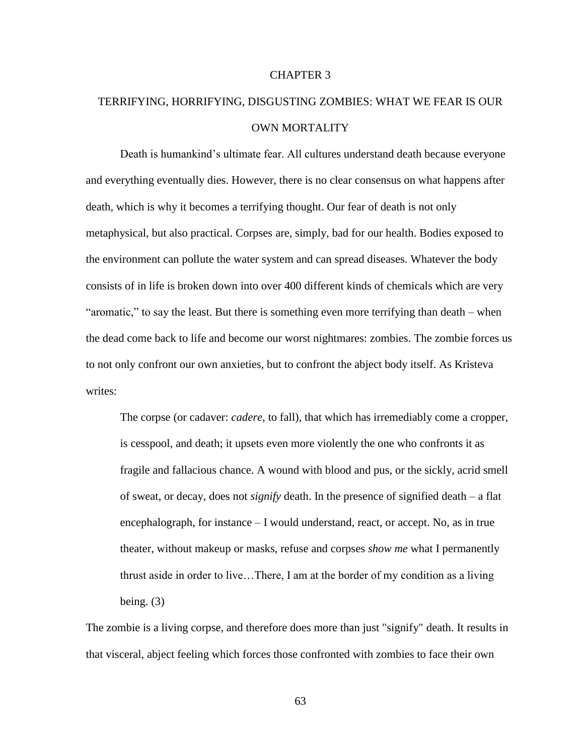# CHAPTER 3

## TERRIFYING, HORRIFYING, DISGUSTING ZOMBIES: WHAT WE FEAR IS OUR OWN MORTALITY

Death is humankind's ultimate fear. All cultures understand death because everyone and everything eventually dies. However, there is no clear consensus on what happens after death, which is why it becomes a terrifying thought. Our fear of death is not only metaphysical, but also practical. Corpses are, simply, bad for our health. Bodies exposed to the environment can pollute the water system and can spread diseases. Whatever the body consists of in life is broken down into over 400 different kinds of chemicals which are very "aromatic," to say the least. But there is something even more terrifying than death – when the dead come back to life and become our worst nightmares: zombies. The zombie forces us to not only confront our own anxieties, but to confront the abject body itself. As Kristeva writes:

> The corpse (or cadaver: *cadere*, to fall), that which has irremediably come a cropper, is cesspool, and death; it upsets even more violently the one who confronts it as fragile and fallacious chance. A wound with blood and pus, or the sickly, acrid smell of sweat, or decay, does not *signify* death. In the presence of signified death – a flat encephalograph, for instance – I would understand, react, or accept. No, as in true theater, without makeup or masks, refuse and corpses *show me* what I permanently thrust aside in order to live…There, I am at the border of my condition as a living being. (3)

The zombie is a living corpse, and therefore does more than just "signify" death. It results in that visceral, abject feeling which forces those confronted with zombies to face their own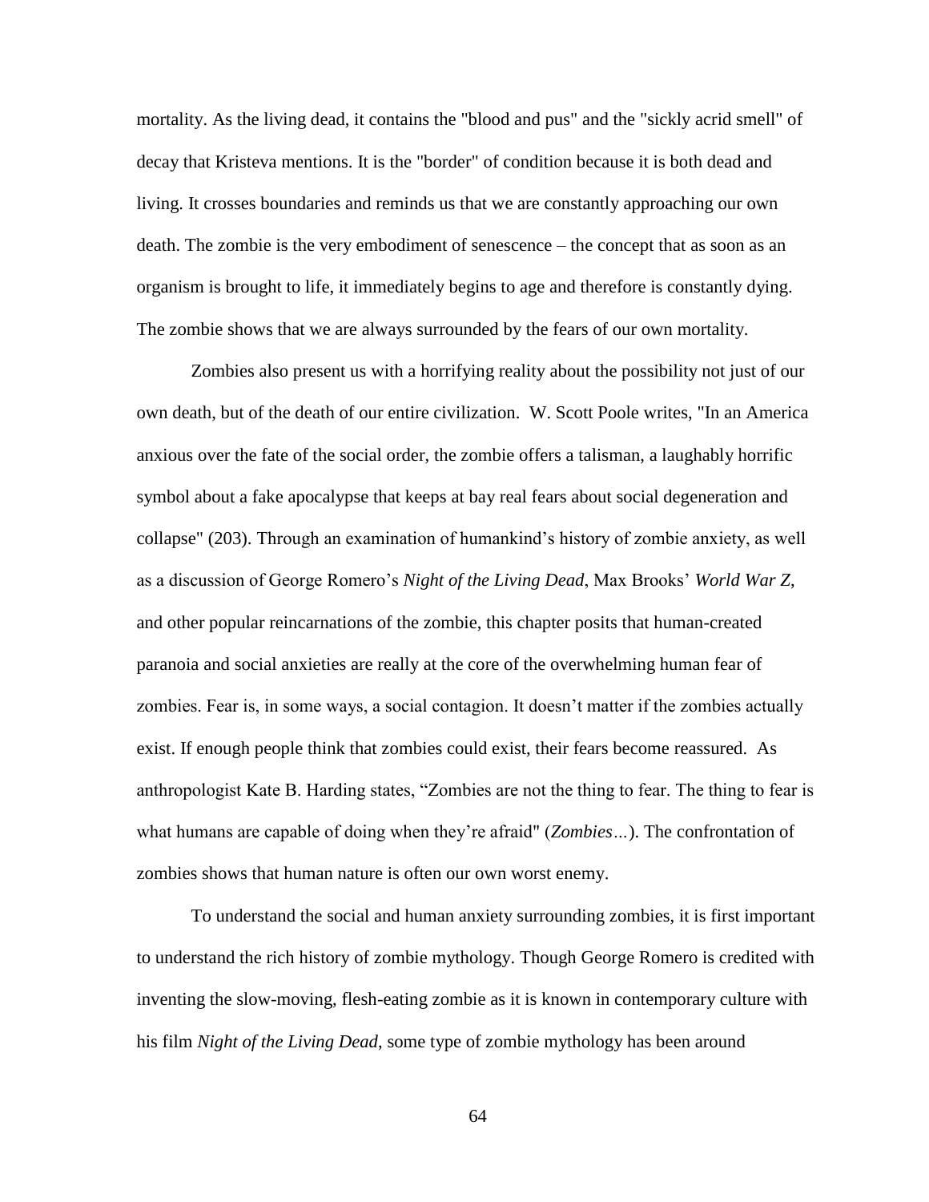mortality. As the living dead, it contains the "blood and pus" and the "sickly acrid smell" of decay that Kristeva mentions. It is the "border" of condition because it is both dead and living. It crosses boundaries and reminds us that we are constantly approaching our own death. The zombie is the very embodiment of senescence – the concept that as soon as an organism is brought to life, it immediately begins to age and therefore is constantly dying. The zombie shows that we are always surrounded by the fears of our own mortality.

Zombies also present us with a horrifying reality about the possibility not just of our own death, but of the death of our entire civilization. W. Scott Poole writes, "In an America anxious over the fate of the social order, the zombie offers a talisman, a laughably horrific symbol about a fake apocalypse that keeps at bay real fears about social degeneration and collapse" (203). Through an examination of humankind's history of zombie anxiety, as well as a discussion of George Romero's *Night of the Living Dead*, Max Brooks' *World War Z*, and other popular reincarnations of the zombie, this chapter posits that human-created paranoia and social anxieties are really at the core of the overwhelming human fear of zombies. Fear is, in some ways, a social contagion. It doesn't matter if the zombies actually exist. If enough people think that zombies could exist, their fears become reassured. As anthropologist Kate B. Harding states, "Zombies are not the thing to fear. The thing to fear is what humans are capable of doing when they're afraid" (*Zombies…*). The confrontation of zombies shows that human nature is often our own worst enemy.

To understand the social and human anxiety surrounding zombies, it is first important to understand the rich history of zombie mythology. Though George Romero is credited with inventing the slow-moving, flesh-eating zombie as it is known in contemporary culture with his film *Night of the Living Dead*, some type of zombie mythology has been around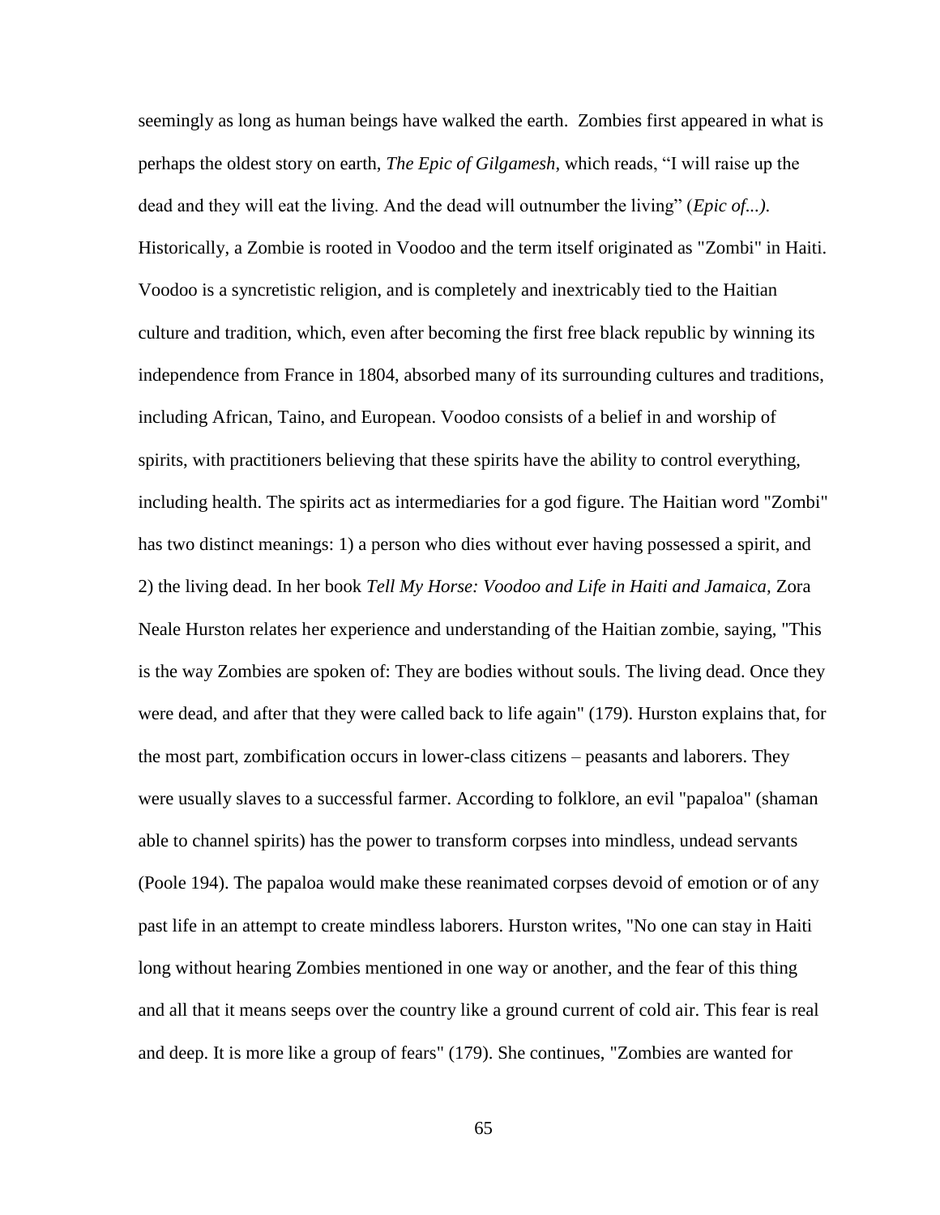seemingly as long as human beings have walked the earth. Zombies first appeared in what is perhaps the oldest story on earth, *The Epic of Gilgamesh*, which reads, "I will raise up the dead and they will eat the living. And the dead will outnumber the living" (*Epic of...)*. Historically, a Zombie is rooted in Voodoo and the term itself originated as "Zombi" in Haiti. Voodoo is a syncretistic religion, and is completely and inextricably tied to the Haitian culture and tradition, which, even after becoming the first free black republic by winning its independence from France in 1804, absorbed many of its surrounding cultures and traditions, including African, Taino, and European. Voodoo consists of a belief in and worship of spirits, with practitioners believing that these spirits have the ability to control everything, including health. The spirits act as intermediaries for a god figure. The Haitian word "Zombi" has two distinct meanings: 1) a person who dies without ever having possessed a spirit, and 2) the living dead. In her book *Tell My Horse: Voodoo and Life in Haiti and Jamaica*, Zora Neale Hurston relates her experience and understanding of the Haitian zombie, saying, "This is the way Zombies are spoken of: They are bodies without souls. The living dead. Once they were dead, and after that they were called back to life again" (179). Hurston explains that, for the most part, zombification occurs in lower-class citizens – peasants and laborers. They were usually slaves to a successful farmer. According to folklore, an evil "papaloa" (shaman able to channel spirits) has the power to transform corpses into mindless, undead servants (Poole 194). The papaloa would make these reanimated corpses devoid of emotion or of any past life in an attempt to create mindless laborers. Hurston writes, "No one can stay in Haiti long without hearing Zombies mentioned in one way or another, and the fear of this thing and all that it means seeps over the country like a ground current of cold air. This fear is real and deep. It is more like a group of fears" (179). She continues, "Zombies are wanted for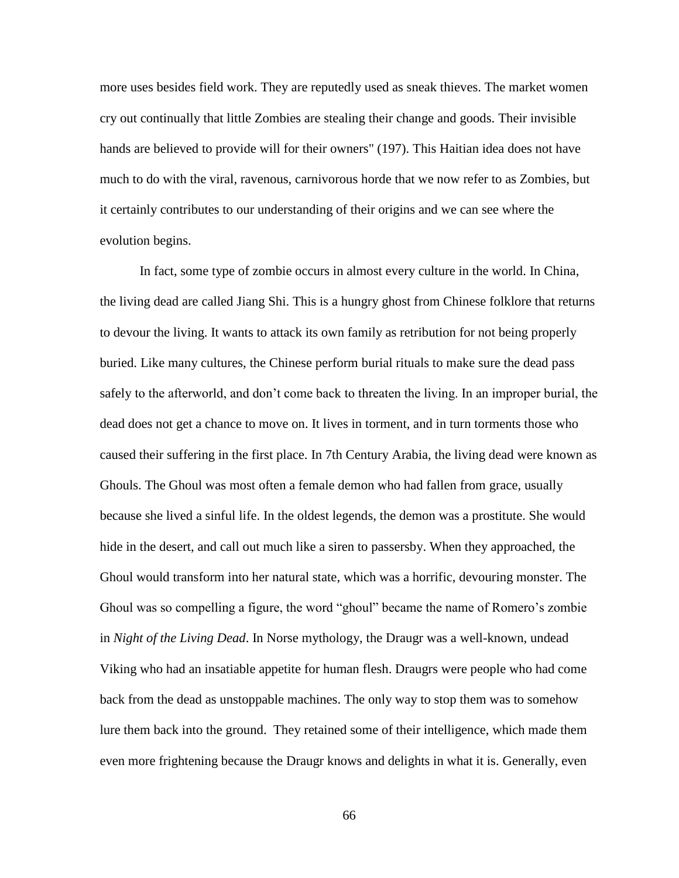more uses besides field work. They are reputedly used as sneak thieves. The market women cry out continually that little Zombies are stealing their change and goods. Their invisible hands are believed to provide will for their owners" (197). This Haitian idea does not have much to do with the viral, ravenous, carnivorous horde that we now refer to as Zombies, but it certainly contributes to our understanding of their origins and we can see where the evolution begins.

In fact, some type of zombie occurs in almost every culture in the world. In China, the living dead are called Jiang Shi. This is a hungry ghost from Chinese folklore that returns to devour the living. It wants to attack its own family as retribution for not being properly buried. Like many cultures, the Chinese perform burial rituals to make sure the dead pass safely to the afterworld, and don't come back to threaten the living. In an improper burial, the dead does not get a chance to move on. It lives in torment, and in turn torments those who caused their suffering in the first place. In 7th Century Arabia, the living dead were known as Ghouls. The Ghoul was most often a female demon who had fallen from grace, usually because she lived a sinful life. In the oldest legends, the demon was a prostitute. She would hide in the desert, and call out much like a siren to passersby. When they approached, the Ghoul would transform into her natural state, which was a horrific, devouring monster. The Ghoul was so compelling a figure, the word "ghoul" became the name of Romero's zombie in *Night of the Living Dead*. In Norse mythology, the Draugr was a well-known, undead Viking who had an insatiable appetite for human flesh. Draugrs were people who had come back from the dead as unstoppable machines. The only way to stop them was to somehow lure them back into the ground. They retained some of their intelligence, which made them even more frightening because the Draugr knows and delights in what it is. Generally, even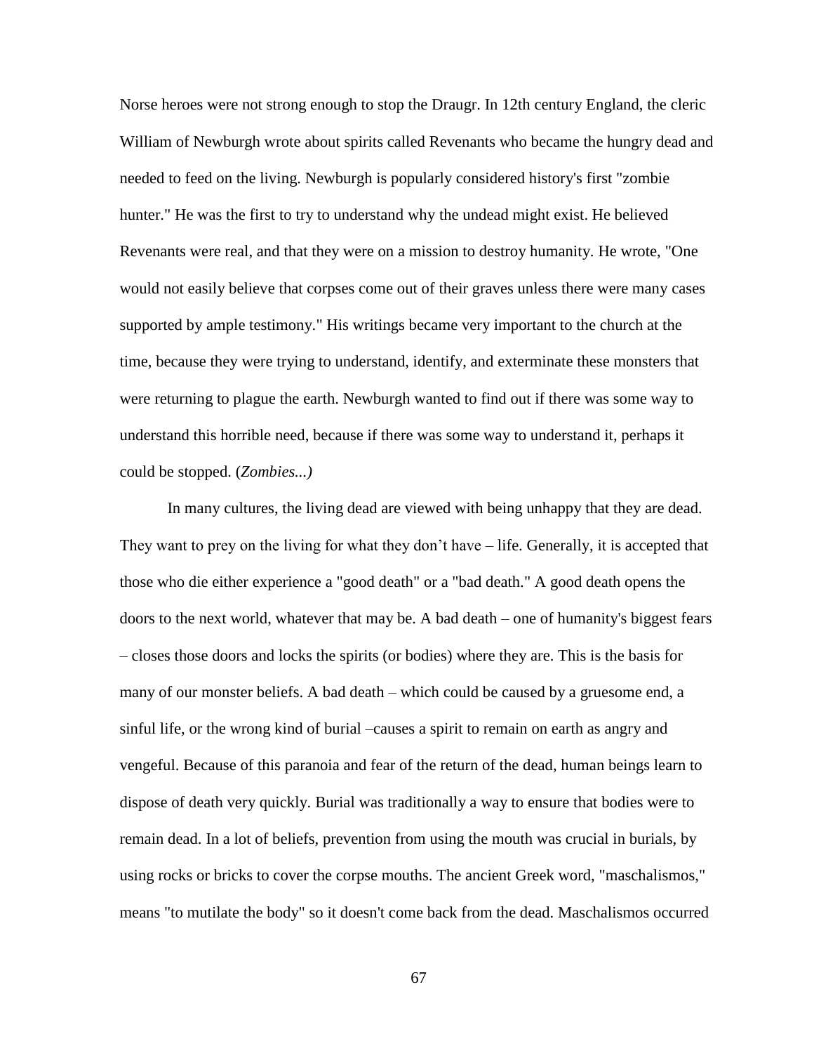Norse heroes were not strong enough to stop the Draugr. In 12th century England, the cleric William of Newburgh wrote about spirits called Revenants who became the hungry dead and needed to feed on the living. Newburgh is popularly considered history's first "zombie hunter." He was the first to try to understand why the undead might exist. He believed Revenants were real, and that they were on a mission to destroy humanity. He wrote, "One would not easily believe that corpses come out of their graves unless there were many cases supported by ample testimony." His writings became very important to the church at the time, because they were trying to understand, identify, and exterminate these monsters that were returning to plague the earth. Newburgh wanted to find out if there was some way to understand this horrible need, because if there was some way to understand it, perhaps it could be stopped. (*Zombies...)*

In many cultures, the living dead are viewed with being unhappy that they are dead. They want to prey on the living for what they don't have – life. Generally, it is accepted that those who die either experience a "good death" or a "bad death." A good death opens the doors to the next world, whatever that may be. A bad death – one of humanity's biggest fears – closes those doors and locks the spirits (or bodies) where they are. This is the basis for many of our monster beliefs. A bad death – which could be caused by a gruesome end, a sinful life, or the wrong kind of burial –causes a spirit to remain on earth as angry and vengeful. Because of this paranoia and fear of the return of the dead, human beings learn to dispose of death very quickly. Burial was traditionally a way to ensure that bodies were to remain dead. In a lot of beliefs, prevention from using the mouth was crucial in burials, by using rocks or bricks to cover the corpse mouths. The ancient Greek word, "maschalismos," means "to mutilate the body" so it doesn't come back from the dead. Maschalismos occurred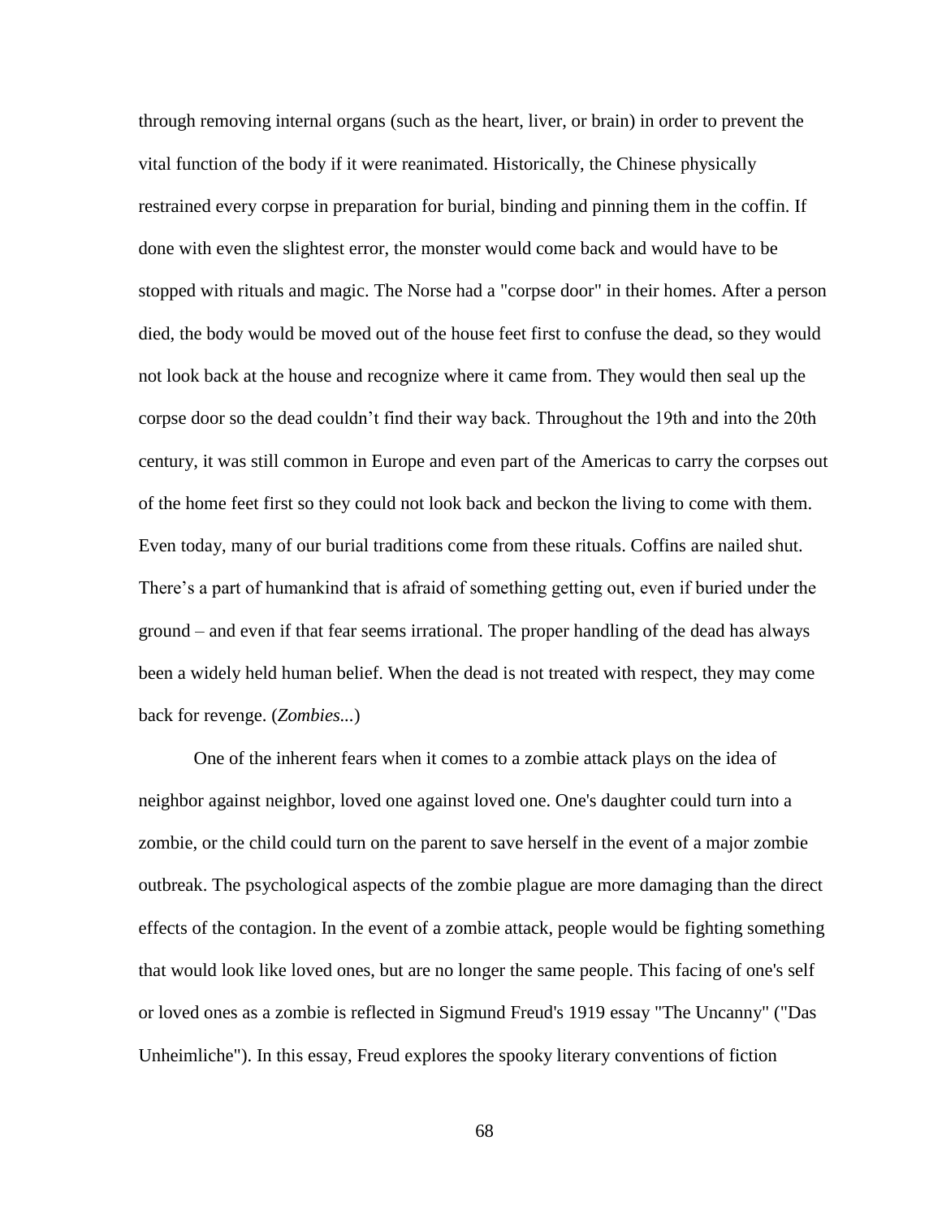through removing internal organs (such as the heart, liver, or brain) in order to prevent the vital function of the body if it were reanimated. Historically, the Chinese physically restrained every corpse in preparation for burial, binding and pinning them in the coffin. If done with even the slightest error, the monster would come back and would have to be stopped with rituals and magic. The Norse had a "corpse door" in their homes. After a person died, the body would be moved out of the house feet first to confuse the dead, so they would not look back at the house and recognize where it came from. They would then seal up the corpse door so the dead couldn't find their way back. Throughout the 19th and into the 20th century, it was still common in Europe and even part of the Americas to carry the corpses out of the home feet first so they could not look back and beckon the living to come with them. Even today, many of our burial traditions come from these rituals. Coffins are nailed shut. There's a part of humankind that is afraid of something getting out, even if buried under the ground – and even if that fear seems irrational. The proper handling of the dead has always been a widely held human belief. When the dead is not treated with respect, they may come back for revenge. (*Zombies...*)

One of the inherent fears when it comes to a zombie attack plays on the idea of neighbor against neighbor, loved one against loved one. One's daughter could turn into a zombie, or the child could turn on the parent to save herself in the event of a major zombie outbreak. The psychological aspects of the zombie plague are more damaging than the direct effects of the contagion. In the event of a zombie attack, people would be fighting something that would look like loved ones, but are no longer the same people. This facing of one's self or loved ones as a zombie is reflected in Sigmund Freud's 1919 essay "The Uncanny" ("Das Unheimliche"). In this essay, Freud explores the spooky literary conventions of fiction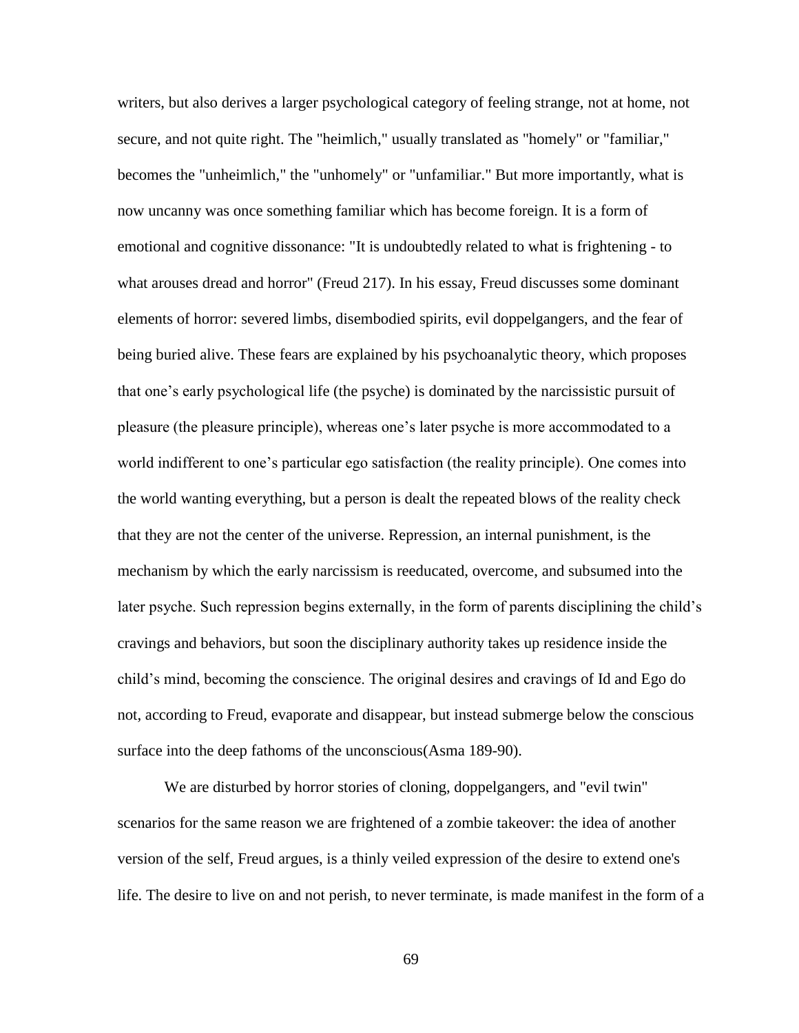writers, but also derives a larger psychological category of feeling strange, not at home, not secure, and not quite right. The "heimlich," usually translated as "homely" or "familiar," becomes the "unheimlich," the "unhomely" or "unfamiliar." But more importantly, what is now uncanny was once something familiar which has become foreign. It is a form of emotional and cognitive dissonance: "It is undoubtedly related to what is frightening - to what arouses dread and horror" (Freud 217). In his essay, Freud discusses some dominant elements of horror: severed limbs, disembodied spirits, evil doppelgangers, and the fear of being buried alive. These fears are explained by his psychoanalytic theory, which proposes that one's early psychological life (the psyche) is dominated by the narcissistic pursuit of pleasure (the pleasure principle), whereas one's later psyche is more accommodated to a world indifferent to one's particular ego satisfaction (the reality principle). One comes into the world wanting everything, but a person is dealt the repeated blows of the reality check that they are not the center of the universe. Repression, an internal punishment, is the mechanism by which the early narcissism is reeducated, overcome, and subsumed into the later psyche. Such repression begins externally, in the form of parents disciplining the child's cravings and behaviors, but soon the disciplinary authority takes up residence inside the child's mind, becoming the conscience. The original desires and cravings of Id and Ego do not, according to Freud, evaporate and disappear, but instead submerge below the conscious surface into the deep fathoms of the unconscious(Asma 189-90).

We are disturbed by horror stories of cloning, doppelgangers, and "evil twin" scenarios for the same reason we are frightened of a zombie takeover: the idea of another version of the self, Freud argues, is a thinly veiled expression of the desire to extend one's life. The desire to live on and not perish, to never terminate, is made manifest in the form of a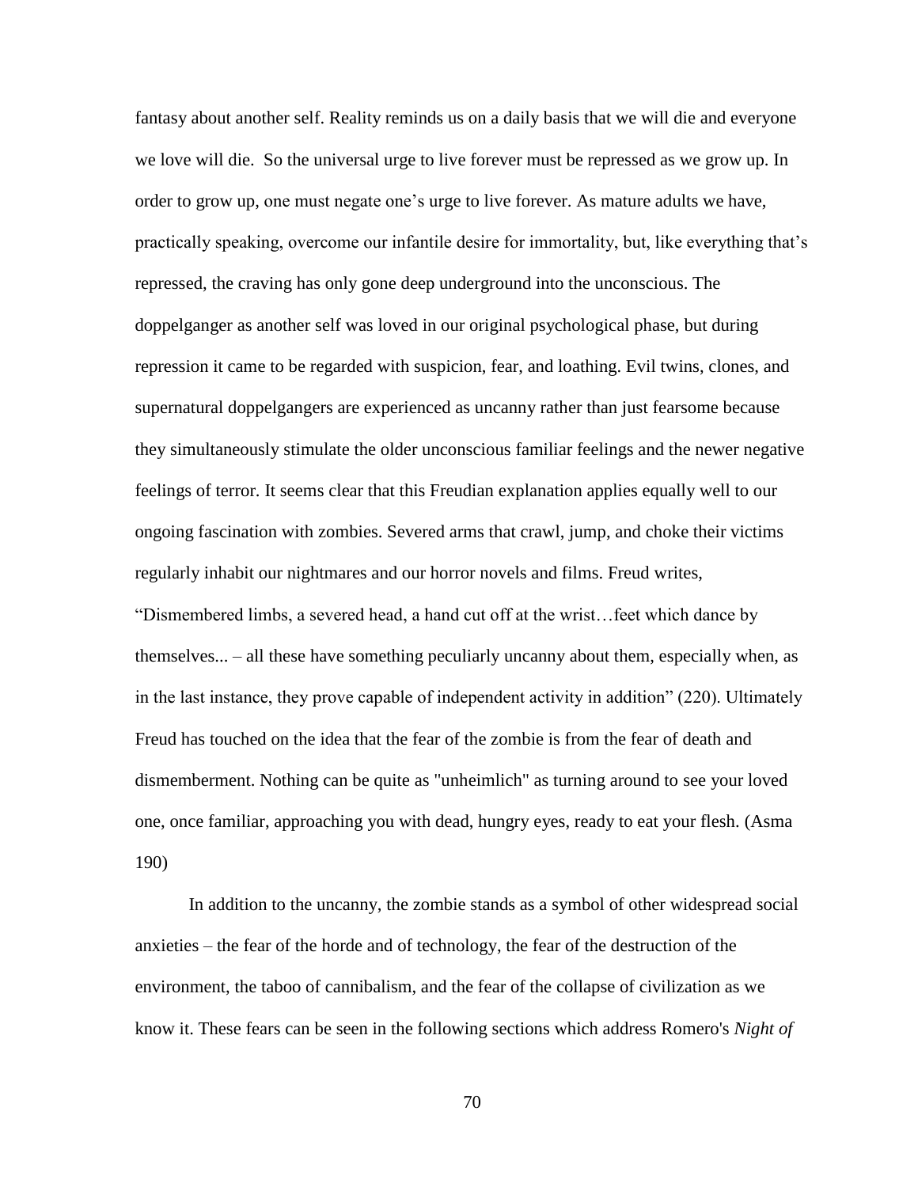fantasy about another self. Reality reminds us on a daily basis that we will die and everyone we love will die.  So the universal urge to live forever must be repressed as we grow up. In order to grow up, one must negate one's urge to live forever. As mature adults we have, practically speaking, overcome our infantile desire for immortality, but, like everything that's repressed, the craving has only gone deep underground into the unconscious. The doppelganger as another self was loved in our original psychological phase, but during repression it came to be regarded with suspicion, fear, and loathing. Evil twins, clones, and supernatural doppelgangers are experienced as uncanny rather than just fearsome because they simultaneously stimulate the older unconscious familiar feelings and the newer negative feelings of terror. It seems clear that this Freudian explanation applies equally well to our ongoing fascination with zombies. Severed arms that crawl, jump, and choke their victims regularly inhabit our nightmares and our horror novels and films. Freud writes, "Dismembered limbs, a severed head, a hand cut off at the wrist…feet which dance by themselves... – all these have something peculiarly uncanny about them, especially when, as in the last instance, they prove capable of independent activity in addition" (220). Ultimately Freud has touched on the idea that the fear of the zombie is from the fear of death and dismemberment. Nothing can be quite as "unheimlich" as turning around to see your loved one, once familiar, approaching you with dead, hungry eyes, ready to eat your flesh. (Asma 190)

In addition to the uncanny, the zombie stands as a symbol of other widespread social anxieties – the fear of the horde and of technology, the fear of the destruction of the environment, the taboo of cannibalism, and the fear of the collapse of civilization as we know it. These fears can be seen in the following sections which address Romero's *Night of*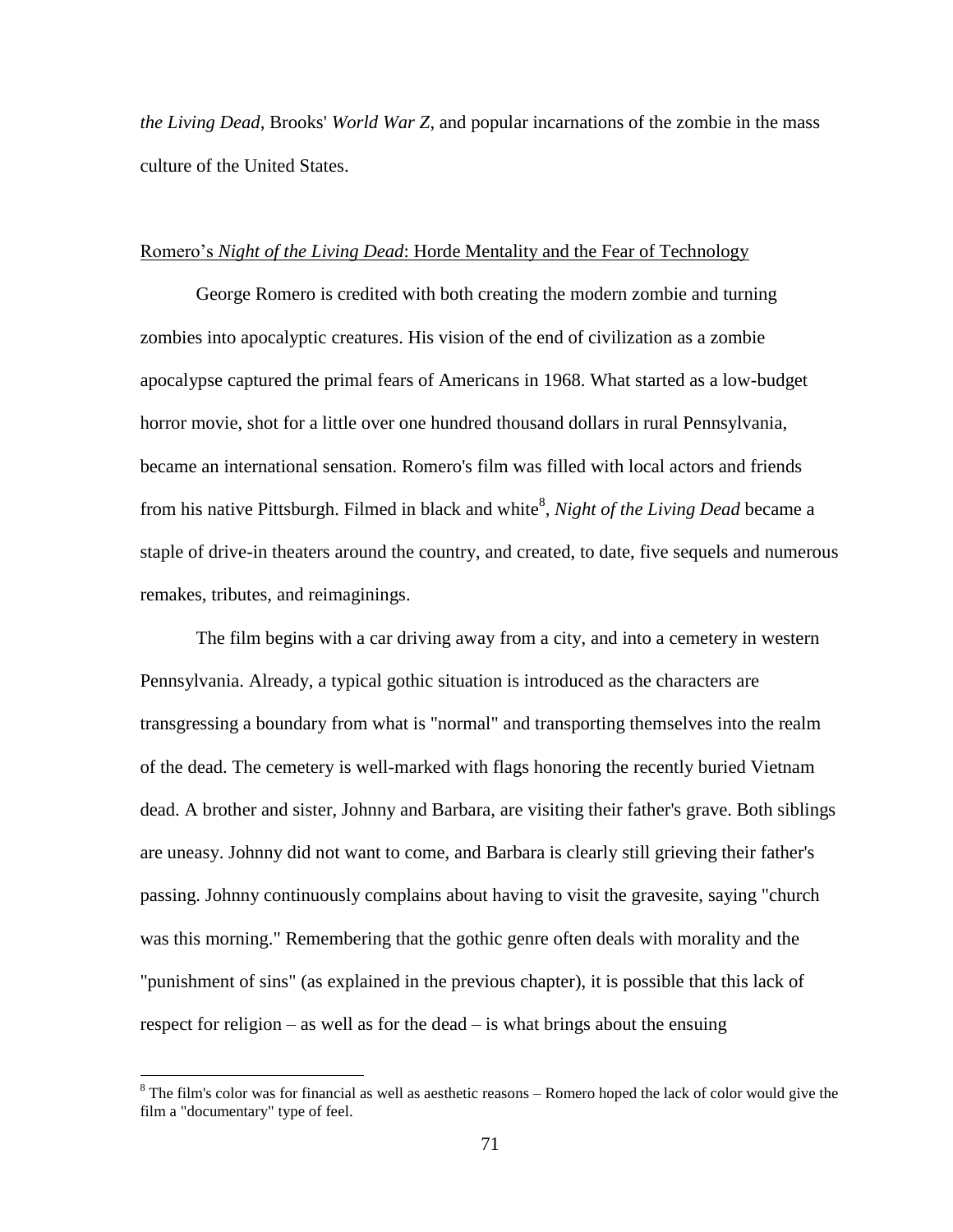*the Living Dead*, Brooks' *World War Z*, and popular incarnations of the zombie in the mass culture of the United States.

## Romero's *Night of the Living Dead*: Horde Mentality and the Fear of Technology

George Romero is credited with both creating the modern zombie and turning zombies into apocalyptic creatures. His vision of the end of civilization as a zombie apocalypse captured the primal fears of Americans in 1968. What started as a low-budget horror movie, shot for a little over one hundred thousand dollars in rural Pennsylvania, became an international sensation. Romero's film was filled with local actors and friends from his native Pittsburgh. Filmed in black and white[8], *Night of the Living Dead* became a staple of drive-in theaters around the country, and created, to date, five sequels and numerous remakes, tributes, and reimaginings.

The film begins with a car driving away from a city, and into a cemetery in western Pennsylvania. Already, a typical gothic situation is introduced as the characters are transgressing a boundary from what is "normal" and transporting themselves into the realm of the dead. The cemetery is well-marked with flags honoring the recently buried Vietnam dead. A brother and sister, Johnny and Barbara, are visiting their father's grave. Both siblings are uneasy. Johnny did not want to come, and Barbara is clearly still grieving their father's passing. Johnny continuously complains about having to visit the gravesite, saying "church was this morning." Remembering that the gothic genre often deals with morality and the "punishment of sins" (as explained in the previous chapter), it is possible that this lack of respect for religion – as well as for the dead – is what brings about the ensuing

[8] The film's color was for financial as well as aesthetic reasons – Romero hoped the lack of color would give the film a "documentary" type of feel.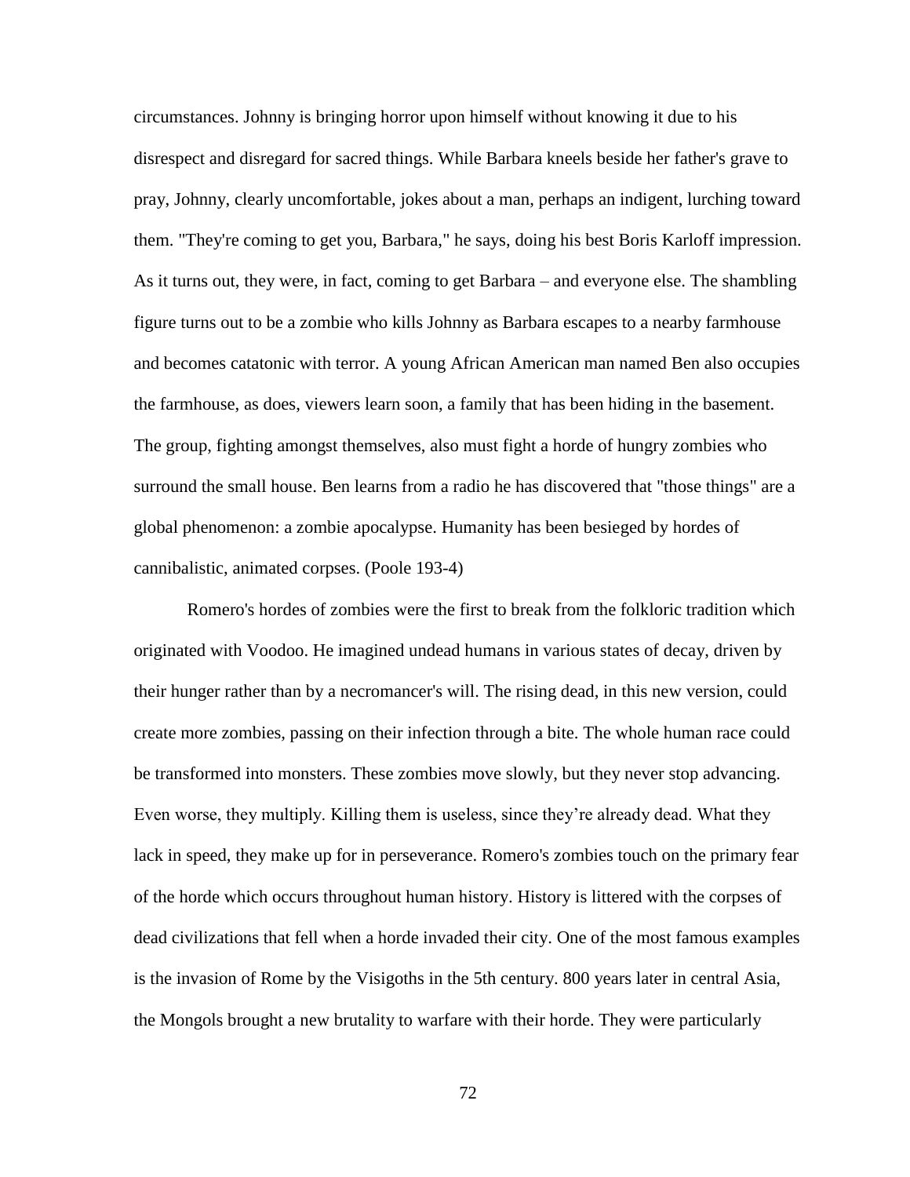circumstances. Johnny is bringing horror upon himself without knowing it due to his disrespect and disregard for sacred things. While Barbara kneels beside her father's grave to pray, Johnny, clearly uncomfortable, jokes about a man, perhaps an indigent, lurching toward them. "They're coming to get you, Barbara," he says, doing his best Boris Karloff impression. As it turns out, they were, in fact, coming to get Barbara – and everyone else. The shambling figure turns out to be a zombie who kills Johnny as Barbara escapes to a nearby farmhouse and becomes catatonic with terror. A young African American man named Ben also occupies the farmhouse, as does, viewers learn soon, a family that has been hiding in the basement. The group, fighting amongst themselves, also must fight a horde of hungry zombies who surround the small house. Ben learns from a radio he has discovered that "those things" are a global phenomenon: a zombie apocalypse. Humanity has been besieged by hordes of cannibalistic, animated corpses. (Poole 193-4)

Romero's hordes of zombies were the first to break from the folkloric tradition which originated with Voodoo. He imagined undead humans in various states of decay, driven by their hunger rather than by a necromancer's will. The rising dead, in this new version, could create more zombies, passing on their infection through a bite. The whole human race could be transformed into monsters. These zombies move slowly, but they never stop advancing. Even worse, they multiply. Killing them is useless, since they're already dead. What they lack in speed, they make up for in perseverance. Romero's zombies touch on the primary fear of the horde which occurs throughout human history. History is littered with the corpses of dead civilizations that fell when a horde invaded their city. One of the most famous examples is the invasion of Rome by the Visigoths in the 5th century. 800 years later in central Asia, the Mongols brought a new brutality to warfare with their horde. They were particularly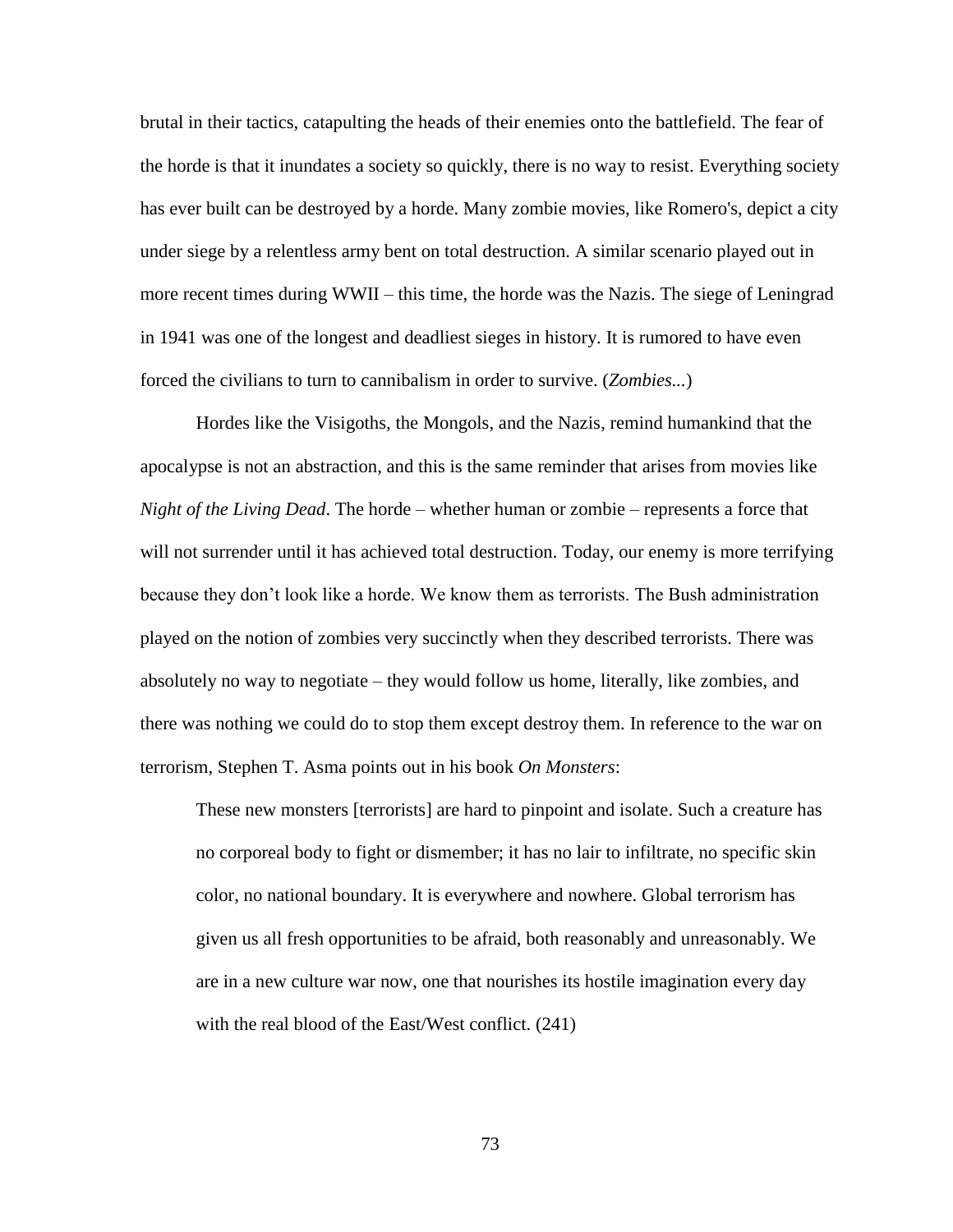brutal in their tactics, catapulting the heads of their enemies onto the battlefield. The fear of the horde is that it inundates a society so quickly, there is no way to resist. Everything society has ever built can be destroyed by a horde. Many zombie movies, like Romero's, depict a city under siege by a relentless army bent on total destruction. A similar scenario played out in more recent times during WWII – this time, the horde was the Nazis. The siege of Leningrad in 1941 was one of the longest and deadliest sieges in history. It is rumored to have even forced the civilians to turn to cannibalism in order to survive. (*Zombies...*)

Hordes like the Visigoths, the Mongols, and the Nazis, remind humankind that the apocalypse is not an abstraction, and this is the same reminder that arises from movies like *Night of the Living Dead*. The horde – whether human or zombie – represents a force that will not surrender until it has achieved total destruction. Today, our enemy is more terrifying because they don't look like a horde. We know them as terrorists. The Bush administration played on the notion of zombies very succinctly when they described terrorists. There was absolutely no way to negotiate – they would follow us home, literally, like zombies, and there was nothing we could do to stop them except destroy them. In reference to the war on terrorism, Stephen T. Asma points out in his book *On Monsters*:

> These new monsters [terrorists] are hard to pinpoint and isolate. Such a creature has no corporeal body to fight or dismember; it has no lair to infiltrate, no specific skin color, no national boundary. It is everywhere and nowhere. Global terrorism has given us all fresh opportunities to be afraid, both reasonably and unreasonably. We are in a new culture war now, one that nourishes its hostile imagination every day with the real blood of the East/West conflict. (241)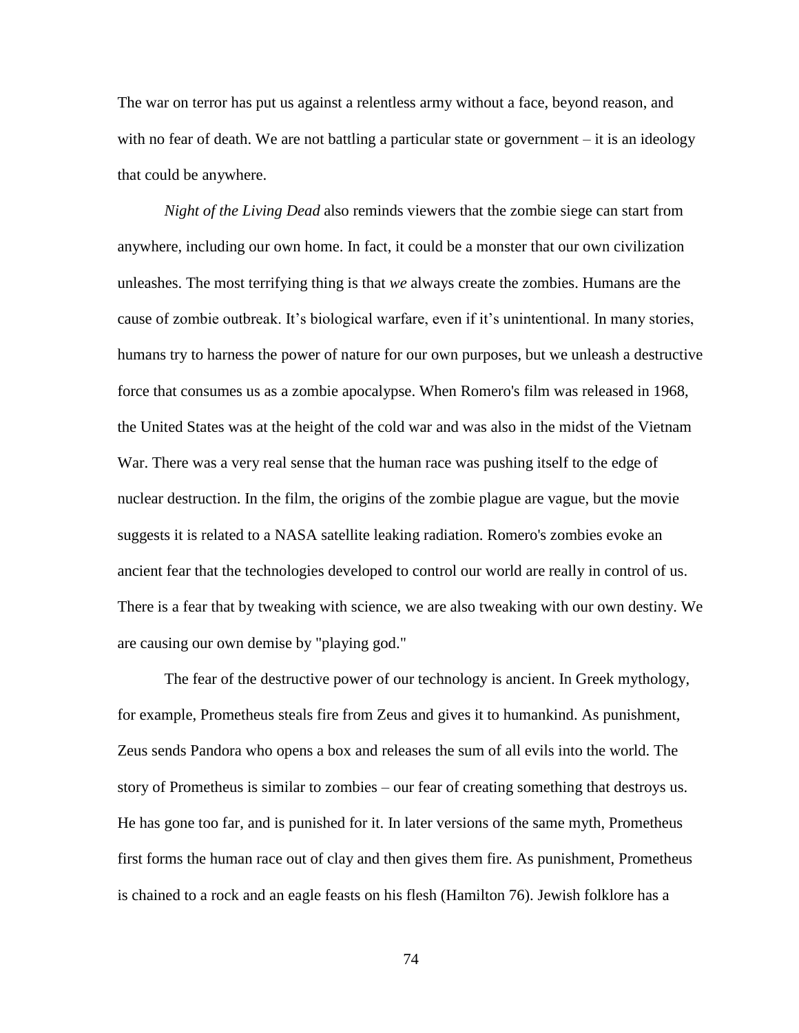The war on terror has put us against a relentless army without a face, beyond reason, and with no fear of death. We are not battling a particular state or government – it is an ideology that could be anywhere.

*Night of the Living Dead* also reminds viewers that the zombie siege can start from anywhere, including our own home. In fact, it could be a monster that our own civilization unleashes. The most terrifying thing is that *we* always create the zombies. Humans are the cause of zombie outbreak. It's biological warfare, even if it's unintentional. In many stories, humans try to harness the power of nature for our own purposes, but we unleash a destructive force that consumes us as a zombie apocalypse. When Romero's film was released in 1968, the United States was at the height of the cold war and was also in the midst of the Vietnam War. There was a very real sense that the human race was pushing itself to the edge of nuclear destruction. In the film, the origins of the zombie plague are vague, but the movie suggests it is related to a NASA satellite leaking radiation. Romero's zombies evoke an ancient fear that the technologies developed to control our world are really in control of us. There is a fear that by tweaking with science, we are also tweaking with our own destiny. We are causing our own demise by "playing god."

The fear of the destructive power of our technology is ancient. In Greek mythology, for example, Prometheus steals fire from Zeus and gives it to humankind. As punishment, Zeus sends Pandora who opens a box and releases the sum of all evils into the world. The story of Prometheus is similar to zombies – our fear of creating something that destroys us. He has gone too far, and is punished for it. In later versions of the same myth, Prometheus first forms the human race out of clay and then gives them fire. As punishment, Prometheus is chained to a rock and an eagle feasts on his flesh (Hamilton 76). Jewish folklore has a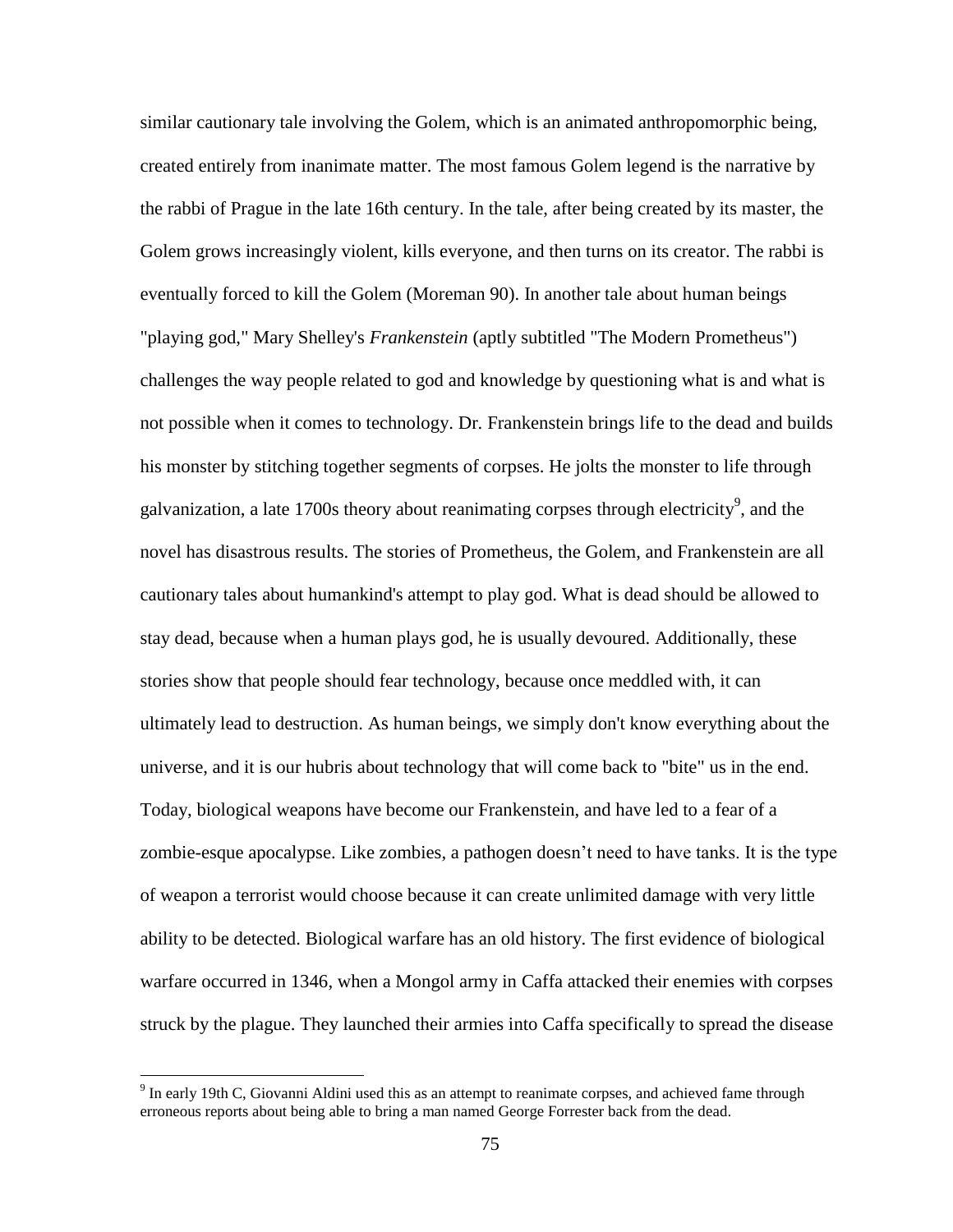similar cautionary tale involving the Golem, which is an animated anthropomorphic being, created entirely from inanimate matter. The most famous Golem legend is the narrative by the rabbi of Prague in the late 16th century. In the tale, after being created by its master, the Golem grows increasingly violent, kills everyone, and then turns on its creator. The rabbi is eventually forced to kill the Golem (Moreman 90). In another tale about human beings "playing god," Mary Shelley's *Frankenstein* (aptly subtitled "The Modern Prometheus") challenges the way people related to god and knowledge by questioning what is and what is not possible when it comes to technology. Dr. Frankenstein brings life to the dead and builds his monster by stitching together segments of corpses. He jolts the monster to life through galvanization, a late 1700s theory about reanimating corpses through electricity[9], and the novel has disastrous results. The stories of Prometheus, the Golem, and Frankenstein are all cautionary tales about humankind's attempt to play god. What is dead should be allowed to stay dead, because when a human plays god, he is usually devoured. Additionally, these stories show that people should fear technology, because once meddled with, it can ultimately lead to destruction. As human beings, we simply don't know everything about the universe, and it is our hubris about technology that will come back to "bite" us in the end. Today, biological weapons have become our Frankenstein, and have led to a fear of a zombie-esque apocalypse. Like zombies, a pathogen doesn't need to have tanks. It is the type of weapon a terrorist would choose because it can create unlimited damage with very little ability to be detected. Biological warfare has an old history. The first evidence of biological warfare occurred in 1346, when a Mongol army in Caffa attacked their enemies with corpses struck by the plague. They launched their armies into Caffa specifically to spread the disease

[9] In early 19th C, Giovanni Aldini used this as an attempt to reanimate corpses, and achieved fame through erroneous reports about being able to bring a man named George Forrester back from the dead.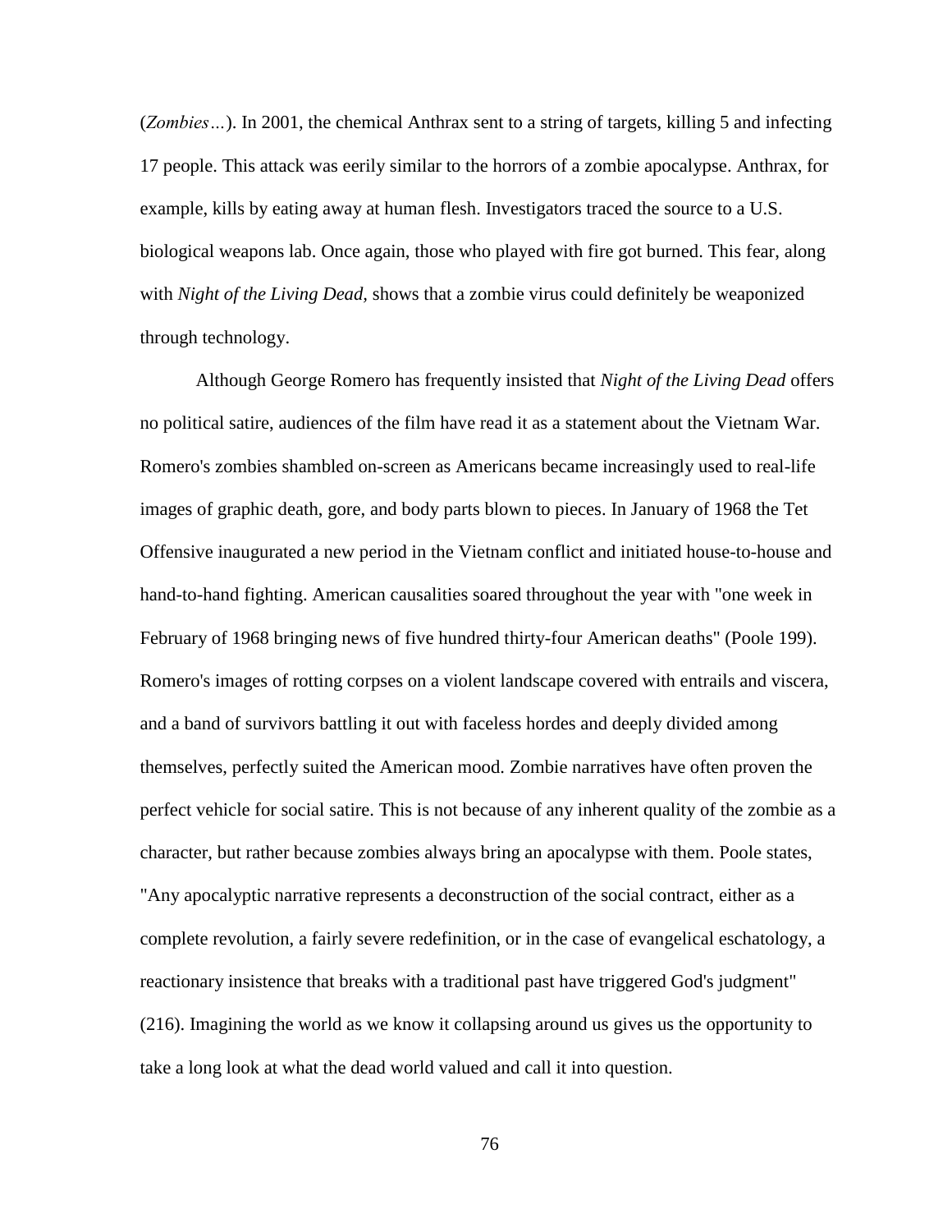(*Zombies…*). In 2001, the chemical Anthrax sent to a string of targets, killing 5 and infecting 17 people. This attack was eerily similar to the horrors of a zombie apocalypse. Anthrax, for example, kills by eating away at human flesh. Investigators traced the source to a U.S. biological weapons lab. Once again, those who played with fire got burned. This fear, along with *Night of the Living Dead*, shows that a zombie virus could definitely be weaponized through technology.

Although George Romero has frequently insisted that *Night of the Living Dead* offers no political satire, audiences of the film have read it as a statement about the Vietnam War. Romero's zombies shambled on-screen as Americans became increasingly used to real-life images of graphic death, gore, and body parts blown to pieces. In January of 1968 the Tet Offensive inaugurated a new period in the Vietnam conflict and initiated house-to-house and hand-to-hand fighting. American causalities soared throughout the year with "one week in February of 1968 bringing news of five hundred thirty-four American deaths" (Poole 199). Romero's images of rotting corpses on a violent landscape covered with entrails and viscera, and a band of survivors battling it out with faceless hordes and deeply divided among themselves, perfectly suited the American mood. Zombie narratives have often proven the perfect vehicle for social satire. This is not because of any inherent quality of the zombie as a character, but rather because zombies always bring an apocalypse with them. Poole states, "Any apocalyptic narrative represents a deconstruction of the social contract, either as a complete revolution, a fairly severe redefinition, or in the case of evangelical eschatology, a reactionary insistence that breaks with a traditional past have triggered God's judgment" (216). Imagining the world as we know it collapsing around us gives us the opportunity to take a long look at what the dead world valued and call it into question.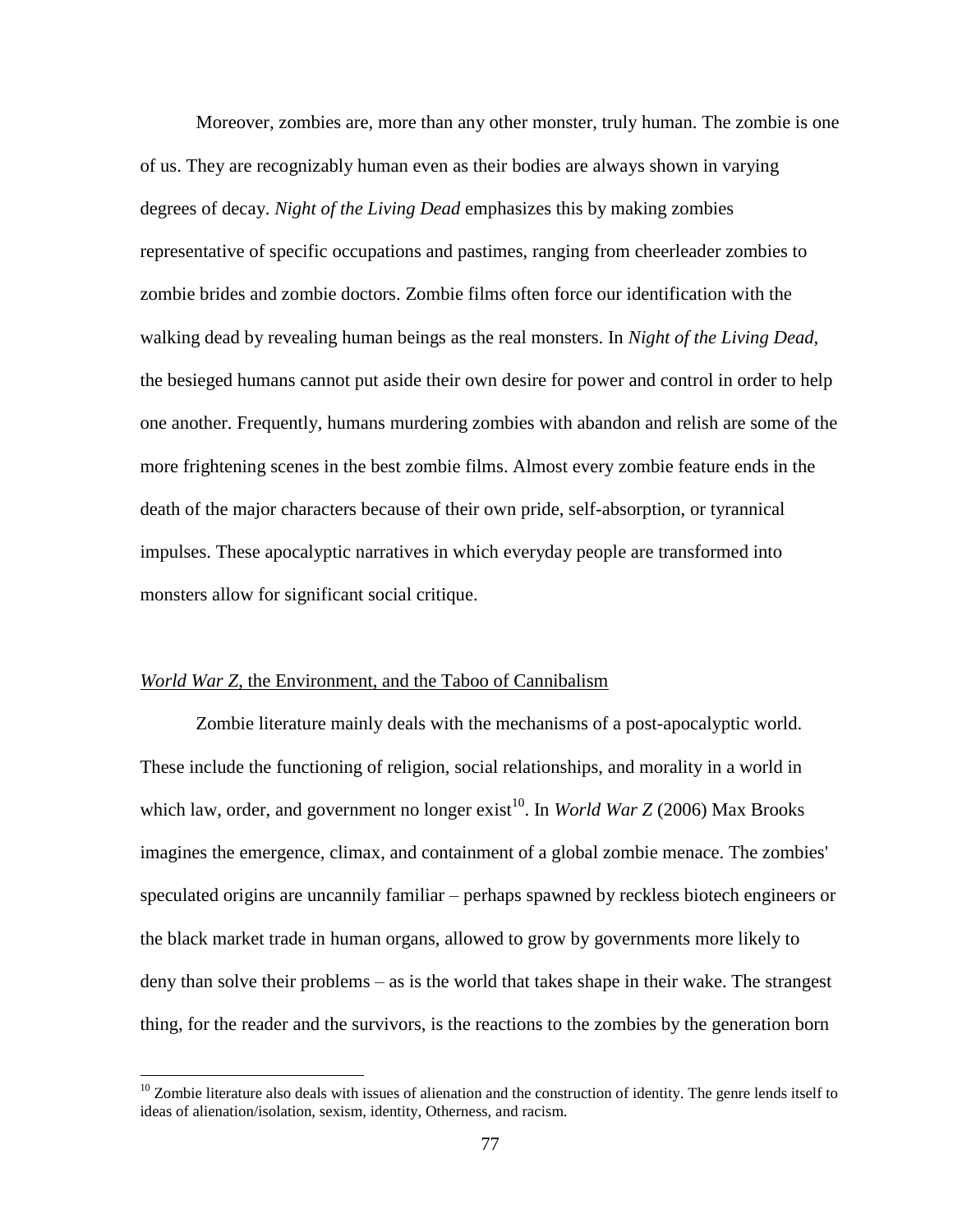Moreover, zombies are, more than any other monster, truly human. The zombie is one of us. They are recognizably human even as their bodies are always shown in varying degrees of decay. *Night of the Living Dead* emphasizes this by making zombies representative of specific occupations and pastimes, ranging from cheerleader zombies to zombie brides and zombie doctors. Zombie films often force our identification with the walking dead by revealing human beings as the real monsters. In *Night of the Living Dead*, the besieged humans cannot put aside their own desire for power and control in order to help one another. Frequently, humans murdering zombies with abandon and relish are some of the more frightening scenes in the best zombie films. Almost every zombie feature ends in the death of the major characters because of their own pride, self-absorption, or tyrannical impulses. These apocalyptic narratives in which everyday people are transformed into monsters allow for significant social critique.

### *World War Z*, the Environment, and the Taboo of Cannibalism

Zombie literature mainly deals with the mechanisms of a post-apocalyptic world. These include the functioning of religion, social relationships, and morality in a world in which law, order, and government no longer exist[10]. In *World War Z* (2006) Max Brooks imagines the emergence, climax, and containment of a global zombie menace. The zombies' speculated origins are uncannily familiar – perhaps spawned by reckless biotech engineers or the black market trade in human organs, allowed to grow by governments more likely to deny than solve their problems – as is the world that takes shape in their wake. The strangest thing, for the reader and the survivors, is the reactions to the zombies by the generation born

[10] Zombie literature also deals with issues of alienation and the construction of identity. The genre lends itself to ideas of alienation/isolation, sexism, identity, Otherness, and racism.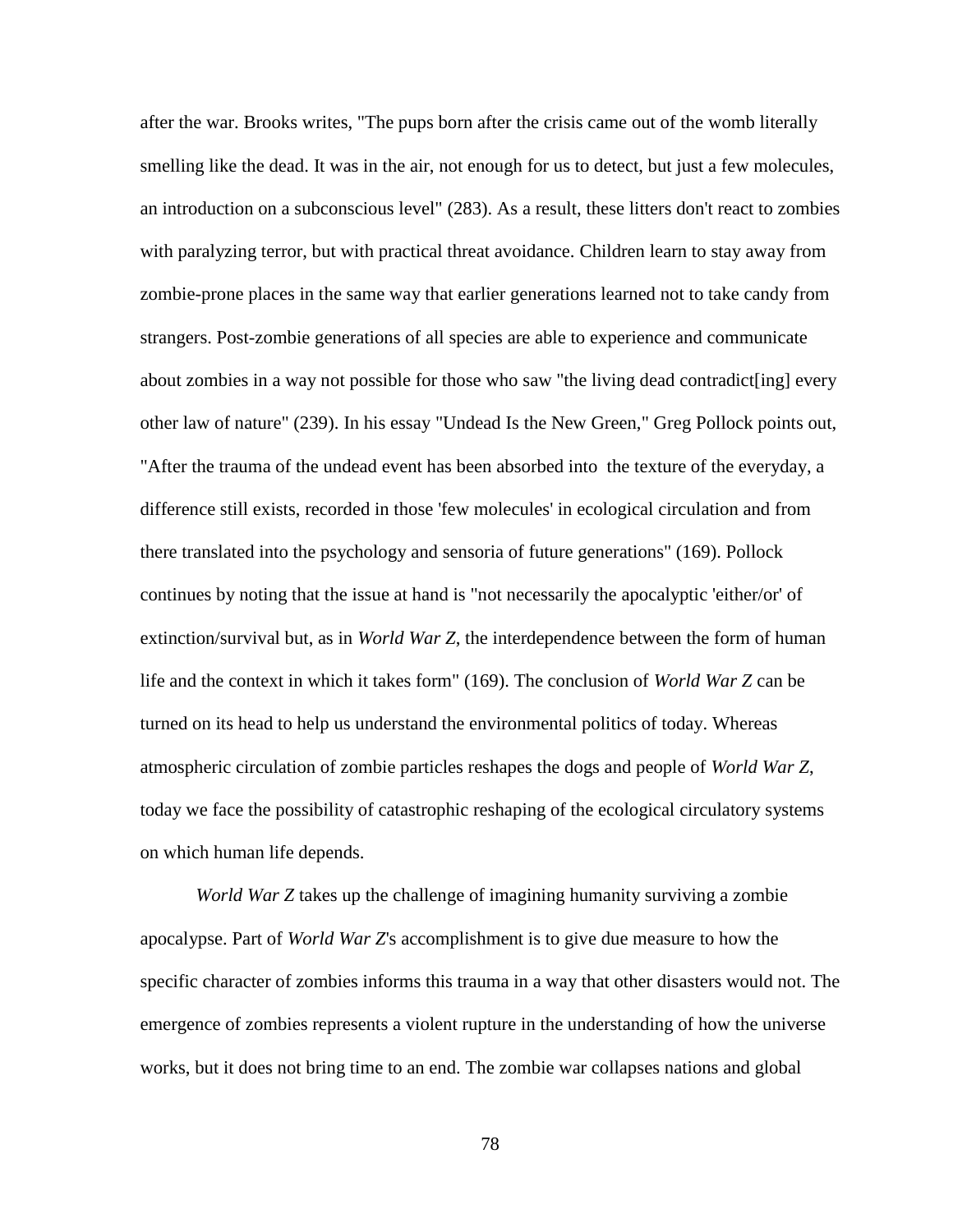after the war. Brooks writes, "The pups born after the crisis came out of the womb literally smelling like the dead. It was in the air, not enough for us to detect, but just a few molecules, an introduction on a subconscious level" (283). As a result, these litters don't react to zombies with paralyzing terror, but with practical threat avoidance. Children learn to stay away from zombie-prone places in the same way that earlier generations learned not to take candy from strangers. Post-zombie generations of all species are able to experience and communicate about zombies in a way not possible for those who saw "the living dead contradict[ing] every other law of nature" (239). In his essay "Undead Is the New Green," Greg Pollock points out, "After the trauma of the undead event has been absorbed into the texture of the everyday, a difference still exists, recorded in those 'few molecules' in ecological circulation and from there translated into the psychology and sensoria of future generations" (169). Pollock continues by noting that the issue at hand is "not necessarily the apocalyptic 'either/or' of extinction/survival but, as in *World War Z*, the interdependence between the form of human life and the context in which it takes form" (169). The conclusion of *World War Z* can be turned on its head to help us understand the environmental politics of today. Whereas atmospheric circulation of zombie particles reshapes the dogs and people of *World War Z*, today we face the possibility of catastrophic reshaping of the ecological circulatory systems on which human life depends.

*World War Z* takes up the challenge of imagining humanity surviving a zombie apocalypse. Part of *World War Z*'s accomplishment is to give due measure to how the specific character of zombies informs this trauma in a way that other disasters would not. The emergence of zombies represents a violent rupture in the understanding of how the universe works, but it does not bring time to an end. The zombie war collapses nations and global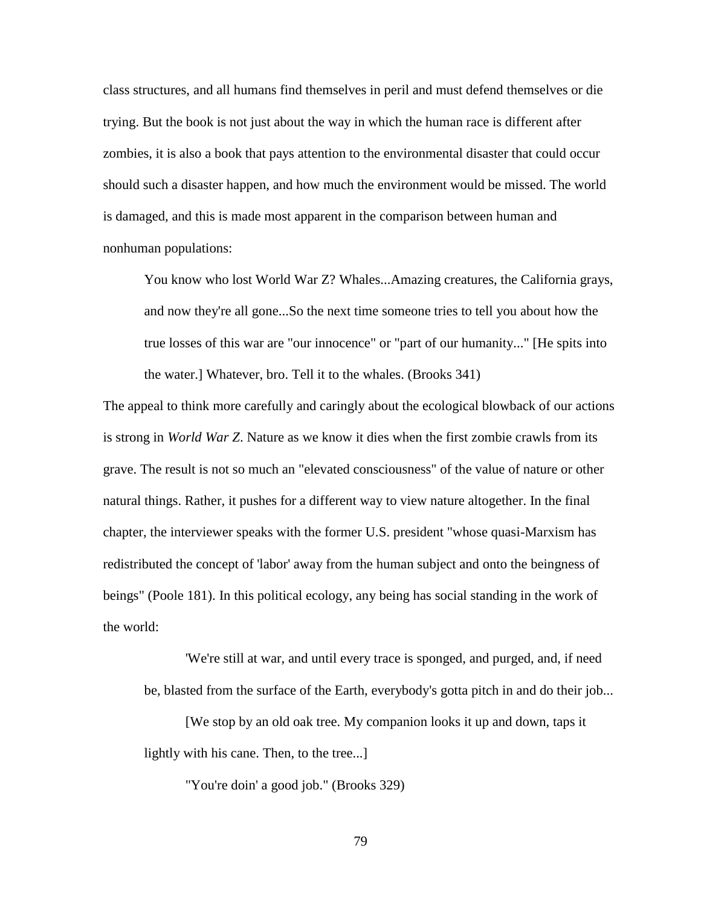class structures, and all humans find themselves in peril and must defend themselves or die trying. But the book is not just about the way in which the human race is different after zombies, it is also a book that pays attention to the environmental disaster that could occur should such a disaster happen, and how much the environment would be missed. The world is damaged, and this is made most apparent in the comparison between human and nonhuman populations:

> You know who lost World War Z? Whales...Amazing creatures, the California grays, and now they're all gone...So the next time someone tries to tell you about how the true losses of this war are "our innocence" or "part of our humanity..." [He spits into the water.] Whatever, bro. Tell it to the whales. (Brooks 341)

The appeal to think more carefully and caringly about the ecological blowback of our actions is strong in *World War Z*. Nature as we know it dies when the first zombie crawls from its grave. The result is not so much an "elevated consciousness" of the value of nature or other natural things. Rather, it pushes for a different way to view nature altogether. In the final chapter, the interviewer speaks with the former U.S. president "whose quasi-Marxism has redistributed the concept of 'labor' away from the human subject and onto the beingness of beings" (Poole 181). In this political ecology, any being has social standing in the work of the world:

> 'We're still at war, and until every trace is sponged, and purged, and, if need be, blasted from the surface of the Earth, everybody's gotta pitch in and do their job...
>
> [We stop by an old oak tree. My companion looks it up and down, taps it lightly with his cane. Then, to the tree...]
>
> "You're doin' a good job." (Brooks 329)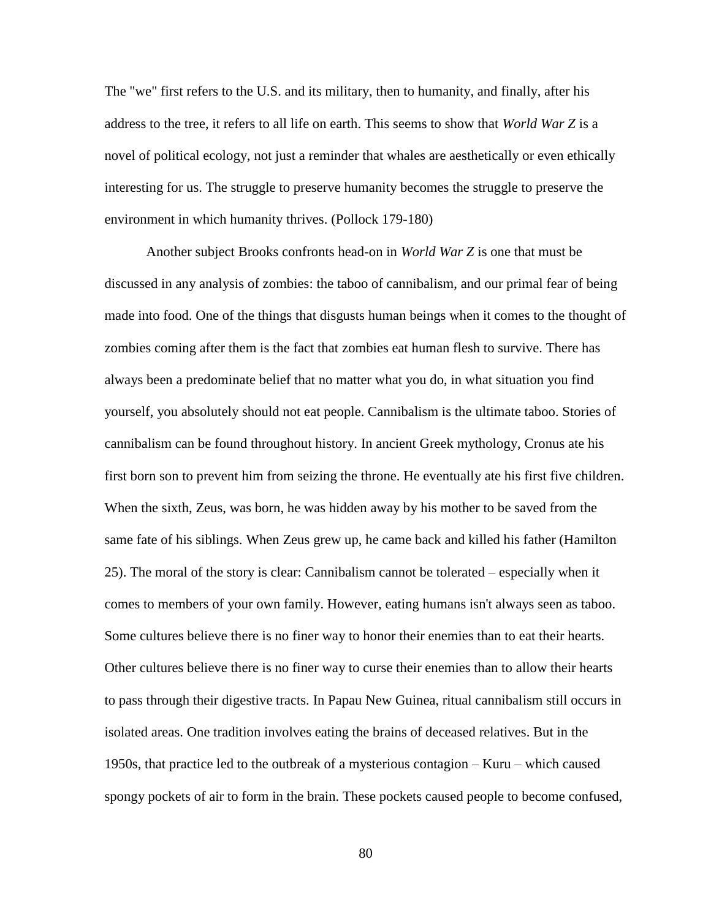The "we" first refers to the U.S. and its military, then to humanity, and finally, after his address to the tree, it refers to all life on earth. This seems to show that *World War Z* is a novel of political ecology, not just a reminder that whales are aesthetically or even ethically interesting for us. The struggle to preserve humanity becomes the struggle to preserve the environment in which humanity thrives. (Pollock 179-180)

Another subject Brooks confronts head-on in *World War Z* is one that must be discussed in any analysis of zombies: the taboo of cannibalism, and our primal fear of being made into food. One of the things that disgusts human beings when it comes to the thought of zombies coming after them is the fact that zombies eat human flesh to survive. There has always been a predominate belief that no matter what you do, in what situation you find yourself, you absolutely should not eat people. Cannibalism is the ultimate taboo. Stories of cannibalism can be found throughout history. In ancient Greek mythology, Cronus ate his first born son to prevent him from seizing the throne. He eventually ate his first five children. When the sixth, Zeus, was born, he was hidden away by his mother to be saved from the same fate of his siblings. When Zeus grew up, he came back and killed his father (Hamilton 25). The moral of the story is clear: Cannibalism cannot be tolerated – especially when it comes to members of your own family. However, eating humans isn't always seen as taboo. Some cultures believe there is no finer way to honor their enemies than to eat their hearts. Other cultures believe there is no finer way to curse their enemies than to allow their hearts to pass through their digestive tracts. In Papau New Guinea, ritual cannibalism still occurs in isolated areas. One tradition involves eating the brains of deceased relatives. But in the 1950s, that practice led to the outbreak of a mysterious contagion – Kuru – which caused spongy pockets of air to form in the brain. These pockets caused people to become confused,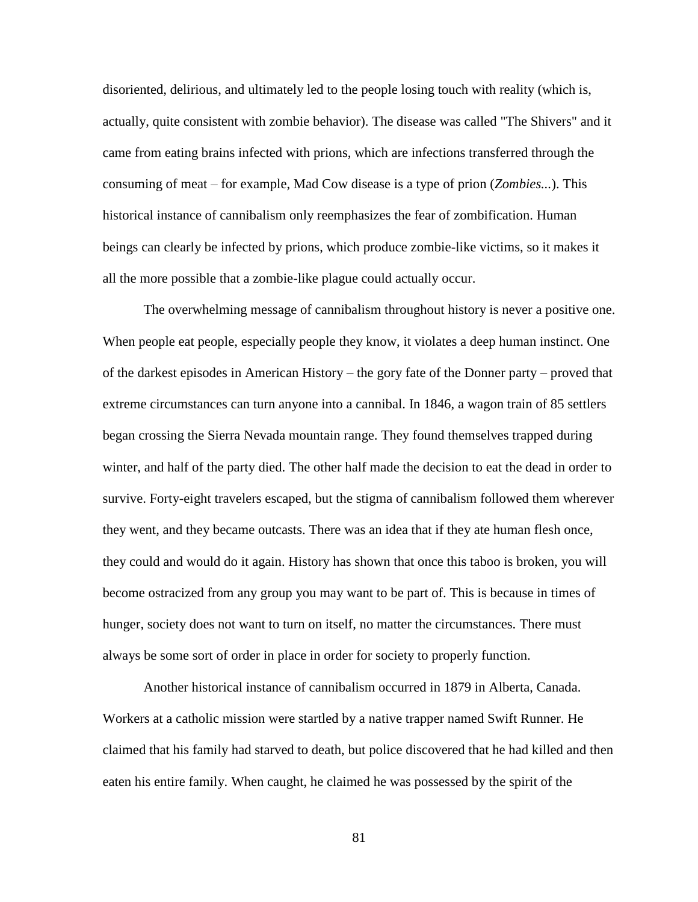disoriented, delirious, and ultimately led to the people losing touch with reality (which is, actually, quite consistent with zombie behavior). The disease was called "The Shivers" and it came from eating brains infected with prions, which are infections transferred through the consuming of meat – for example, Mad Cow disease is a type of prion (*Zombies...*). This historical instance of cannibalism only reemphasizes the fear of zombification. Human beings can clearly be infected by prions, which produce zombie-like victims, so it makes it all the more possible that a zombie-like plague could actually occur.

The overwhelming message of cannibalism throughout history is never a positive one. When people eat people, especially people they know, it violates a deep human instinct. One of the darkest episodes in American History – the gory fate of the Donner party – proved that extreme circumstances can turn anyone into a cannibal. In 1846, a wagon train of 85 settlers began crossing the Sierra Nevada mountain range. They found themselves trapped during winter, and half of the party died. The other half made the decision to eat the dead in order to survive. Forty-eight travelers escaped, but the stigma of cannibalism followed them wherever they went, and they became outcasts. There was an idea that if they ate human flesh once, they could and would do it again. History has shown that once this taboo is broken, you will become ostracized from any group you may want to be part of. This is because in times of hunger, society does not want to turn on itself, no matter the circumstances. There must always be some sort of order in place in order for society to properly function.

Another historical instance of cannibalism occurred in 1879 in Alberta, Canada. Workers at a catholic mission were startled by a native trapper named Swift Runner. He claimed that his family had starved to death, but police discovered that he had killed and then eaten his entire family. When caught, he claimed he was possessed by the spirit of the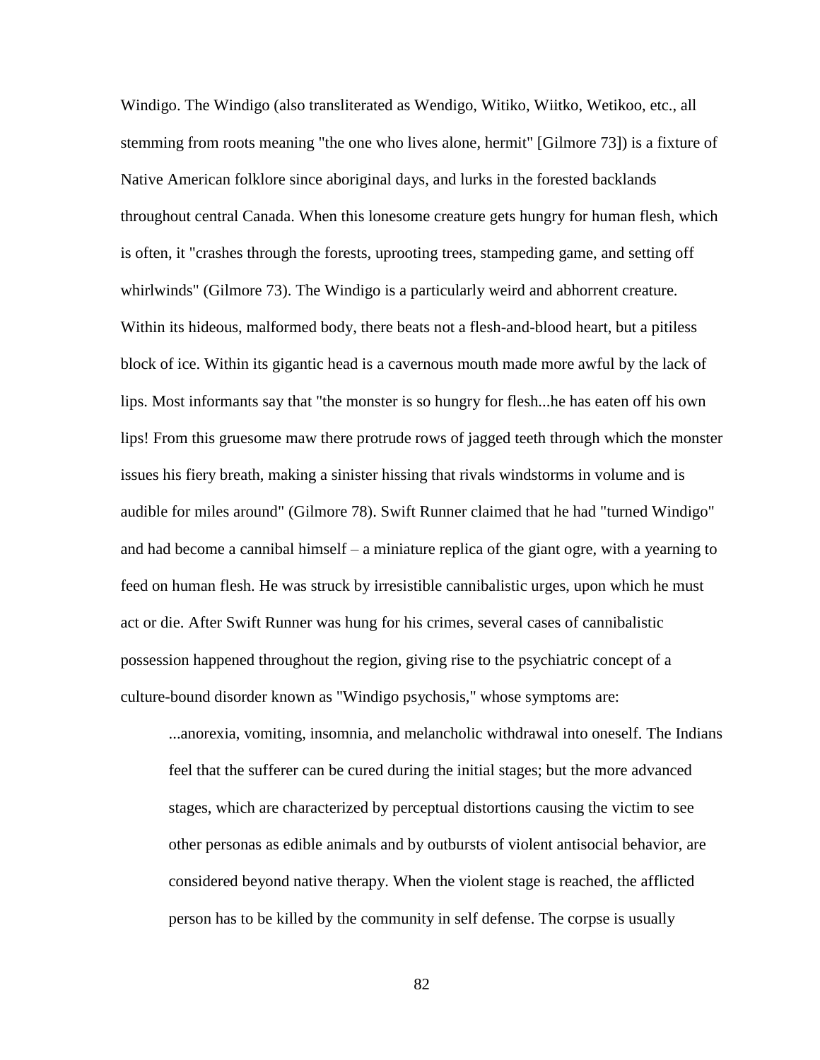Windigo. The Windigo (also transliterated as Wendigo, Witiko, Wiitko, Wetikoo, etc., all stemming from roots meaning "the one who lives alone, hermit" [Gilmore 73]) is a fixture of Native American folklore since aboriginal days, and lurks in the forested backlands throughout central Canada. When this lonesome creature gets hungry for human flesh, which is often, it "crashes through the forests, uprooting trees, stampeding game, and setting off whirlwinds" (Gilmore 73). The Windigo is a particularly weird and abhorrent creature. Within its hideous, malformed body, there beats not a flesh-and-blood heart, but a pitiless block of ice. Within its gigantic head is a cavernous mouth made more awful by the lack of lips. Most informants say that "the monster is so hungry for flesh...he has eaten off his own lips! From this gruesome maw there protrude rows of jagged teeth through which the monster issues his fiery breath, making a sinister hissing that rivals windstorms in volume and is audible for miles around" (Gilmore 78). Swift Runner claimed that he had "turned Windigo" and had become a cannibal himself – a miniature replica of the giant ogre, with a yearning to feed on human flesh. He was struck by irresistible cannibalistic urges, upon which he must act or die. After Swift Runner was hung for his crimes, several cases of cannibalistic possession happened throughout the region, giving rise to the psychiatric concept of a culture-bound disorder known as "Windigo psychosis," whose symptoms are:

> ...anorexia, vomiting, insomnia, and melancholic withdrawal into oneself. The Indians feel that the sufferer can be cured during the initial stages; but the more advanced stages, which are characterized by perceptual distortions causing the victim to see other personas as edible animals and by outbursts of violent antisocial behavior, are considered beyond native therapy. When the violent stage is reached, the afflicted person has to be killed by the community in self defense. The corpse is usually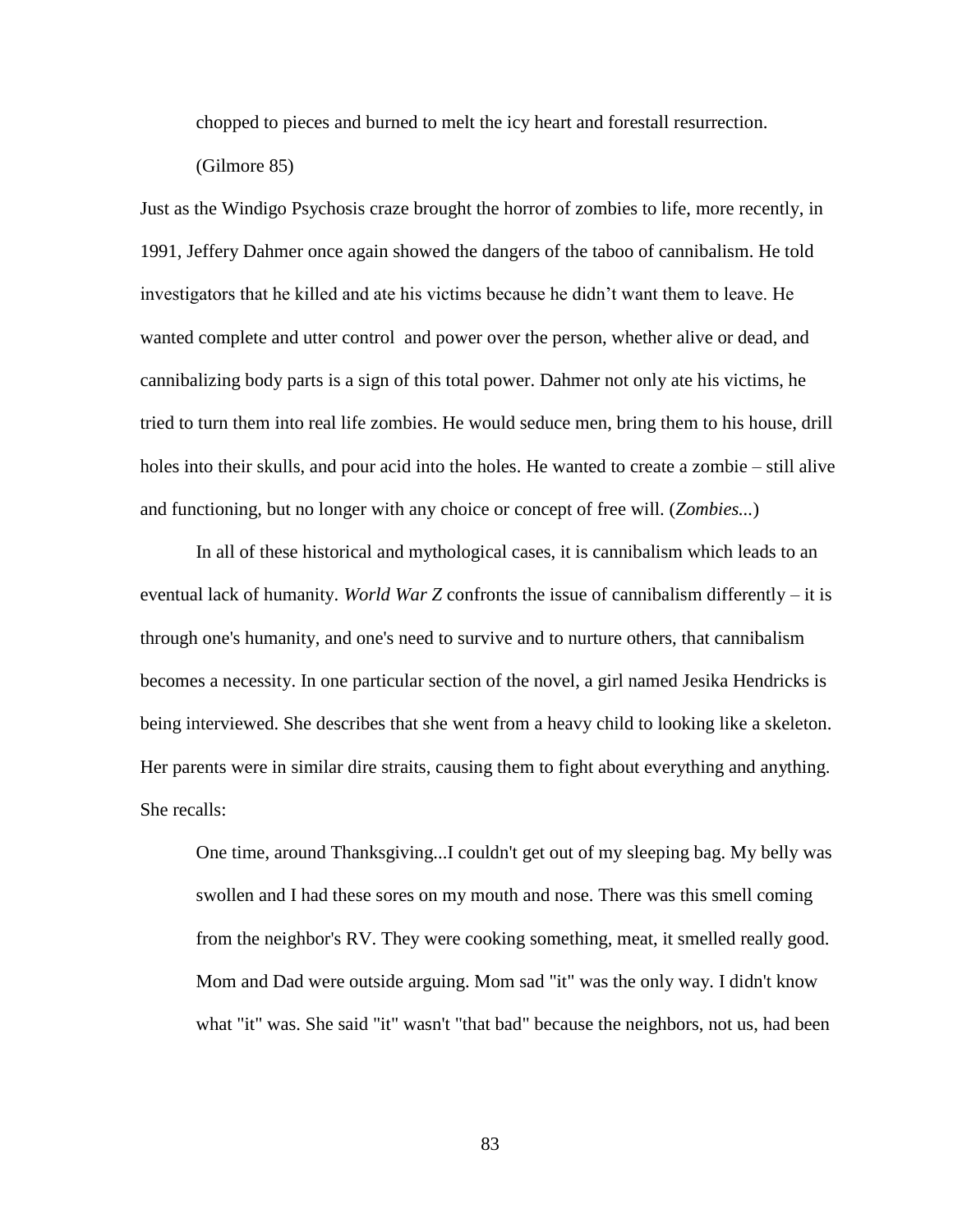> chopped to pieces and burned to melt the icy heart and forestall resurrection.
>
> (Gilmore 85)

Just as the Windigo Psychosis craze brought the horror of zombies to life, more recently, in 1991, Jeffery Dahmer once again showed the dangers of the taboo of cannibalism. He told investigators that he killed and ate his victims because he didn't want them to leave. He wanted complete and utter control and power over the person, whether alive or dead, and cannibalizing body parts is a sign of this total power. Dahmer not only ate his victims, he tried to turn them into real life zombies. He would seduce men, bring them to his house, drill holes into their skulls, and pour acid into the holes. He wanted to create a zombie – still alive and functioning, but no longer with any choice or concept of free will. (*Zombies...*)

In all of these historical and mythological cases, it is cannibalism which leads to an eventual lack of humanity. *World War Z* confronts the issue of cannibalism differently – it is through one's humanity, and one's need to survive and to nurture others, that cannibalism becomes a necessity. In one particular section of the novel, a girl named Jesika Hendricks is being interviewed. She describes that she went from a heavy child to looking like a skeleton. Her parents were in similar dire straits, causing them to fight about everything and anything. She recalls:

> One time, around Thanksgiving...I couldn't get out of my sleeping bag. My belly was swollen and I had these sores on my mouth and nose. There was this smell coming from the neighbor's RV. They were cooking something, meat, it smelled really good. Mom and Dad were outside arguing. Mom sad "it" was the only way. I didn't know what "it" was. She said "it" wasn't "that bad" because the neighbors, not us, had been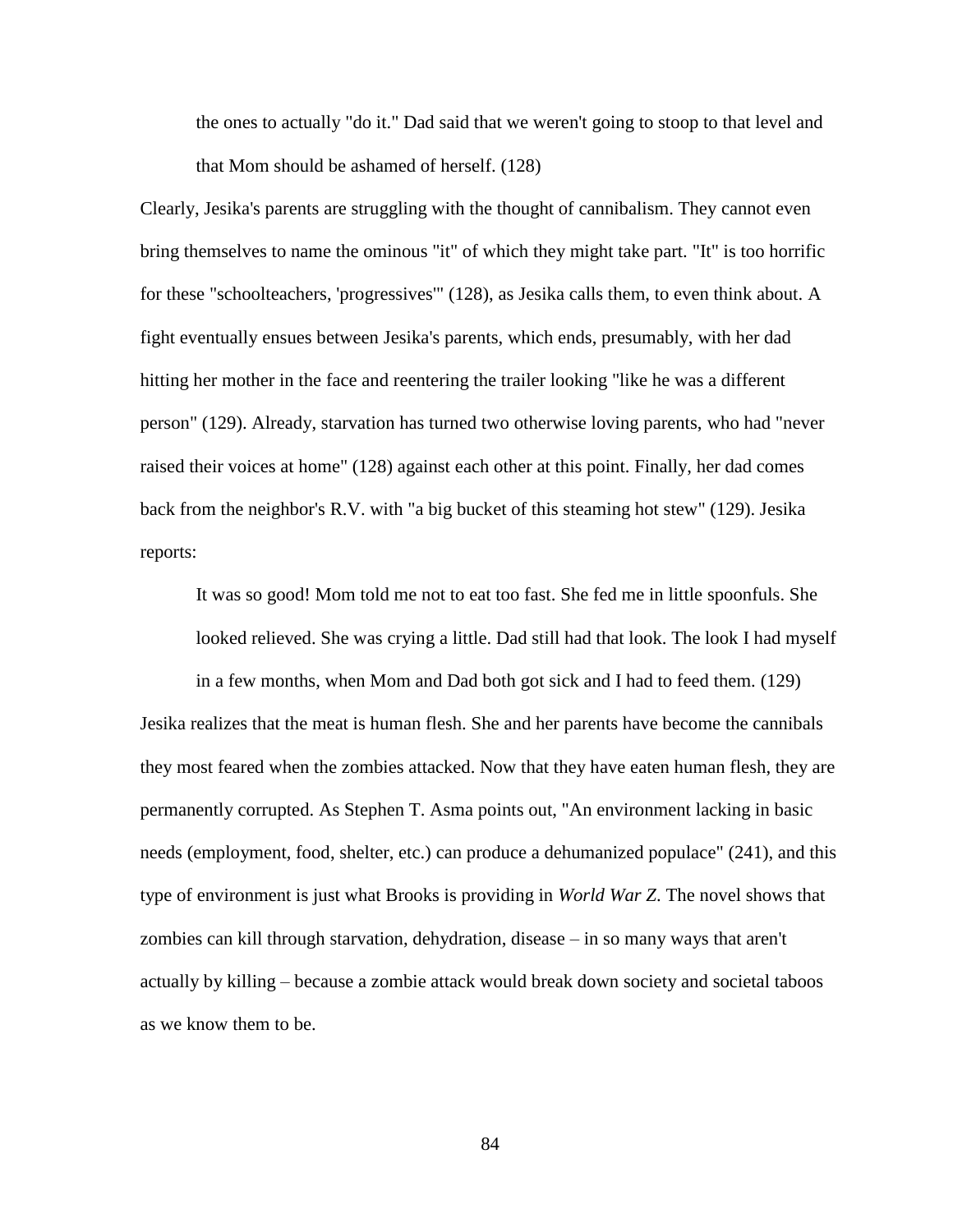> the ones to actually "do it." Dad said that we weren't going to stoop to that level and that Mom should be ashamed of herself. (128)

Clearly, Jesika's parents are struggling with the thought of cannibalism. They cannot even bring themselves to name the ominous "it" of which they might take part. "It" is too horrific for these "schoolteachers, 'progressives'" (128), as Jesika calls them, to even think about. A fight eventually ensues between Jesika's parents, which ends, presumably, with her dad hitting her mother in the face and reentering the trailer looking "like he was a different person" (129). Already, starvation has turned two otherwise loving parents, who had "never raised their voices at home" (128) against each other at this point. Finally, her dad comes back from the neighbor's R.V. with "a big bucket of this steaming hot stew" (129). Jesika reports:

> It was so good! Mom told me not to eat too fast. She fed me in little spoonfuls. She looked relieved. She was crying a little. Dad still had that look. The look I had myself in a few months, when Mom and Dad both got sick and I had to feed them. (129)

Jesika realizes that the meat is human flesh. She and her parents have become the cannibals they most feared when the zombies attacked. Now that they have eaten human flesh, they are permanently corrupted. As Stephen T. Asma points out, "An environment lacking in basic needs (employment, food, shelter, etc.) can produce a dehumanized populace" (241), and this type of environment is just what Brooks is providing in *World War Z*. The novel shows that zombies can kill through starvation, dehydration, disease – in so many ways that aren't actually by killing – because a zombie attack would break down society and societal taboos as we know them to be.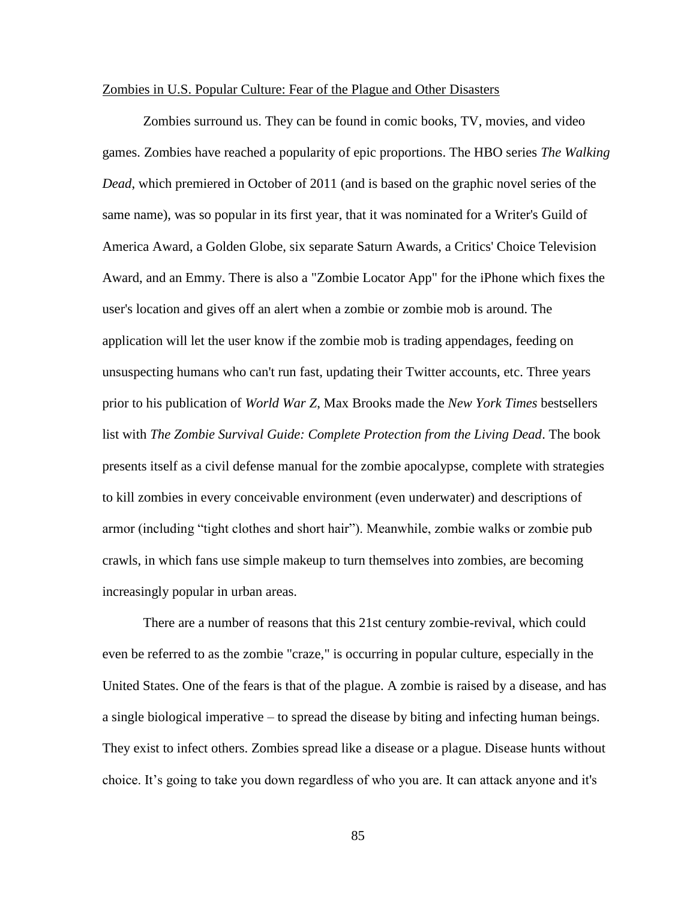Zombies in U.S. Popular Culture: Fear of the Plague and Other Disasters

Zombies surround us. They can be found in comic books, TV, movies, and video games. Zombies have reached a popularity of epic proportions. The HBO series *The Walking Dead*, which premiered in October of 2011 (and is based on the graphic novel series of the same name), was so popular in its first year, that it was nominated for a Writer's Guild of America Award, a Golden Globe, six separate Saturn Awards, a Critics' Choice Television Award, and an Emmy. There is also a "Zombie Locator App" for the iPhone which fixes the user's location and gives off an alert when a zombie or zombie mob is around. The application will let the user know if the zombie mob is trading appendages, feeding on unsuspecting humans who can't run fast, updating their Twitter accounts, etc. Three years prior to his publication of *World War Z*, Max Brooks made the *New York Times* bestsellers list with *The Zombie Survival Guide: Complete Protection from the Living Dead*. The book presents itself as a civil defense manual for the zombie apocalypse, complete with strategies to kill zombies in every conceivable environment (even underwater) and descriptions of armor (including "tight clothes and short hair"). Meanwhile, zombie walks or zombie pub crawls, in which fans use simple makeup to turn themselves into zombies, are becoming increasingly popular in urban areas.

There are a number of reasons that this 21st century zombie-revival, which could even be referred to as the zombie "craze," is occurring in popular culture, especially in the United States. One of the fears is that of the plague. A zombie is raised by a disease, and has a single biological imperative – to spread the disease by biting and infecting human beings. They exist to infect others. Zombies spread like a disease or a plague. Disease hunts without choice. It's going to take you down regardless of who you are. It can attack anyone and it's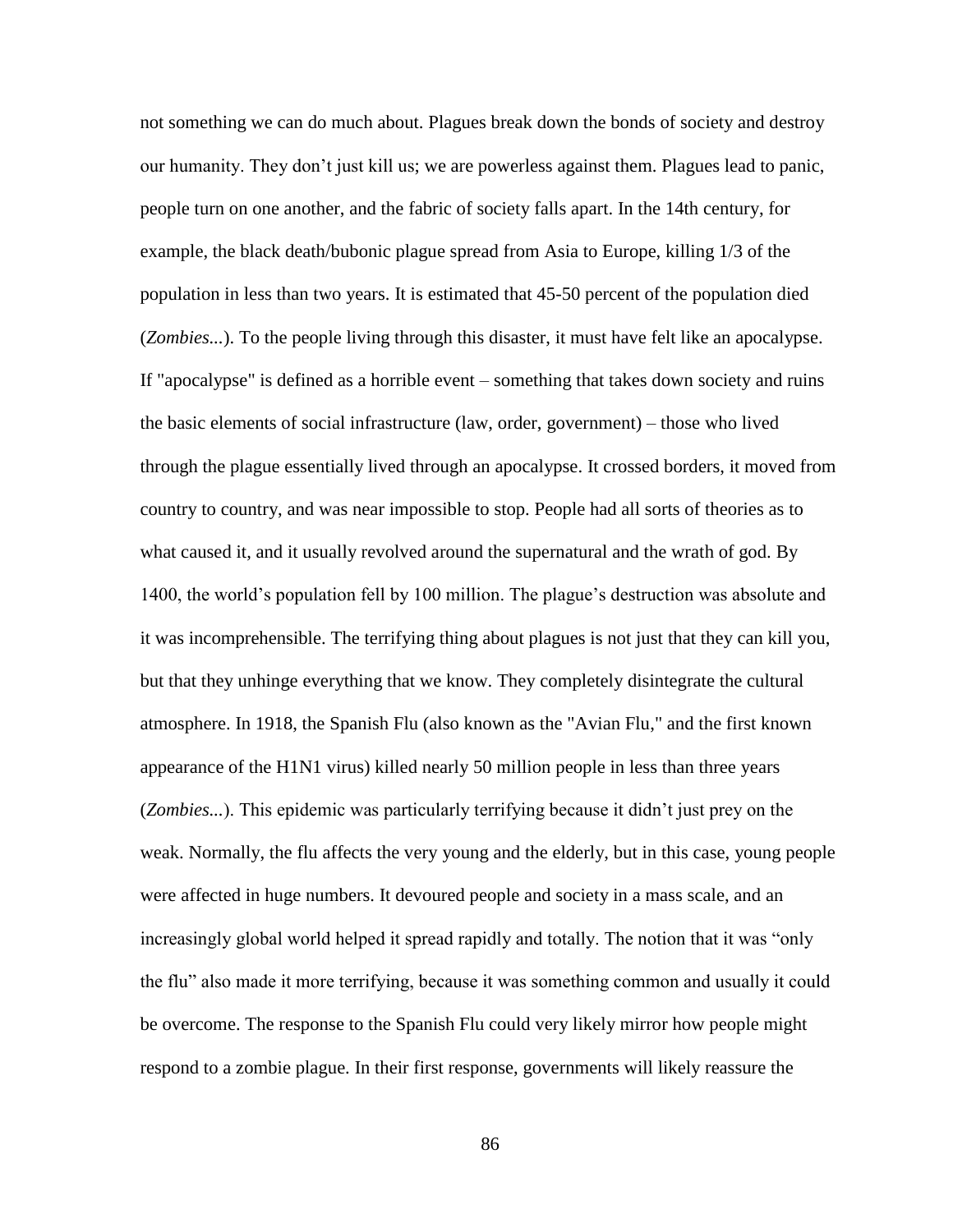not something we can do much about. Plagues break down the bonds of society and destroy our humanity. They don't just kill us; we are powerless against them. Plagues lead to panic, people turn on one another, and the fabric of society falls apart. In the 14th century, for example, the black death/bubonic plague spread from Asia to Europe, killing 1/3 of the population in less than two years. It is estimated that 45-50 percent of the population died (*Zombies...*). To the people living through this disaster, it must have felt like an apocalypse. If "apocalypse" is defined as a horrible event – something that takes down society and ruins the basic elements of social infrastructure (law, order, government) – those who lived through the plague essentially lived through an apocalypse. It crossed borders, it moved from country to country, and was near impossible to stop. People had all sorts of theories as to what caused it, and it usually revolved around the supernatural and the wrath of god. By 1400, the world's population fell by 100 million. The plague's destruction was absolute and it was incomprehensible. The terrifying thing about plagues is not just that they can kill you, but that they unhinge everything that we know. They completely disintegrate the cultural atmosphere. In 1918, the Spanish Flu (also known as the "Avian Flu," and the first known appearance of the H1N1 virus) killed nearly 50 million people in less than three years (*Zombies...*). This epidemic was particularly terrifying because it didn't just prey on the weak. Normally, the flu affects the very young and the elderly, but in this case, young people were affected in huge numbers. It devoured people and society in a mass scale, and an increasingly global world helped it spread rapidly and totally. The notion that it was "only the flu" also made it more terrifying, because it was something common and usually it could be overcome. The response to the Spanish Flu could very likely mirror how people might respond to a zombie plague. In their first response, governments will likely reassure the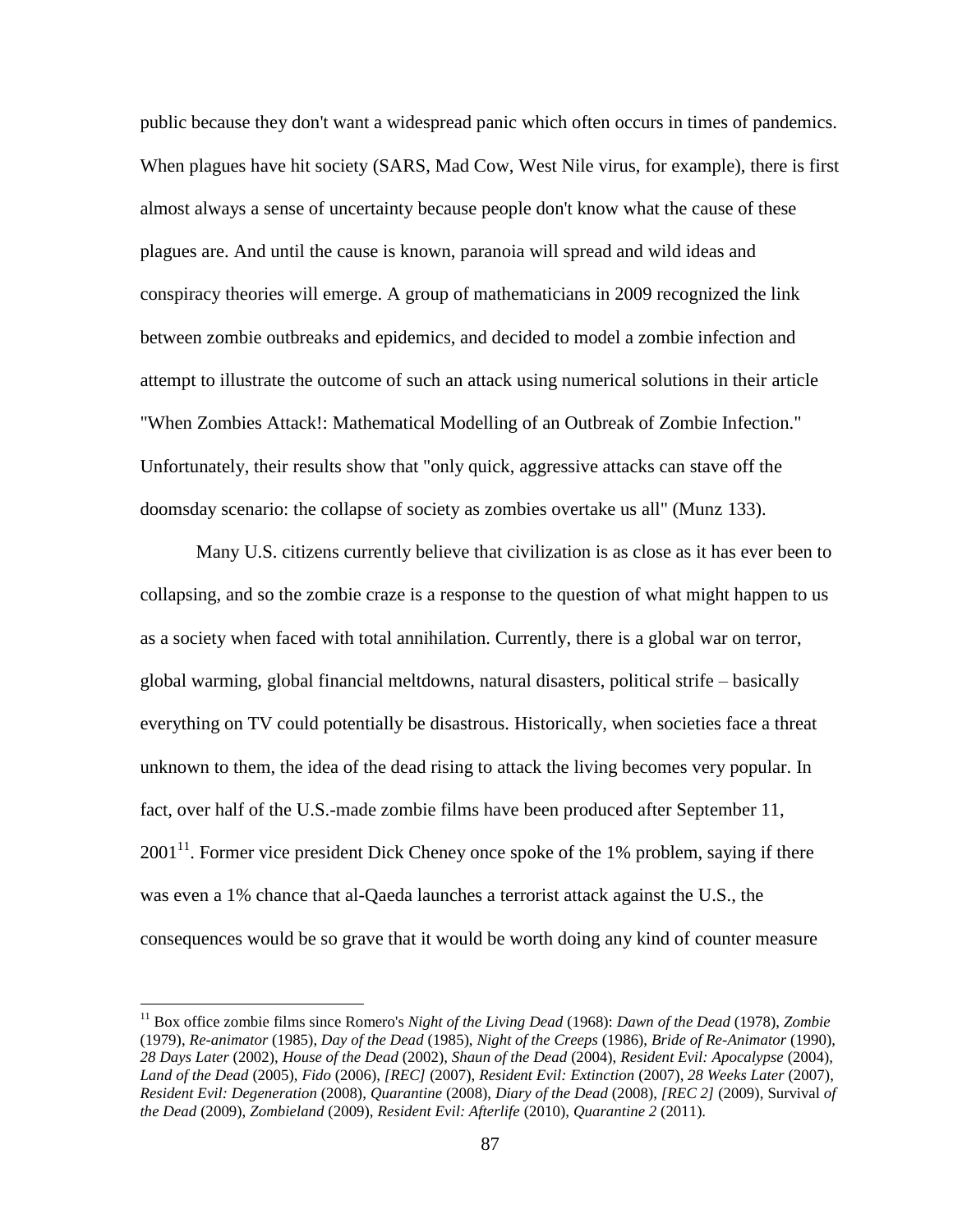public because they don't want a widespread panic which often occurs in times of pandemics. When plagues have hit society (SARS, Mad Cow, West Nile virus, for example), there is first almost always a sense of uncertainty because people don't know what the cause of these plagues are. And until the cause is known, paranoia will spread and wild ideas and conspiracy theories will emerge. A group of mathematicians in 2009 recognized the link between zombie outbreaks and epidemics, and decided to model a zombie infection and attempt to illustrate the outcome of such an attack using numerical solutions in their article "When Zombies Attack!: Mathematical Modelling of an Outbreak of Zombie Infection." Unfortunately, their results show that "only quick, aggressive attacks can stave off the doomsday scenario: the collapse of society as zombies overtake us all" (Munz 133).

Many U.S. citizens currently believe that civilization is as close as it has ever been to collapsing, and so the zombie craze is a response to the question of what might happen to us as a society when faced with total annihilation. Currently, there is a global war on terror, global warming, global financial meltdowns, natural disasters, political strife – basically everything on TV could potentially be disastrous. Historically, when societies face a threat unknown to them, the idea of the dead rising to attack the living becomes very popular. In fact, over half of the U.S.-made zombie films have been produced after September 11, 2001[11]. Former vice president Dick Cheney once spoke of the 1% problem, saying if there was even a 1% chance that al-Qaeda launches a terrorist attack against the U.S., the consequences would be so grave that it would be worth doing any kind of counter measure

---

[11] Box office zombie films since Romero's *Night of the Living Dead* (1968): *Dawn of the Dead* (1978), *Zombie* (1979), *Re-animator* (1985), *Day of the Dead* (1985), *Night of the Creeps* (1986), *Bride of Re-Animator* (1990), *28 Days Later* (2002), *House of the Dead* (2002), *Shaun of the Dead* (2004), *Resident Evil: Apocalypse* (2004), *Land of the Dead* (2005), *Fido* (2006), *[REC]* (2007), *Resident Evil: Extinction* (2007), *28 Weeks Later* (2007), *Resident Evil: Degeneration* (2008), *Quarantine* (2008), *Diary of the Dead* (2008), *[REC 2]* (2009), Survival *of the Dead* (2009), *Zombieland* (2009), *Resident Evil: Afterlife* (2010), *Quarantine 2* (2011).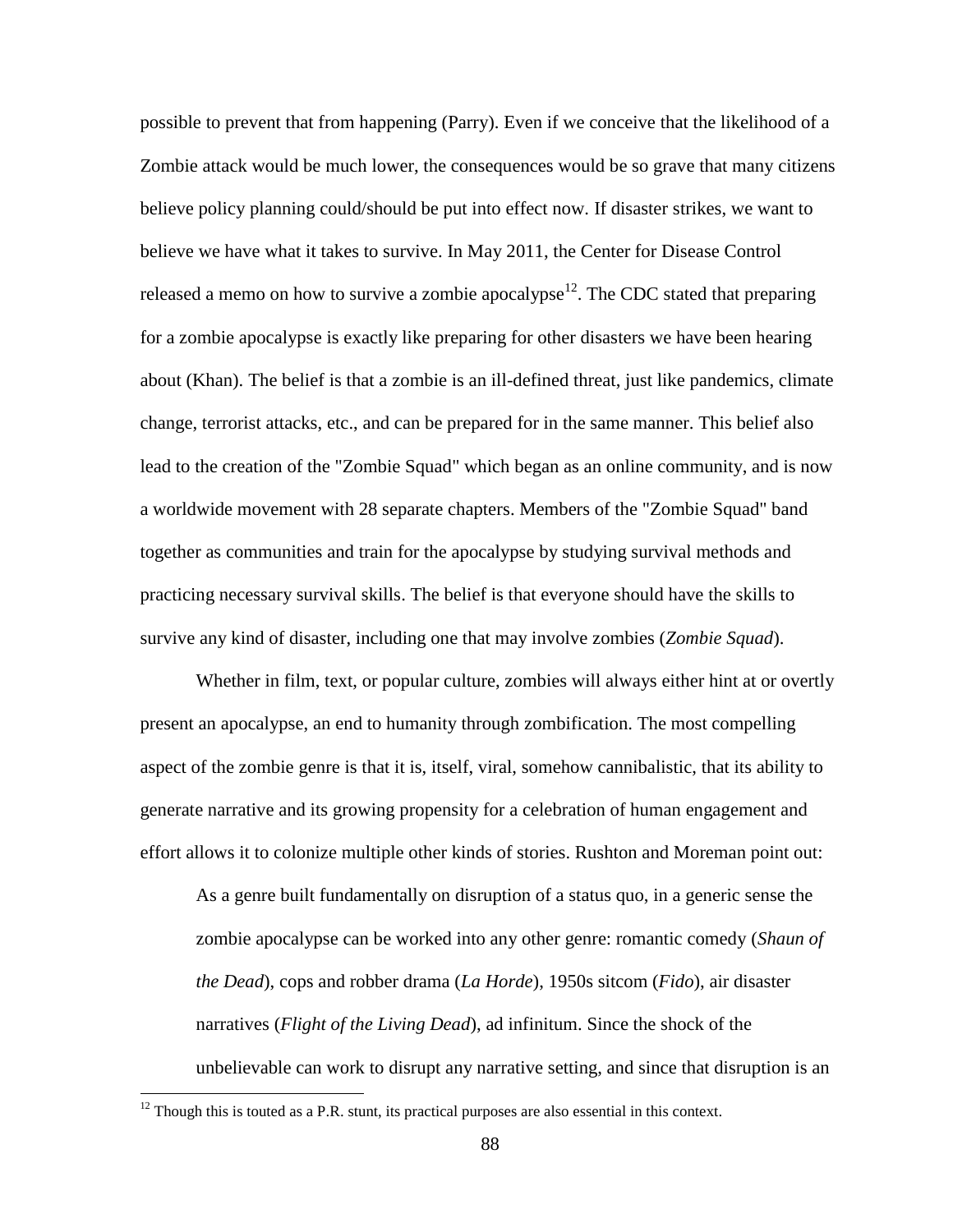possible to prevent that from happening (Parry). Even if we conceive that the likelihood of a Zombie attack would be much lower, the consequences would be so grave that many citizens believe policy planning could/should be put into effect now. If disaster strikes, we want to believe we have what it takes to survive. In May 2011, the Center for Disease Control released a memo on how to survive a zombie apocalypse[12]. The CDC stated that preparing for a zombie apocalypse is exactly like preparing for other disasters we have been hearing about (Khan). The belief is that a zombie is an ill-defined threat, just like pandemics, climate change, terrorist attacks, etc., and can be prepared for in the same manner. This belief also lead to the creation of the "Zombie Squad" which began as an online community, and is now a worldwide movement with 28 separate chapters. Members of the "Zombie Squad" band together as communities and train for the apocalypse by studying survival methods and practicing necessary survival skills. The belief is that everyone should have the skills to survive any kind of disaster, including one that may involve zombies (*Zombie Squad*).

Whether in film, text, or popular culture, zombies will always either hint at or overtly present an apocalypse, an end to humanity through zombification. The most compelling aspect of the zombie genre is that it is, itself, viral, somehow cannibalistic, that its ability to generate narrative and its growing propensity for a celebration of human engagement and effort allows it to colonize multiple other kinds of stories. Rushton and Moreman point out:

> As a genre built fundamentally on disruption of a status quo, in a generic sense the zombie apocalypse can be worked into any other genre: romantic comedy (*Shaun of the Dead*), cops and robber drama (*La Horde*), 1950s sitcom (*Fido*), air disaster narratives (*Flight of the Living Dead*), ad infinitum. Since the shock of the unbelievable can work to disrupt any narrative setting, and since that disruption is an

[12] Though this is touted as a P.R. stunt, its practical purposes are also essential in this context.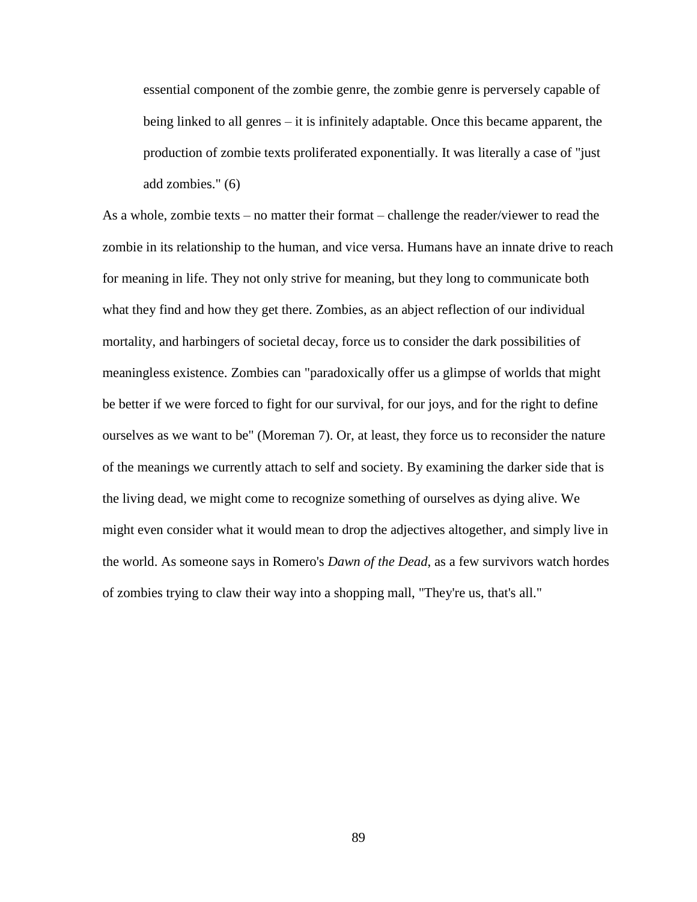> essential component of the zombie genre, the zombie genre is perversely capable of being linked to all genres – it is infinitely adaptable. Once this became apparent, the production of zombie texts proliferated exponentially. It was literally a case of "just add zombies." (6)

As a whole, zombie texts – no matter their format – challenge the reader/viewer to read the zombie in its relationship to the human, and vice versa. Humans have an innate drive to reach for meaning in life. They not only strive for meaning, but they long to communicate both what they find and how they get there. Zombies, as an abject reflection of our individual mortality, and harbingers of societal decay, force us to consider the dark possibilities of meaningless existence. Zombies can "paradoxically offer us a glimpse of worlds that might be better if we were forced to fight for our survival, for our joys, and for the right to define ourselves as we want to be" (Moreman 7). Or, at least, they force us to reconsider the nature of the meanings we currently attach to self and society. By examining the darker side that is the living dead, we might come to recognize something of ourselves as dying alive. We might even consider what it would mean to drop the adjectives altogether, and simply live in the world. As someone says in Romero's *Dawn of the Dead*, as a few survivors watch hordes of zombies trying to claw their way into a shopping mall, "They're us, that's all."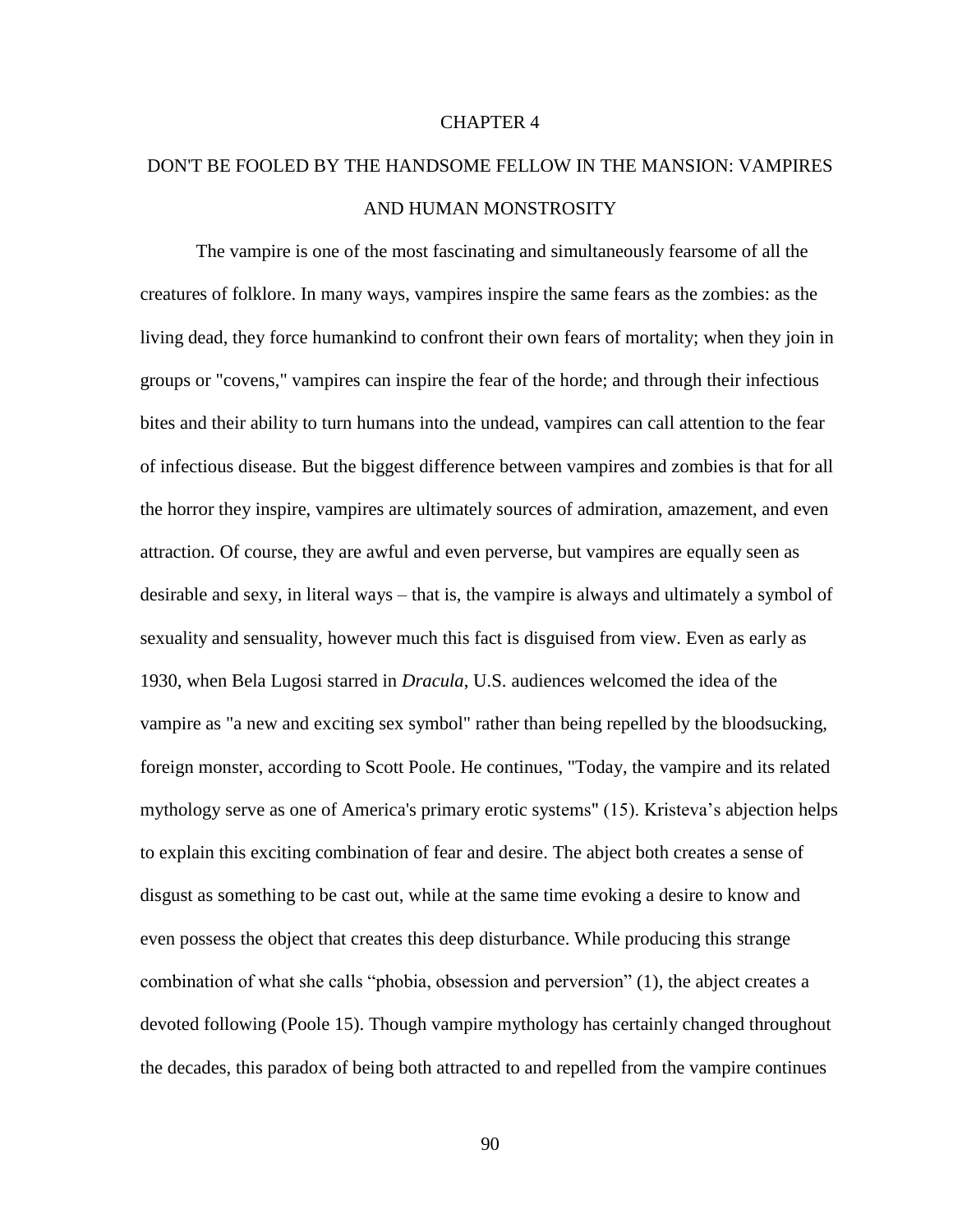# CHAPTER 4

# DON'T BE FOOLED BY THE HANDSOME FELLOW IN THE MANSION: VAMPIRES AND HUMAN MONSTROSITY

The vampire is one of the most fascinating and simultaneously fearsome of all the creatures of folklore. In many ways, vampires inspire the same fears as the zombies: as the living dead, they force humankind to confront their own fears of mortality; when they join in groups or "covens," vampires can inspire the fear of the horde; and through their infectious bites and their ability to turn humans into the undead, vampires can call attention to the fear of infectious disease. But the biggest difference between vampires and zombies is that for all the horror they inspire, vampires are ultimately sources of admiration, amazement, and even attraction. Of course, they are awful and even perverse, but vampires are equally seen as desirable and sexy, in literal ways – that is, the vampire is always and ultimately a symbol of sexuality and sensuality, however much this fact is disguised from view. Even as early as 1930, when Bela Lugosi starred in *Dracula*, U.S. audiences welcomed the idea of the vampire as "a new and exciting sex symbol" rather than being repelled by the bloodsucking, foreign monster, according to Scott Poole. He continues, "Today, the vampire and its related mythology serve as one of America's primary erotic systems" (15). Kristeva's abjection helps to explain this exciting combination of fear and desire. The abject both creates a sense of disgust as something to be cast out, while at the same time evoking a desire to know and even possess the object that creates this deep disturbance. While producing this strange combination of what she calls "phobia, obsession and perversion" (1), the abject creates a devoted following (Poole 15). Though vampire mythology has certainly changed throughout the decades, this paradox of being both attracted to and repelled from the vampire continues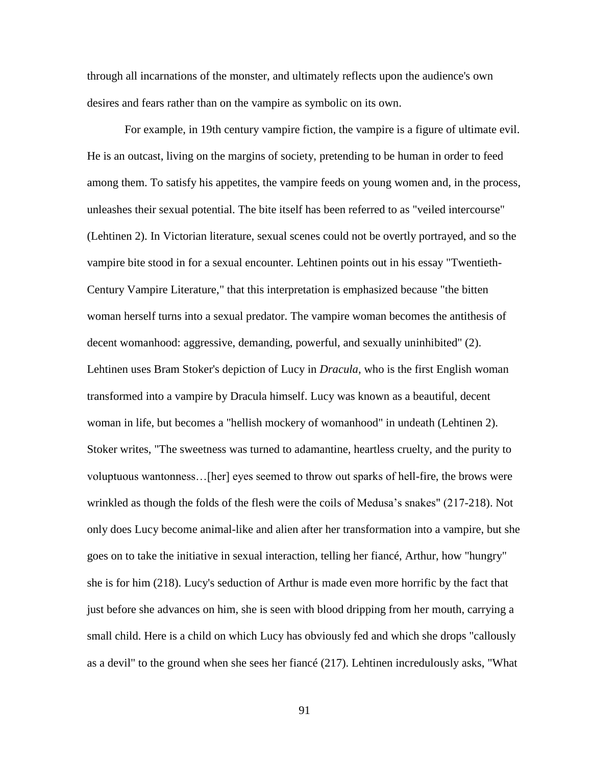through all incarnations of the monster, and ultimately reflects upon the audience's own desires and fears rather than on the vampire as symbolic on its own.

For example, in 19th century vampire fiction, the vampire is a figure of ultimate evil. He is an outcast, living on the margins of society, pretending to be human in order to feed among them. To satisfy his appetites, the vampire feeds on young women and, in the process, unleashes their sexual potential. The bite itself has been referred to as "veiled intercourse" (Lehtinen 2). In Victorian literature, sexual scenes could not be overtly portrayed, and so the vampire bite stood in for a sexual encounter. Lehtinen points out in his essay "Twentieth-Century Vampire Literature," that this interpretation is emphasized because "the bitten woman herself turns into a sexual predator. The vampire woman becomes the antithesis of decent womanhood: aggressive, demanding, powerful, and sexually uninhibited" (2). Lehtinen uses Bram Stoker's depiction of Lucy in *Dracula*, who is the first English woman transformed into a vampire by Dracula himself. Lucy was known as a beautiful, decent woman in life, but becomes a "hellish mockery of womanhood" in undeath (Lehtinen 2). Stoker writes, "The sweetness was turned to adamantine, heartless cruelty, and the purity to voluptuous wantonness…[her] eyes seemed to throw out sparks of hell-fire, the brows were wrinkled as though the folds of the flesh were the coils of Medusa's snakes" (217-218). Not only does Lucy become animal-like and alien after her transformation into a vampire, but she goes on to take the initiative in sexual interaction, telling her fiancé, Arthur, how "hungry" she is for him (218). Lucy's seduction of Arthur is made even more horrific by the fact that just before she advances on him, she is seen with blood dripping from her mouth, carrying a small child. Here is a child on which Lucy has obviously fed and which she drops "callously as a devil" to the ground when she sees her fiancé (217). Lehtinen incredulously asks, "What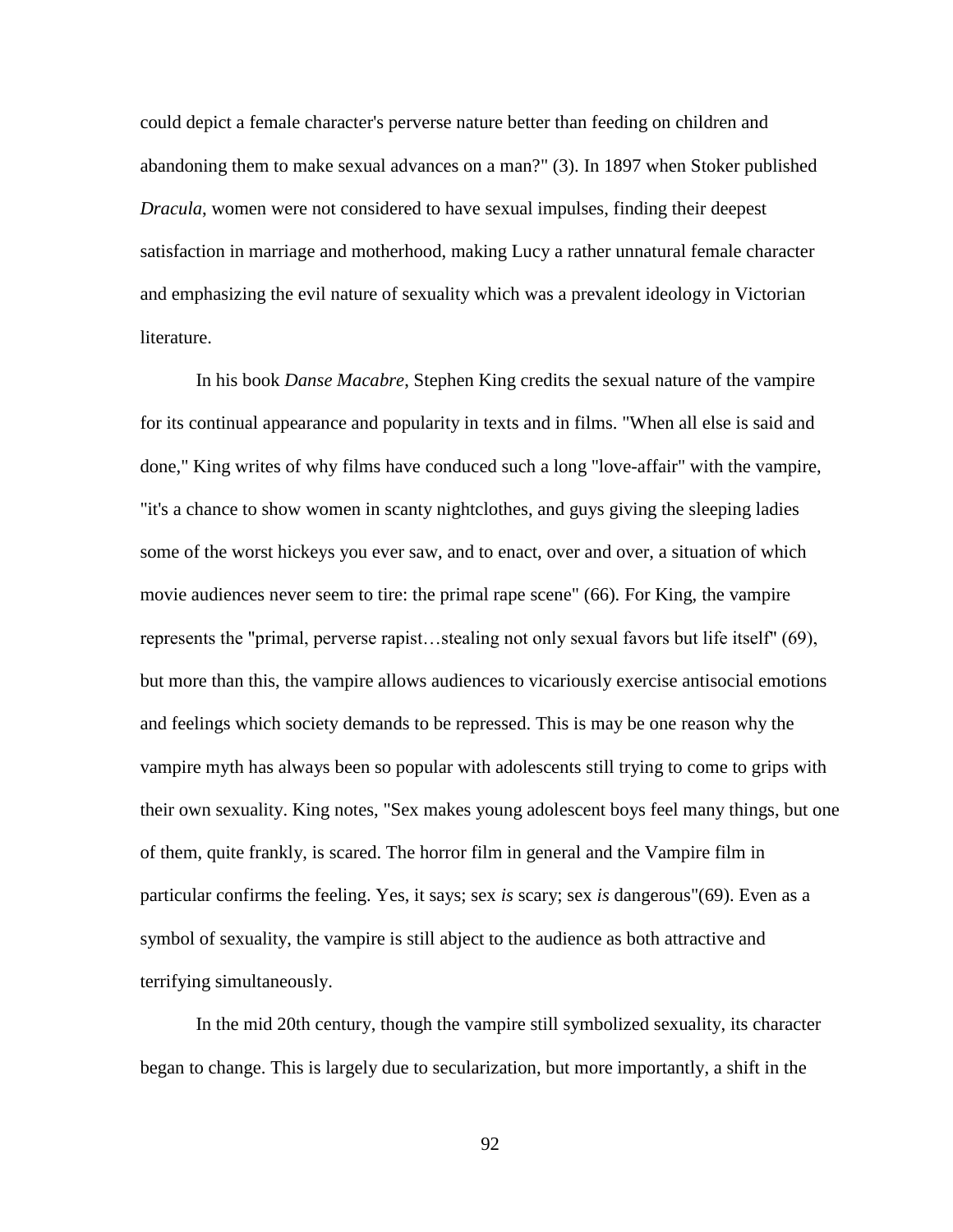could depict a female character's perverse nature better than feeding on children and abandoning them to make sexual advances on a man?" (3). In 1897 when Stoker published *Dracula*, women were not considered to have sexual impulses, finding their deepest satisfaction in marriage and motherhood, making Lucy a rather unnatural female character and emphasizing the evil nature of sexuality which was a prevalent ideology in Victorian literature.

In his book *Danse Macabre*, Stephen King credits the sexual nature of the vampire for its continual appearance and popularity in texts and in films. "When all else is said and done," King writes of why films have conduced such a long "love-affair" with the vampire, "it's a chance to show women in scanty nightclothes, and guys giving the sleeping ladies some of the worst hickeys you ever saw, and to enact, over and over, a situation of which movie audiences never seem to tire: the primal rape scene" (66). For King, the vampire represents the "primal, perverse rapist…stealing not only sexual favors but life itself" (69), but more than this, the vampire allows audiences to vicariously exercise antisocial emotions and feelings which society demands to be repressed. This is may be one reason why the vampire myth has always been so popular with adolescents still trying to come to grips with their own sexuality. King notes, "Sex makes young adolescent boys feel many things, but one of them, quite frankly, is scared. The horror film in general and the Vampire film in particular confirms the feeling. Yes, it says; sex *is* scary; sex *is* dangerous"(69). Even as a symbol of sexuality, the vampire is still abject to the audience as both attractive and terrifying simultaneously.

In the mid 20th century, though the vampire still symbolized sexuality, its character began to change. This is largely due to secularization, but more importantly, a shift in the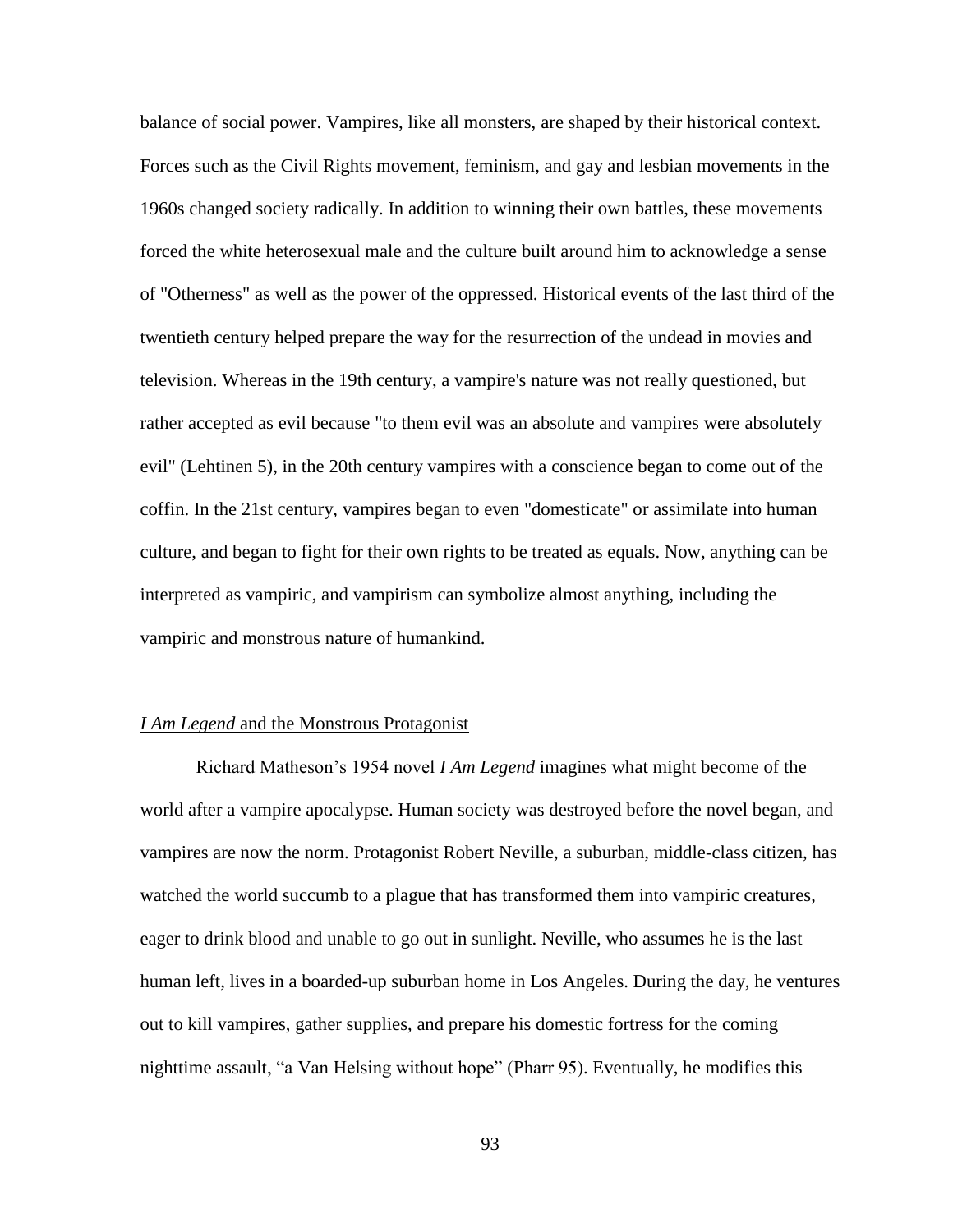balance of social power. Vampires, like all monsters, are shaped by their historical context. Forces such as the Civil Rights movement, feminism, and gay and lesbian movements in the 1960s changed society radically. In addition to winning their own battles, these movements forced the white heterosexual male and the culture built around him to acknowledge a sense of "Otherness" as well as the power of the oppressed. Historical events of the last third of the twentieth century helped prepare the way for the resurrection of the undead in movies and television. Whereas in the 19th century, a vampire's nature was not really questioned, but rather accepted as evil because "to them evil was an absolute and vampires were absolutely evil" (Lehtinen 5), in the 20th century vampires with a conscience began to come out of the coffin. In the 21st century, vampires began to even "domesticate" or assimilate into human culture, and began to fight for their own rights to be treated as equals. Now, anything can be interpreted as vampiric, and vampirism can symbolize almost anything, including the vampiric and monstrous nature of humankind.

## *I Am Legend* and the Monstrous Protagonist

Richard Matheson's 1954 novel *I Am Legend* imagines what might become of the world after a vampire apocalypse. Human society was destroyed before the novel began, and vampires are now the norm. Protagonist Robert Neville, a suburban, middle-class citizen, has watched the world succumb to a plague that has transformed them into vampiric creatures, eager to drink blood and unable to go out in sunlight. Neville, who assumes he is the last human left, lives in a boarded-up suburban home in Los Angeles. During the day, he ventures out to kill vampires, gather supplies, and prepare his domestic fortress for the coming nighttime assault, "a Van Helsing without hope" (Pharr 95). Eventually, he modifies this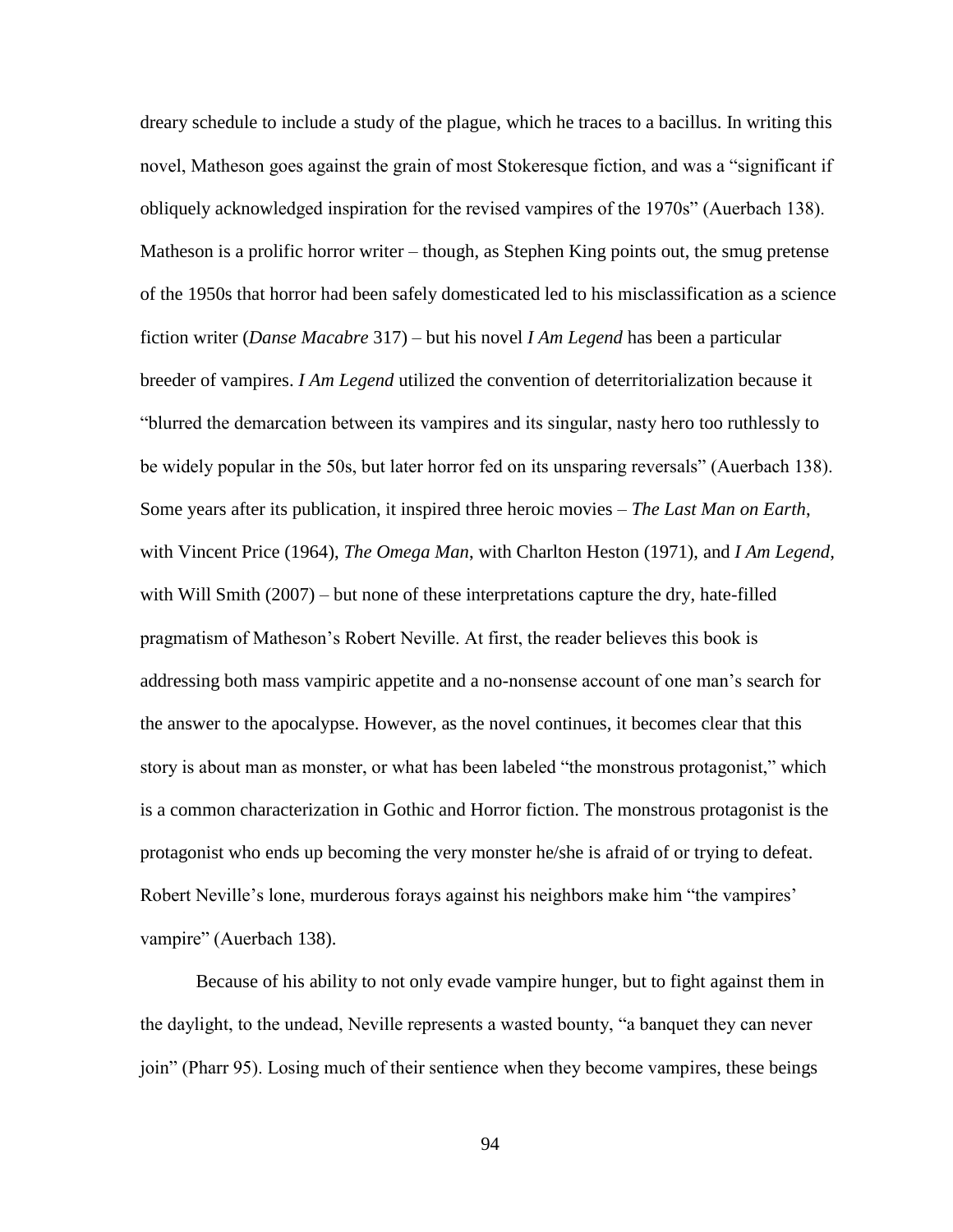dreary schedule to include a study of the plague, which he traces to a bacillus. In writing this novel, Matheson goes against the grain of most Stokeresque fiction, and was a "significant if obliquely acknowledged inspiration for the revised vampires of the 1970s" (Auerbach 138). Matheson is a prolific horror writer – though, as Stephen King points out, the smug pretense of the 1950s that horror had been safely domesticated led to his misclassification as a science fiction writer (*Danse Macabre* 317) – but his novel *I Am Legend* has been a particular breeder of vampires. *I Am Legend* utilized the convention of deterritorialization because it "blurred the demarcation between its vampires and its singular, nasty hero too ruthlessly to be widely popular in the 50s, but later horror fed on its unsparing reversals" (Auerbach 138). Some years after its publication, it inspired three heroic movies – *The Last Man on Earth*, with Vincent Price (1964), *The Omega Man*, with Charlton Heston (1971), and *I Am Legend*, with Will Smith (2007) – but none of these interpretations capture the dry, hate-filled pragmatism of Matheson's Robert Neville. At first, the reader believes this book is addressing both mass vampiric appetite and a no-nonsense account of one man's search for the answer to the apocalypse. However, as the novel continues, it becomes clear that this story is about man as monster, or what has been labeled "the monstrous protagonist," which is a common characterization in Gothic and Horror fiction. The monstrous protagonist is the protagonist who ends up becoming the very monster he/she is afraid of or trying to defeat. Robert Neville's lone, murderous forays against his neighbors make him "the vampires' vampire" (Auerbach 138).

Because of his ability to not only evade vampire hunger, but to fight against them in the daylight, to the undead, Neville represents a wasted bounty, "a banquet they can never join" (Pharr 95). Losing much of their sentience when they become vampires, these beings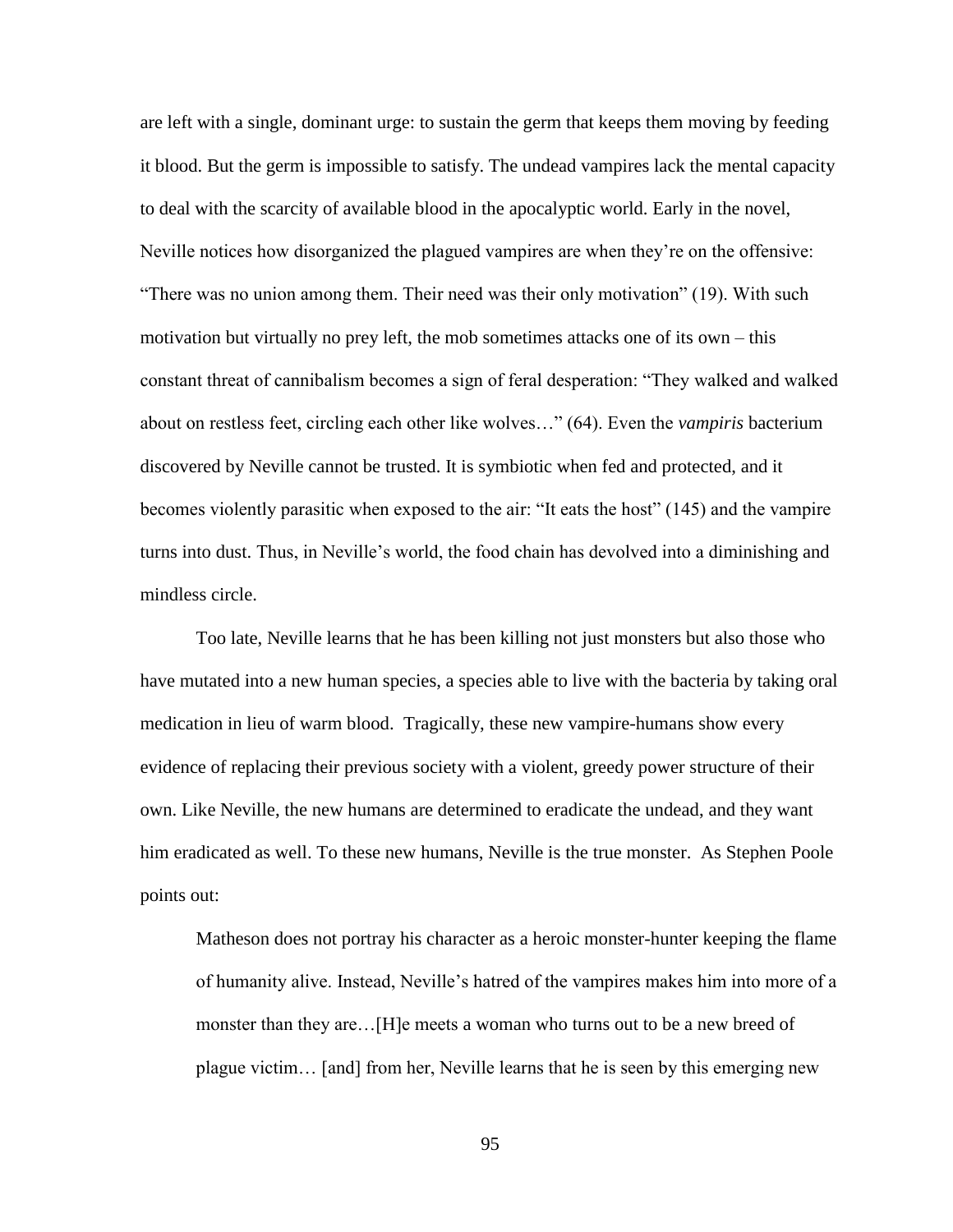are left with a single, dominant urge: to sustain the germ that keeps them moving by feeding it blood. But the germ is impossible to satisfy. The undead vampires lack the mental capacity to deal with the scarcity of available blood in the apocalyptic world. Early in the novel, Neville notices how disorganized the plagued vampires are when they're on the offensive: "There was no union among them. Their need was their only motivation" (19). With such motivation but virtually no prey left, the mob sometimes attacks one of its own – this constant threat of cannibalism becomes a sign of feral desperation: "They walked and walked about on restless feet, circling each other like wolves…" (64). Even the *vampiris* bacterium discovered by Neville cannot be trusted. It is symbiotic when fed and protected, and it becomes violently parasitic when exposed to the air: "It eats the host" (145) and the vampire turns into dust. Thus, in Neville's world, the food chain has devolved into a diminishing and mindless circle.

Too late, Neville learns that he has been killing not just monsters but also those who have mutated into a new human species, a species able to live with the bacteria by taking oral medication in lieu of warm blood. Tragically, these new vampire-humans show every evidence of replacing their previous society with a violent, greedy power structure of their own. Like Neville, the new humans are determined to eradicate the undead, and they want him eradicated as well. To these new humans, Neville is the true monster. As Stephen Poole points out:

> Matheson does not portray his character as a heroic monster-hunter keeping the flame of humanity alive. Instead, Neville's hatred of the vampires makes him into more of a monster than they are…[H]e meets a woman who turns out to be a new breed of plague victim… [and] from her, Neville learns that he is seen by this emerging new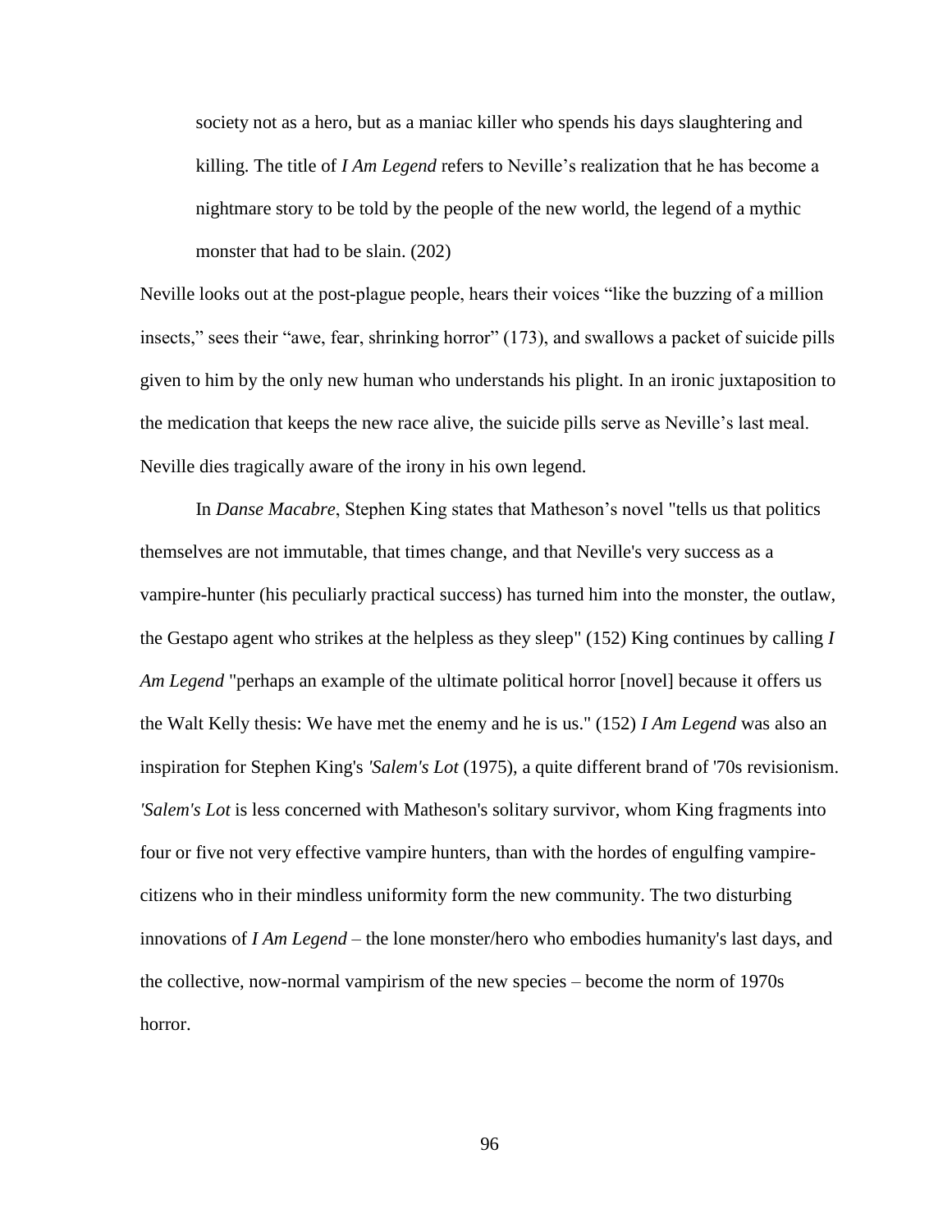> society not as a hero, but as a maniac killer who spends his days slaughtering and killing. The title of *I Am Legend* refers to Neville's realization that he has become a nightmare story to be told by the people of the new world, the legend of a mythic monster that had to be slain. (202)

Neville looks out at the post-plague people, hears their voices "like the buzzing of a million insects," sees their "awe, fear, shrinking horror" (173), and swallows a packet of suicide pills given to him by the only new human who understands his plight. In an ironic juxtaposition to the medication that keeps the new race alive, the suicide pills serve as Neville's last meal. Neville dies tragically aware of the irony in his own legend.

In *Danse Macabre*, Stephen King states that Matheson's novel "tells us that politics themselves are not immutable, that times change, and that Neville's very success as a vampire-hunter (his peculiarly practical success) has turned him into the monster, the outlaw, the Gestapo agent who strikes at the helpless as they sleep" (152) King continues by calling *I Am Legend* "perhaps an example of the ultimate political horror [novel] because it offers us the Walt Kelly thesis: We have met the enemy and he is us." (152) *I Am Legend* was also an inspiration for Stephen King's *'Salem's Lot* (1975), a quite different brand of '70s revisionism. *'Salem's Lot* is less concerned with Matheson's solitary survivor, whom King fragments into four or five not very effective vampire hunters, than with the hordes of engulfing vampire-citizens who in their mindless uniformity form the new community. The two disturbing innovations of *I Am Legend* – the lone monster/hero who embodies humanity's last days, and the collective, now-normal vampirism of the new species – become the norm of 1970s horror.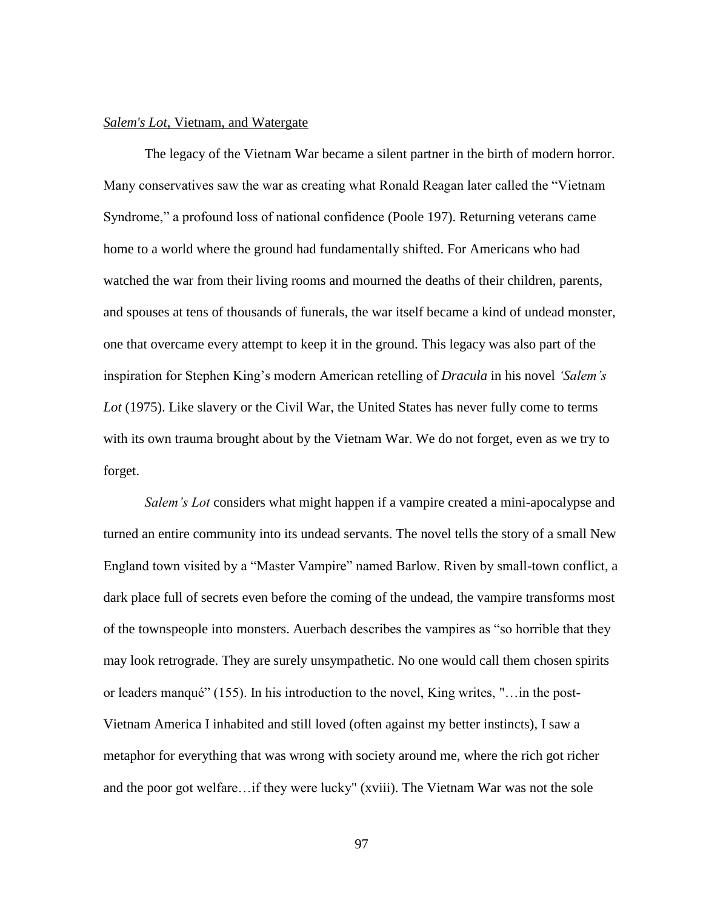## *Salem's Lot*, Vietnam, and Watergate

The legacy of the Vietnam War became a silent partner in the birth of modern horror. Many conservatives saw the war as creating what Ronald Reagan later called the "Vietnam Syndrome," a profound loss of national confidence (Poole 197). Returning veterans came home to a world where the ground had fundamentally shifted. For Americans who had watched the war from their living rooms and mourned the deaths of their children, parents, and spouses at tens of thousands of funerals, the war itself became a kind of undead monster, one that overcame every attempt to keep it in the ground. This legacy was also part of the inspiration for Stephen King's modern American retelling of *Dracula* in his novel *'Salem's Lot* (1975). Like slavery or the Civil War, the United States has never fully come to terms with its own trauma brought about by the Vietnam War. We do not forget, even as we try to forget.

*Salem's Lot* considers what might happen if a vampire created a mini-apocalypse and turned an entire community into its undead servants. The novel tells the story of a small New England town visited by a "Master Vampire" named Barlow. Riven by small-town conflict, a dark place full of secrets even before the coming of the undead, the vampire transforms most of the townspeople into monsters. Auerbach describes the vampires as "so horrible that they may look retrograde. They are surely unsympathetic. No one would call them chosen spirits or leaders manqué" (155). In his introduction to the novel, King writes, "…in the post-Vietnam America I inhabited and still loved (often against my better instincts), I saw a metaphor for everything that was wrong with society around me, where the rich got richer and the poor got welfare…if they were lucky" (xviii). The Vietnam War was not the sole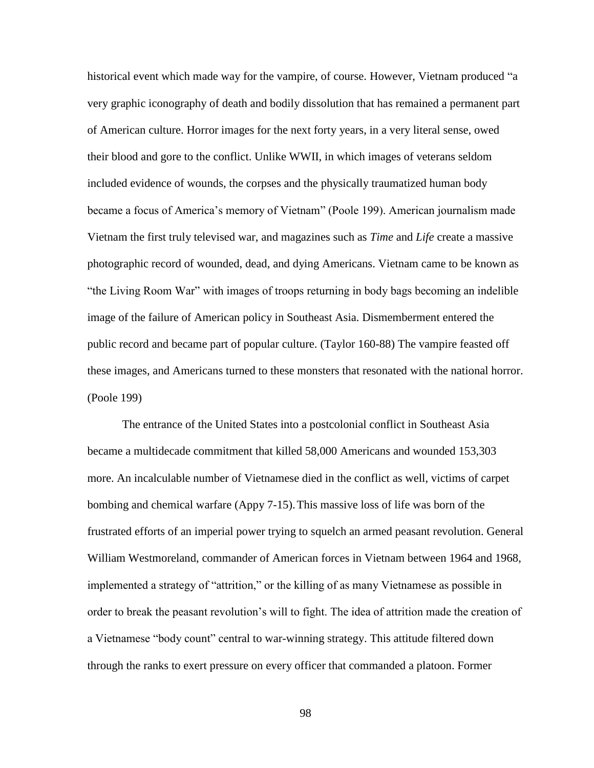historical event which made way for the vampire, of course. However, Vietnam produced "a very graphic iconography of death and bodily dissolution that has remained a permanent part of American culture. Horror images for the next forty years, in a very literal sense, owed their blood and gore to the conflict. Unlike WWII, in which images of veterans seldom included evidence of wounds, the corpses and the physically traumatized human body became a focus of America's memory of Vietnam" (Poole 199). American journalism made Vietnam the first truly televised war, and magazines such as *Time* and *Life* create a massive photographic record of wounded, dead, and dying Americans. Vietnam came to be known as "the Living Room War" with images of troops returning in body bags becoming an indelible image of the failure of American policy in Southeast Asia. Dismemberment entered the public record and became part of popular culture. (Taylor 160-88) The vampire feasted off these images, and Americans turned to these monsters that resonated with the national horror. (Poole 199)

The entrance of the United States into a postcolonial conflict in Southeast Asia became a multidecade commitment that killed 58,000 Americans and wounded 153,303 more. An incalculable number of Vietnamese died in the conflict as well, victims of carpet bombing and chemical warfare (Appy 7-15). This massive loss of life was born of the frustrated efforts of an imperial power trying to squelch an armed peasant revolution. General William Westmoreland, commander of American forces in Vietnam between 1964 and 1968, implemented a strategy of "attrition," or the killing of as many Vietnamese as possible in order to break the peasant revolution's will to fight. The idea of attrition made the creation of a Vietnamese "body count" central to war-winning strategy. This attitude filtered down through the ranks to exert pressure on every officer that commanded a platoon. Former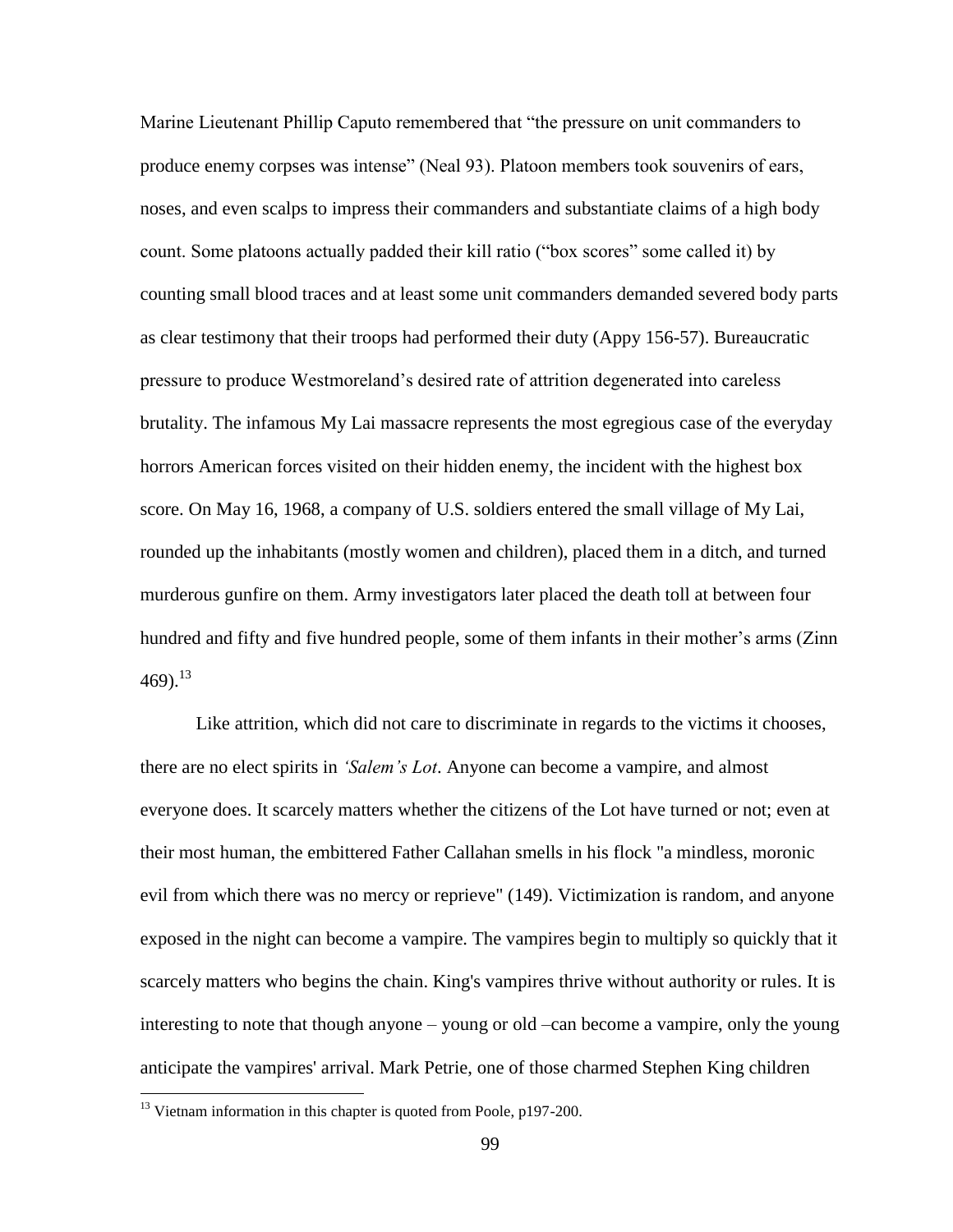Marine Lieutenant Phillip Caputo remembered that "the pressure on unit commanders to produce enemy corpses was intense" (Neal 93). Platoon members took souvenirs of ears, noses, and even scalps to impress their commanders and substantiate claims of a high body count. Some platoons actually padded their kill ratio ("box scores" some called it) by counting small blood traces and at least some unit commanders demanded severed body parts as clear testimony that their troops had performed their duty (Appy 156-57). Bureaucratic pressure to produce Westmoreland's desired rate of attrition degenerated into careless brutality. The infamous My Lai massacre represents the most egregious case of the everyday horrors American forces visited on their hidden enemy, the incident with the highest box score. On May 16, 1968, a company of U.S. soldiers entered the small village of My Lai, rounded up the inhabitants (mostly women and children), placed them in a ditch, and turned murderous gunfire on them. Army investigators later placed the death toll at between four hundred and fifty and five hundred people, some of them infants in their mother's arms (Zinn 469).[13]

Like attrition, which did not care to discriminate in regards to the victims it chooses, there are no elect spirits in *'Salem's Lot*. Anyone can become a vampire, and almost everyone does. It scarcely matters whether the citizens of the Lot have turned or not; even at their most human, the embittered Father Callahan smells in his flock "a mindless, moronic evil from which there was no mercy or reprieve" (149). Victimization is random, and anyone exposed in the night can become a vampire. The vampires begin to multiply so quickly that it scarcely matters who begins the chain. King's vampires thrive without authority or rules. It is interesting to note that though anyone – young or old –can become a vampire, only the young anticipate the vampires' arrival. Mark Petrie, one of those charmed Stephen King children

[13] Vietnam information in this chapter is quoted from Poole, p197-200.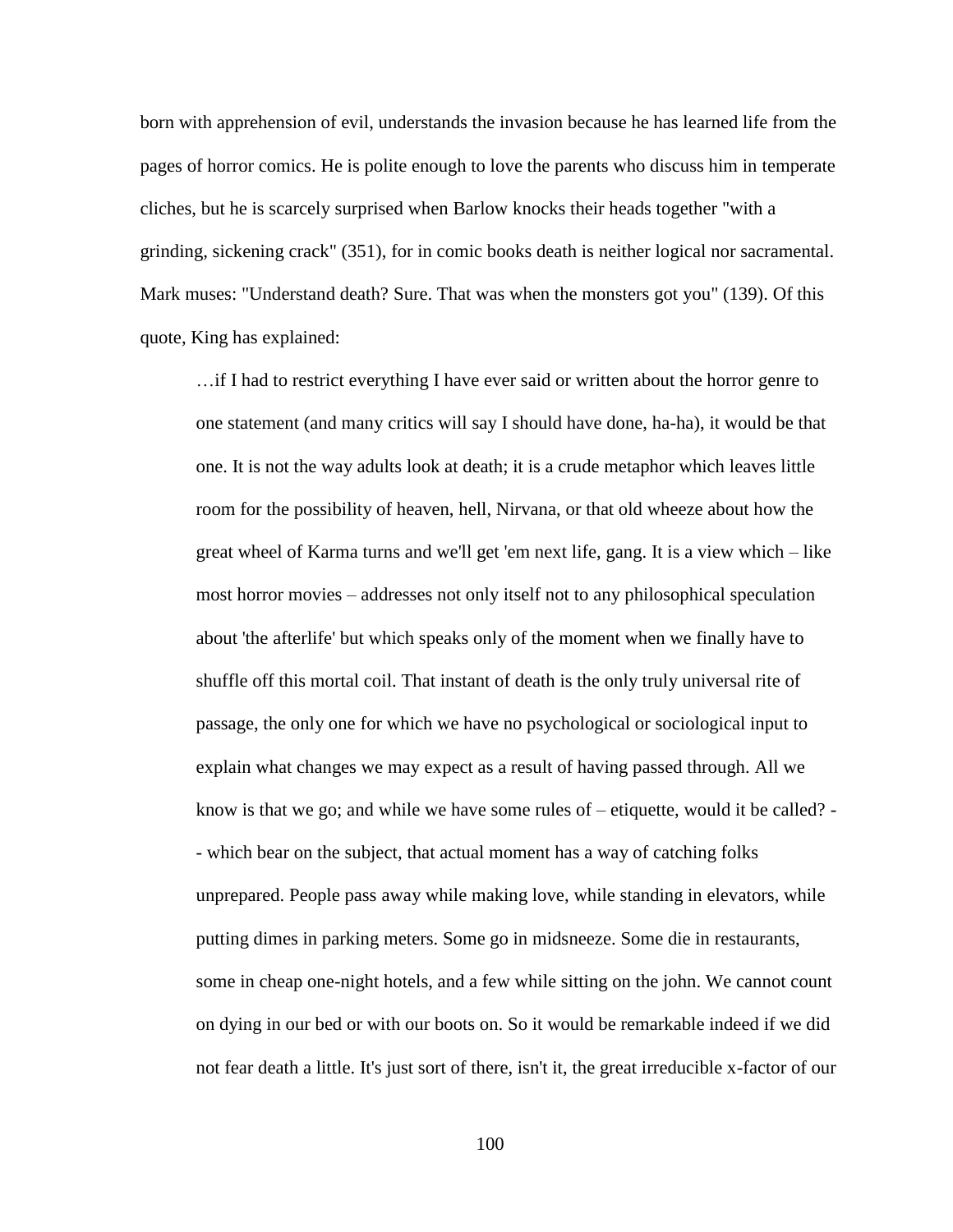born with apprehension of evil, understands the invasion because he has learned life from the pages of horror comics. He is polite enough to love the parents who discuss him in temperate cliches, but he is scarcely surprised when Barlow knocks their heads together "with a grinding, sickening crack" (351), for in comic books death is neither logical nor sacramental. Mark muses: "Understand death? Sure. That was when the monsters got you" (139). Of this quote, King has explained:

> …if I had to restrict everything I have ever said or written about the horror genre to one statement (and many critics will say I should have done, ha-ha), it would be that one. It is not the way adults look at death; it is a crude metaphor which leaves little room for the possibility of heaven, hell, Nirvana, or that old wheeze about how the great wheel of Karma turns and we'll get 'em next life, gang. It is a view which – like most horror movies – addresses not only itself not to any philosophical speculation about 'the afterlife' but which speaks only of the moment when we finally have to shuffle off this mortal coil. That instant of death is the only truly universal rite of passage, the only one for which we have no psychological or sociological input to explain what changes we may expect as a result of having passed through. All we know is that we go; and while we have some rules of – etiquette, would it be called? -- which bear on the subject, that actual moment has a way of catching folks unprepared. People pass away while making love, while standing in elevators, while putting dimes in parking meters. Some go in midsneeze. Some die in restaurants, some in cheap one-night hotels, and a few while sitting on the john. We cannot count on dying in our bed or with our boots on. So it would be remarkable indeed if we did not fear death a little. It's just sort of there, isn't it, the great irreducible x-factor of our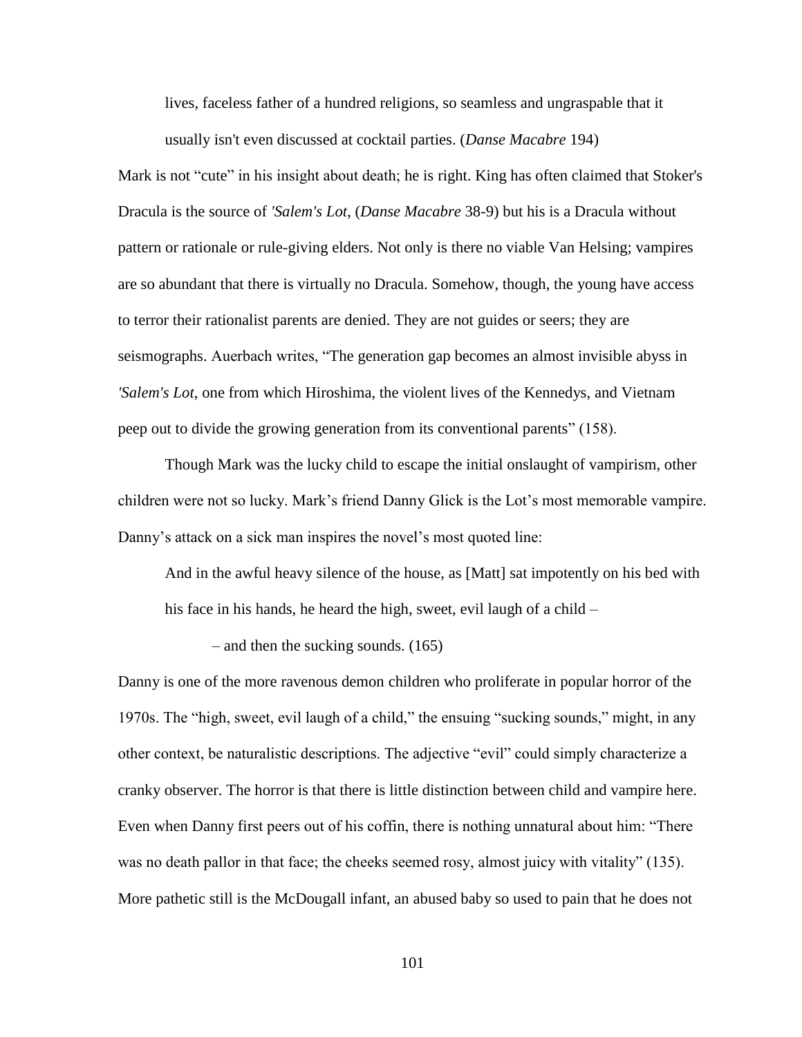> lives, faceless father of a hundred religions, so seamless and ungraspable that it usually isn't even discussed at cocktail parties. (*Danse Macabre* 194)

Mark is not "cute" in his insight about death; he is right. King has often claimed that Stoker's Dracula is the source of *'Salem's Lot*, (*Danse Macabre* 38-9) but his is a Dracula without pattern or rationale or rule-giving elders. Not only is there no viable Van Helsing; vampires are so abundant that there is virtually no Dracula. Somehow, though, the young have access to terror their rationalist parents are denied. They are not guides or seers; they are seismographs. Auerbach writes, "The generation gap becomes an almost invisible abyss in *'Salem's Lot*, one from which Hiroshima, the violent lives of the Kennedys, and Vietnam peep out to divide the growing generation from its conventional parents" (158).

Though Mark was the lucky child to escape the initial onslaught of vampirism, other children were not so lucky. Mark's friend Danny Glick is the Lot's most memorable vampire. Danny's attack on a sick man inspires the novel's most quoted line:

> And in the awful heavy silence of the house, as [Matt] sat impotently on his bed with his face in his hands, he heard the high, sweet, evil laugh of a child –
>
> – and then the sucking sounds. (165)

Danny is one of the more ravenous demon children who proliferate in popular horror of the 1970s. The "high, sweet, evil laugh of a child," the ensuing "sucking sounds," might, in any other context, be naturalistic descriptions. The adjective "evil" could simply characterize a cranky observer. The horror is that there is little distinction between child and vampire here. Even when Danny first peers out of his coffin, there is nothing unnatural about him: "There was no death pallor in that face; the cheeks seemed rosy, almost juicy with vitality" (135). More pathetic still is the McDougall infant, an abused baby so used to pain that he does not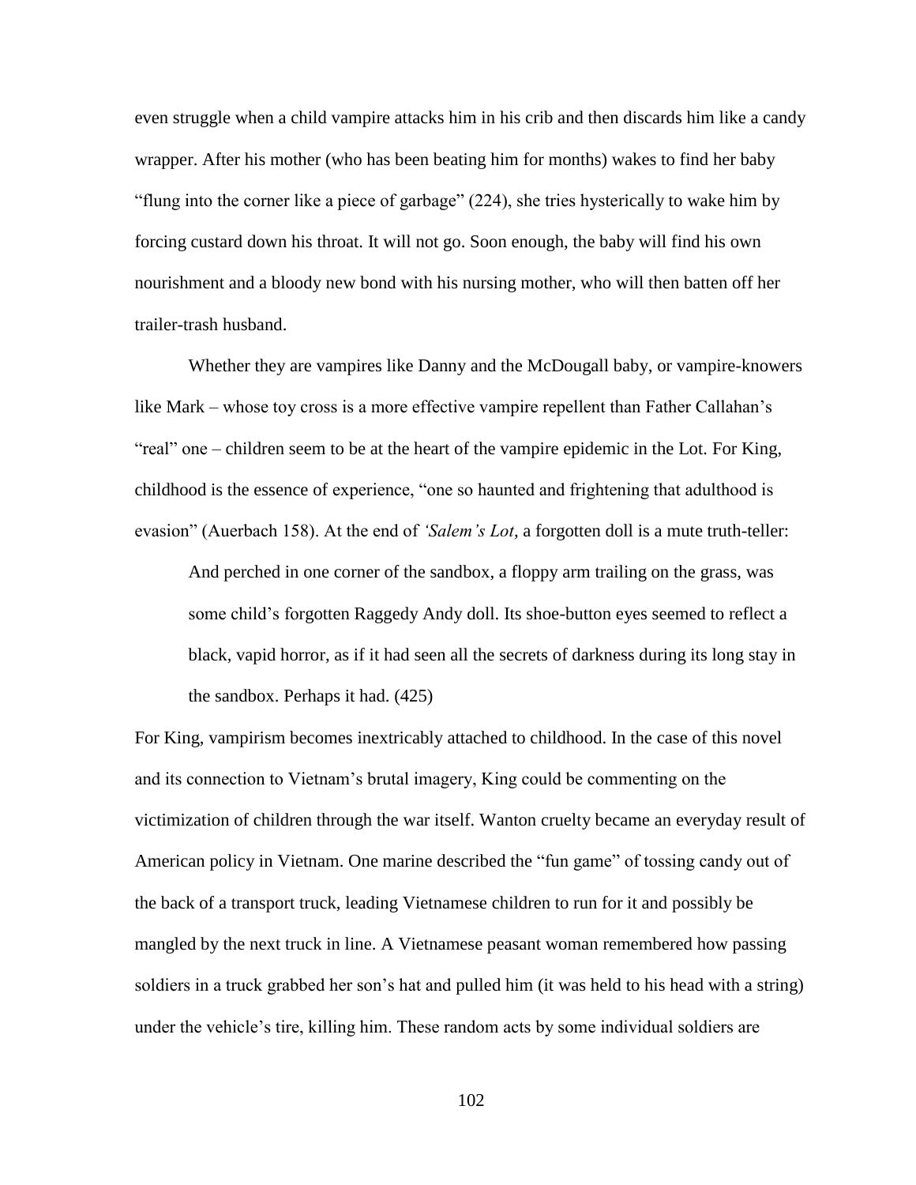even struggle when a child vampire attacks him in his crib and then discards him like a candy wrapper. After his mother (who has been beating him for months) wakes to find her baby "flung into the corner like a piece of garbage" (224), she tries hysterically to wake him by forcing custard down his throat. It will not go. Soon enough, the baby will find his own nourishment and a bloody new bond with his nursing mother, who will then batten off her trailer-trash husband.

Whether they are vampires like Danny and the McDougall baby, or vampire-knowers like Mark – whose toy cross is a more effective vampire repellent than Father Callahan's "real" one – children seem to be at the heart of the vampire epidemic in the Lot. For King, childhood is the essence of experience, "one so haunted and frightening that adulthood is evasion" (Auerbach 158). At the end of *'Salem's Lot*, a forgotten doll is a mute truth-teller:

> And perched in one corner of the sandbox, a floppy arm trailing on the grass, was some child's forgotten Raggedy Andy doll. Its shoe-button eyes seemed to reflect a black, vapid horror, as if it had seen all the secrets of darkness during its long stay in the sandbox. Perhaps it had. (425)

For King, vampirism becomes inextricably attached to childhood. In the case of this novel and its connection to Vietnam's brutal imagery, King could be commenting on the victimization of children through the war itself. Wanton cruelty became an everyday result of American policy in Vietnam. One marine described the "fun game" of tossing candy out of the back of a transport truck, leading Vietnamese children to run for it and possibly be mangled by the next truck in line. A Vietnamese peasant woman remembered how passing soldiers in a truck grabbed her son's hat and pulled him (it was held to his head with a string) under the vehicle's tire, killing him. These random acts by some individual soldiers are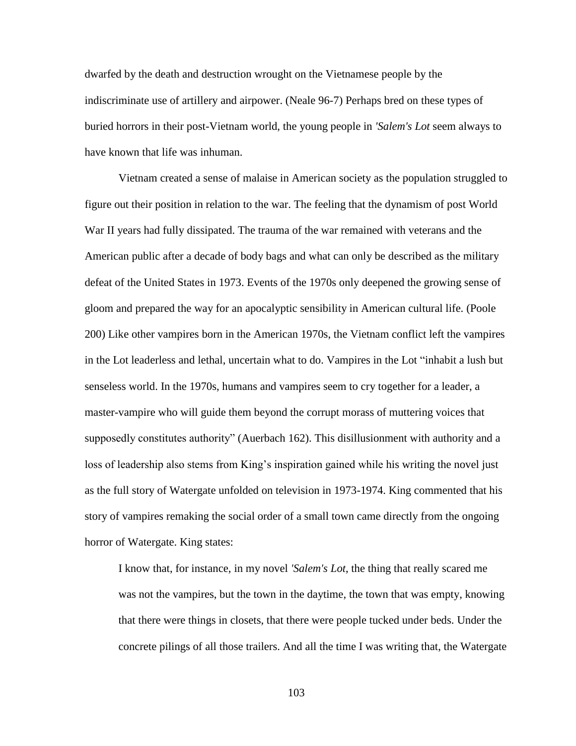dwarfed by the death and destruction wrought on the Vietnamese people by the indiscriminate use of artillery and airpower. (Neale 96-7) Perhaps bred on these types of buried horrors in their post-Vietnam world, the young people in *'Salem's Lot* seem always to have known that life was inhuman.

Vietnam created a sense of malaise in American society as the population struggled to figure out their position in relation to the war. The feeling that the dynamism of post World War II years had fully dissipated. The trauma of the war remained with veterans and the American public after a decade of body bags and what can only be described as the military defeat of the United States in 1973. Events of the 1970s only deepened the growing sense of gloom and prepared the way for an apocalyptic sensibility in American cultural life. (Poole 200) Like other vampires born in the American 1970s, the Vietnam conflict left the vampires in the Lot leaderless and lethal, uncertain what to do. Vampires in the Lot "inhabit a lush but senseless world. In the 1970s, humans and vampires seem to cry together for a leader, a master-vampire who will guide them beyond the corrupt morass of muttering voices that supposedly constitutes authority" (Auerbach 162). This disillusionment with authority and a loss of leadership also stems from King's inspiration gained while his writing the novel just as the full story of Watergate unfolded on television in 1973-1974. King commented that his story of vampires remaking the social order of a small town came directly from the ongoing horror of Watergate. King states:

> I know that, for instance, in my novel *'Salem's Lot*, the thing that really scared me was not the vampires, but the town in the daytime, the town that was empty, knowing that there were things in closets, that there were people tucked under beds. Under the concrete pilings of all those trailers. And all the time I was writing that, the Watergate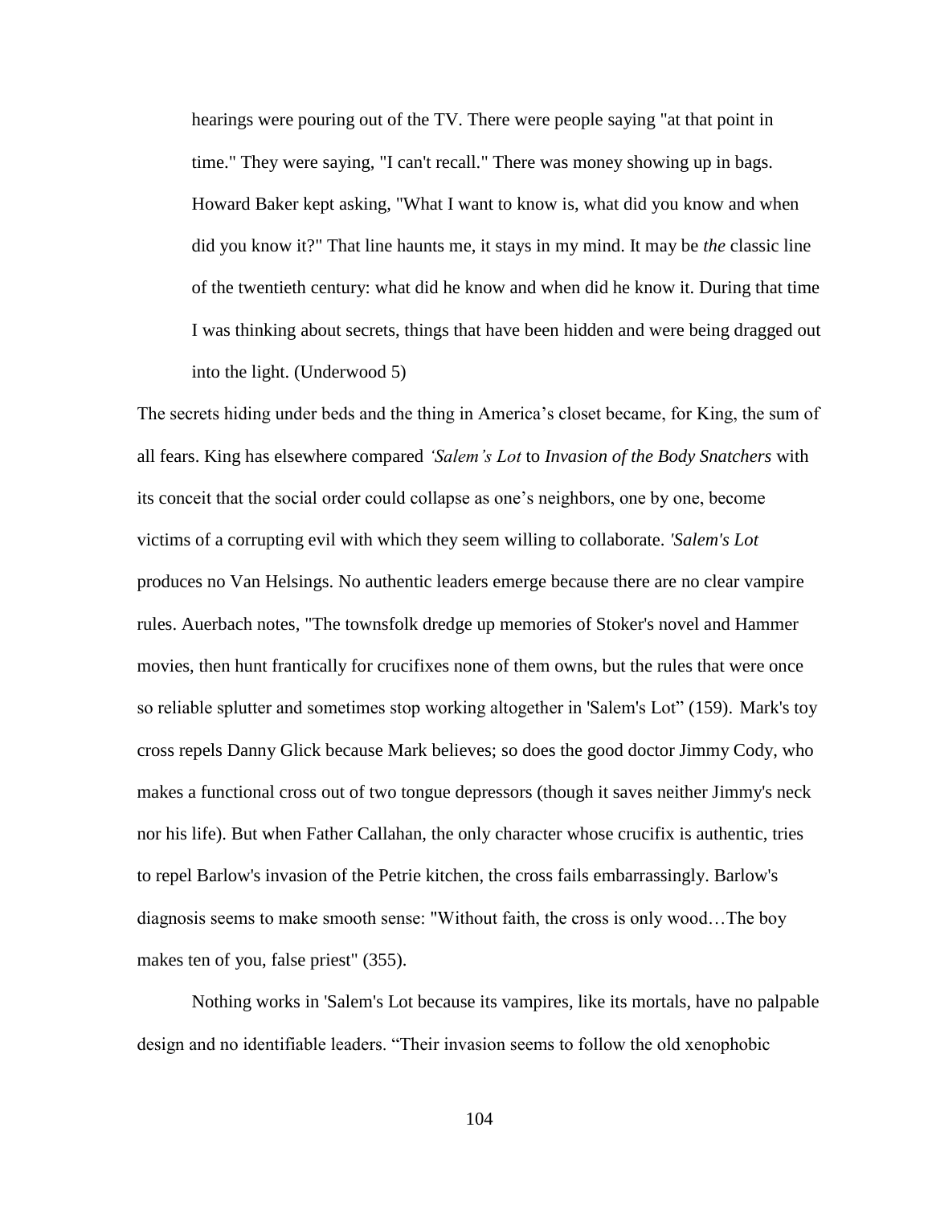> hearings were pouring out of the TV. There were people saying "at that point in time." They were saying, "I can't recall." There was money showing up in bags. Howard Baker kept asking, "What I want to know is, what did you know and when did you know it?" That line haunts me, it stays in my mind. It may be *the* classic line of the twentieth century: what did he know and when did he know it. During that time I was thinking about secrets, things that have been hidden and were being dragged out into the light. (Underwood 5)

The secrets hiding under beds and the thing in America's closet became, for King, the sum of all fears. King has elsewhere compared *'Salem's Lot* to *Invasion of the Body Snatchers* with its conceit that the social order could collapse as one's neighbors, one by one, become victims of a corrupting evil with which they seem willing to collaborate. *'Salem's Lot* produces no Van Helsings. No authentic leaders emerge because there are no clear vampire rules. Auerbach notes, "The townsfolk dredge up memories of Stoker's novel and Hammer movies, then hunt frantically for crucifixes none of them owns, but the rules that were once so reliable splutter and sometimes stop working altogether in 'Salem's Lot" (159). Mark's toy cross repels Danny Glick because Mark believes; so does the good doctor Jimmy Cody, who makes a functional cross out of two tongue depressors (though it saves neither Jimmy's neck nor his life). But when Father Callahan, the only character whose crucifix is authentic, tries to repel Barlow's invasion of the Petrie kitchen, the cross fails embarrassingly. Barlow's diagnosis seems to make smooth sense: "Without faith, the cross is only wood…The boy makes ten of you, false priest" (355).

Nothing works in 'Salem's Lot because its vampires, like its mortals, have no palpable design and no identifiable leaders. "Their invasion seems to follow the old xenophobic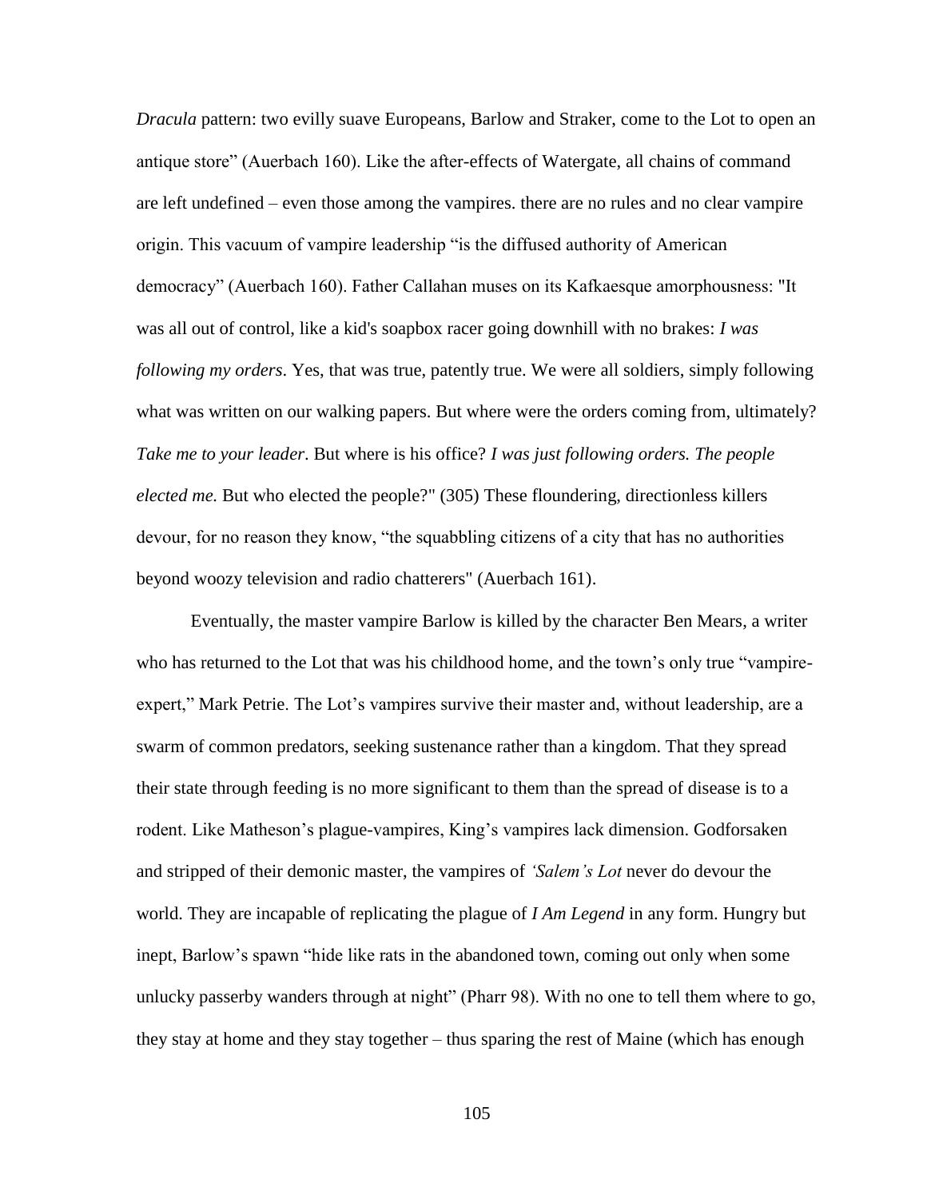*Dracula* pattern: two evilly suave Europeans, Barlow and Straker, come to the Lot to open an antique store" (Auerbach 160). Like the after-effects of Watergate, all chains of command are left undefined – even those among the vampires. there are no rules and no clear vampire origin. This vacuum of vampire leadership "is the diffused authority of American democracy" (Auerbach 160). Father Callahan muses on its Kafkaesque amorphousness: "It was all out of control, like a kid's soapbox racer going downhill with no brakes: *I was following my orders*. Yes, that was true, patently true. We were all soldiers, simply following what was written on our walking papers. But where were the orders coming from, ultimately? *Take me to your leader*. But where is his office? *I was just following orders. The people elected me.* But who elected the people?" (305) These floundering, directionless killers devour, for no reason they know, "the squabbling citizens of a city that has no authorities beyond woozy television and radio chatterers" (Auerbach 161).

Eventually, the master vampire Barlow is killed by the character Ben Mears, a writer who has returned to the Lot that was his childhood home, and the town's only true "vampire-expert," Mark Petrie. The Lot's vampires survive their master and, without leadership, are a swarm of common predators, seeking sustenance rather than a kingdom. That they spread their state through feeding is no more significant to them than the spread of disease is to a rodent. Like Matheson's plague-vampires, King's vampires lack dimension. Godforsaken and stripped of their demonic master, the vampires of *'Salem's Lot* never do devour the world. They are incapable of replicating the plague of *I Am Legend* in any form. Hungry but inept, Barlow's spawn "hide like rats in the abandoned town, coming out only when some unlucky passerby wanders through at night" (Pharr 98). With no one to tell them where to go, they stay at home and they stay together – thus sparing the rest of Maine (which has enough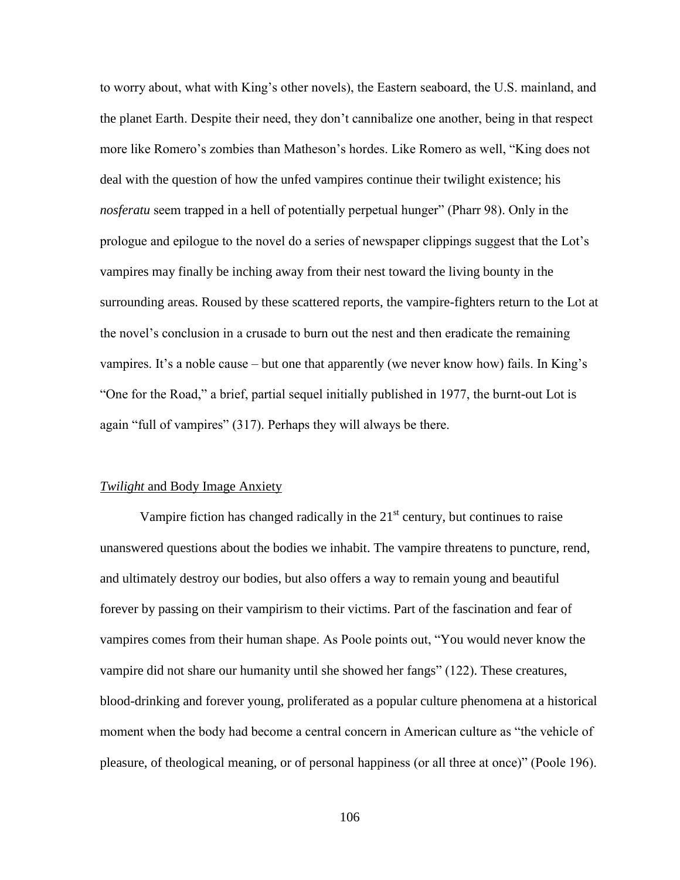to worry about, what with King's other novels), the Eastern seaboard, the U.S. mainland, and the planet Earth. Despite their need, they don't cannibalize one another, being in that respect more like Romero's zombies than Matheson's hordes. Like Romero as well, "King does not deal with the question of how the unfed vampires continue their twilight existence; his *nosferatu* seem trapped in a hell of potentially perpetual hunger" (Pharr 98). Only in the prologue and epilogue to the novel do a series of newspaper clippings suggest that the Lot's vampires may finally be inching away from their nest toward the living bounty in the surrounding areas. Roused by these scattered reports, the vampire-fighters return to the Lot at the novel's conclusion in a crusade to burn out the nest and then eradicate the remaining vampires. It's a noble cause – but one that apparently (we never know how) fails. In King's "One for the Road," a brief, partial sequel initially published in 1977, the burnt-out Lot is again "full of vampires" (317). Perhaps they will always be there.

## *Twilight* and Body Image Anxiety

Vampire fiction has changed radically in the 21st century, but continues to raise unanswered questions about the bodies we inhabit. The vampire threatens to puncture, rend, and ultimately destroy our bodies, but also offers a way to remain young and beautiful forever by passing on their vampirism to their victims. Part of the fascination and fear of vampires comes from their human shape. As Poole points out, "You would never know the vampire did not share our humanity until she showed her fangs" (122). These creatures, blood-drinking and forever young, proliferated as a popular culture phenomena at a historical moment when the body had become a central concern in American culture as "the vehicle of pleasure, of theological meaning, or of personal happiness (or all three at once)" (Poole 196).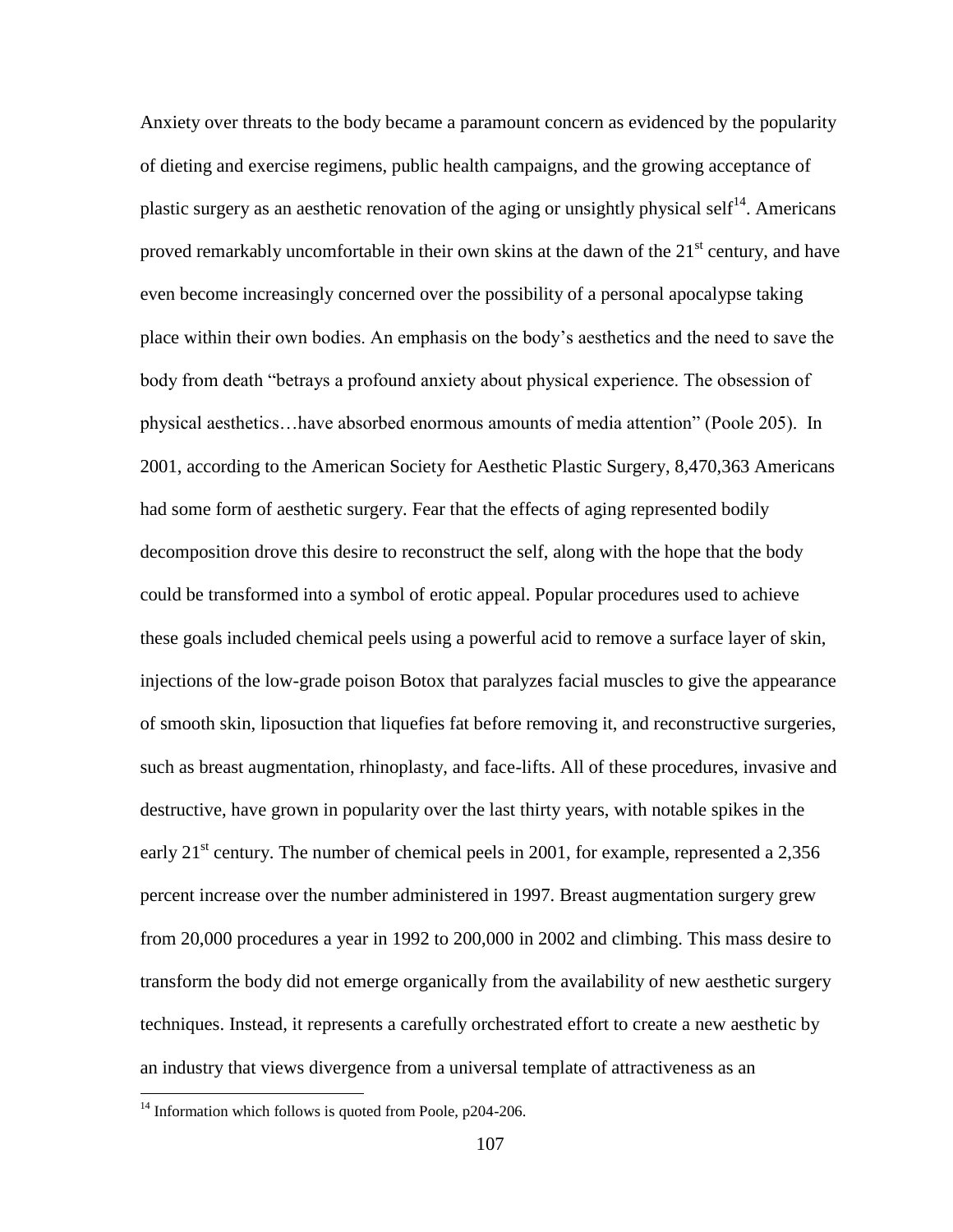Anxiety over threats to the body became a paramount concern as evidenced by the popularity of dieting and exercise regimens, public health campaigns, and the growing acceptance of plastic surgery as an aesthetic renovation of the aging or unsightly physical self[14]. Americans proved remarkably uncomfortable in their own skins at the dawn of the 21st century, and have even become increasingly concerned over the possibility of a personal apocalypse taking place within their own bodies. An emphasis on the body's aesthetics and the need to save the body from death "betrays a profound anxiety about physical experience. The obsession of physical aesthetics…have absorbed enormous amounts of media attention" (Poole 205). In 2001, according to the American Society for Aesthetic Plastic Surgery, 8,470,363 Americans had some form of aesthetic surgery. Fear that the effects of aging represented bodily decomposition drove this desire to reconstruct the self, along with the hope that the body could be transformed into a symbol of erotic appeal. Popular procedures used to achieve these goals included chemical peels using a powerful acid to remove a surface layer of skin, injections of the low-grade poison Botox that paralyzes facial muscles to give the appearance of smooth skin, liposuction that liquefies fat before removing it, and reconstructive surgeries, such as breast augmentation, rhinoplasty, and face-lifts. All of these procedures, invasive and destructive, have grown in popularity over the last thirty years, with notable spikes in the early 21st century. The number of chemical peels in 2001, for example, represented a 2,356 percent increase over the number administered in 1997. Breast augmentation surgery grew from 20,000 procedures a year in 1992 to 200,000 in 2002 and climbing. This mass desire to transform the body did not emerge organically from the availability of new aesthetic surgery techniques. Instead, it represents a carefully orchestrated effort to create a new aesthetic by an industry that views divergence from a universal template of attractiveness as an

[14] Information which follows is quoted from Poole, p204-206.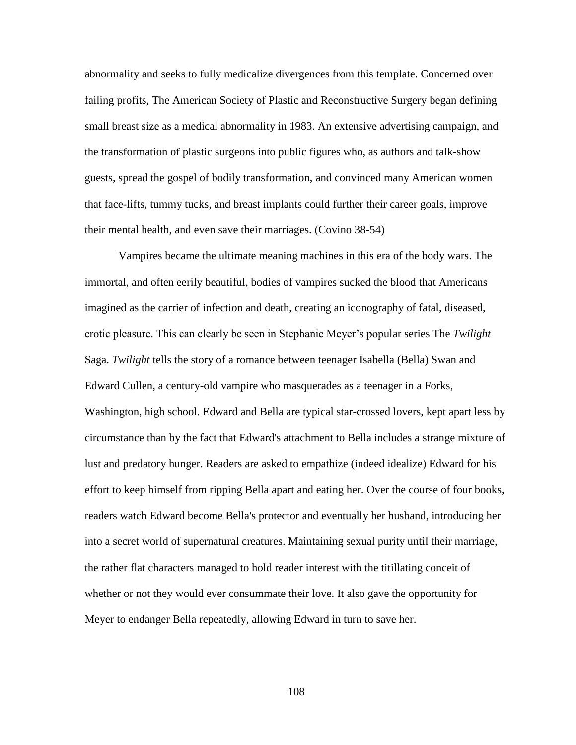abnormality and seeks to fully medicalize divergences from this template. Concerned over failing profits, The American Society of Plastic and Reconstructive Surgery began defining small breast size as a medical abnormality in 1983. An extensive advertising campaign, and the transformation of plastic surgeons into public figures who, as authors and talk-show guests, spread the gospel of bodily transformation, and convinced many American women that face-lifts, tummy tucks, and breast implants could further their career goals, improve their mental health, and even save their marriages. (Covino 38-54)

Vampires became the ultimate meaning machines in this era of the body wars. The immortal, and often eerily beautiful, bodies of vampires sucked the blood that Americans imagined as the carrier of infection and death, creating an iconography of fatal, diseased, erotic pleasure. This can clearly be seen in Stephanie Meyer's popular series The *Twilight* Saga. *Twilight* tells the story of a romance between teenager Isabella (Bella) Swan and Edward Cullen, a century-old vampire who masquerades as a teenager in a Forks, Washington, high school. Edward and Bella are typical star-crossed lovers, kept apart less by circumstance than by the fact that Edward's attachment to Bella includes a strange mixture of lust and predatory hunger. Readers are asked to empathize (indeed idealize) Edward for his effort to keep himself from ripping Bella apart and eating her. Over the course of four books, readers watch Edward become Bella's protector and eventually her husband, introducing her into a secret world of supernatural creatures. Maintaining sexual purity until their marriage, the rather flat characters managed to hold reader interest with the titillating conceit of whether or not they would ever consummate their love. It also gave the opportunity for Meyer to endanger Bella repeatedly, allowing Edward in turn to save her.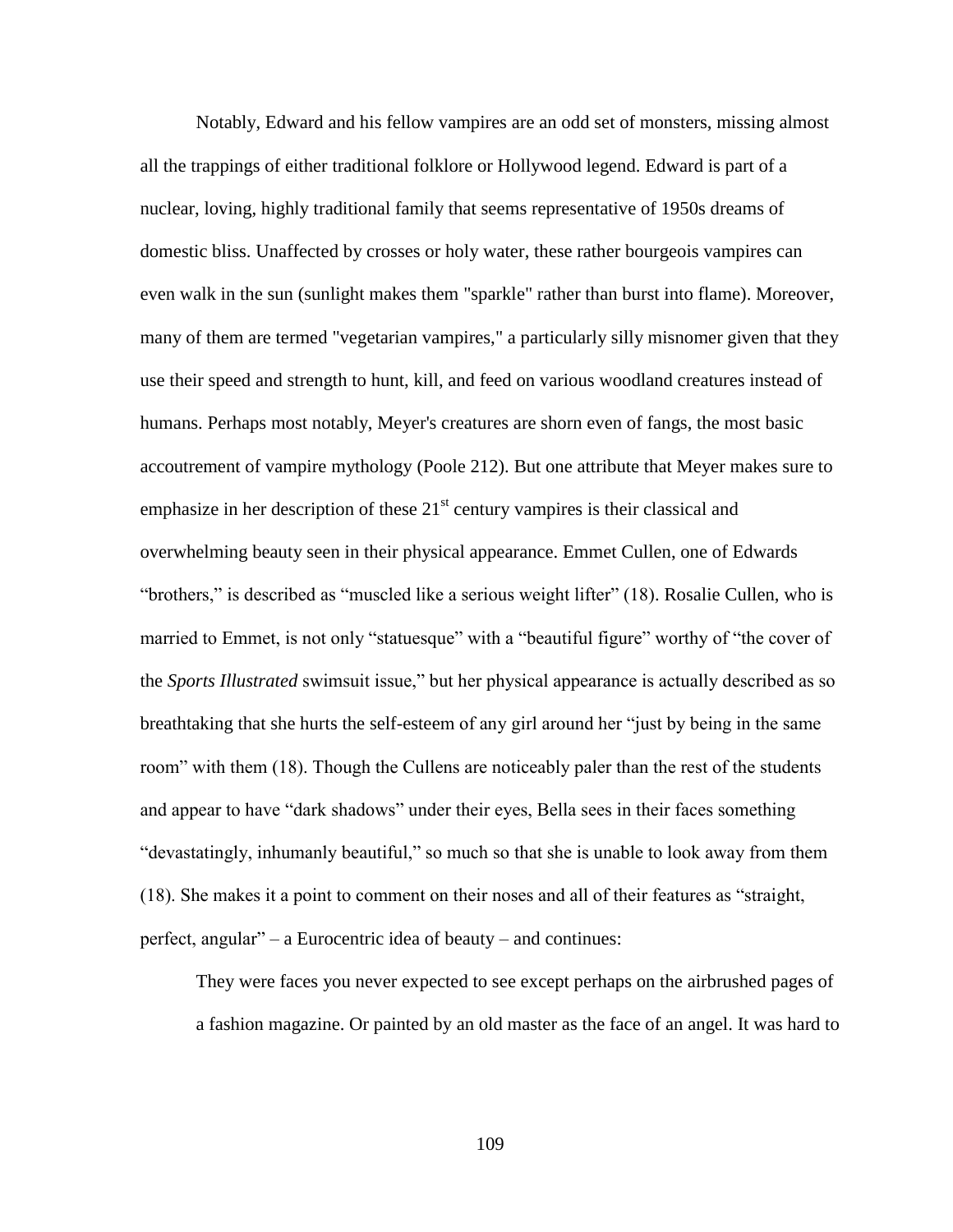Notably, Edward and his fellow vampires are an odd set of monsters, missing almost all the trappings of either traditional folklore or Hollywood legend. Edward is part of a nuclear, loving, highly traditional family that seems representative of 1950s dreams of domestic bliss. Unaffected by crosses or holy water, these rather bourgeois vampires can even walk in the sun (sunlight makes them "sparkle" rather than burst into flame). Moreover, many of them are termed "vegetarian vampires," a particularly silly misnomer given that they use their speed and strength to hunt, kill, and feed on various woodland creatures instead of humans. Perhaps most notably, Meyer's creatures are shorn even of fangs, the most basic accoutrement of vampire mythology (Poole 212). But one attribute that Meyer makes sure to emphasize in her description of these 21st century vampires is their classical and overwhelming beauty seen in their physical appearance. Emmet Cullen, one of Edwards "brothers," is described as "muscled like a serious weight lifter" (18). Rosalie Cullen, who is married to Emmet, is not only "statuesque" with a "beautiful figure" worthy of "the cover of the *Sports Illustrated* swimsuit issue," but her physical appearance is actually described as so breathtaking that she hurts the self-esteem of any girl around her "just by being in the same room" with them (18). Though the Cullens are noticeably paler than the rest of the students and appear to have "dark shadows" under their eyes, Bella sees in their faces something "devastatingly, inhumanly beautiful," so much so that she is unable to look away from them (18). She makes it a point to comment on their noses and all of their features as "straight, perfect, angular" – a Eurocentric idea of beauty – and continues:

> They were faces you never expected to see except perhaps on the airbrushed pages of a fashion magazine. Or painted by an old master as the face of an angel. It was hard to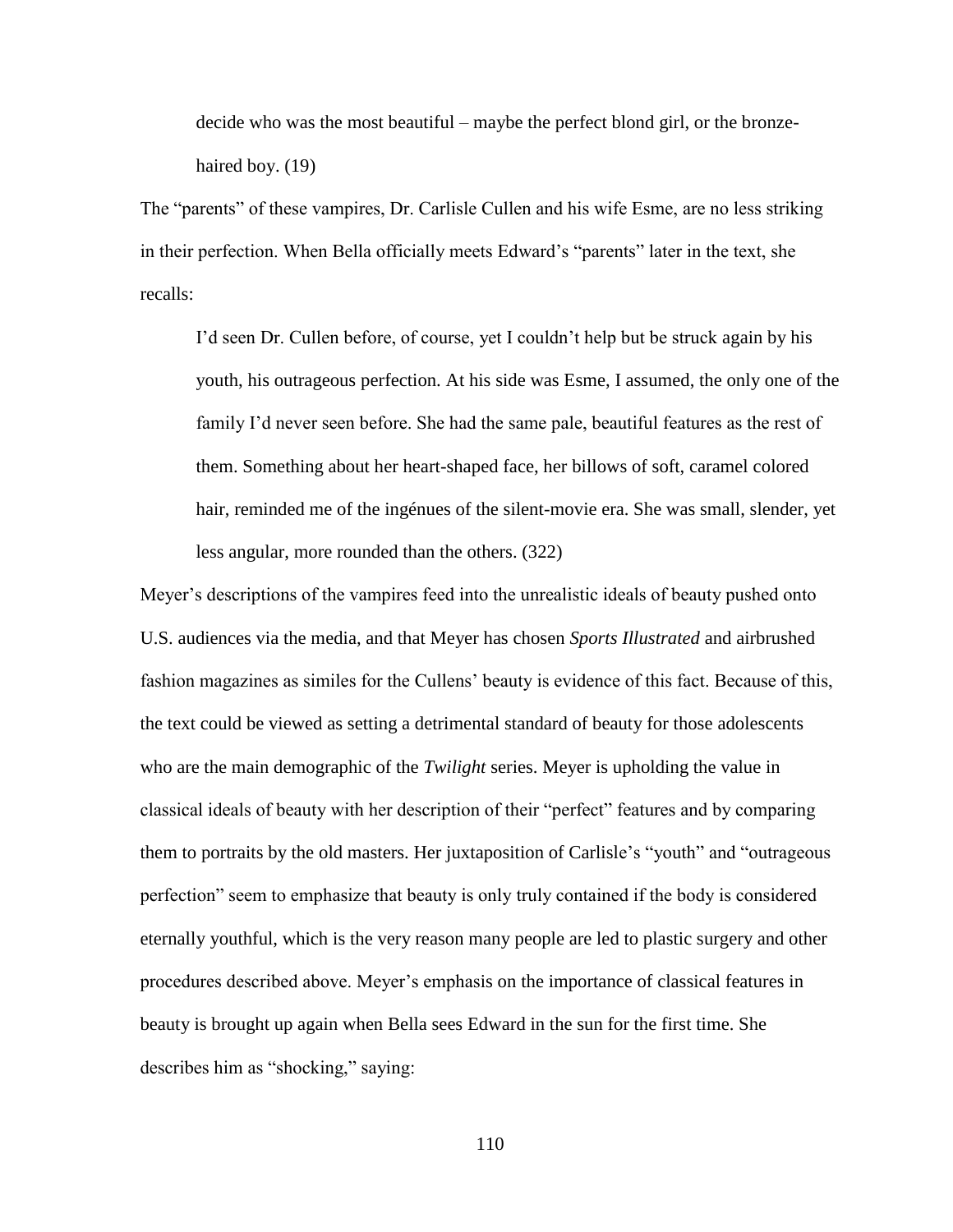> decide who was the most beautiful – maybe the perfect blond girl, or the bronze-haired boy. (19)

The "parents" of these vampires, Dr. Carlisle Cullen and his wife Esme, are no less striking in their perfection. When Bella officially meets Edward's "parents" later in the text, she recalls:

> I'd seen Dr. Cullen before, of course, yet I couldn't help but be struck again by his youth, his outrageous perfection. At his side was Esme, I assumed, the only one of the family I'd never seen before. She had the same pale, beautiful features as the rest of them. Something about her heart-shaped face, her billows of soft, caramel colored hair, reminded me of the ingénues of the silent-movie era. She was small, slender, yet less angular, more rounded than the others. (322)

Meyer's descriptions of the vampires feed into the unrealistic ideals of beauty pushed onto U.S. audiences via the media, and that Meyer has chosen *Sports Illustrated* and airbrushed fashion magazines as similes for the Cullens' beauty is evidence of this fact. Because of this, the text could be viewed as setting a detrimental standard of beauty for those adolescents who are the main demographic of the *Twilight* series. Meyer is upholding the value in classical ideals of beauty with her description of their "perfect" features and by comparing them to portraits by the old masters. Her juxtaposition of Carlisle's "youth" and "outrageous perfection" seem to emphasize that beauty is only truly contained if the body is considered eternally youthful, which is the very reason many people are led to plastic surgery and other procedures described above. Meyer's emphasis on the importance of classical features in beauty is brought up again when Bella sees Edward in the sun for the first time. She describes him as "shocking," saying: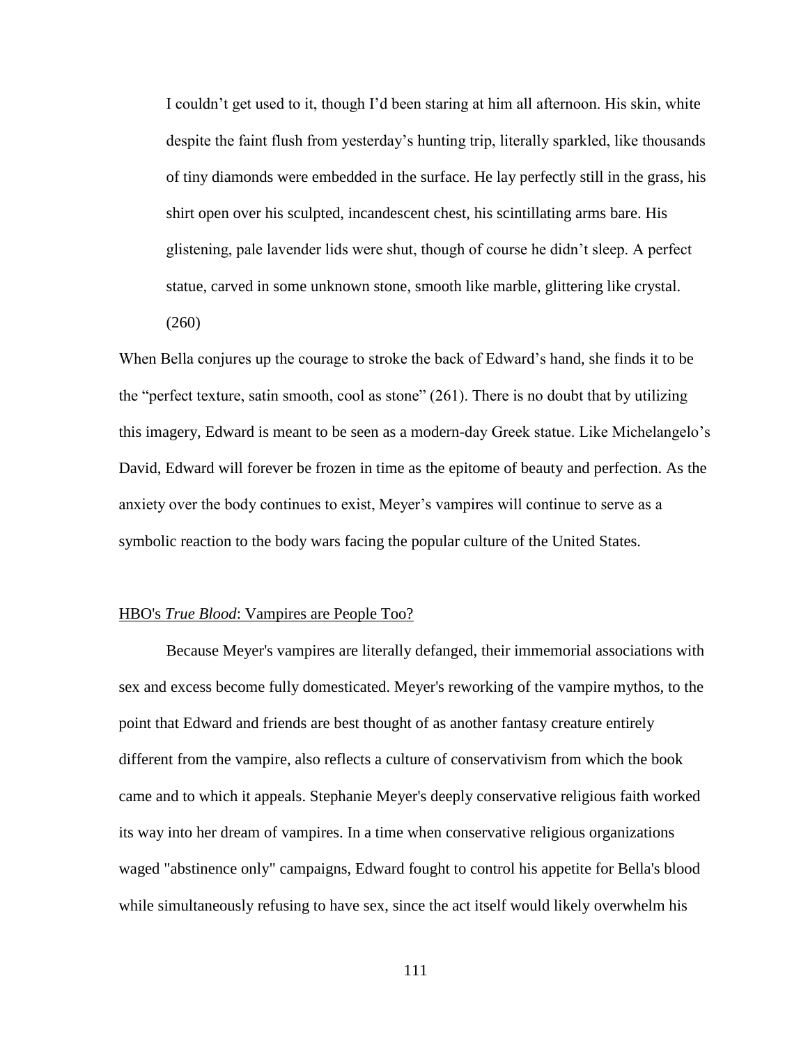> I couldn't get used to it, though I'd been staring at him all afternoon. His skin, white despite the faint flush from yesterday's hunting trip, literally sparkled, like thousands of tiny diamonds were embedded in the surface. He lay perfectly still in the grass, his shirt open over his sculpted, incandescent chest, his scintillating arms bare. His glistening, pale lavender lids were shut, though of course he didn't sleep. A perfect statue, carved in some unknown stone, smooth like marble, glittering like crystal. (260)

When Bella conjures up the courage to stroke the back of Edward's hand, she finds it to be the "perfect texture, satin smooth, cool as stone" (261). There is no doubt that by utilizing this imagery, Edward is meant to be seen as a modern-day Greek statue. Like Michelangelo's David, Edward will forever be frozen in time as the epitome of beauty and perfection. As the anxiety over the body continues to exist, Meyer's vampires will continue to serve as a symbolic reaction to the body wars facing the popular culture of the United States.

## HBO's *True Blood*: Vampires are People Too?

Because Meyer's vampires are literally defanged, their immemorial associations with sex and excess become fully domesticated. Meyer's reworking of the vampire mythos, to the point that Edward and friends are best thought of as another fantasy creature entirely different from the vampire, also reflects a culture of conservativism from which the book came and to which it appeals. Stephanie Meyer's deeply conservative religious faith worked its way into her dream of vampires. In a time when conservative religious organizations waged "abstinence only" campaigns, Edward fought to control his appetite for Bella's blood while simultaneously refusing to have sex, since the act itself would likely overwhelm his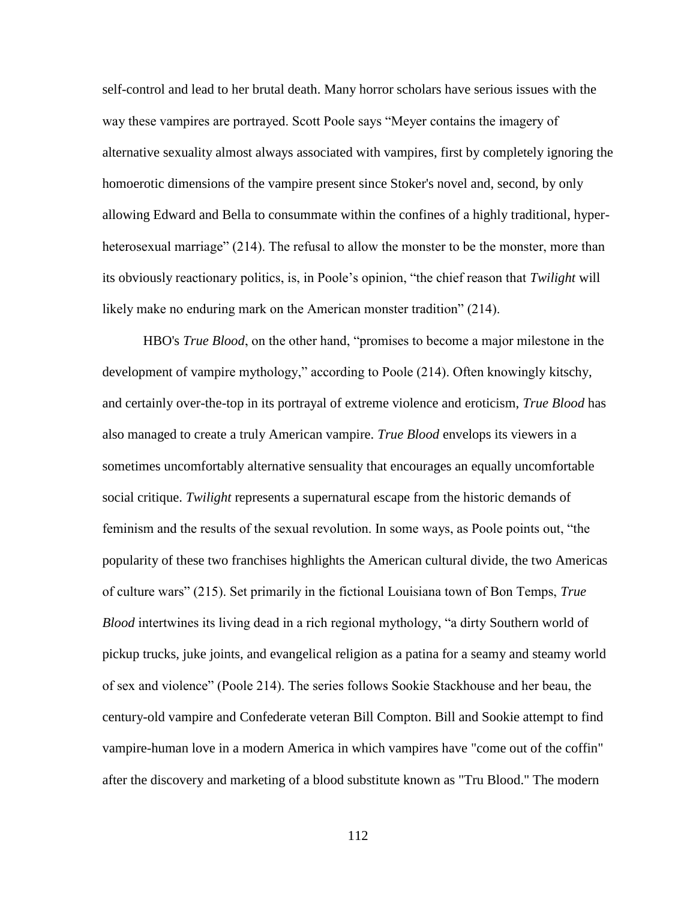self-control and lead to her brutal death. Many horror scholars have serious issues with the way these vampires are portrayed. Scott Poole says "Meyer contains the imagery of alternative sexuality almost always associated with vampires, first by completely ignoring the homoerotic dimensions of the vampire present since Stoker's novel and, second, by only allowing Edward and Bella to consummate within the confines of a highly traditional, hyper-heterosexual marriage" (214). The refusal to allow the monster to be the monster, more than its obviously reactionary politics, is, in Poole's opinion, "the chief reason that *Twilight* will likely make no enduring mark on the American monster tradition" (214).

HBO's *True Blood*, on the other hand, "promises to become a major milestone in the development of vampire mythology," according to Poole (214). Often knowingly kitschy, and certainly over-the-top in its portrayal of extreme violence and eroticism, *True Blood* has also managed to create a truly American vampire. *True Blood* envelops its viewers in a sometimes uncomfortably alternative sensuality that encourages an equally uncomfortable social critique. *Twilight* represents a supernatural escape from the historic demands of feminism and the results of the sexual revolution. In some ways, as Poole points out, "the popularity of these two franchises highlights the American cultural divide, the two Americas of culture wars" (215). Set primarily in the fictional Louisiana town of Bon Temps, *True Blood* intertwines its living dead in a rich regional mythology, "a dirty Southern world of pickup trucks, juke joints, and evangelical religion as a patina for a seamy and steamy world of sex and violence" (Poole 214). The series follows Sookie Stackhouse and her beau, the century-old vampire and Confederate veteran Bill Compton. Bill and Sookie attempt to find vampire-human love in a modern America in which vampires have "come out of the coffin" after the discovery and marketing of a blood substitute known as "Tru Blood." The modern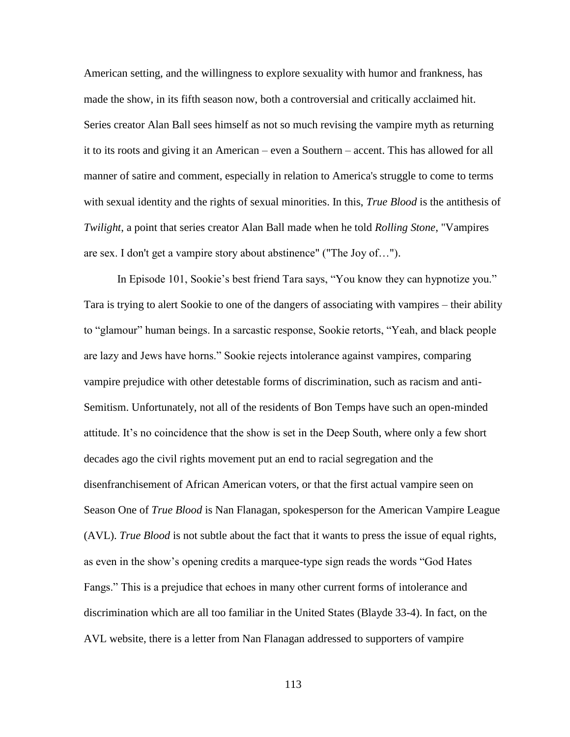American setting, and the willingness to explore sexuality with humor and frankness, has made the show, in its fifth season now, both a controversial and critically acclaimed hit. Series creator Alan Ball sees himself as not so much revising the vampire myth as returning it to its roots and giving it an American – even a Southern – accent. This has allowed for all manner of satire and comment, especially in relation to America's struggle to come to terms with sexual identity and the rights of sexual minorities. In this, *True Blood* is the antithesis of *Twilight*, a point that series creator Alan Ball made when he told *Rolling Stone*, "Vampires are sex. I don't get a vampire story about abstinence" ("The Joy of…").

In Episode 101, Sookie's best friend Tara says, "You know they can hypnotize you." Tara is trying to alert Sookie to one of the dangers of associating with vampires – their ability to "glamour" human beings. In a sarcastic response, Sookie retorts, "Yeah, and black people are lazy and Jews have horns." Sookie rejects intolerance against vampires, comparing vampire prejudice with other detestable forms of discrimination, such as racism and anti-Semitism. Unfortunately, not all of the residents of Bon Temps have such an open-minded attitude. It's no coincidence that the show is set in the Deep South, where only a few short decades ago the civil rights movement put an end to racial segregation and the disenfranchisement of African American voters, or that the first actual vampire seen on Season One of *True Blood* is Nan Flanagan, spokesperson for the American Vampire League (AVL). *True Blood* is not subtle about the fact that it wants to press the issue of equal rights, as even in the show's opening credits a marquee-type sign reads the words "God Hates Fangs." This is a prejudice that echoes in many other current forms of intolerance and discrimination which are all too familiar in the United States (Blayde 33-4). In fact, on the AVL website, there is a letter from Nan Flanagan addressed to supporters of vampire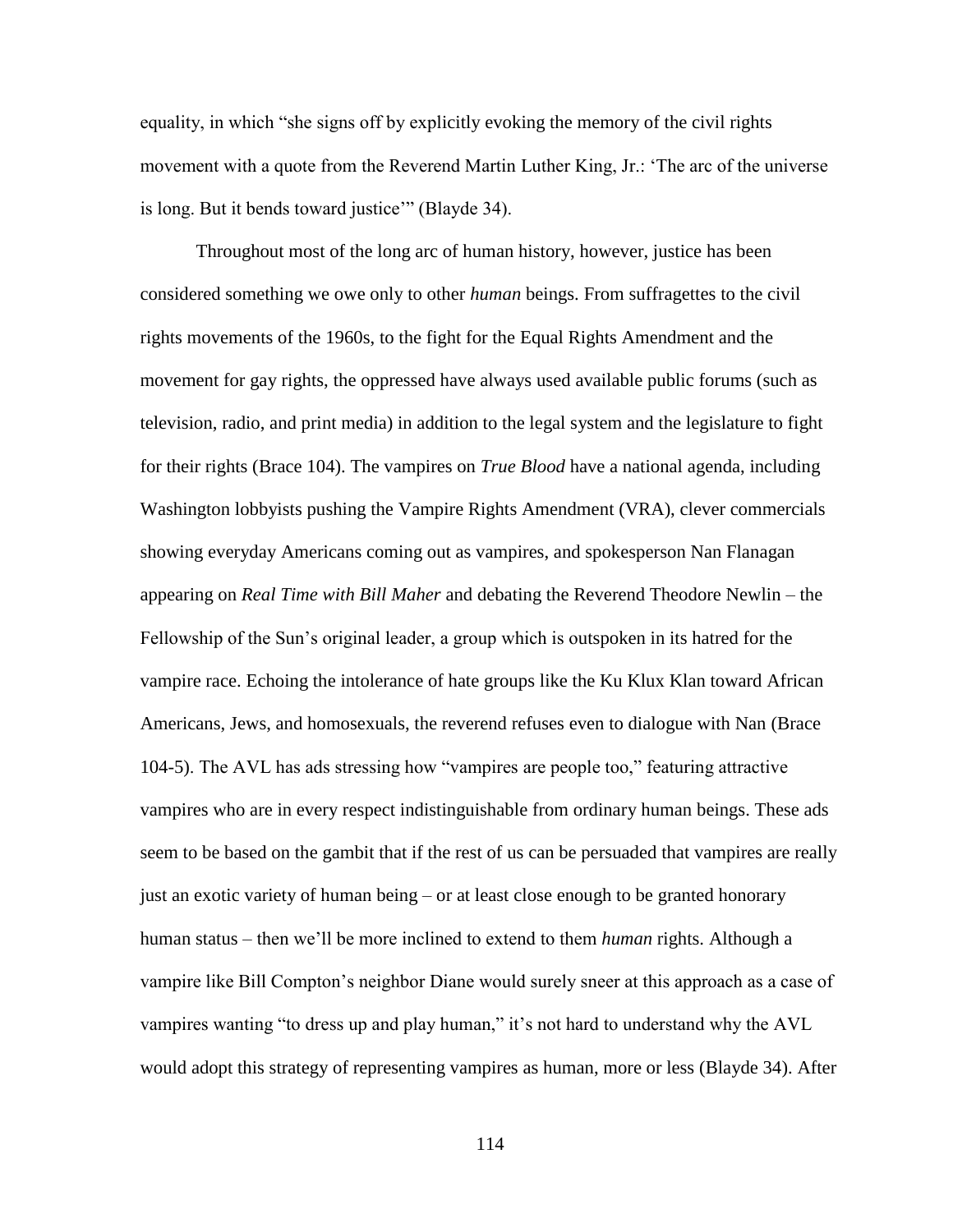equality, in which "she signs off by explicitly evoking the memory of the civil rights movement with a quote from the Reverend Martin Luther King, Jr.: 'The arc of the universe is long. But it bends toward justice'" (Blayde 34).

Throughout most of the long arc of human history, however, justice has been considered something we owe only to other *human* beings. From suffragettes to the civil rights movements of the 1960s, to the fight for the Equal Rights Amendment and the movement for gay rights, the oppressed have always used available public forums (such as television, radio, and print media) in addition to the legal system and the legislature to fight for their rights (Brace 104). The vampires on *True Blood* have a national agenda, including Washington lobbyists pushing the Vampire Rights Amendment (VRA), clever commercials showing everyday Americans coming out as vampires, and spokesperson Nan Flanagan appearing on *Real Time with Bill Maher* and debating the Reverend Theodore Newlin – the Fellowship of the Sun's original leader, a group which is outspoken in its hatred for the vampire race. Echoing the intolerance of hate groups like the Ku Klux Klan toward African Americans, Jews, and homosexuals, the reverend refuses even to dialogue with Nan (Brace 104-5). The AVL has ads stressing how "vampires are people too," featuring attractive vampires who are in every respect indistinguishable from ordinary human beings. These ads seem to be based on the gambit that if the rest of us can be persuaded that vampires are really just an exotic variety of human being – or at least close enough to be granted honorary human status – then we'll be more inclined to extend to them *human* rights. Although a vampire like Bill Compton's neighbor Diane would surely sneer at this approach as a case of vampires wanting "to dress up and play human," it's not hard to understand why the AVL would adopt this strategy of representing vampires as human, more or less (Blayde 34). After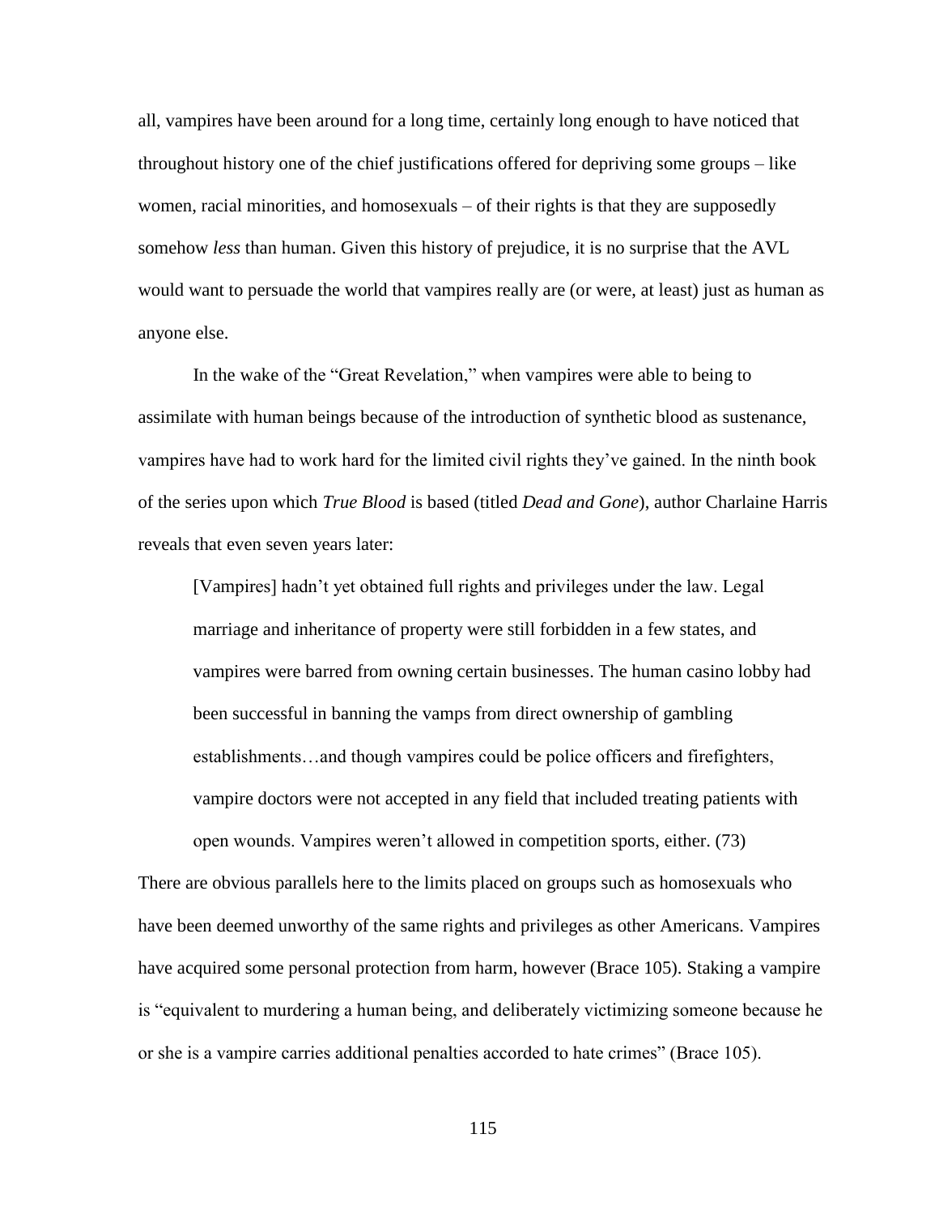all, vampires have been around for a long time, certainly long enough to have noticed that throughout history one of the chief justifications offered for depriving some groups – like women, racial minorities, and homosexuals – of their rights is that they are supposedly somehow *less* than human. Given this history of prejudice, it is no surprise that the AVL would want to persuade the world that vampires really are (or were, at least) just as human as anyone else.

In the wake of the "Great Revelation," when vampires were able to being to assimilate with human beings because of the introduction of synthetic blood as sustenance, vampires have had to work hard for the limited civil rights they've gained. In the ninth book of the series upon which *True Blood* is based (titled *Dead and Gone*), author Charlaine Harris reveals that even seven years later:

> [Vampires] hadn't yet obtained full rights and privileges under the law. Legal marriage and inheritance of property were still forbidden in a few states, and vampires were barred from owning certain businesses. The human casino lobby had been successful in banning the vamps from direct ownership of gambling establishments…and though vampires could be police officers and firefighters, vampire doctors were not accepted in any field that included treating patients with open wounds. Vampires weren't allowed in competition sports, either. (73)

There are obvious parallels here to the limits placed on groups such as homosexuals who have been deemed unworthy of the same rights and privileges as other Americans. Vampires have acquired some personal protection from harm, however (Brace 105). Staking a vampire is "equivalent to murdering a human being, and deliberately victimizing someone because he or she is a vampire carries additional penalties accorded to hate crimes" (Brace 105).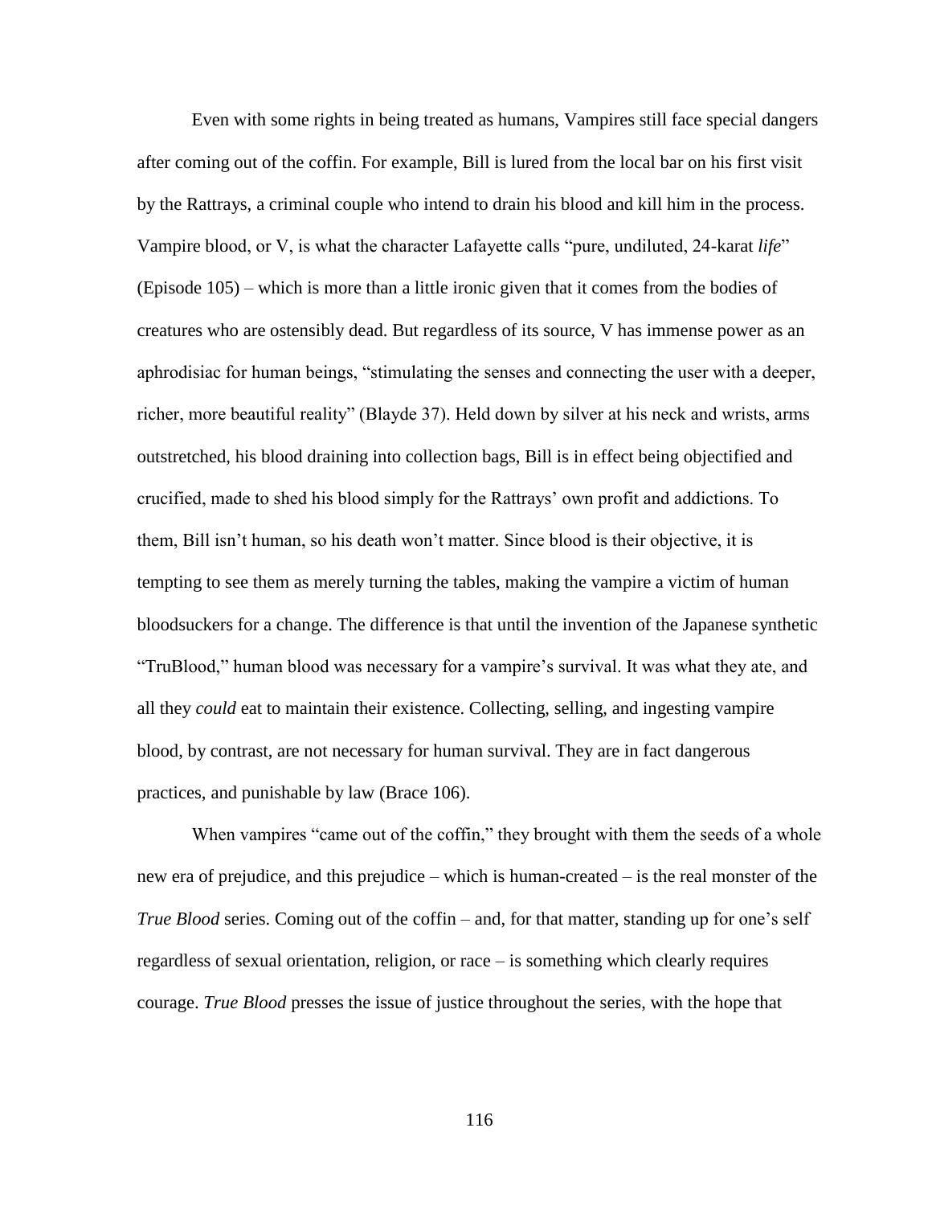Even with some rights in being treated as humans, Vampires still face special dangers after coming out of the coffin. For example, Bill is lured from the local bar on his first visit by the Rattrays, a criminal couple who intend to drain his blood and kill him in the process. Vampire blood, or V, is what the character Lafayette calls "pure, undiluted, 24-karat *life*" (Episode 105) – which is more than a little ironic given that it comes from the bodies of creatures who are ostensibly dead. But regardless of its source, V has immense power as an aphrodisiac for human beings, "stimulating the senses and connecting the user with a deeper, richer, more beautiful reality" (Blayde 37). Held down by silver at his neck and wrists, arms outstretched, his blood draining into collection bags, Bill is in effect being objectified and crucified, made to shed his blood simply for the Rattrays' own profit and addictions. To them, Bill isn't human, so his death won't matter. Since blood is their objective, it is tempting to see them as merely turning the tables, making the vampire a victim of human bloodsuckers for a change. The difference is that until the invention of the Japanese synthetic "TruBlood," human blood was necessary for a vampire's survival. It was what they ate, and all they *could* eat to maintain their existence. Collecting, selling, and ingesting vampire blood, by contrast, are not necessary for human survival. They are in fact dangerous practices, and punishable by law (Brace 106).

When vampires "came out of the coffin," they brought with them the seeds of a whole new era of prejudice, and this prejudice – which is human-created – is the real monster of the *True Blood* series. Coming out of the coffin – and, for that matter, standing up for one's self regardless of sexual orientation, religion, or race – is something which clearly requires courage. *True Blood* presses the issue of justice throughout the series, with the hope that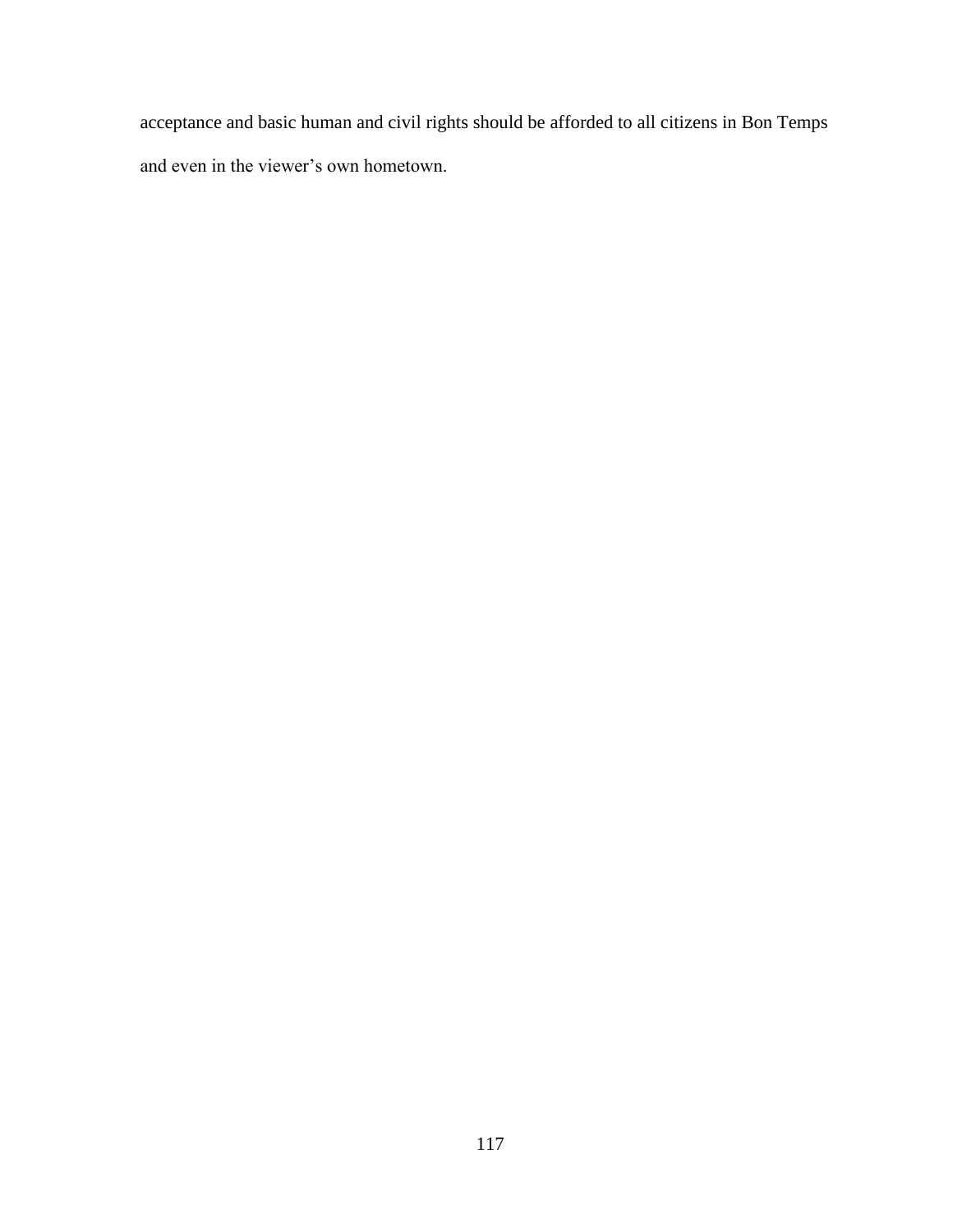acceptance and basic human and civil rights should be afforded to all citizens in Bon Temps and even in the viewer's own hometown.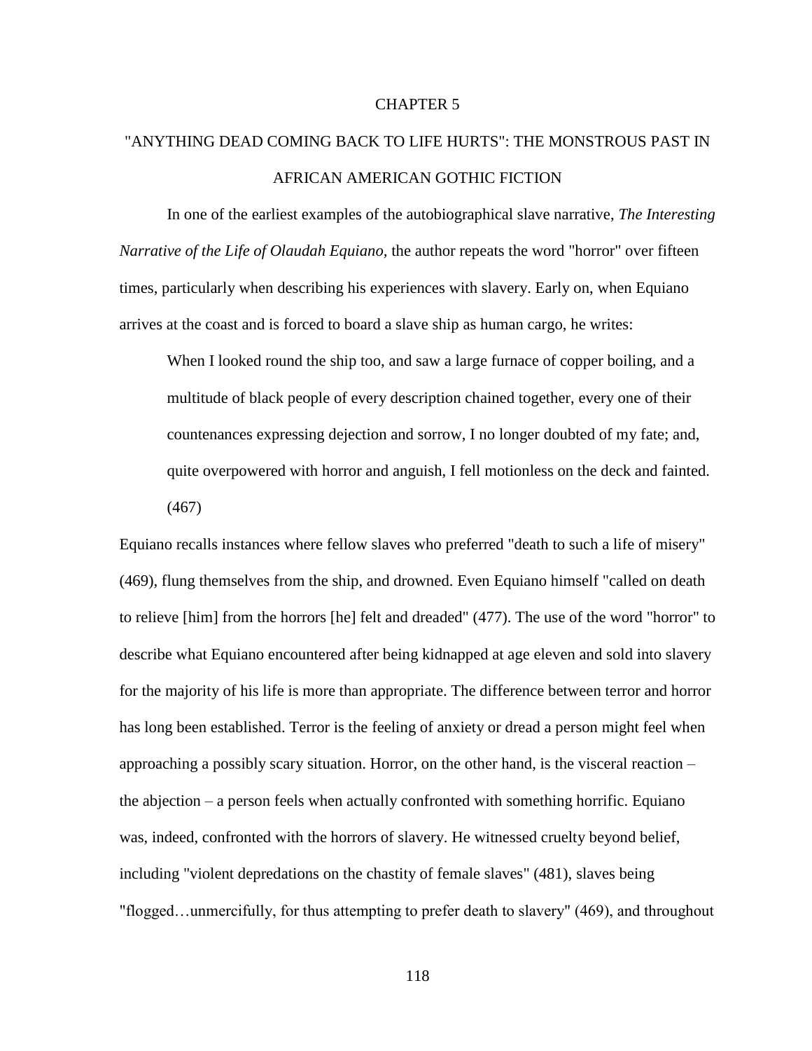# CHAPTER 5

## "ANYTHING DEAD COMING BACK TO LIFE HURTS": THE MONSTROUS PAST IN AFRICAN AMERICAN GOTHIC FICTION

In one of the earliest examples of the autobiographical slave narrative, *The Interesting Narrative of the Life of Olaudah Equiano*, the author repeats the word "horror" over fifteen times, particularly when describing his experiences with slavery. Early on, when Equiano arrives at the coast and is forced to board a slave ship as human cargo, he writes:

> When I looked round the ship too, and saw a large furnace of copper boiling, and a multitude of black people of every description chained together, every one of their countenances expressing dejection and sorrow, I no longer doubted of my fate; and, quite overpowered with horror and anguish, I fell motionless on the deck and fainted. (467)

Equiano recalls instances where fellow slaves who preferred "death to such a life of misery" (469), flung themselves from the ship, and drowned. Even Equiano himself "called on death to relieve [him] from the horrors [he] felt and dreaded" (477). The use of the word "horror" to describe what Equiano encountered after being kidnapped at age eleven and sold into slavery for the majority of his life is more than appropriate. The difference between terror and horror has long been established. Terror is the feeling of anxiety or dread a person might feel when approaching a possibly scary situation. Horror, on the other hand, is the visceral reaction – the abjection – a person feels when actually confronted with something horrific. Equiano was, indeed, confronted with the horrors of slavery. He witnessed cruelty beyond belief, including "violent depredations on the chastity of female slaves" (481), slaves being "flogged…unmercifully, for thus attempting to prefer death to slavery" (469), and throughout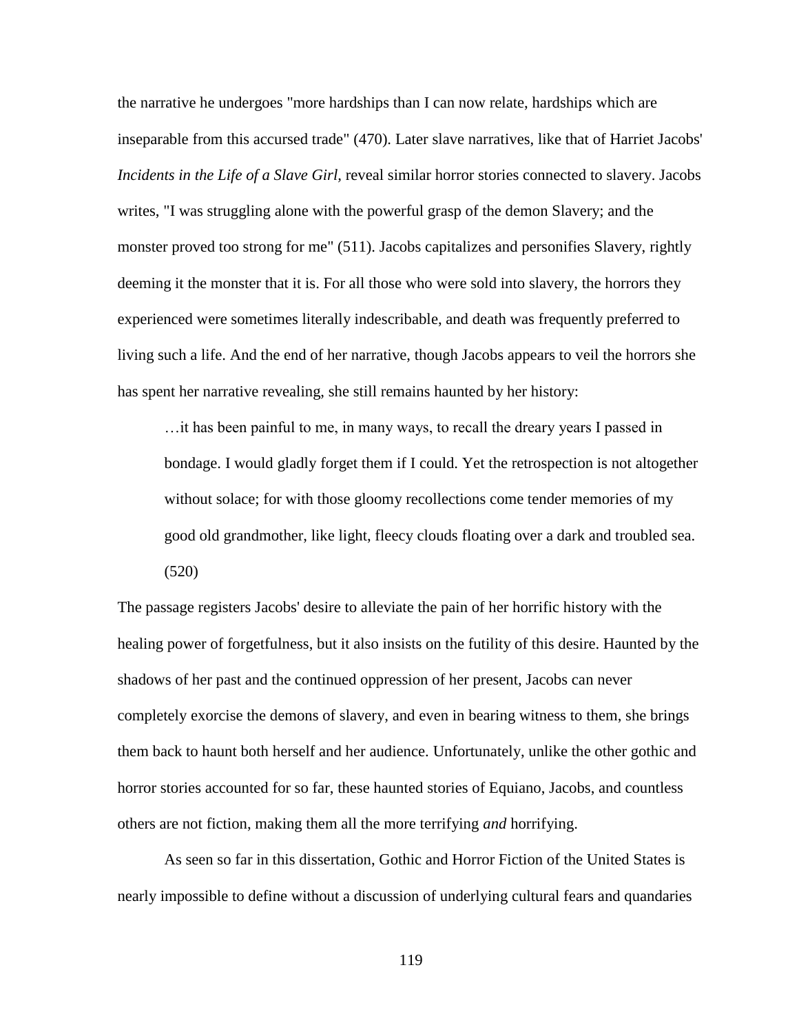the narrative he undergoes "more hardships than I can now relate, hardships which are inseparable from this accursed trade" (470). Later slave narratives, like that of Harriet Jacobs' *Incidents in the Life of a Slave Girl*, reveal similar horror stories connected to slavery. Jacobs writes, "I was struggling alone with the powerful grasp of the demon Slavery; and the monster proved too strong for me" (511). Jacobs capitalizes and personifies Slavery, rightly deeming it the monster that it is. For all those who were sold into slavery, the horrors they experienced were sometimes literally indescribable, and death was frequently preferred to living such a life. And the end of her narrative, though Jacobs appears to veil the horrors she has spent her narrative revealing, she still remains haunted by her history:

> …it has been painful to me, in many ways, to recall the dreary years I passed in bondage. I would gladly forget them if I could. Yet the retrospection is not altogether without solace; for with those gloomy recollections come tender memories of my good old grandmother, like light, fleecy clouds floating over a dark and troubled sea. (520)

The passage registers Jacobs' desire to alleviate the pain of her horrific history with the healing power of forgetfulness, but it also insists on the futility of this desire. Haunted by the shadows of her past and the continued oppression of her present, Jacobs can never completely exorcise the demons of slavery, and even in bearing witness to them, she brings them back to haunt both herself and her audience. Unfortunately, unlike the other gothic and horror stories accounted for so far, these haunted stories of Equiano, Jacobs, and countless others are not fiction, making them all the more terrifying *and* horrifying.

As seen so far in this dissertation, Gothic and Horror Fiction of the United States is nearly impossible to define without a discussion of underlying cultural fears and quandaries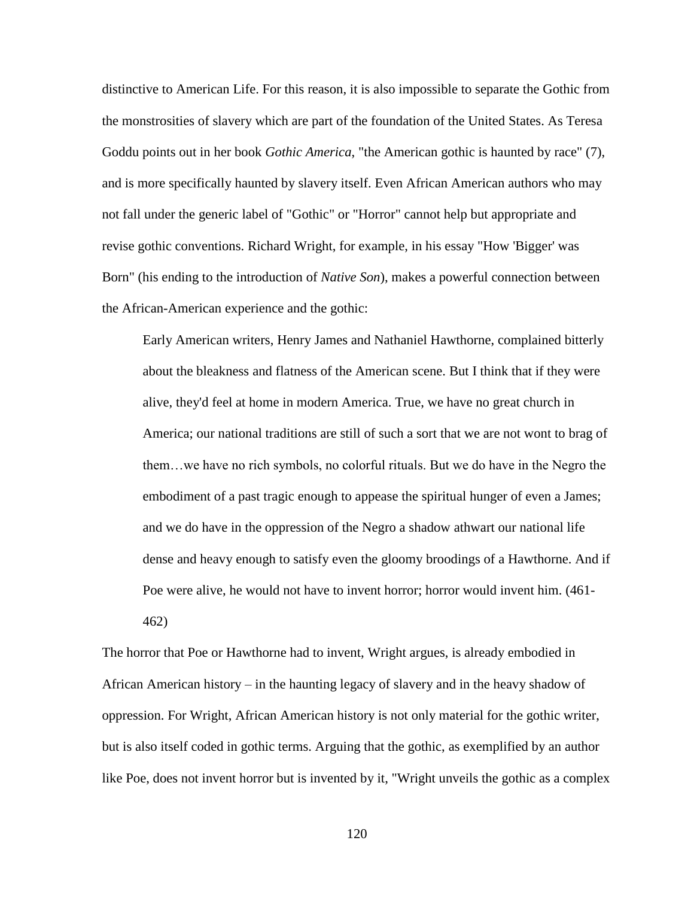distinctive to American Life. For this reason, it is also impossible to separate the Gothic from the monstrosities of slavery which are part of the foundation of the United States. As Teresa Goddu points out in her book *Gothic America*, "the American gothic is haunted by race" (7), and is more specifically haunted by slavery itself. Even African American authors who may not fall under the generic label of "Gothic" or "Horror" cannot help but appropriate and revise gothic conventions. Richard Wright, for example, in his essay "How 'Bigger' was Born" (his ending to the introduction of *Native Son*), makes a powerful connection between the African-American experience and the gothic:

> Early American writers, Henry James and Nathaniel Hawthorne, complained bitterly about the bleakness and flatness of the American scene. But I think that if they were alive, they'd feel at home in modern America. True, we have no great church in America; our national traditions are still of such a sort that we are not wont to brag of them…we have no rich symbols, no colorful rituals. But we do have in the Negro the embodiment of a past tragic enough to appease the spiritual hunger of even a James; and we do have in the oppression of the Negro a shadow athwart our national life dense and heavy enough to satisfy even the gloomy broodings of a Hawthorne. And if Poe were alive, he would not have to invent horror; horror would invent him. (461-462)

The horror that Poe or Hawthorne had to invent, Wright argues, is already embodied in African American history – in the haunting legacy of slavery and in the heavy shadow of oppression. For Wright, African American history is not only material for the gothic writer, but is also itself coded in gothic terms. Arguing that the gothic, as exemplified by an author like Poe, does not invent horror but is invented by it, "Wright unveils the gothic as a complex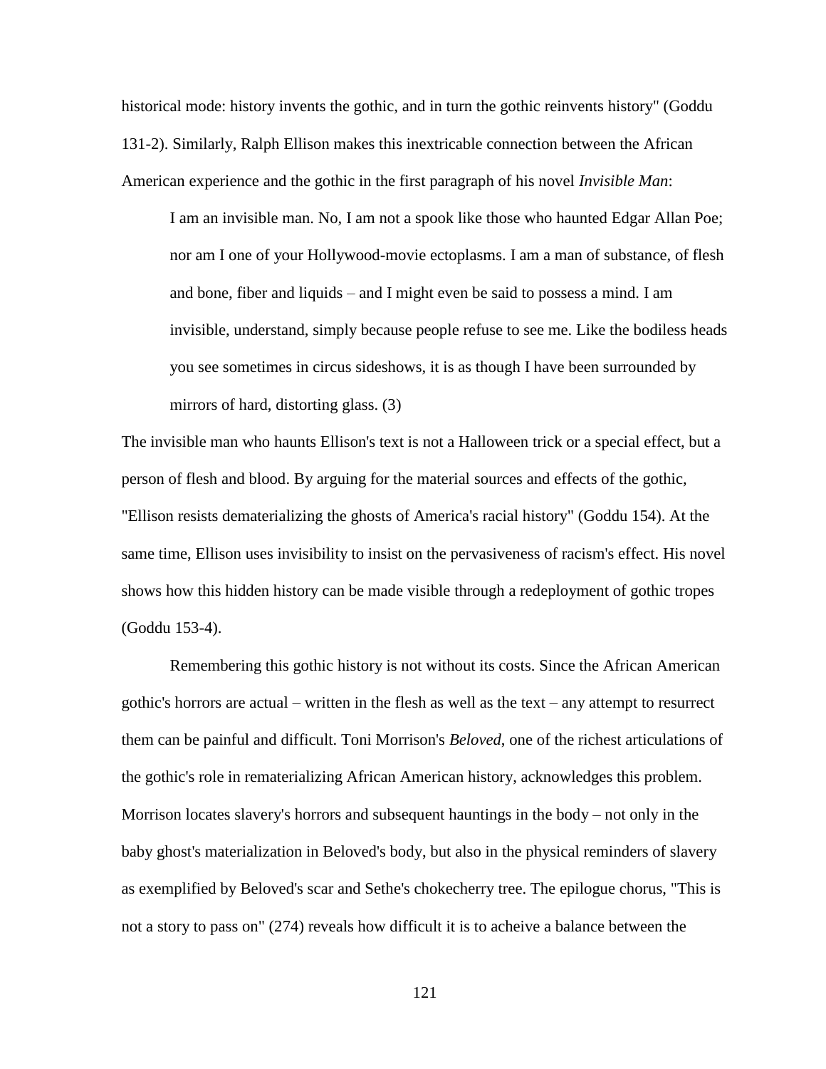historical mode: history invents the gothic, and in turn the gothic reinvents history" (Goddu 131-2). Similarly, Ralph Ellison makes this inextricable connection between the African American experience and the gothic in the first paragraph of his novel *Invisible Man*:

> I am an invisible man. No, I am not a spook like those who haunted Edgar Allan Poe; nor am I one of your Hollywood-movie ectoplasms. I am a man of substance, of flesh and bone, fiber and liquids – and I might even be said to possess a mind. I am invisible, understand, simply because people refuse to see me. Like the bodiless heads you see sometimes in circus sideshows, it is as though I have been surrounded by mirrors of hard, distorting glass. (3)

The invisible man who haunts Ellison's text is not a Halloween trick or a special effect, but a person of flesh and blood. By arguing for the material sources and effects of the gothic, "Ellison resists dematerializing the ghosts of America's racial history" (Goddu 154). At the same time, Ellison uses invisibility to insist on the pervasiveness of racism's effect. His novel shows how this hidden history can be made visible through a redeployment of gothic tropes (Goddu 153-4).

Remembering this gothic history is not without its costs. Since the African American gothic's horrors are actual – written in the flesh as well as the text – any attempt to resurrect them can be painful and difficult. Toni Morrison's *Beloved*, one of the richest articulations of the gothic's role in rematerializing African American history, acknowledges this problem. Morrison locates slavery's horrors and subsequent hauntings in the body – not only in the baby ghost's materialization in Beloved's body, but also in the physical reminders of slavery as exemplified by Beloved's scar and Sethe's chokecherry tree. The epilogue chorus, "This is not a story to pass on" (274) reveals how difficult it is to acheive a balance between the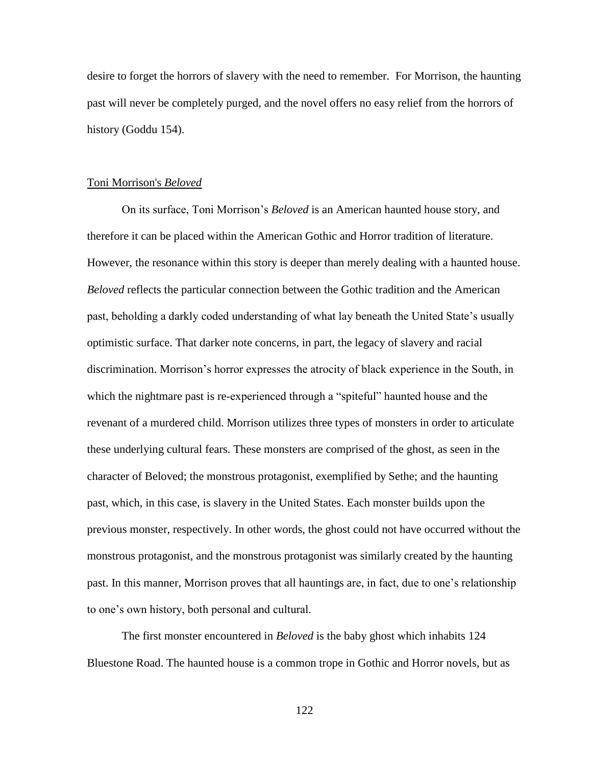desire to forget the horrors of slavery with the need to remember. For Morrison, the haunting past will never be completely purged, and the novel offers no easy relief from the horrors of history (Goddu 154).

## Toni Morrison's *Beloved*

On its surface, Toni Morrison's *Beloved* is an American haunted house story, and therefore it can be placed within the American Gothic and Horror tradition of literature. However, the resonance within this story is deeper than merely dealing with a haunted house. *Beloved* reflects the particular connection between the Gothic tradition and the American past, beholding a darkly coded understanding of what lay beneath the United State's usually optimistic surface. That darker note concerns, in part, the legacy of slavery and racial discrimination. Morrison's horror expresses the atrocity of black experience in the South, in which the nightmare past is re-experienced through a "spiteful" haunted house and the revenant of a murdered child. Morrison utilizes three types of monsters in order to articulate these underlying cultural fears. These monsters are comprised of the ghost, as seen in the character of Beloved; the monstrous protagonist, exemplified by Sethe; and the haunting past, which, in this case, is slavery in the United States. Each monster builds upon the previous monster, respectively. In other words, the ghost could not have occurred without the monstrous protagonist, and the monstrous protagonist was similarly created by the haunting past. In this manner, Morrison proves that all hauntings are, in fact, due to one's relationship to one's own history, both personal and cultural.

The first monster encountered in *Beloved* is the baby ghost which inhabits 124 Bluestone Road. The haunted house is a common trope in Gothic and Horror novels, but as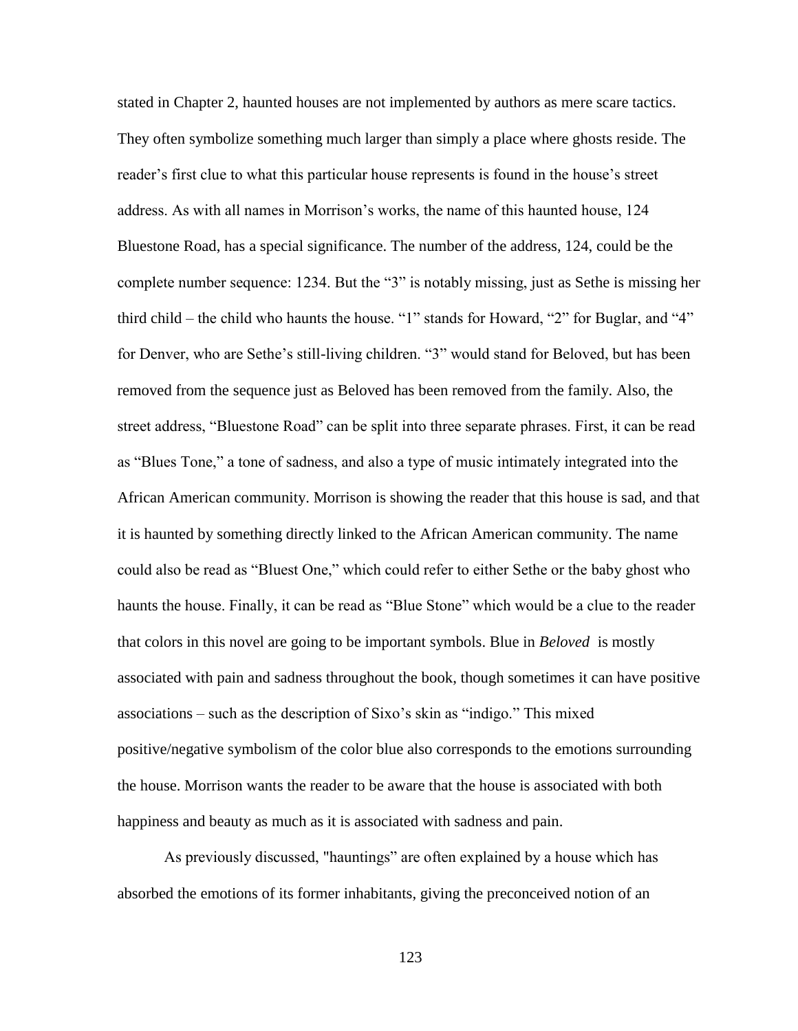stated in Chapter 2, haunted houses are not implemented by authors as mere scare tactics. They often symbolize something much larger than simply a place where ghosts reside. The reader's first clue to what this particular house represents is found in the house's street address. As with all names in Morrison's works, the name of this haunted house, 124 Bluestone Road, has a special significance. The number of the address, 124, could be the complete number sequence: 1234. But the "3" is notably missing, just as Sethe is missing her third child – the child who haunts the house. "1" stands for Howard, "2" for Buglar, and "4" for Denver, who are Sethe's still-living children. "3" would stand for Beloved, but has been removed from the sequence just as Beloved has been removed from the family. Also, the street address, "Bluestone Road" can be split into three separate phrases. First, it can be read as "Blues Tone," a tone of sadness, and also a type of music intimately integrated into the African American community. Morrison is showing the reader that this house is sad, and that it is haunted by something directly linked to the African American community. The name could also be read as "Bluest One," which could refer to either Sethe or the baby ghost who haunts the house. Finally, it can be read as "Blue Stone" which would be a clue to the reader that colors in this novel are going to be important symbols. Blue in *Beloved* is mostly associated with pain and sadness throughout the book, though sometimes it can have positive associations – such as the description of Sixo's skin as "indigo." This mixed positive/negative symbolism of the color blue also corresponds to the emotions surrounding the house. Morrison wants the reader to be aware that the house is associated with both happiness and beauty as much as it is associated with sadness and pain.

As previously discussed, "hauntings" are often explained by a house which has absorbed the emotions of its former inhabitants, giving the preconceived notion of an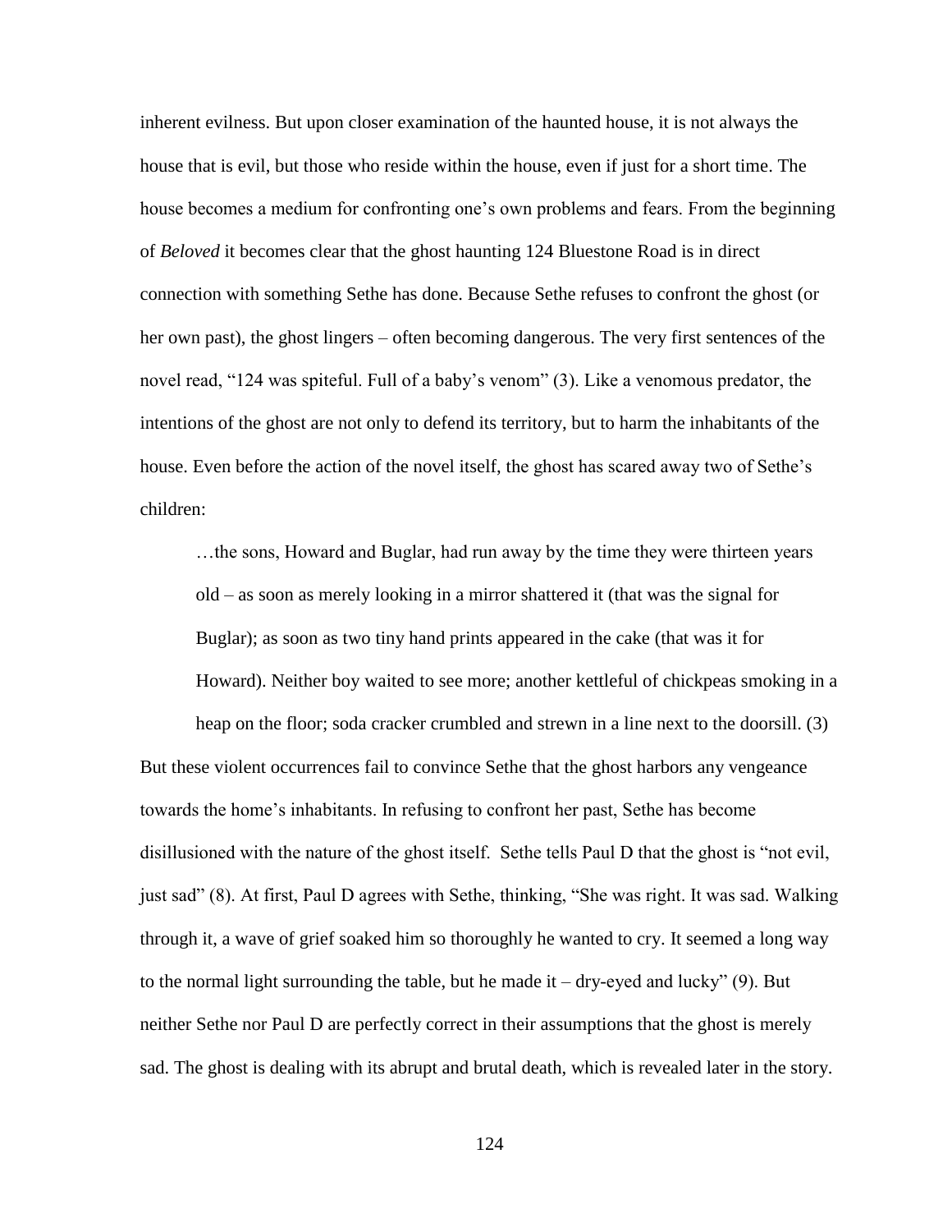inherent evilness. But upon closer examination of the haunted house, it is not always the house that is evil, but those who reside within the house, even if just for a short time. The house becomes a medium for confronting one's own problems and fears. From the beginning of *Beloved* it becomes clear that the ghost haunting 124 Bluestone Road is in direct connection with something Sethe has done. Because Sethe refuses to confront the ghost (or her own past), the ghost lingers – often becoming dangerous. The very first sentences of the novel read, "124 was spiteful. Full of a baby's venom" (3). Like a venomous predator, the intentions of the ghost are not only to defend its territory, but to harm the inhabitants of the house. Even before the action of the novel itself, the ghost has scared away two of Sethe's children:

> …the sons, Howard and Buglar, had run away by the time they were thirteen years old – as soon as merely looking in a mirror shattered it (that was the signal for Buglar); as soon as two tiny hand prints appeared in the cake (that was it for Howard). Neither boy waited to see more; another kettleful of chickpeas smoking in a heap on the floor; soda cracker crumbled and strewn in a line next to the doorsill. (3)

But these violent occurrences fail to convince Sethe that the ghost harbors any vengeance towards the home's inhabitants. In refusing to confront her past, Sethe has become disillusioned with the nature of the ghost itself. Sethe tells Paul D that the ghost is "not evil, just sad" (8). At first, Paul D agrees with Sethe, thinking, "She was right. It was sad. Walking through it, a wave of grief soaked him so thoroughly he wanted to cry. It seemed a long way to the normal light surrounding the table, but he made it – dry-eyed and lucky" (9). But neither Sethe nor Paul D are perfectly correct in their assumptions that the ghost is merely sad. The ghost is dealing with its abrupt and brutal death, which is revealed later in the story.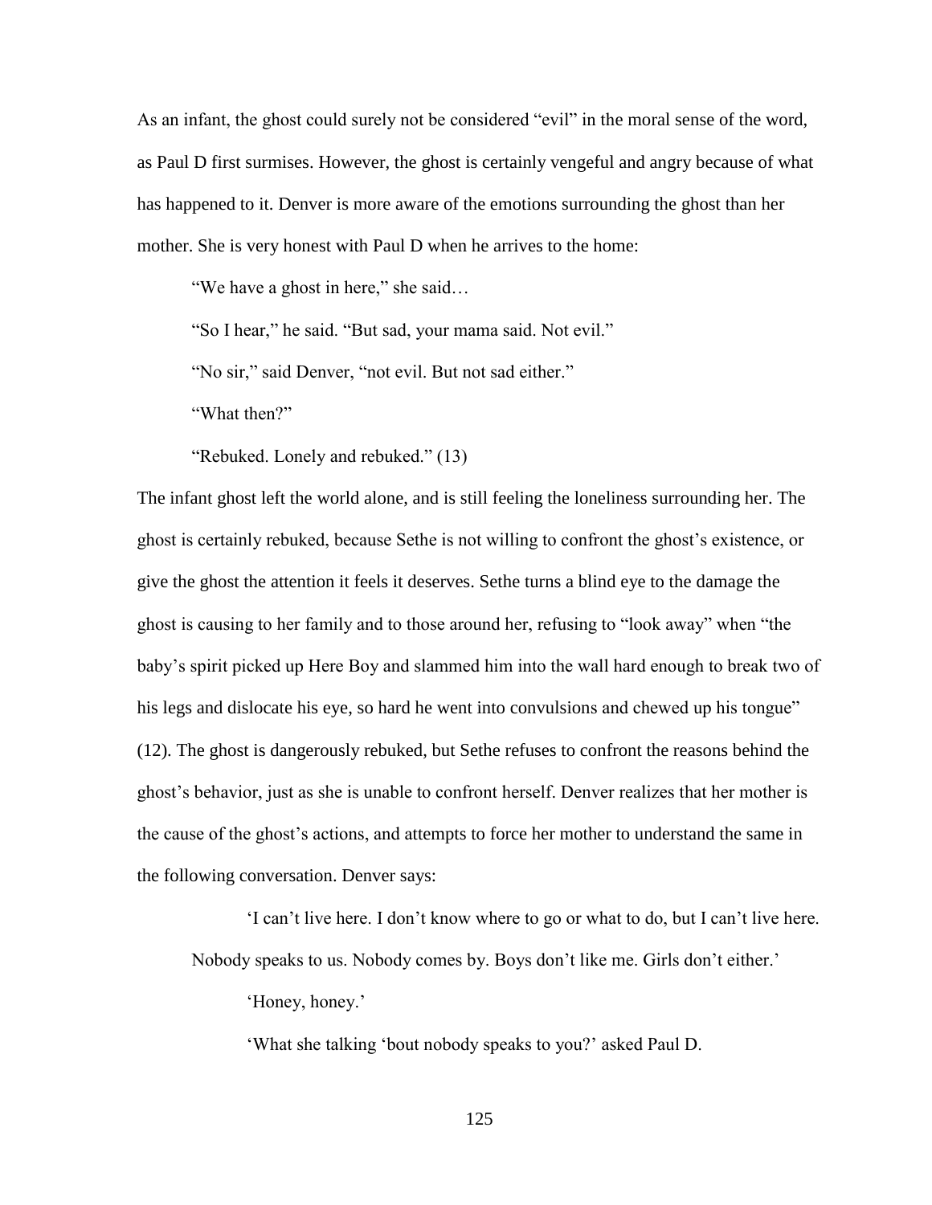As an infant, the ghost could surely not be considered "evil" in the moral sense of the word, as Paul D first surmises. However, the ghost is certainly vengeful and angry because of what has happened to it. Denver is more aware of the emotions surrounding the ghost than her mother. She is very honest with Paul D when he arrives to the home:

> "We have a ghost in here," she said…
>
> "So I hear," he said. "But sad, your mama said. Not evil."
>
> "No sir," said Denver, "not evil. But not sad either."
>
> "What then?"
>
> "Rebuked. Lonely and rebuked." (13)

The infant ghost left the world alone, and is still feeling the loneliness surrounding her. The ghost is certainly rebuked, because Sethe is not willing to confront the ghost's existence, or give the ghost the attention it feels it deserves. Sethe turns a blind eye to the damage the ghost is causing to her family and to those around her, refusing to "look away" when "the baby's spirit picked up Here Boy and slammed him into the wall hard enough to break two of his legs and dislocate his eye, so hard he went into convulsions and chewed up his tongue" (12). The ghost is dangerously rebuked, but Sethe refuses to confront the reasons behind the ghost's behavior, just as she is unable to confront herself. Denver realizes that her mother is the cause of the ghost's actions, and attempts to force her mother to understand the same in the following conversation. Denver says:

> 'I can't live here. I don't know where to go or what to do, but I can't live here. Nobody speaks to us. Nobody comes by. Boys don't like me. Girls don't either.'
>
> 'Honey, honey.'
>
> 'What she talking 'bout nobody speaks to you?' asked Paul D.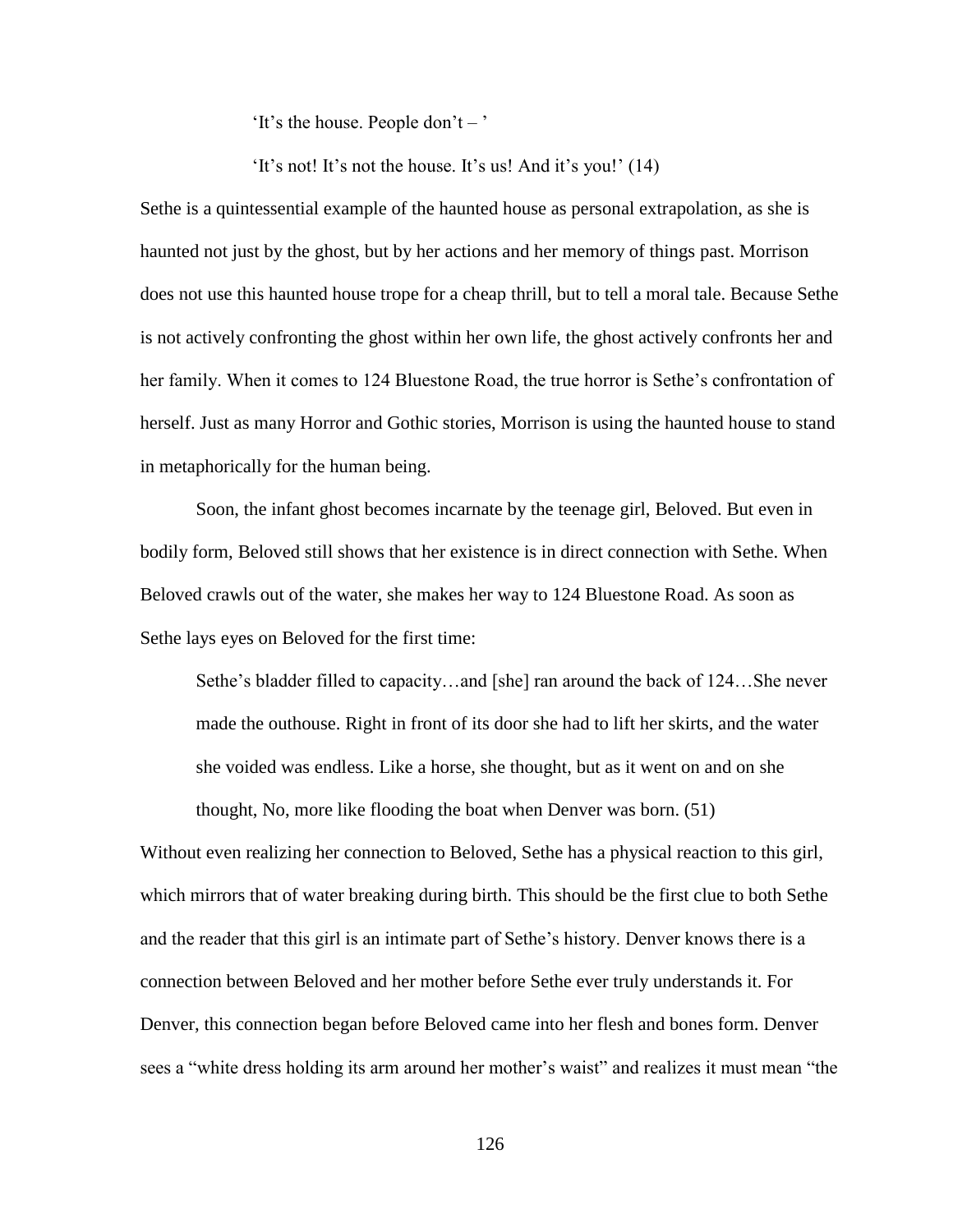'It's the house. People don't – '

'It's not! It's not the house. It's us! And it's you!' (14)

Sethe is a quintessential example of the haunted house as personal extrapolation, as she is haunted not just by the ghost, but by her actions and her memory of things past. Morrison does not use this haunted house trope for a cheap thrill, but to tell a moral tale. Because Sethe is not actively confronting the ghost within her own life, the ghost actively confronts her and her family. When it comes to 124 Bluestone Road, the true horror is Sethe's confrontation of herself. Just as many Horror and Gothic stories, Morrison is using the haunted house to stand in metaphorically for the human being.

Soon, the infant ghost becomes incarnate by the teenage girl, Beloved. But even in bodily form, Beloved still shows that her existence is in direct connection with Sethe. When Beloved crawls out of the water, she makes her way to 124 Bluestone Road. As soon as Sethe lays eyes on Beloved for the first time:

> Sethe's bladder filled to capacity…and [she] ran around the back of 124…She never made the outhouse. Right in front of its door she had to lift her skirts, and the water she voided was endless. Like a horse, she thought, but as it went on and on she thought, No, more like flooding the boat when Denver was born. (51)

Without even realizing her connection to Beloved, Sethe has a physical reaction to this girl, which mirrors that of water breaking during birth. This should be the first clue to both Sethe and the reader that this girl is an intimate part of Sethe's history. Denver knows there is a connection between Beloved and her mother before Sethe ever truly understands it. For Denver, this connection began before Beloved came into her flesh and bones form. Denver sees a "white dress holding its arm around her mother's waist" and realizes it must mean "the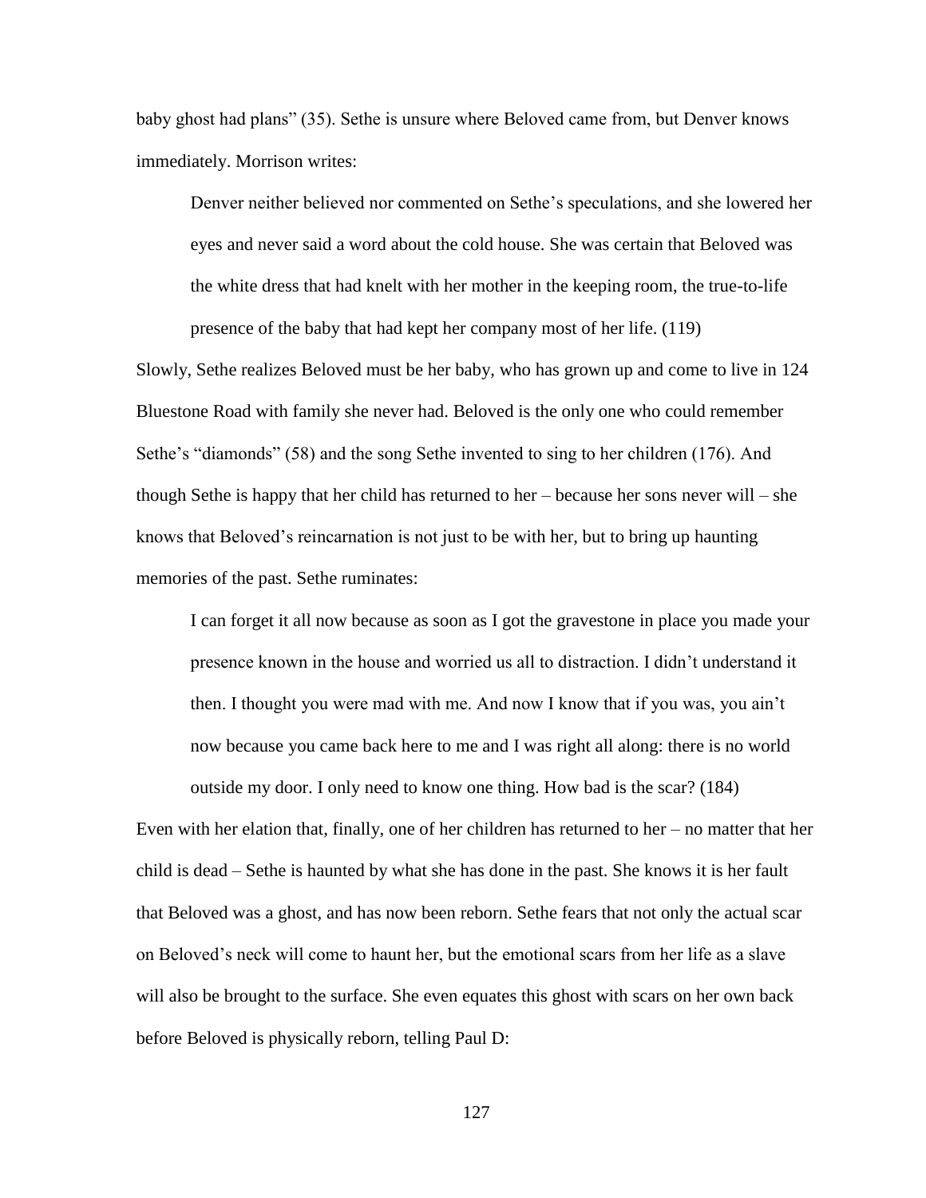baby ghost had plans" (35). Sethe is unsure where Beloved came from, but Denver knows immediately. Morrison writes:

> Denver neither believed nor commented on Sethe's speculations, and she lowered her eyes and never said a word about the cold house. She was certain that Beloved was the white dress that had knelt with her mother in the keeping room, the true-to-life presence of the baby that had kept her company most of her life. (119)

Slowly, Sethe realizes Beloved must be her baby, who has grown up and come to live in 124 Bluestone Road with family she never had. Beloved is the only one who could remember Sethe's "diamonds" (58) and the song Sethe invented to sing to her children (176). And though Sethe is happy that her child has returned to her – because her sons never will – she knows that Beloved's reincarnation is not just to be with her, but to bring up haunting memories of the past. Sethe ruminates:

> I can forget it all now because as soon as I got the gravestone in place you made your presence known in the house and worried us all to distraction. I didn't understand it then. I thought you were mad with me. And now I know that if you was, you ain't now because you came back here to me and I was right all along: there is no world outside my door. I only need to know one thing. How bad is the scar? (184)

Even with her elation that, finally, one of her children has returned to her – no matter that her child is dead – Sethe is haunted by what she has done in the past. She knows it is her fault that Beloved was a ghost, and has now been reborn. Sethe fears that not only the actual scar on Beloved's neck will come to haunt her, but the emotional scars from her life as a slave will also be brought to the surface. She even equates this ghost with scars on her own back before Beloved is physically reborn, telling Paul D: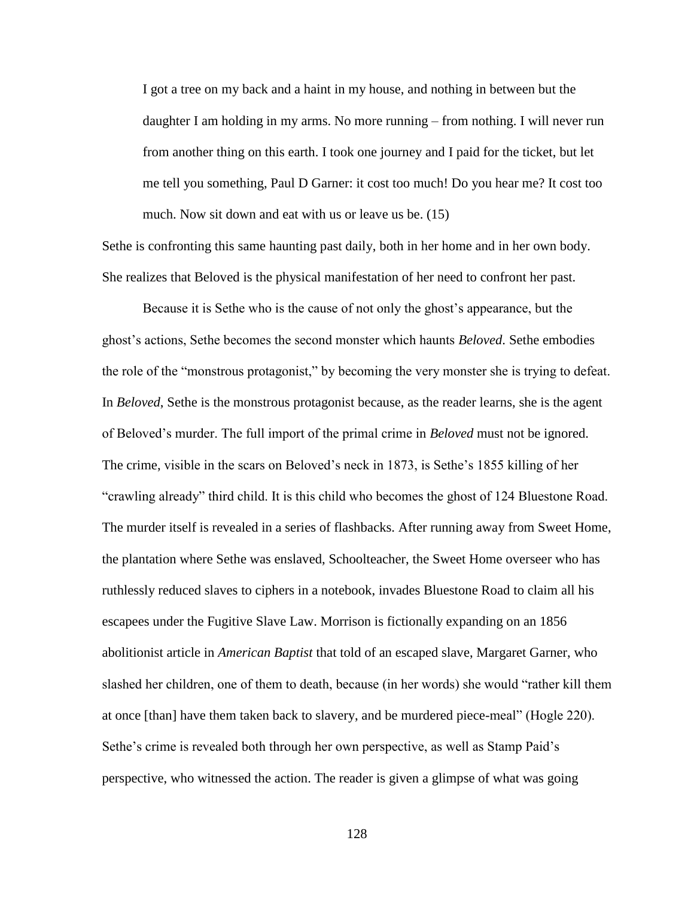> I got a tree on my back and a haint in my house, and nothing in between but the daughter I am holding in my arms. No more running – from nothing. I will never run from another thing on this earth. I took one journey and I paid for the ticket, but let me tell you something, Paul D Garner: it cost too much! Do you hear me? It cost too much. Now sit down and eat with us or leave us be. (15)

Sethe is confronting this same haunting past daily, both in her home and in her own body. She realizes that Beloved is the physical manifestation of her need to confront her past.

Because it is Sethe who is the cause of not only the ghost's appearance, but the ghost's actions, Sethe becomes the second monster which haunts *Beloved*. Sethe embodies the role of the "monstrous protagonist," by becoming the very monster she is trying to defeat. In *Beloved*, Sethe is the monstrous protagonist because, as the reader learns, she is the agent of Beloved's murder. The full import of the primal crime in *Beloved* must not be ignored. The crime, visible in the scars on Beloved's neck in 1873, is Sethe's 1855 killing of her "crawling already" third child. It is this child who becomes the ghost of 124 Bluestone Road. The murder itself is revealed in a series of flashbacks. After running away from Sweet Home, the plantation where Sethe was enslaved, Schoolteacher, the Sweet Home overseer who has ruthlessly reduced slaves to ciphers in a notebook, invades Bluestone Road to claim all his escapees under the Fugitive Slave Law. Morrison is fictionally expanding on an 1856 abolitionist article in *American Baptist* that told of an escaped slave, Margaret Garner, who slashed her children, one of them to death, because (in her words) she would "rather kill them at once [than] have them taken back to slavery, and be murdered piece-meal" (Hogle 220). Sethe's crime is revealed both through her own perspective, as well as Stamp Paid's perspective, who witnessed the action. The reader is given a glimpse of what was going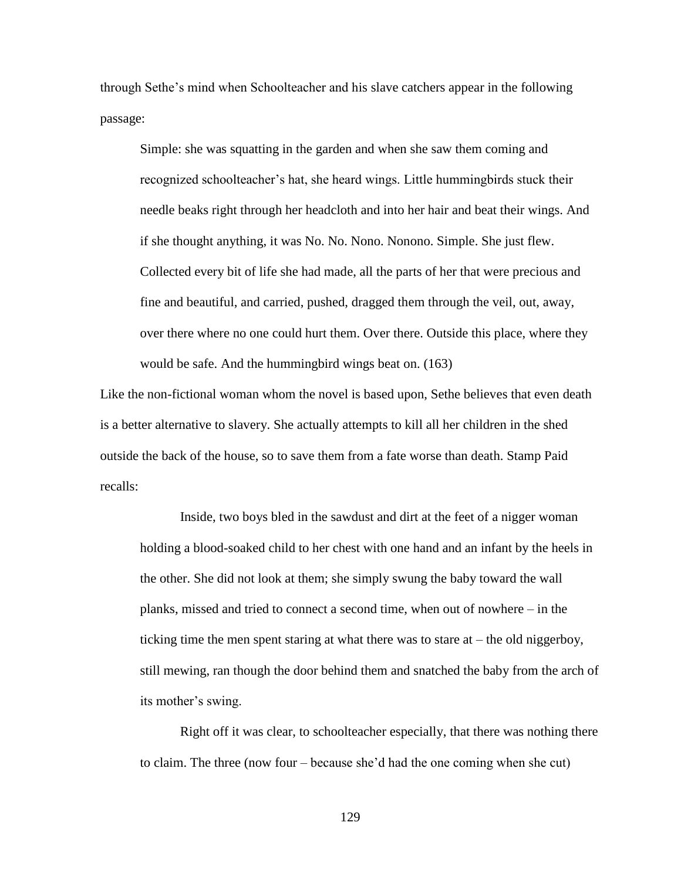through Sethe's mind when Schoolteacher and his slave catchers appear in the following passage:

> Simple: she was squatting in the garden and when she saw them coming and recognized schoolteacher's hat, she heard wings. Little hummingbirds stuck their needle beaks right through her headcloth and into her hair and beat their wings. And if she thought anything, it was No. No. Nono. Nonono. Simple. She just flew. Collected every bit of life she had made, all the parts of her that were precious and fine and beautiful, and carried, pushed, dragged them through the veil, out, away, over there where no one could hurt them. Over there. Outside this place, where they would be safe. And the hummingbird wings beat on. (163)

Like the non-fictional woman whom the novel is based upon, Sethe believes that even death is a better alternative to slavery. She actually attempts to kill all her children in the shed outside the back of the house, so to save them from a fate worse than death. Stamp Paid recalls:

> Inside, two boys bled in the sawdust and dirt at the feet of a nigger woman holding a blood-soaked child to her chest with one hand and an infant by the heels in the other. She did not look at them; she simply swung the baby toward the wall planks, missed and tried to connect a second time, when out of nowhere – in the ticking time the men spent staring at what there was to stare at – the old niggerboy, still mewing, ran though the door behind them and snatched the baby from the arch of its mother's swing.
>
> Right off it was clear, to schoolteacher especially, that there was nothing there to claim. The three (now four – because she'd had the one coming when she cut)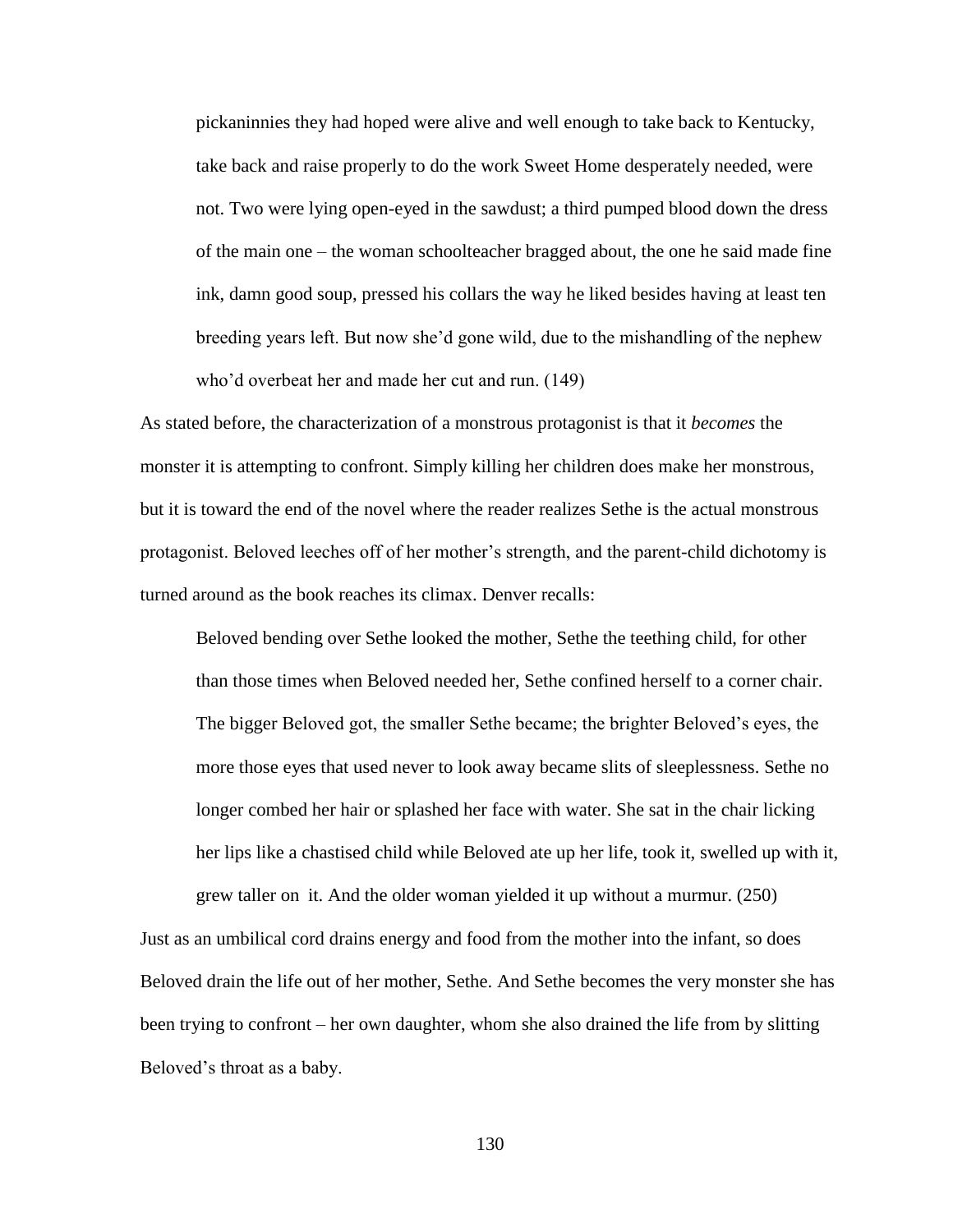> pickaninnies they had hoped were alive and well enough to take back to Kentucky, take back and raise properly to do the work Sweet Home desperately needed, were not. Two were lying open-eyed in the sawdust; a third pumped blood down the dress of the main one – the woman schoolteacher bragged about, the one he said made fine ink, damn good soup, pressed his collars the way he liked besides having at least ten breeding years left. But now she'd gone wild, due to the mishandling of the nephew who'd overbeat her and made her cut and run. (149)

As stated before, the characterization of a monstrous protagonist is that it *becomes* the monster it is attempting to confront. Simply killing her children does make her monstrous, but it is toward the end of the novel where the reader realizes Sethe is the actual monstrous protagonist. Beloved leeches off of her mother's strength, and the parent-child dichotomy is turned around as the book reaches its climax. Denver recalls:

> Beloved bending over Sethe looked the mother, Sethe the teething child, for other than those times when Beloved needed her, Sethe confined herself to a corner chair. The bigger Beloved got, the smaller Sethe became; the brighter Beloved's eyes, the more those eyes that used never to look away became slits of sleeplessness. Sethe no longer combed her hair or splashed her face with water. She sat in the chair licking her lips like a chastised child while Beloved ate up her life, took it, swelled up with it, grew taller on it. And the older woman yielded it up without a murmur. (250)

Just as an umbilical cord drains energy and food from the mother into the infant, so does Beloved drain the life out of her mother, Sethe. And Sethe becomes the very monster she has been trying to confront – her own daughter, whom she also drained the life from by slitting Beloved's throat as a baby.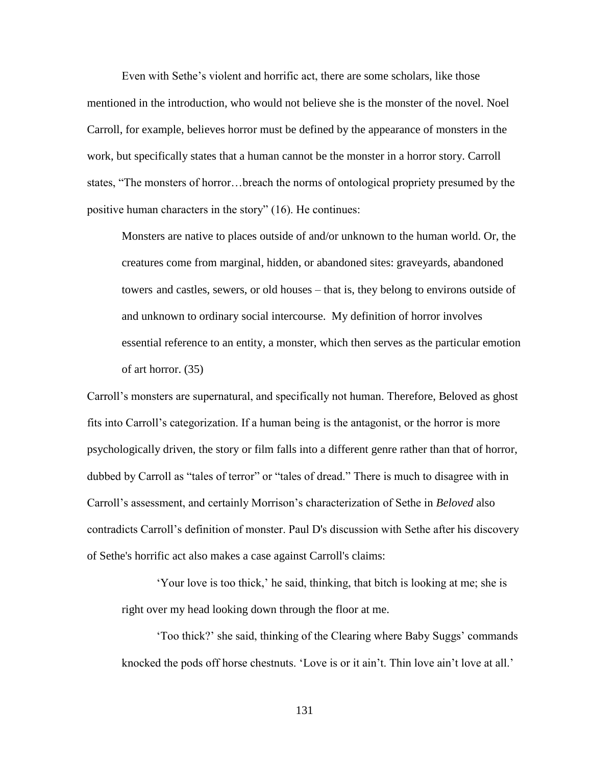Even with Sethe's violent and horrific act, there are some scholars, like those mentioned in the introduction, who would not believe she is the monster of the novel. Noel Carroll, for example, believes horror must be defined by the appearance of monsters in the work, but specifically states that a human cannot be the monster in a horror story. Carroll states, "The monsters of horror…breach the norms of ontological propriety presumed by the positive human characters in the story" (16). He continues:

> Monsters are native to places outside of and/or unknown to the human world. Or, the creatures come from marginal, hidden, or abandoned sites: graveyards, abandoned towers and castles, sewers, or old houses – that is, they belong to environs outside of and unknown to ordinary social intercourse. My definition of horror involves essential reference to an entity, a monster, which then serves as the particular emotion of art horror. (35)

Carroll's monsters are supernatural, and specifically not human. Therefore, Beloved as ghost fits into Carroll's categorization. If a human being is the antagonist, or the horror is more psychologically driven, the story or film falls into a different genre rather than that of horror, dubbed by Carroll as "tales of terror" or "tales of dread." There is much to disagree with in Carroll's assessment, and certainly Morrison's characterization of Sethe in *Beloved* also contradicts Carroll's definition of monster. Paul D's discussion with Sethe after his discovery of Sethe's horrific act also makes a case against Carroll's claims:

> 'Your love is too thick,' he said, thinking, that bitch is looking at me; she is right over my head looking down through the floor at me.
>
> 'Too thick?' she said, thinking of the Clearing where Baby Suggs' commands knocked the pods off horse chestnuts. 'Love is or it ain't. Thin love ain't love at all.'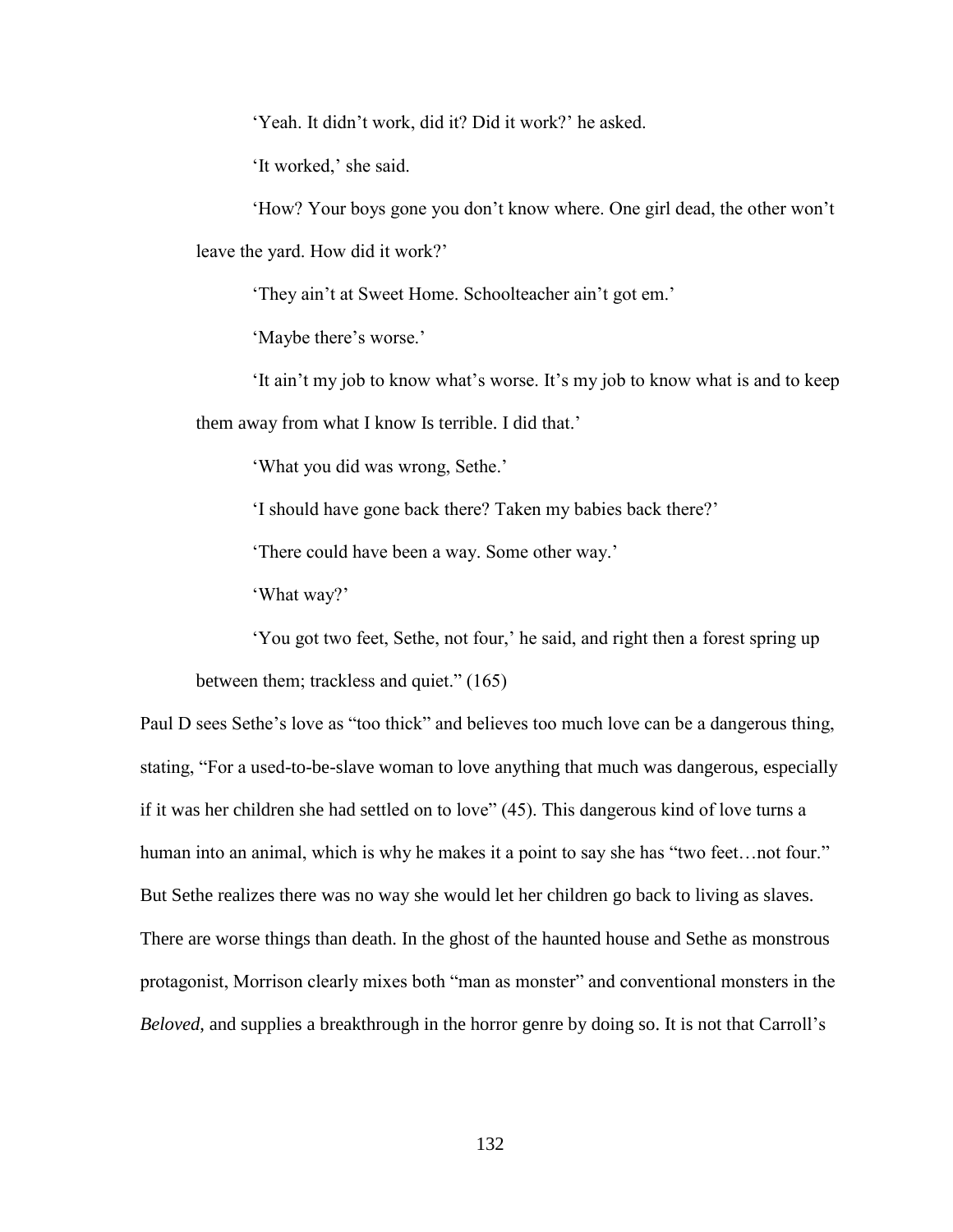> 'Yeah. It didn't work, did it? Did it work?' he asked.
>
> 'It worked,' she said.
>
> 'How? Your boys gone you don't know where. One girl dead, the other won't leave the yard. How did it work?'
>
> 'They ain't at Sweet Home. Schoolteacher ain't got em.'
>
> 'Maybe there's worse.'
>
> 'It ain't my job to know what's worse. It's my job to know what is and to keep them away from what I know Is terrible. I did that.'
>
> 'What you did was wrong, Sethe.'
>
> 'I should have gone back there? Taken my babies back there?'
>
> 'There could have been a way. Some other way.'
>
> 'What way?'
>
> 'You got two feet, Sethe, not four,' he said, and right then a forest spring up between them; trackless and quiet." (165)

Paul D sees Sethe's love as "too thick" and believes too much love can be a dangerous thing, stating, "For a used-to-be-slave woman to love anything that much was dangerous, especially if it was her children she had settled on to love" (45). This dangerous kind of love turns a human into an animal, which is why he makes it a point to say she has "two feet…not four." But Sethe realizes there was no way she would let her children go back to living as slaves. There are worse things than death. In the ghost of the haunted house and Sethe as monstrous protagonist, Morrison clearly mixes both "man as monster" and conventional monsters in the *Beloved*, and supplies a breakthrough in the horror genre by doing so. It is not that Carroll's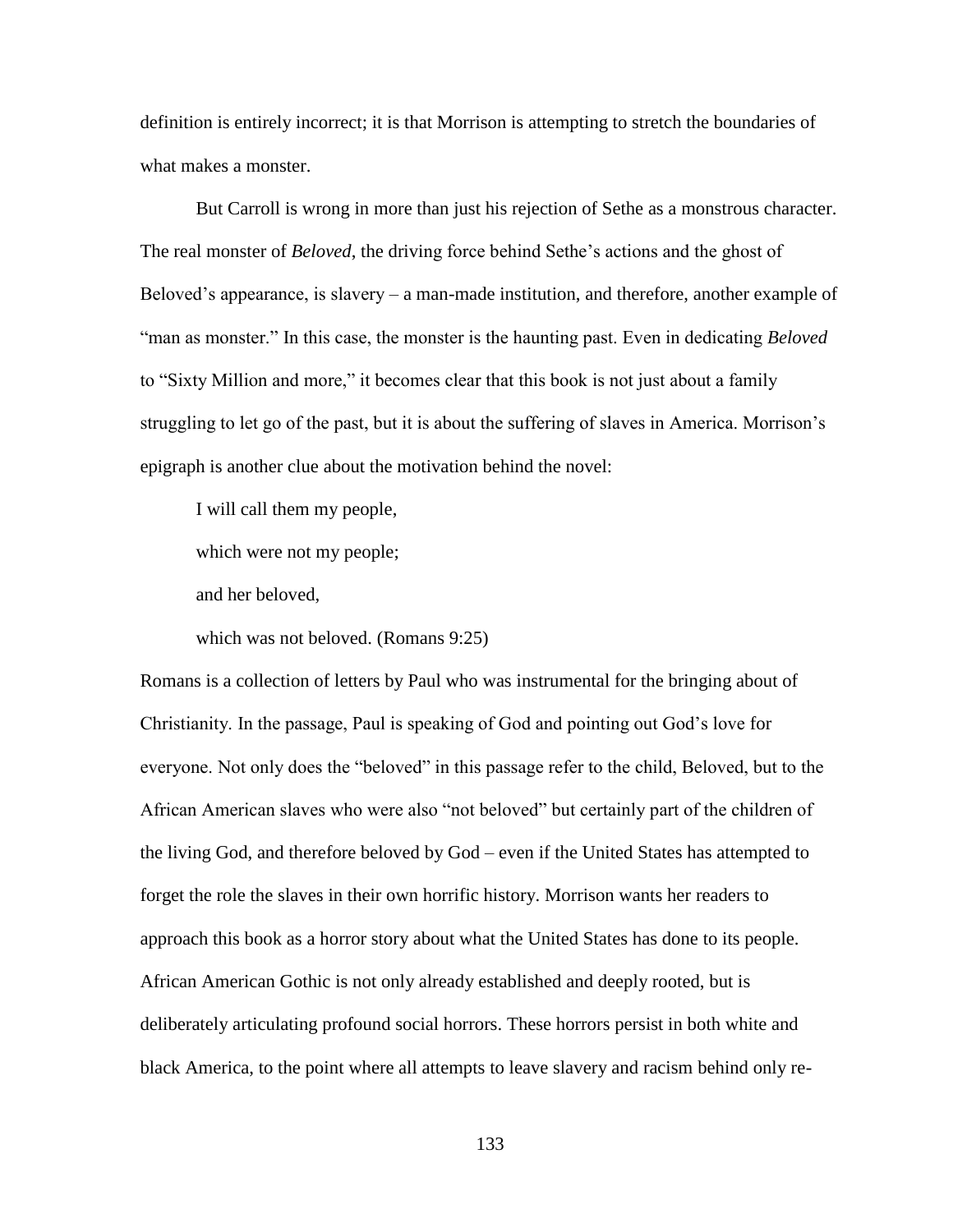definition is entirely incorrect; it is that Morrison is attempting to stretch the boundaries of what makes a monster.

But Carroll is wrong in more than just his rejection of Sethe as a monstrous character. The real monster of *Beloved*, the driving force behind Sethe's actions and the ghost of Beloved's appearance, is slavery – a man-made institution, and therefore, another example of "man as monster." In this case, the monster is the haunting past. Even in dedicating *Beloved* to "Sixty Million and more," it becomes clear that this book is not just about a family struggling to let go of the past, but it is about the suffering of slaves in America. Morrison's epigraph is another clue about the motivation behind the novel:

> I will call them my people,
>
> which were not my people;
>
> and her beloved,
>
> which was not beloved. (Romans 9:25)

Romans is a collection of letters by Paul who was instrumental for the bringing about of Christianity. In the passage, Paul is speaking of God and pointing out God's love for everyone. Not only does the "beloved" in this passage refer to the child, Beloved, but to the African American slaves who were also "not beloved" but certainly part of the children of the living God, and therefore beloved by God – even if the United States has attempted to forget the role the slaves in their own horrific history. Morrison wants her readers to approach this book as a horror story about what the United States has done to its people. African American Gothic is not only already established and deeply rooted, but is deliberately articulating profound social horrors. These horrors persist in both white and black America, to the point where all attempts to leave slavery and racism behind only re-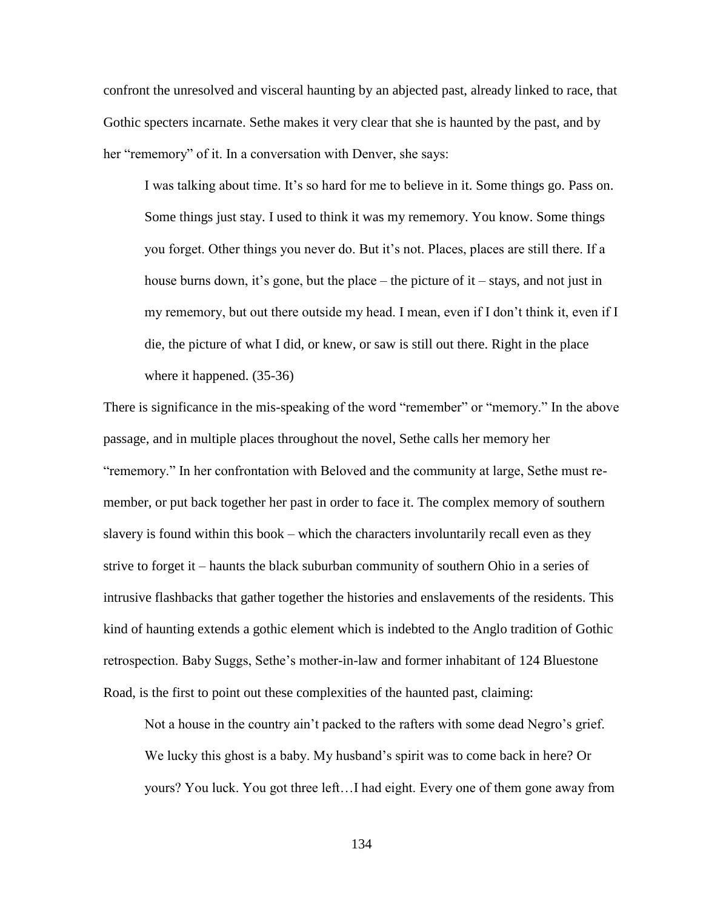confront the unresolved and visceral haunting by an abjected past, already linked to race, that Gothic specters incarnate. Sethe makes it very clear that she is haunted by the past, and by her "rememory" of it. In a conversation with Denver, she says:

> I was talking about time. It's so hard for me to believe in it. Some things go. Pass on. Some things just stay. I used to think it was my rememory. You know. Some things you forget. Other things you never do. But it's not. Places, places are still there. If a house burns down, it's gone, but the place – the picture of it – stays, and not just in my rememory, but out there outside my head. I mean, even if I don't think it, even if I die, the picture of what I did, or knew, or saw is still out there. Right in the place where it happened. (35-36)

There is significance in the mis-speaking of the word "remember" or "memory." In the above passage, and in multiple places throughout the novel, Sethe calls her memory her "rememory." In her confrontation with Beloved and the community at large, Sethe must re-member, or put back together her past in order to face it. The complex memory of southern slavery is found within this book – which the characters involuntarily recall even as they strive to forget it – haunts the black suburban community of southern Ohio in a series of intrusive flashbacks that gather together the histories and enslavements of the residents. This kind of haunting extends a gothic element which is indebted to the Anglo tradition of Gothic retrospection. Baby Suggs, Sethe's mother-in-law and former inhabitant of 124 Bluestone Road, is the first to point out these complexities of the haunted past, claiming:

> Not a house in the country ain't packed to the rafters with some dead Negro's grief. We lucky this ghost is a baby. My husband's spirit was to come back in here? Or yours? You luck. You got three left…I had eight. Every one of them gone away from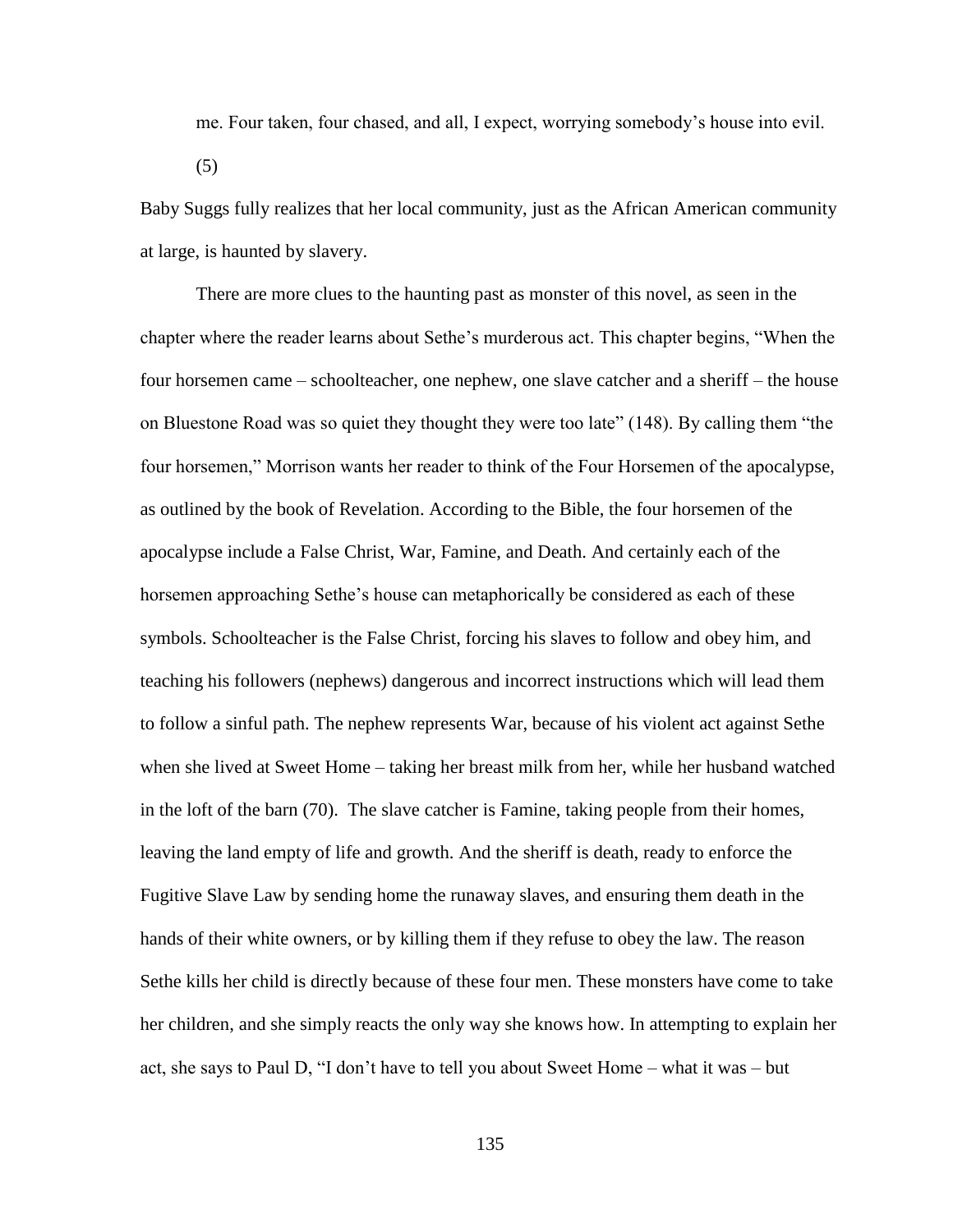> me. Four taken, four chased, and all, I expect, worrying somebody's house into evil. (5)

Baby Suggs fully realizes that her local community, just as the African American community at large, is haunted by slavery.

There are more clues to the haunting past as monster of this novel, as seen in the chapter where the reader learns about Sethe's murderous act. This chapter begins, "When the four horsemen came – schoolteacher, one nephew, one slave catcher and a sheriff – the house on Bluestone Road was so quiet they thought they were too late" (148). By calling them "the four horsemen," Morrison wants her reader to think of the Four Horsemen of the apocalypse, as outlined by the book of Revelation. According to the Bible, the four horsemen of the apocalypse include a False Christ, War, Famine, and Death. And certainly each of the horsemen approaching Sethe's house can metaphorically be considered as each of these symbols. Schoolteacher is the False Christ, forcing his slaves to follow and obey him, and teaching his followers (nephews) dangerous and incorrect instructions which will lead them to follow a sinful path. The nephew represents War, because of his violent act against Sethe when she lived at Sweet Home – taking her breast milk from her, while her husband watched in the loft of the barn (70). The slave catcher is Famine, taking people from their homes, leaving the land empty of life and growth. And the sheriff is death, ready to enforce the Fugitive Slave Law by sending home the runaway slaves, and ensuring them death in the hands of their white owners, or by killing them if they refuse to obey the law. The reason Sethe kills her child is directly because of these four men. These monsters have come to take her children, and she simply reacts the only way she knows how. In attempting to explain her act, she says to Paul D, "I don't have to tell you about Sweet Home – what it was – but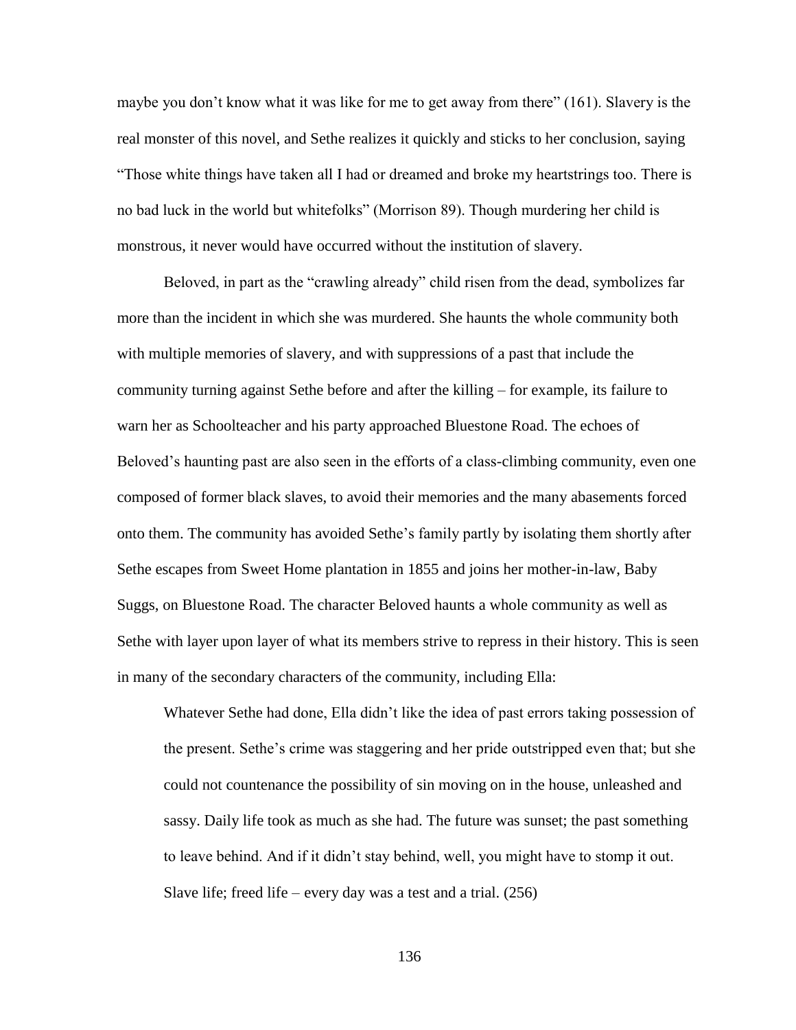maybe you don't know what it was like for me to get away from there" (161). Slavery is the real monster of this novel, and Sethe realizes it quickly and sticks to her conclusion, saying "Those white things have taken all I had or dreamed and broke my heartstrings too. There is no bad luck in the world but whitefolks" (Morrison 89). Though murdering her child is monstrous, it never would have occurred without the institution of slavery.

Beloved, in part as the "crawling already" child risen from the dead, symbolizes far more than the incident in which she was murdered. She haunts the whole community both with multiple memories of slavery, and with suppressions of a past that include the community turning against Sethe before and after the killing – for example, its failure to warn her as Schoolteacher and his party approached Bluestone Road. The echoes of Beloved's haunting past are also seen in the efforts of a class-climbing community, even one composed of former black slaves, to avoid their memories and the many abasements forced onto them. The community has avoided Sethe's family partly by isolating them shortly after Sethe escapes from Sweet Home plantation in 1855 and joins her mother-in-law, Baby Suggs, on Bluestone Road. The character Beloved haunts a whole community as well as Sethe with layer upon layer of what its members strive to repress in their history. This is seen in many of the secondary characters of the community, including Ella:

> Whatever Sethe had done, Ella didn't like the idea of past errors taking possession of the present. Sethe's crime was staggering and her pride outstripped even that; but she could not countenance the possibility of sin moving on in the house, unleashed and sassy. Daily life took as much as she had. The future was sunset; the past something to leave behind. And if it didn't stay behind, well, you might have to stomp it out. Slave life; freed life – every day was a test and a trial. (256)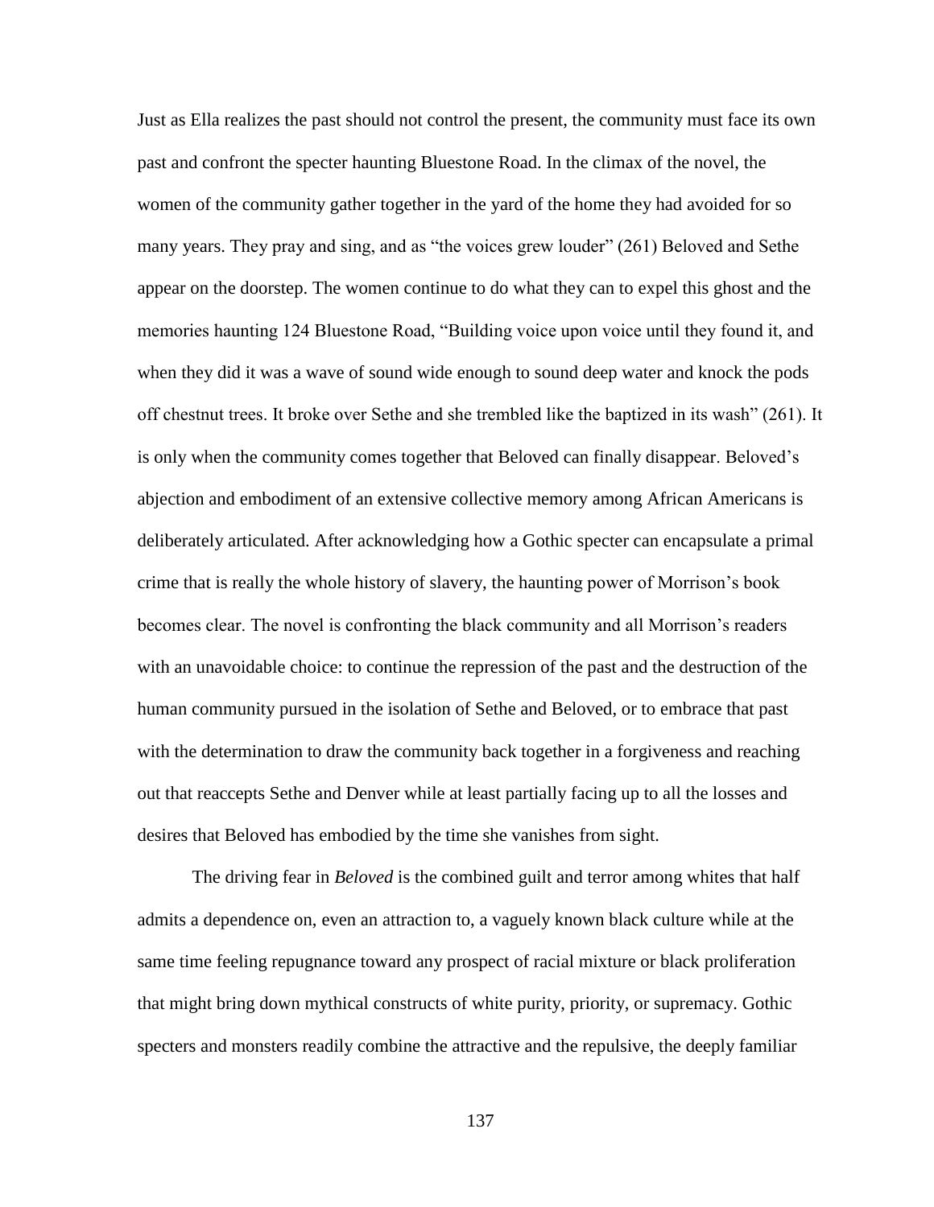Just as Ella realizes the past should not control the present, the community must face its own past and confront the specter haunting Bluestone Road. In the climax of the novel, the women of the community gather together in the yard of the home they had avoided for so many years. They pray and sing, and as "the voices grew louder" (261) Beloved and Sethe appear on the doorstep. The women continue to do what they can to expel this ghost and the memories haunting 124 Bluestone Road, "Building voice upon voice until they found it, and when they did it was a wave of sound wide enough to sound deep water and knock the pods off chestnut trees. It broke over Sethe and she trembled like the baptized in its wash" (261). It is only when the community comes together that Beloved can finally disappear. Beloved's abjection and embodiment of an extensive collective memory among African Americans is deliberately articulated. After acknowledging how a Gothic specter can encapsulate a primal crime that is really the whole history of slavery, the haunting power of Morrison's book becomes clear. The novel is confronting the black community and all Morrison's readers with an unavoidable choice: to continue the repression of the past and the destruction of the human community pursued in the isolation of Sethe and Beloved, or to embrace that past with the determination to draw the community back together in a forgiveness and reaching out that reaccepts Sethe and Denver while at least partially facing up to all the losses and desires that Beloved has embodied by the time she vanishes from sight.

The driving fear in *Beloved* is the combined guilt and terror among whites that half admits a dependence on, even an attraction to, a vaguely known black culture while at the same time feeling repugnance toward any prospect of racial mixture or black proliferation that might bring down mythical constructs of white purity, priority, or supremacy. Gothic specters and monsters readily combine the attractive and the repulsive, the deeply familiar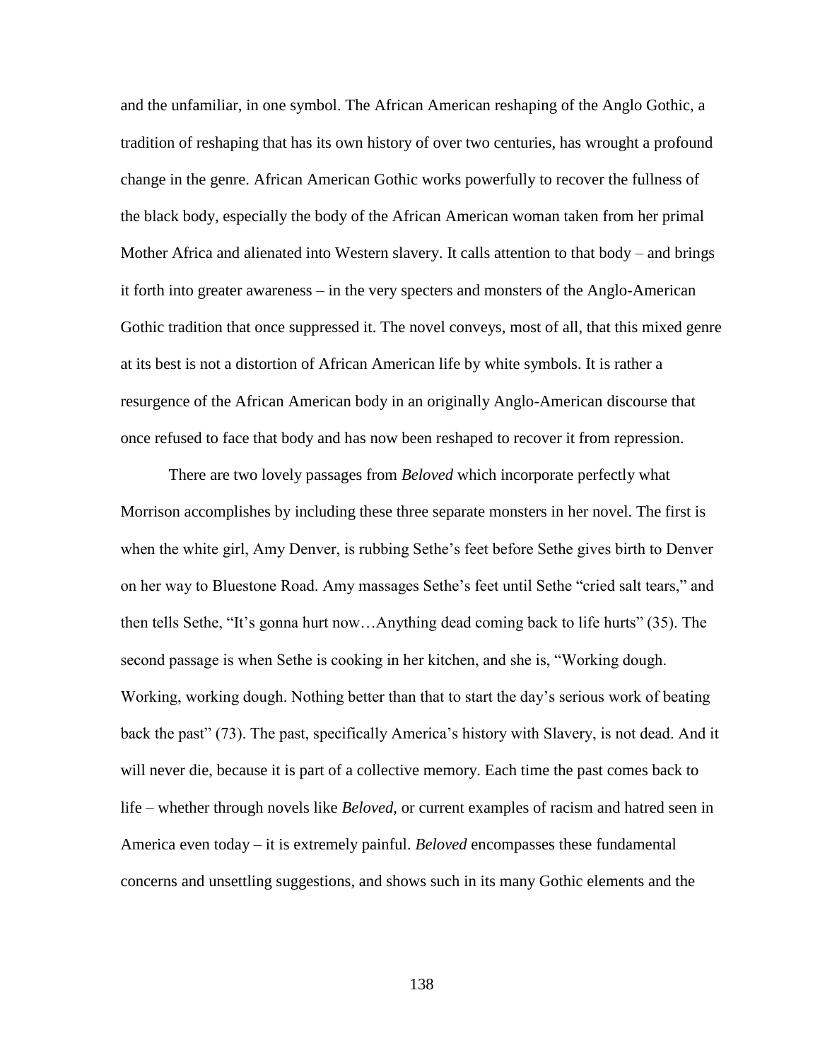and the unfamiliar, in one symbol. The African American reshaping of the Anglo Gothic, a tradition of reshaping that has its own history of over two centuries, has wrought a profound change in the genre. African American Gothic works powerfully to recover the fullness of the black body, especially the body of the African American woman taken from her primal Mother Africa and alienated into Western slavery. It calls attention to that body – and brings it forth into greater awareness – in the very specters and monsters of the Anglo-American Gothic tradition that once suppressed it. The novel conveys, most of all, that this mixed genre at its best is not a distortion of African American life by white symbols. It is rather a resurgence of the African American body in an originally Anglo-American discourse that once refused to face that body and has now been reshaped to recover it from repression.

There are two lovely passages from *Beloved* which incorporate perfectly what Morrison accomplishes by including these three separate monsters in her novel. The first is when the white girl, Amy Denver, is rubbing Sethe's feet before Sethe gives birth to Denver on her way to Bluestone Road. Amy massages Sethe's feet until Sethe "cried salt tears," and then tells Sethe, "It's gonna hurt now…Anything dead coming back to life hurts" (35). The second passage is when Sethe is cooking in her kitchen, and she is, "Working dough. Working, working dough. Nothing better than that to start the day's serious work of beating back the past" (73). The past, specifically America's history with Slavery, is not dead. And it will never die, because it is part of a collective memory. Each time the past comes back to life – whether through novels like *Beloved,* or current examples of racism and hatred seen in America even today – it is extremely painful. *Beloved* encompasses these fundamental concerns and unsettling suggestions, and shows such in its many Gothic elements and the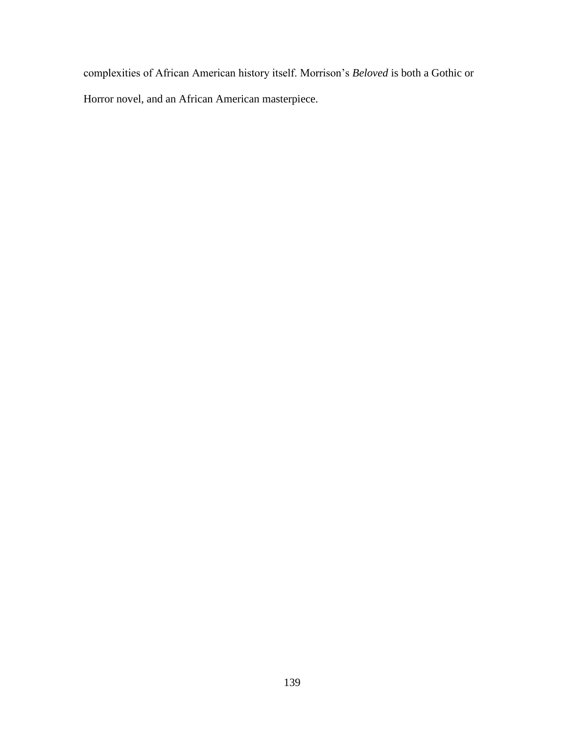complexities of African American history itself. Morrison's *Beloved* is both a Gothic or Horror novel, and an African American masterpiece.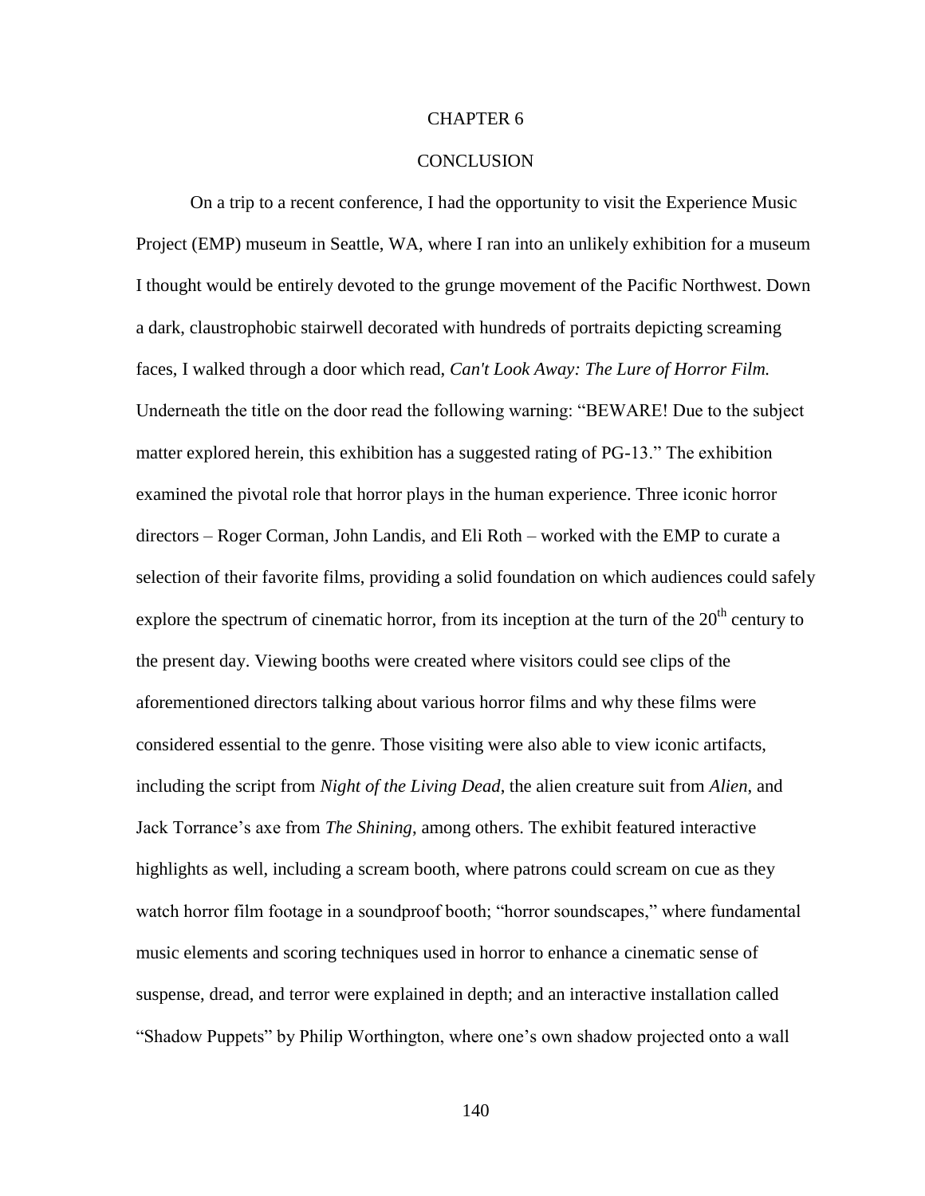# CHAPTER 6

# CONCLUSION

On a trip to a recent conference, I had the opportunity to visit the Experience Music Project (EMP) museum in Seattle, WA, where I ran into an unlikely exhibition for a museum I thought would be entirely devoted to the grunge movement of the Pacific Northwest. Down a dark, claustrophobic stairwell decorated with hundreds of portraits depicting screaming faces, I walked through a door which read, *Can't Look Away: The Lure of Horror Film.* Underneath the title on the door read the following warning: "BEWARE! Due to the subject matter explored herein, this exhibition has a suggested rating of PG-13." The exhibition examined the pivotal role that horror plays in the human experience. Three iconic horror directors – Roger Corman, John Landis, and Eli Roth – worked with the EMP to curate a selection of their favorite films, providing a solid foundation on which audiences could safely explore the spectrum of cinematic horror, from its inception at the turn of the 20th century to the present day. Viewing booths were created where visitors could see clips of the aforementioned directors talking about various horror films and why these films were considered essential to the genre. Those visiting were also able to view iconic artifacts, including the script from *Night of the Living Dead*, the alien creature suit from *Alien*, and Jack Torrance's axe from *The Shining*, among others. The exhibit featured interactive highlights as well, including a scream booth, where patrons could scream on cue as they watch horror film footage in a soundproof booth; "horror soundscapes," where fundamental music elements and scoring techniques used in horror to enhance a cinematic sense of suspense, dread, and terror were explained in depth; and an interactive installation called "Shadow Puppets" by Philip Worthington, where one's own shadow projected onto a wall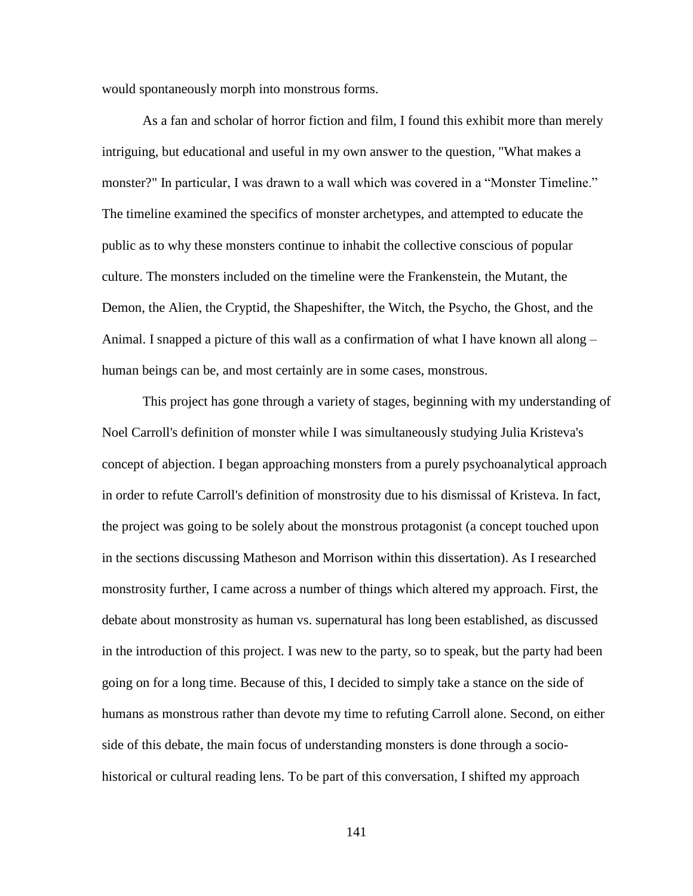would spontaneously morph into monstrous forms.

As a fan and scholar of horror fiction and film, I found this exhibit more than merely intriguing, but educational and useful in my own answer to the question, "What makes a monster?" In particular, I was drawn to a wall which was covered in a “Monster Timeline.” The timeline examined the specifics of monster archetypes, and attempted to educate the public as to why these monsters continue to inhabit the collective conscious of popular culture. The monsters included on the timeline were the Frankenstein, the Mutant, the Demon, the Alien, the Cryptid, the Shapeshifter, the Witch, the Psycho, the Ghost, and the Animal. I snapped a picture of this wall as a confirmation of what I have known all along – human beings can be, and most certainly are in some cases, monstrous.

This project has gone through a variety of stages, beginning with my understanding of Noel Carroll's definition of monster while I was simultaneously studying Julia Kristeva's concept of abjection. I began approaching monsters from a purely psychoanalytical approach in order to refute Carroll's definition of monstrosity due to his dismissal of Kristeva. In fact, the project was going to be solely about the monstrous protagonist (a concept touched upon in the sections discussing Matheson and Morrison within this dissertation). As I researched monstrosity further, I came across a number of things which altered my approach. First, the debate about monstrosity as human vs. supernatural has long been established, as discussed in the introduction of this project. I was new to the party, so to speak, but the party had been going on for a long time. Because of this, I decided to simply take a stance on the side of humans as monstrous rather than devote my time to refuting Carroll alone. Second, on either side of this debate, the main focus of understanding monsters is done through a socio-historical or cultural reading lens. To be part of this conversation, I shifted my approach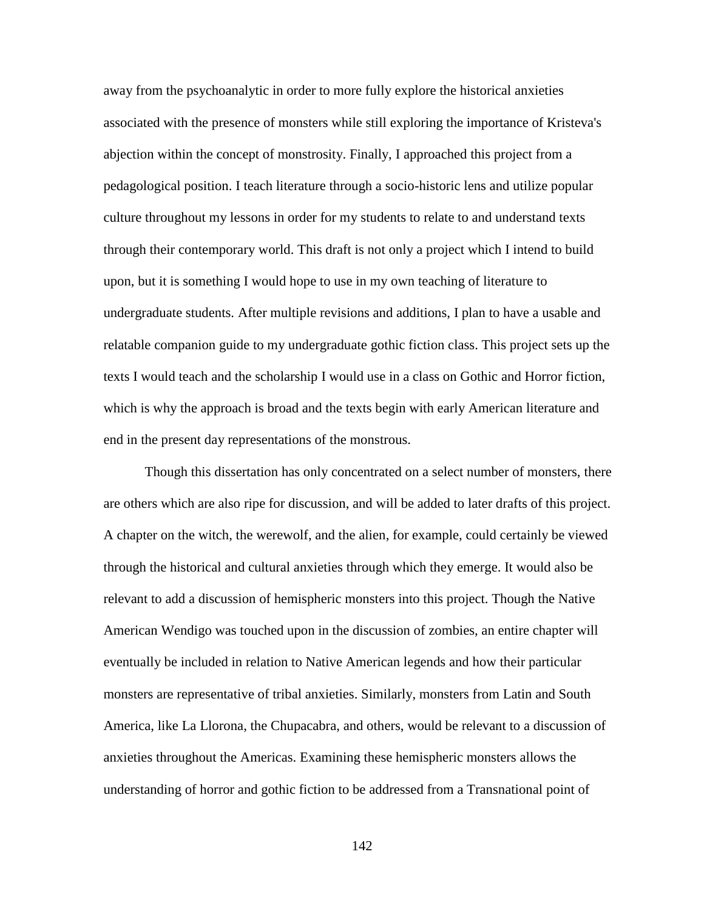away from the psychoanalytic in order to more fully explore the historical anxieties associated with the presence of monsters while still exploring the importance of Kristeva's abjection within the concept of monstrosity. Finally, I approached this project from a pedagological position. I teach literature through a socio-historic lens and utilize popular culture throughout my lessons in order for my students to relate to and understand texts through their contemporary world. This draft is not only a project which I intend to build upon, but it is something I would hope to use in my own teaching of literature to undergraduate students. After multiple revisions and additions, I plan to have a usable and relatable companion guide to my undergraduate gothic fiction class. This project sets up the texts I would teach and the scholarship I would use in a class on Gothic and Horror fiction, which is why the approach is broad and the texts begin with early American literature and end in the present day representations of the monstrous.

Though this dissertation has only concentrated on a select number of monsters, there are others which are also ripe for discussion, and will be added to later drafts of this project. A chapter on the witch, the werewolf, and the alien, for example, could certainly be viewed through the historical and cultural anxieties through which they emerge. It would also be relevant to add a discussion of hemispheric monsters into this project. Though the Native American Wendigo was touched upon in the discussion of zombies, an entire chapter will eventually be included in relation to Native American legends and how their particular monsters are representative of tribal anxieties. Similarly, monsters from Latin and South America, like La Llorona, the Chupacabra, and others, would be relevant to a discussion of anxieties throughout the Americas. Examining these hemispheric monsters allows the understanding of horror and gothic fiction to be addressed from a Transnational point of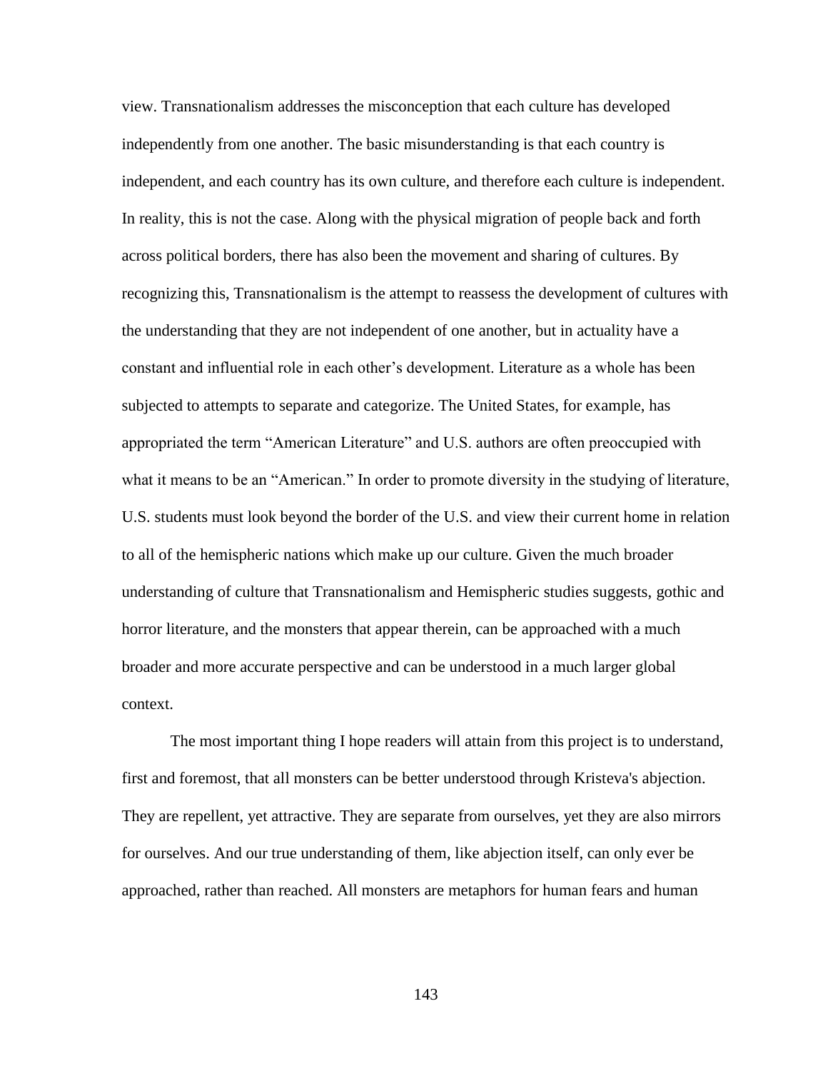view. Transnationalism addresses the misconception that each culture has developed independently from one another. The basic misunderstanding is that each country is independent, and each country has its own culture, and therefore each culture is independent. In reality, this is not the case. Along with the physical migration of people back and forth across political borders, there has also been the movement and sharing of cultures. By recognizing this, Transnationalism is the attempt to reassess the development of cultures with the understanding that they are not independent of one another, but in actuality have a constant and influential role in each other's development. Literature as a whole has been subjected to attempts to separate and categorize. The United States, for example, has appropriated the term "American Literature" and U.S. authors are often preoccupied with what it means to be an "American." In order to promote diversity in the studying of literature, U.S. students must look beyond the border of the U.S. and view their current home in relation to all of the hemispheric nations which make up our culture. Given the much broader understanding of culture that Transnationalism and Hemispheric studies suggests, gothic and horror literature, and the monsters that appear therein, can be approached with a much broader and more accurate perspective and can be understood in a much larger global context.

The most important thing I hope readers will attain from this project is to understand, first and foremost, that all monsters can be better understood through Kristeva's abjection. They are repellent, yet attractive. They are separate from ourselves, yet they are also mirrors for ourselves. And our true understanding of them, like abjection itself, can only ever be approached, rather than reached. All monsters are metaphors for human fears and human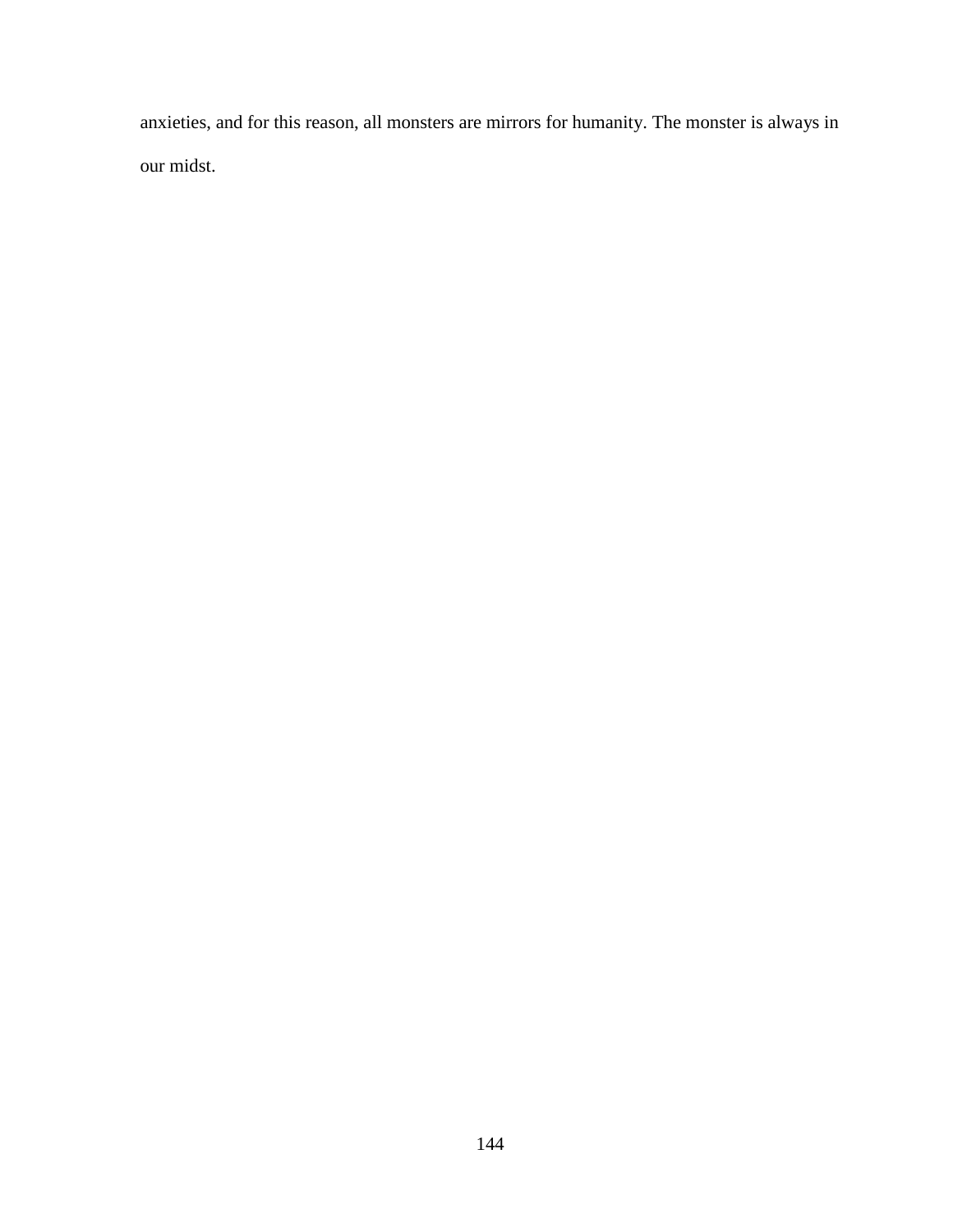anxieties, and for this reason, all monsters are mirrors for humanity. The monster is always in our midst.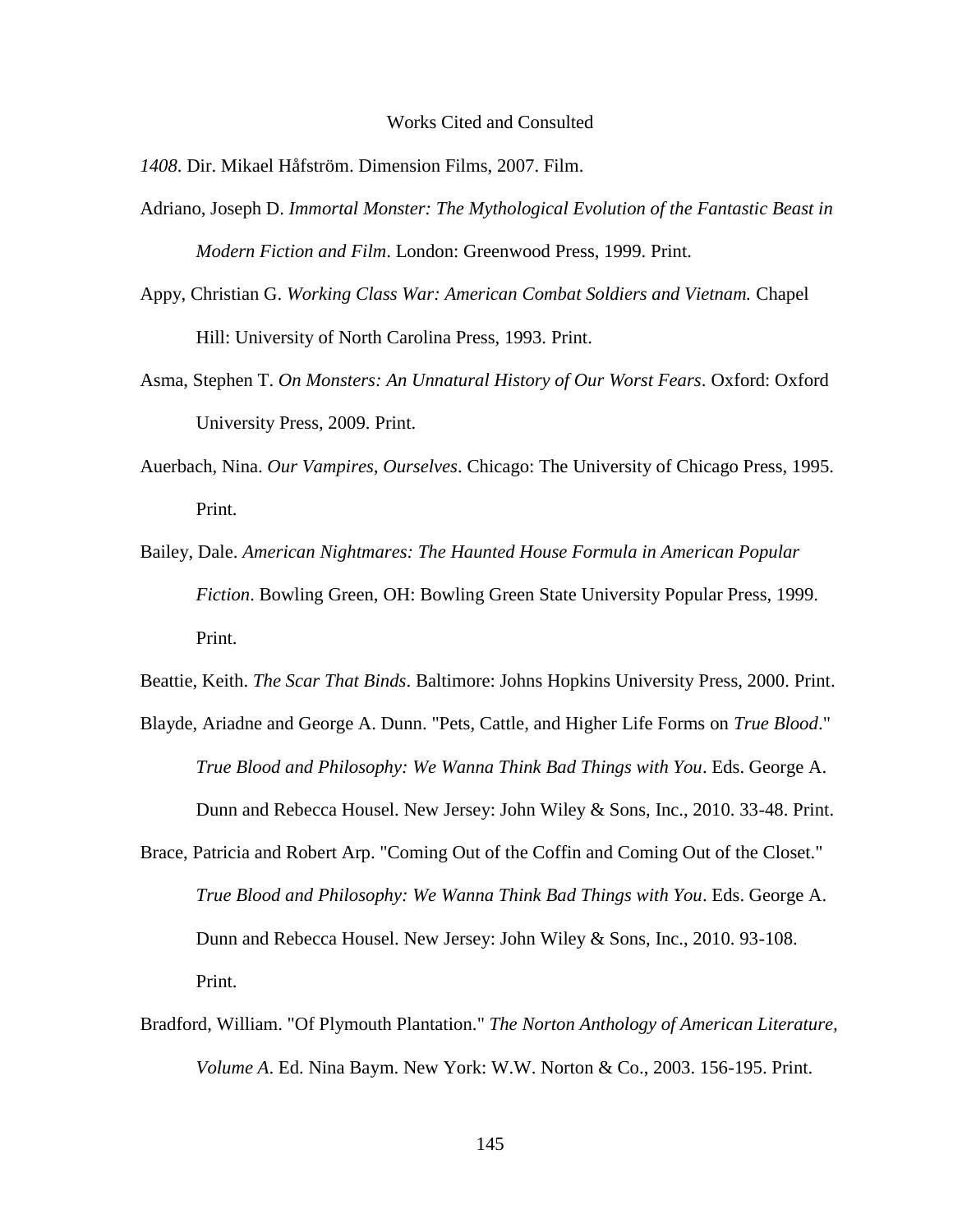# Works Cited and Consulted

*1408*. Dir. Mikael Håfström. Dimension Films, 2007. Film.

Adriano, Joseph D. *Immortal Monster: The Mythological Evolution of the Fantastic Beast in Modern Fiction and Film*. London: Greenwood Press, 1999. Print.

Appy, Christian G. *Working Class War: American Combat Soldiers and Vietnam.* Chapel Hill: University of North Carolina Press, 1993. Print.

Asma, Stephen T. *On Monsters: An Unnatural History of Our Worst Fears*. Oxford: Oxford University Press, 2009. Print.

Auerbach, Nina. *Our Vampires, Ourselves*. Chicago: The University of Chicago Press, 1995. Print.

Bailey, Dale. *American Nightmares: The Haunted House Formula in American Popular Fiction*. Bowling Green, OH: Bowling Green State University Popular Press, 1999. Print.

Beattie, Keith. *The Scar That Binds*. Baltimore: Johns Hopkins University Press, 2000. Print.

Blayde, Ariadne and George A. Dunn. "Pets, Cattle, and Higher Life Forms on *True Blood*." *True Blood and Philosophy: We Wanna Think Bad Things with You*. Eds. George A. Dunn and Rebecca Housel. New Jersey: John Wiley & Sons, Inc., 2010. 33-48. Print.

Brace, Patricia and Robert Arp. "Coming Out of the Coffin and Coming Out of the Closet." *True Blood and Philosophy: We Wanna Think Bad Things with You*. Eds. George A. Dunn and Rebecca Housel. New Jersey: John Wiley & Sons, Inc., 2010. 93-108. Print.

Bradford, William. "Of Plymouth Plantation." *The Norton Anthology of American Literature, Volume A*. Ed. Nina Baym. New York: W.W. Norton & Co., 2003. 156-195. Print.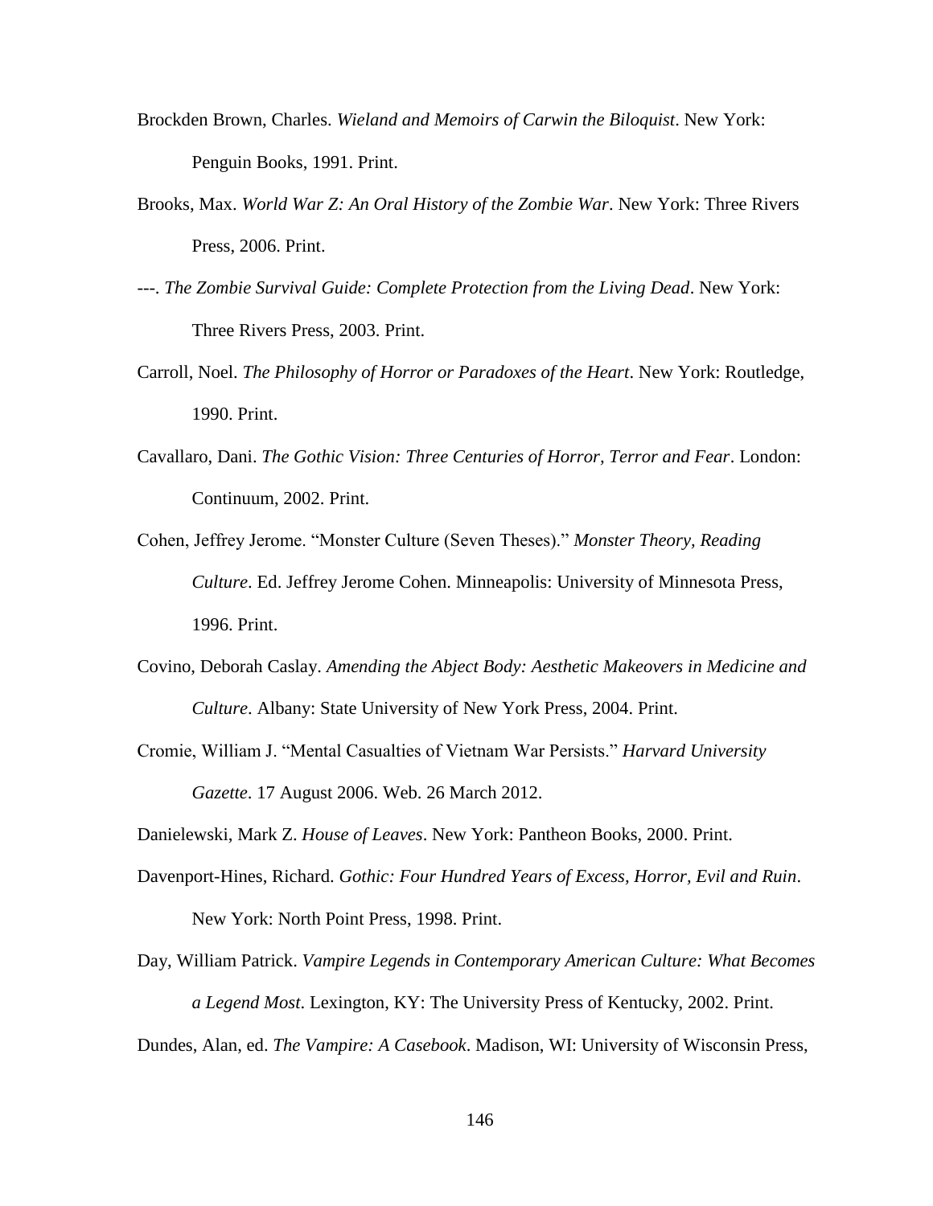Brockden Brown, Charles. *Wieland and Memoirs of Carwin the Biloquist*. New York: Penguin Books, 1991. Print.

Brooks, Max. *World War Z: An Oral History of the Zombie War*. New York: Three Rivers Press, 2006. Print.

---. *The Zombie Survival Guide: Complete Protection from the Living Dead*. New York: Three Rivers Press, 2003. Print.

Carroll, Noel. *The Philosophy of Horror or Paradoxes of the Heart*. New York: Routledge, 1990. Print.

Cavallaro, Dani. *The Gothic Vision: Three Centuries of Horror, Terror and Fear*. London: Continuum, 2002. Print.

Cohen, Jeffrey Jerome. "Monster Culture (Seven Theses)." *Monster Theory, Reading Culture*. Ed. Jeffrey Jerome Cohen. Minneapolis: University of Minnesota Press, 1996. Print.

Covino, Deborah Caslay. *Amending the Abject Body: Aesthetic Makeovers in Medicine and Culture*. Albany: State University of New York Press, 2004. Print.

Cromie, William J. "Mental Casualties of Vietnam War Persists." *Harvard University Gazette*. 17 August 2006. Web. 26 March 2012.

Danielewski, Mark Z. *House of Leaves*. New York: Pantheon Books, 2000. Print.

Davenport-Hines, Richard. *Gothic: Four Hundred Years of Excess, Horror, Evil and Ruin*. New York: North Point Press, 1998. Print.

Day, William Patrick. *Vampire Legends in Contemporary American Culture: What Becomes a Legend Most*. Lexington, KY: The University Press of Kentucky, 2002. Print.

Dundes, Alan, ed. *The Vampire: A Casebook*. Madison, WI: University of Wisconsin Press,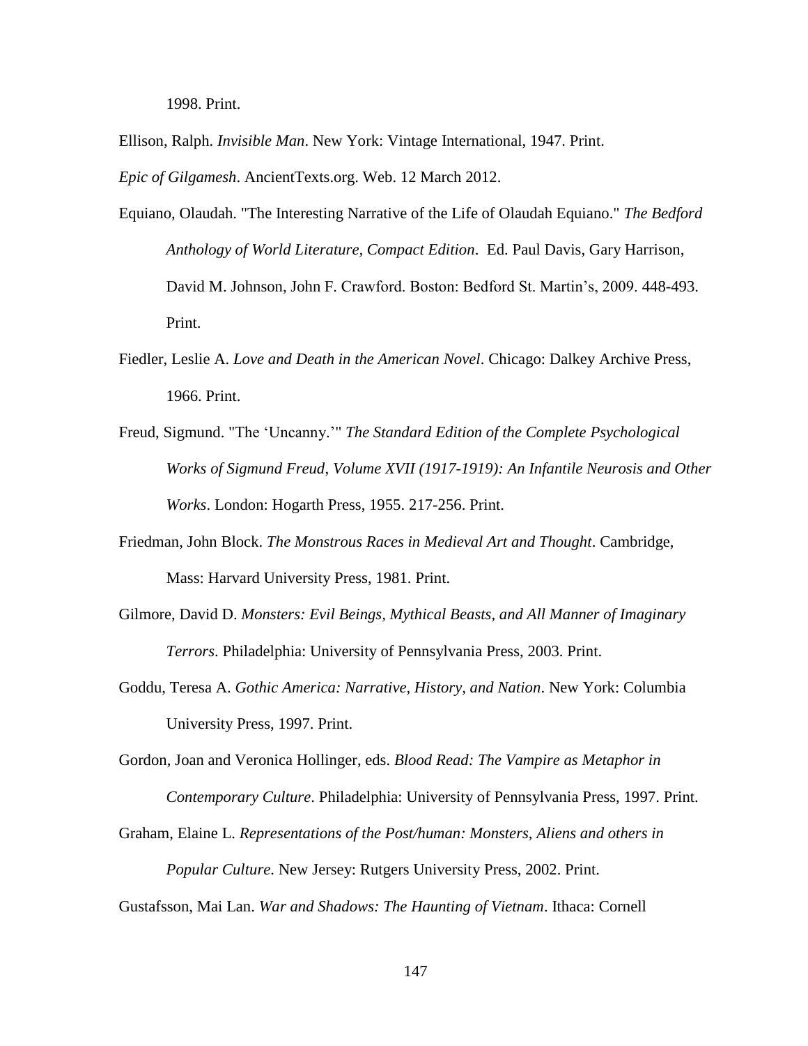1998. Print.

Ellison, Ralph. *Invisible Man*. New York: Vintage International, 1947. Print.

*Epic of Gilgamesh*. AncientTexts.org. Web. 12 March 2012.

Equiano, Olaudah. "The Interesting Narrative of the Life of Olaudah Equiano." *The Bedford Anthology of World Literature, Compact Edition*. Ed. Paul Davis, Gary Harrison, David M. Johnson, John F. Crawford. Boston: Bedford St. Martin's, 2009. 448-493. Print.

Fiedler, Leslie A. *Love and Death in the American Novel*. Chicago: Dalkey Archive Press, 1966. Print.

Freud, Sigmund. "The 'Uncanny.'" *The Standard Edition of the Complete Psychological Works of Sigmund Freud, Volume XVII (1917-1919): An Infantile Neurosis and Other Works*. London: Hogarth Press, 1955. 217-256. Print.

Friedman, John Block. *The Monstrous Races in Medieval Art and Thought*. Cambridge, Mass: Harvard University Press, 1981. Print.

Gilmore, David D. *Monsters: Evil Beings, Mythical Beasts, and All Manner of Imaginary Terrors*. Philadelphia: University of Pennsylvania Press, 2003. Print.

Goddu, Teresa A. *Gothic America: Narrative, History, and Nation*. New York: Columbia University Press, 1997. Print.

Gordon, Joan and Veronica Hollinger, eds. *Blood Read: The Vampire as Metaphor in Contemporary Culture*. Philadelphia: University of Pennsylvania Press, 1997. Print.

Graham, Elaine L. *Representations of the Post/human: Monsters, Aliens and others in Popular Culture*. New Jersey: Rutgers University Press, 2002. Print.

Gustafsson, Mai Lan. *War and Shadows: The Haunting of Vietnam*. Ithaca: Cornell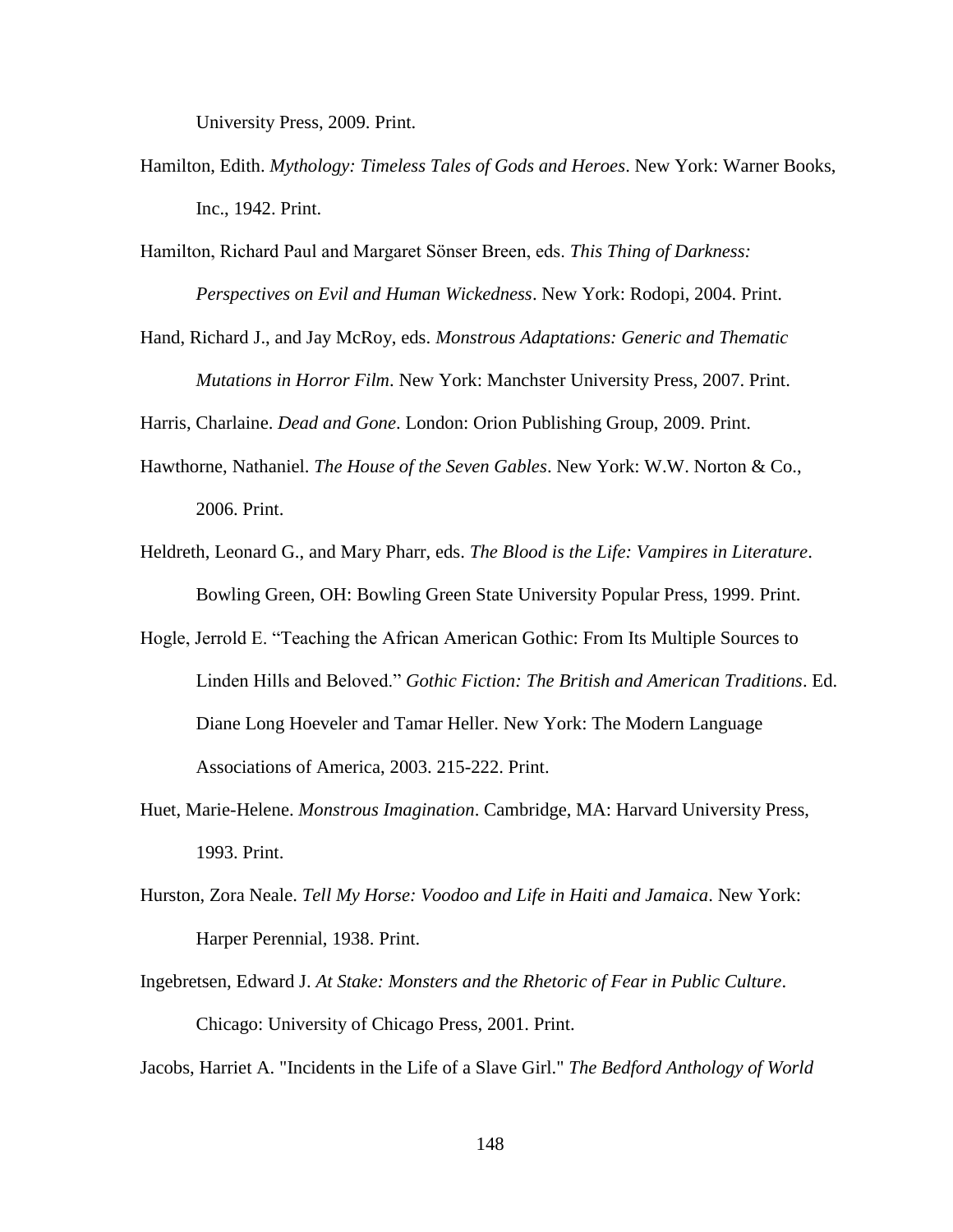University Press, 2009. Print.

Hamilton, Edith. *Mythology: Timeless Tales of Gods and Heroes*. New York: Warner Books, Inc., 1942. Print.

Hamilton, Richard Paul and Margaret Sönser Breen, eds. *This Thing of Darkness: Perspectives on Evil and Human Wickedness*. New York: Rodopi, 2004. Print.

Hand, Richard J., and Jay McRoy, eds. *Monstrous Adaptations: Generic and Thematic Mutations in Horror Film*. New York: Manchster University Press, 2007. Print.

Harris, Charlaine. *Dead and Gone*. London: Orion Publishing Group, 2009. Print.

Hawthorne, Nathaniel. *The House of the Seven Gables*. New York: W.W. Norton & Co., 2006. Print.

Heldreth, Leonard G., and Mary Pharr, eds. *The Blood is the Life: Vampires in Literature*. Bowling Green, OH: Bowling Green State University Popular Press, 1999. Print.

Hogle, Jerrold E. "Teaching the African American Gothic: From Its Multiple Sources to Linden Hills and Beloved." *Gothic Fiction: The British and American Traditions*. Ed. Diane Long Hoeveler and Tamar Heller. New York: The Modern Language Associations of America, 2003. 215-222. Print.

Huet, Marie-Helene. *Monstrous Imagination*. Cambridge, MA: Harvard University Press, 1993. Print.

Hurston, Zora Neale. *Tell My Horse: Voodoo and Life in Haiti and Jamaica*. New York: Harper Perennial, 1938. Print.

Ingebretsen, Edward J. *At Stake: Monsters and the Rhetoric of Fear in Public Culture*. Chicago: University of Chicago Press, 2001. Print.

Jacobs, Harriet A. "Incidents in the Life of a Slave Girl." *The Bedford Anthology of World*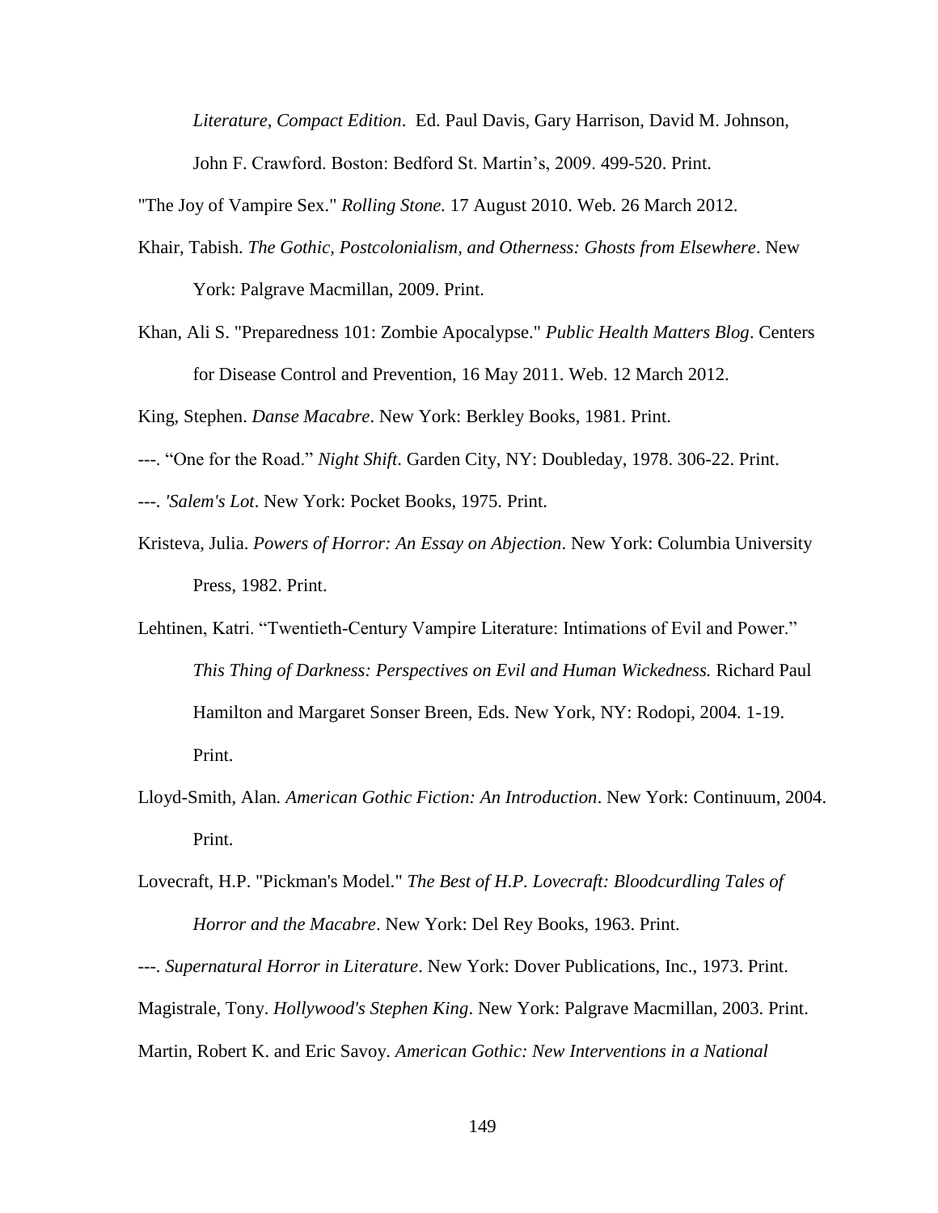*Literature, Compact Edition*. Ed. Paul Davis, Gary Harrison, David M. Johnson, John F. Crawford. Boston: Bedford St. Martin's, 2009. 499-520. Print.

"The Joy of Vampire Sex." *Rolling Stone.* 17 August 2010. Web. 26 March 2012.

Khair, Tabish. *The Gothic, Postcolonialism, and Otherness: Ghosts from Elsewhere*. New York: Palgrave Macmillan, 2009. Print.

Khan, Ali S. "Preparedness 101: Zombie Apocalypse." *Public Health Matters Blog*. Centers for Disease Control and Prevention, 16 May 2011. Web. 12 March 2012.

King, Stephen. *Danse Macabre*. New York: Berkley Books, 1981. Print.

---. "One for the Road." *Night Shift.* Garden City, NY: Doubleday, 1978. 306-22. Print.

---. *'Salem's Lot*. New York: Pocket Books, 1975. Print.

Kristeva, Julia. *Powers of Horror: An Essay on Abjection*. New York: Columbia University Press, 1982. Print.

Lehtinen, Katri. "Twentieth-Century Vampire Literature: Intimations of Evil and Power." *This Thing of Darkness: Perspectives on Evil and Human Wickedness.* Richard Paul Hamilton and Margaret Sonser Breen, Eds. New York, NY: Rodopi, 2004. 1-19. Print.

Lloyd-Smith, Alan*. American Gothic Fiction: An Introduction*. New York: Continuum, 2004. Print.

Lovecraft, H.P. "Pickman's Model." *The Best of H.P. Lovecraft: Bloodcurdling Tales of Horror and the Macabre*. New York: Del Rey Books, 1963. Print.

---. *Supernatural Horror in Literature*. New York: Dover Publications, Inc., 1973. Print.

Magistrale, Tony. *Hollywood's Stephen King*. New York: Palgrave Macmillan, 2003. Print.

Martin, Robert K. and Eric Savoy. *American Gothic: New Interventions in a National*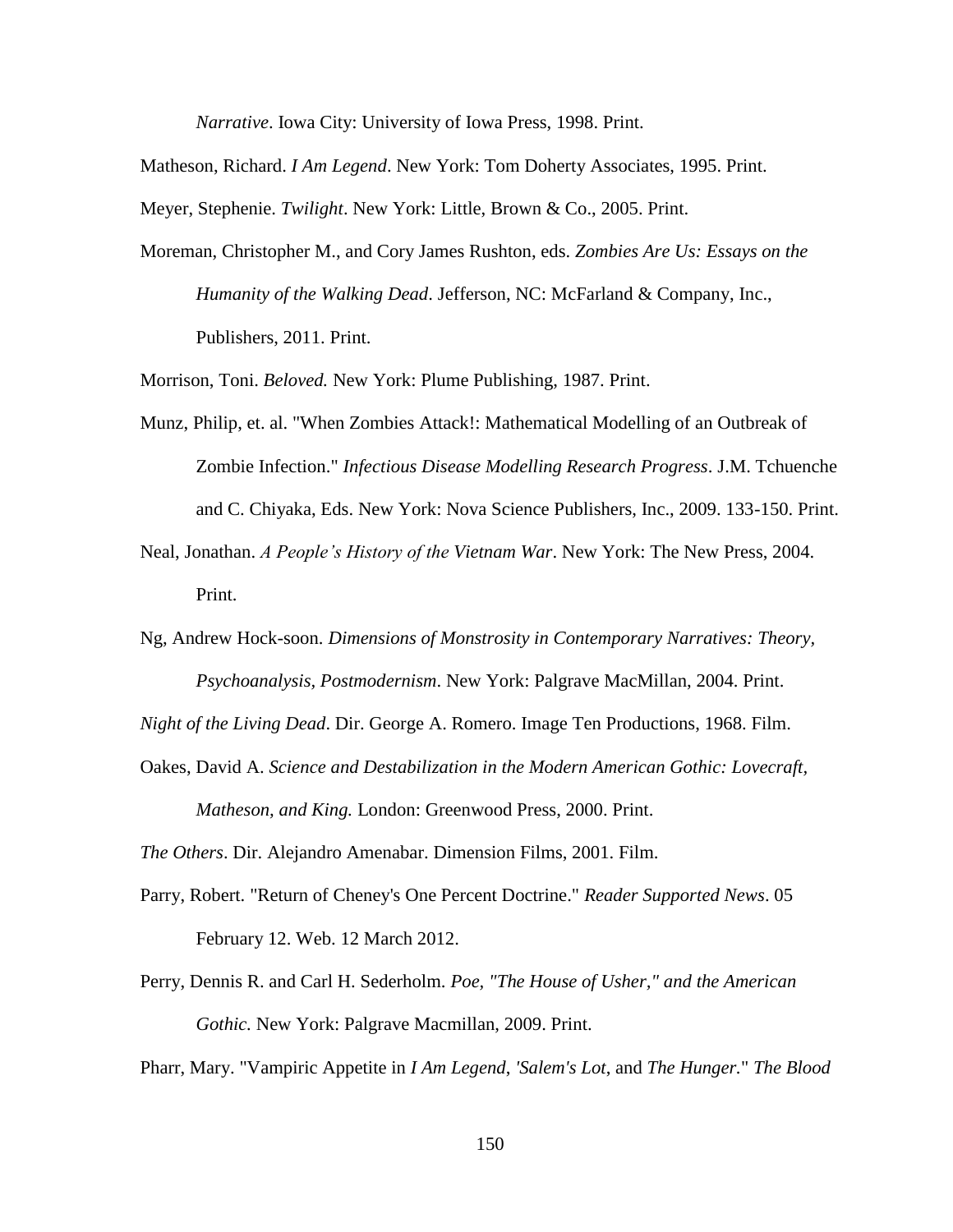*Narrative*. Iowa City: University of Iowa Press, 1998. Print.

Matheson, Richard. *I Am Legend*. New York: Tom Doherty Associates, 1995. Print.

Meyer, Stephenie. *Twilight*. New York: Little, Brown & Co., 2005. Print.

Moreman, Christopher M., and Cory James Rushton, eds. *Zombies Are Us: Essays on the Humanity of the Walking Dead*. Jefferson, NC: McFarland & Company, Inc., Publishers, 2011. Print.

Morrison, Toni. *Beloved.* New York: Plume Publishing, 1987. Print.

Munz, Philip, et. al. "When Zombies Attack!: Mathematical Modelling of an Outbreak of Zombie Infection." *Infectious Disease Modelling Research Progress*. J.M. Tchuenche and C. Chiyaka, Eds. New York: Nova Science Publishers, Inc., 2009. 133-150. Print.

Neal, Jonathan. *A People's History of the Vietnam War*. New York: The New Press, 2004. Print.

Ng, Andrew Hock-soon. *Dimensions of Monstrosity in Contemporary Narratives: Theory, Psychoanalysis, Postmodernism*. New York: Palgrave MacMillan, 2004. Print.

*Night of the Living Dead*. Dir. George A. Romero. Image Ten Productions, 1968. Film.

Oakes, David A. *Science and Destabilization in the Modern American Gothic: Lovecraft, Matheson, and King.* London: Greenwood Press, 2000. Print.

*The Others*. Dir. Alejandro Amenabar. Dimension Films, 2001. Film.

Parry, Robert. "Return of Cheney's One Percent Doctrine." *Reader Supported News*. 05 February 12. Web. 12 March 2012.

Perry, Dennis R. and Carl H. Sederholm. *Poe, "The House of Usher," and the American Gothic.* New York: Palgrave Macmillan, 2009. Print.

Pharr, Mary. "Vampiric Appetite in *I Am Legend*, *'Salem's Lot*, and *The Hunger*." *The Blood*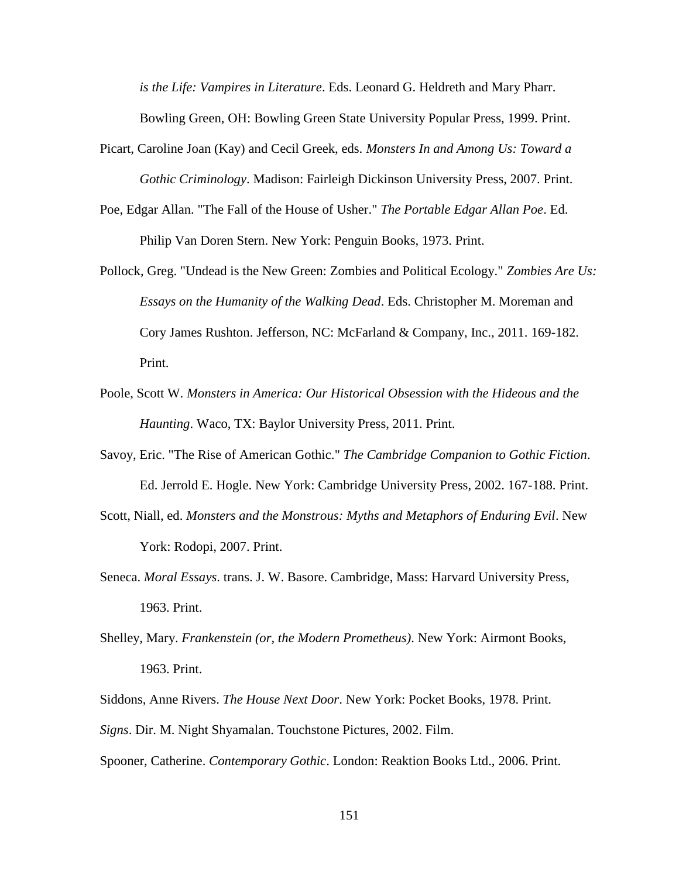*is the Life: Vampires in Literature*. Eds. Leonard G. Heldreth and Mary Pharr. Bowling Green, OH: Bowling Green State University Popular Press, 1999. Print.

Picart, Caroline Joan (Kay) and Cecil Greek, eds. *Monsters In and Among Us: Toward a Gothic Criminology*. Madison: Fairleigh Dickinson University Press, 2007. Print.

Poe, Edgar Allan. "The Fall of the House of Usher." *The Portable Edgar Allan Poe*. Ed. Philip Van Doren Stern. New York: Penguin Books, 1973. Print.

Pollock, Greg. "Undead is the New Green: Zombies and Political Ecology." *Zombies Are Us: Essays on the Humanity of the Walking Dead*. Eds. Christopher M. Moreman and Cory James Rushton. Jefferson, NC: McFarland & Company, Inc., 2011. 169-182. Print.

Poole, Scott W. *Monsters in America: Our Historical Obsession with the Hideous and the Haunting*. Waco, TX: Baylor University Press, 2011. Print.

Savoy, Eric. "The Rise of American Gothic." *The Cambridge Companion to Gothic Fiction*. Ed. Jerrold E. Hogle. New York: Cambridge University Press, 2002. 167-188. Print.

Scott, Niall, ed. *Monsters and the Monstrous: Myths and Metaphors of Enduring Evil*. New York: Rodopi, 2007. Print.

Seneca. *Moral Essays*. trans. J. W. Basore. Cambridge, Mass: Harvard University Press, 1963. Print.

Shelley, Mary. *Frankenstein (or, the Modern Prometheus)*. New York: Airmont Books, 1963. Print.

Siddons, Anne Rivers. *The House Next Door*. New York: Pocket Books, 1978. Print.

*Signs*. Dir. M. Night Shyamalan. Touchstone Pictures, 2002. Film.

Spooner, Catherine. *Contemporary Gothic*. London: Reaktion Books Ltd., 2006. Print.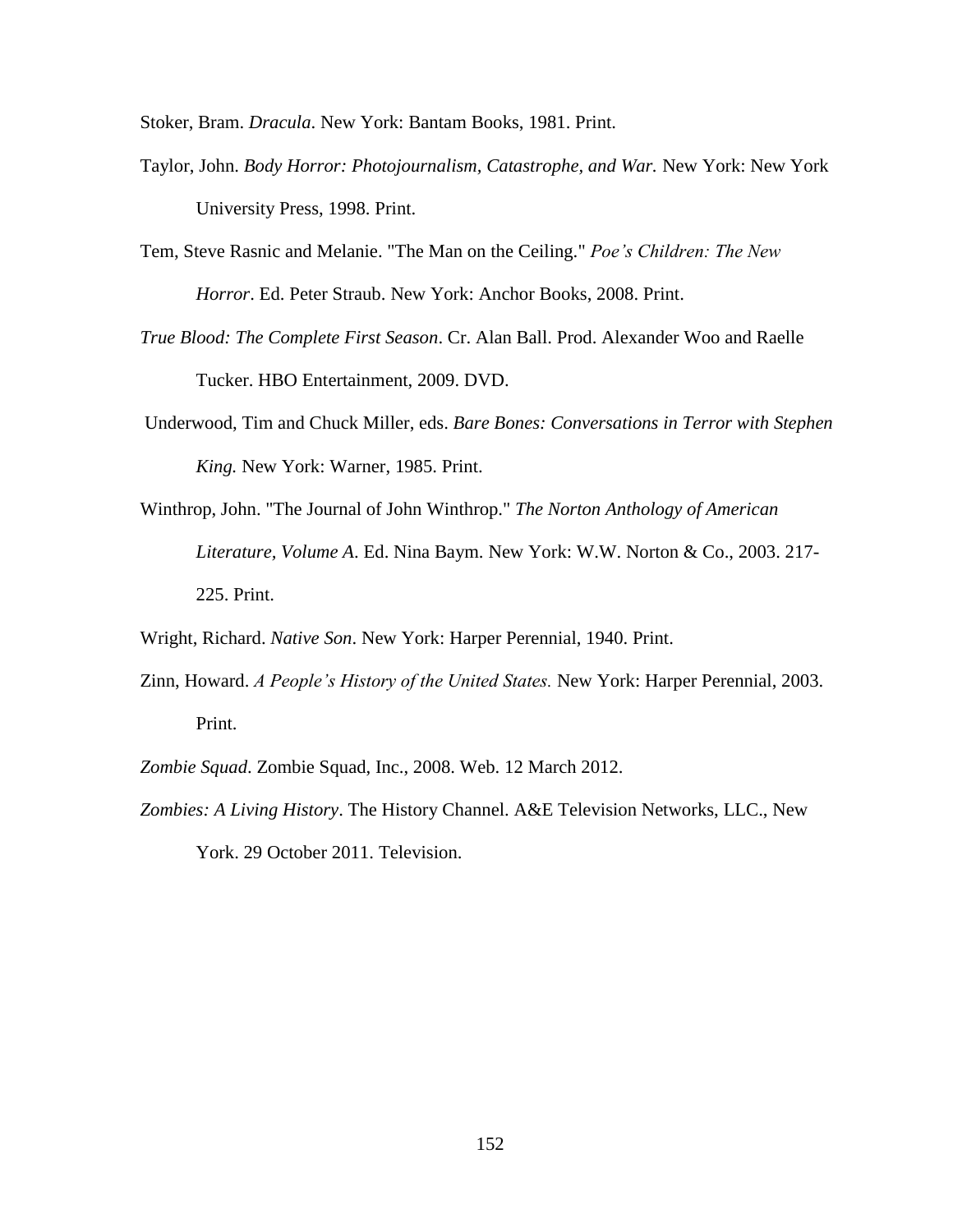Stoker, Bram. *Dracula*. New York: Bantam Books, 1981. Print.

Taylor, John. *Body Horror: Photojournalism, Catastrophe, and War.* New York: New York University Press, 1998. Print.

Tem, Steve Rasnic and Melanie. "The Man on the Ceiling." *Poe's Children: The New Horror*. Ed. Peter Straub. New York: Anchor Books, 2008. Print.

*True Blood: The Complete First Season*. Cr. Alan Ball. Prod. Alexander Woo and Raelle Tucker. HBO Entertainment, 2009. DVD.

Underwood, Tim and Chuck Miller, eds. *Bare Bones: Conversations in Terror with Stephen King.* New York: Warner, 1985. Print.

Winthrop, John. "The Journal of John Winthrop." *The Norton Anthology of American Literature, Volume A*. Ed. Nina Baym. New York: W.W. Norton & Co., 2003. 217-225. Print.

Wright, Richard. *Native Son*. New York: Harper Perennial, 1940. Print.

Zinn, Howard. *A People's History of the United States.* New York: Harper Perennial, 2003. Print.

*Zombie Squad*. Zombie Squad, Inc., 2008. Web. 12 March 2012.

*Zombies: A Living History*. The History Channel. A&E Television Networks, LLC., New York. 29 October 2011. Television.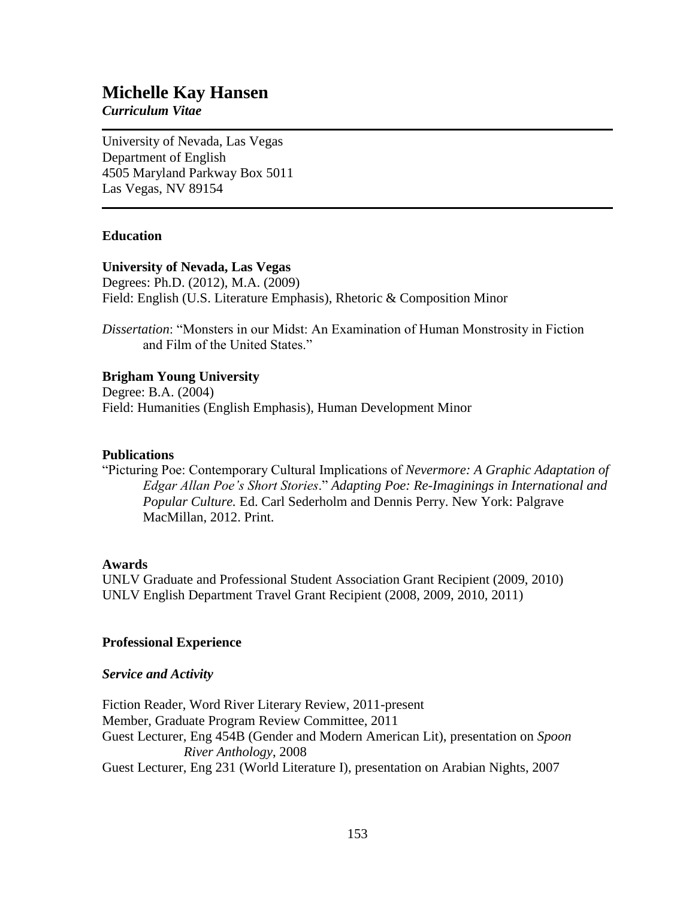# Michelle Kay Hansen

***Curriculum Vitae***

---

University of Nevada, Las Vegas
Department of English
4505 Maryland Parkway Box 5011
Las Vegas, NV 89154

---

## Education

**University of Nevada, Las Vegas**
Degrees: Ph.D. (2012), M.A. (2009)
Field: English (U.S. Literature Emphasis), Rhetoric & Composition Minor

*Dissertation*: "Monsters in our Midst: An Examination of Human Monstrosity in Fiction and Film of the United States."

**Brigham Young University**
Degree: B.A. (2004)
Field: Humanities (English Emphasis), Human Development Minor

## Publications

"Picturing Poe: Contemporary Cultural Implications of *Nevermore: A Graphic Adaptation of Edgar Allan Poe's Short Stories*." *Adapting Poe: Re-Imaginings in International and Popular Culture.* Ed. Carl Sederholm and Dennis Perry. New York: Palgrave MacMillan, 2012. Print.

## Awards

UNLV Graduate and Professional Student Association Grant Recipient (2009, 2010)
UNLV English Department Travel Grant Recipient (2008, 2009, 2010, 2011)

## Professional Experience

### *Service and Activity*

Fiction Reader, Word River Literary Review, 2011-present
Member, Graduate Program Review Committee, 2011
Guest Lecturer, Eng 454B (Gender and Modern American Lit), presentation on *Spoon River Anthology*, 2008
Guest Lecturer, Eng 231 (World Literature I), presentation on Arabian Nights, 2007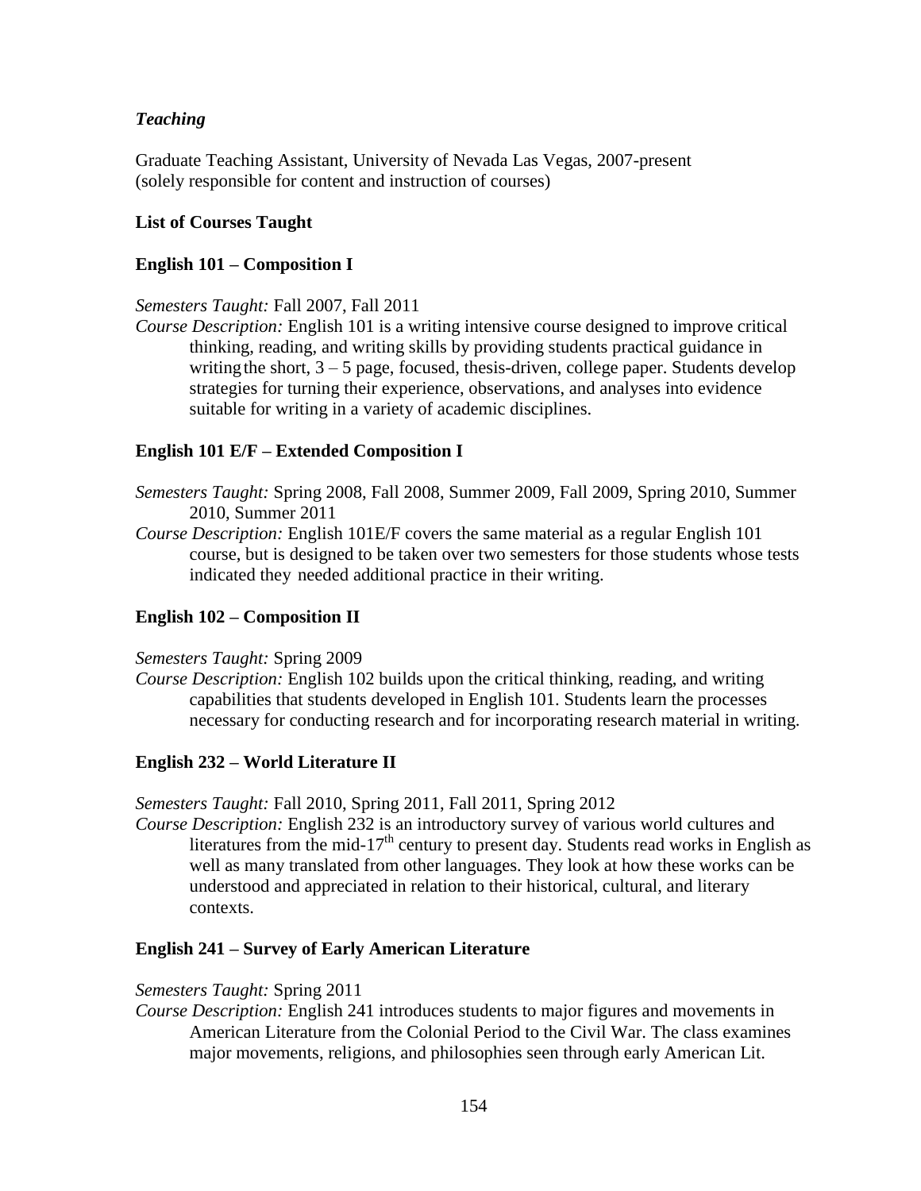*Teaching*

Graduate Teaching Assistant, University of Nevada Las Vegas, 2007-present
(solely responsible for content and instruction of courses)

**List of Courses Taught**

**English 101 – Composition I**

*Semesters Taught:* Fall 2007, Fall 2011

*Course Description:* English 101 is a writing intensive course designed to improve critical thinking, reading, and writing skills by providing students practical guidance in writing the short, 3 – 5 page, focused, thesis-driven, college paper. Students develop strategies for turning their experience, observations, and analyses into evidence suitable for writing in a variety of academic disciplines.

**English 101 E/F – Extended Composition I**

*Semesters Taught:* Spring 2008, Fall 2008, Summer 2009, Fall 2009, Spring 2010, Summer 2010, Summer 2011

*Course Description:* English 101E/F covers the same material as a regular English 101 course, but is designed to be taken over two semesters for those students whose tests indicated they needed additional practice in their writing.

**English 102 – Composition II**

*Semesters Taught:* Spring 2009

*Course Description:* English 102 builds upon the critical thinking, reading, and writing capabilities that students developed in English 101. Students learn the processes necessary for conducting research and for incorporating research material in writing.

**English 232 – World Literature II**

*Semesters Taught:* Fall 2010, Spring 2011, Fall 2011, Spring 2012

*Course Description:* English 232 is an introductory survey of various world cultures and literatures from the mid-17th century to present day. Students read works in English as well as many translated from other languages. They look at how these works can be understood and appreciated in relation to their historical, cultural, and literary contexts.

**English 241 – Survey of Early American Literature**

*Semesters Taught:* Spring 2011

*Course Description:* English 241 introduces students to major figures and movements in American Literature from the Colonial Period to the Civil War. The class examines major movements, religions, and philosophies seen through early American Lit.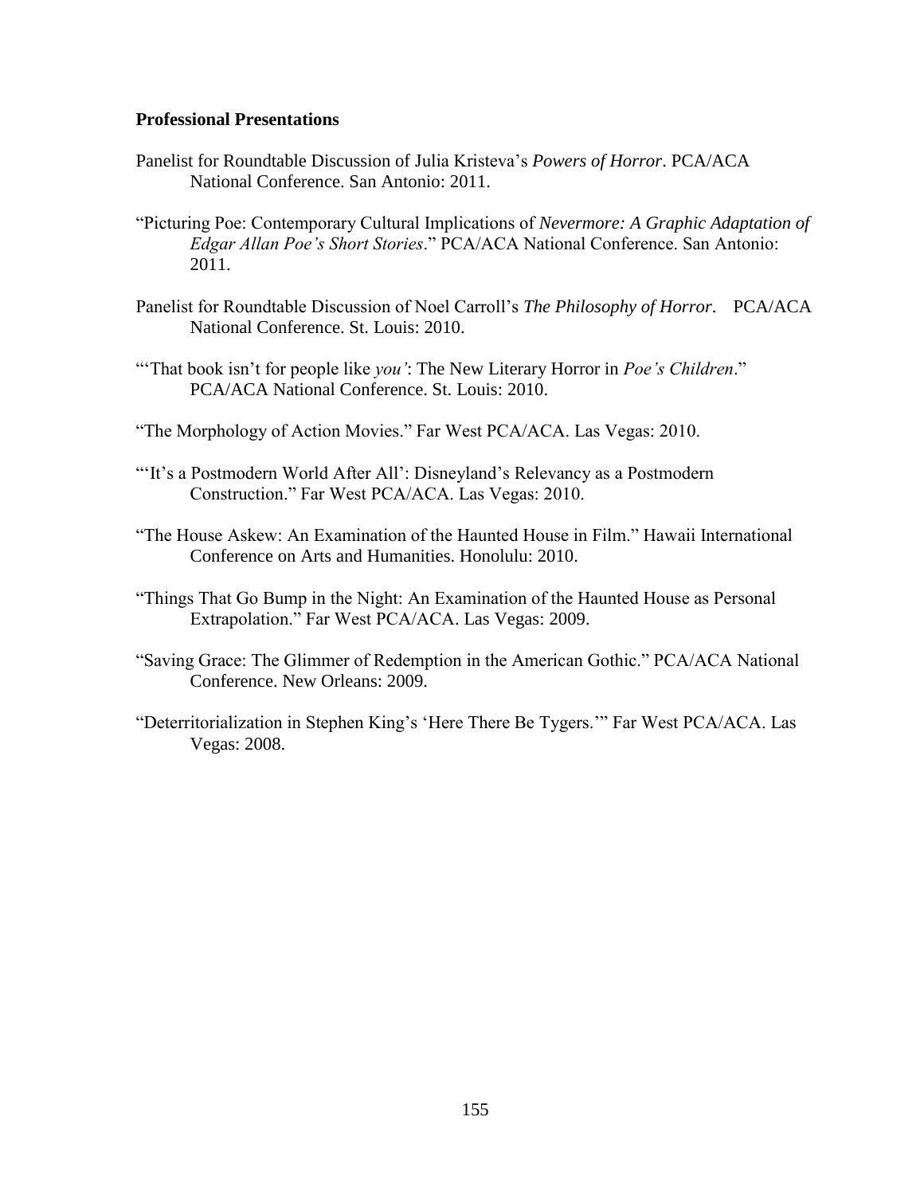**Professional Presentations**

Panelist for Roundtable Discussion of Julia Kristeva's *Powers of Horror*. PCA/ACA National Conference. San Antonio: 2011.

"Picturing Poe: Contemporary Cultural Implications of *Nevermore: A Graphic Adaptation of Edgar Allan Poe's Short Stories*." PCA/ACA National Conference. San Antonio: 2011.

Panelist for Roundtable Discussion of Noel Carroll's *The Philosophy of Horror*. PCA/ACA National Conference. St. Louis: 2010.

"'That book isn't for people like *you'*: The New Literary Horror in *Poe's Children*." PCA/ACA National Conference. St. Louis: 2010.

"The Morphology of Action Movies." Far West PCA/ACA. Las Vegas: 2010.

"'It's a Postmodern World After All': Disneyland's Relevancy as a Postmodern Construction." Far West PCA/ACA. Las Vegas: 2010.

"The House Askew: An Examination of the Haunted House in Film." Hawaii International Conference on Arts and Humanities. Honolulu: 2010.

"Things That Go Bump in the Night: An Examination of the Haunted House as Personal Extrapolation." Far West PCA/ACA. Las Vegas: 2009.

"Saving Grace: The Glimmer of Redemption in the American Gothic." PCA/ACA National Conference. New Orleans: 2009.

"Deterritorialization in Stephen King's 'Here There Be Tygers.'" Far West PCA/ACA. Las Vegas: 2008.